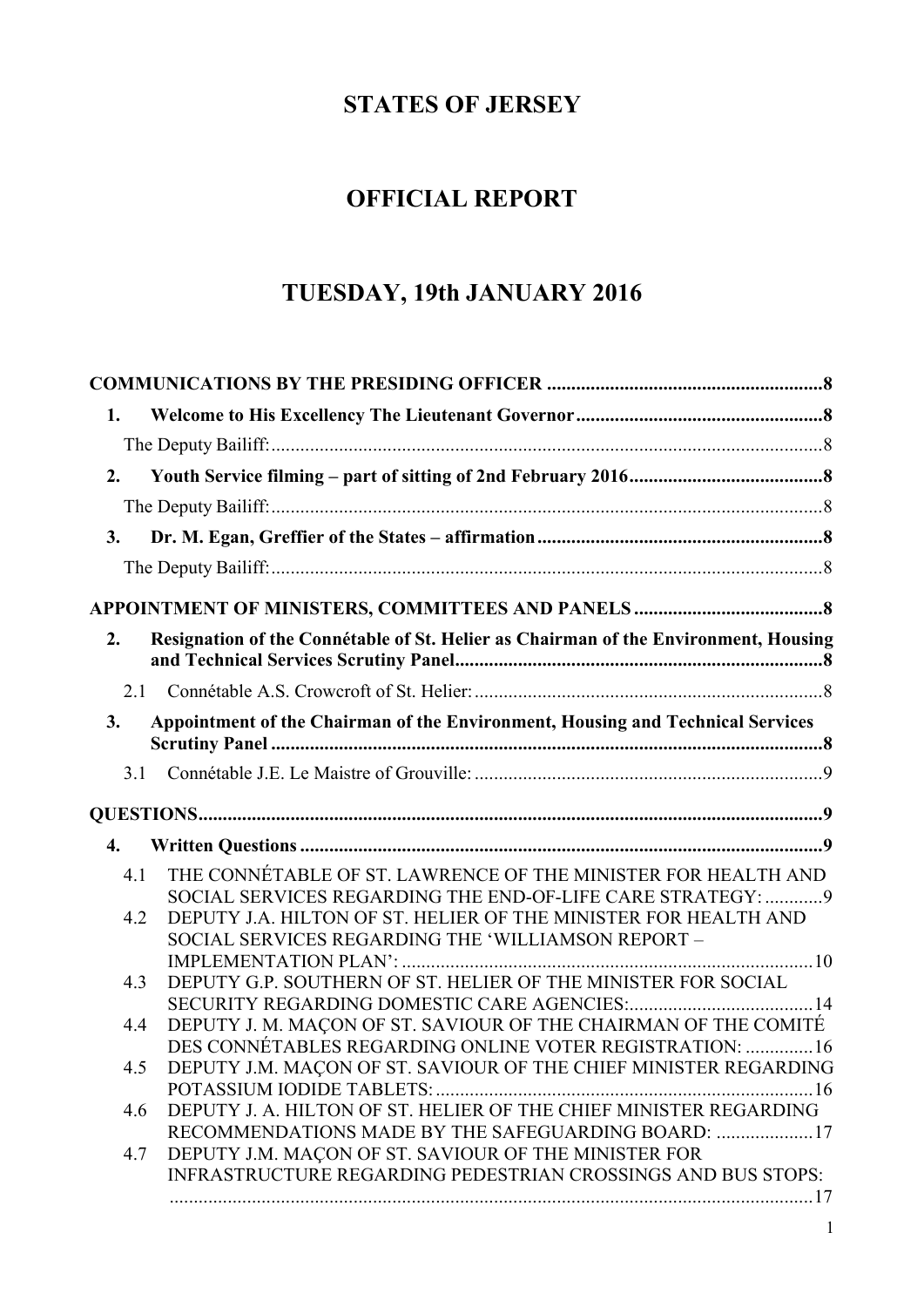# STATES OF JERSEY

# OFFICIAL REPORT

# TUESDAY, 19th JANUARY 2016

**COMMUNICATIONS BY THE PRESIDING OFFICER** .......................................................... **8**

**1. Welcome to His Excellency The Lieutenant Governor** .................................................. **8**

The Deputy Bailiff: ..................................................................................................................... 8

**2. Youth Service filming – part of sitting of 2nd February 2016** ........................................ **8**

The Deputy Bailiff: ..................................................................................................................... 8

**3. Dr. M. Egan, Greffier of the States – affirmation** ........................................................... **8**

The Deputy Bailiff: ..................................................................................................................... 8

**APPOINTMENT OF MINISTERS, COMMITTEES AND PANELS** ....................................... **8**

**2. Resignation of the Connétable of St. Helier as Chairman of the Environment, Housing and Technical Services Scrutiny Panel** ........................................................................... **8**

2.1 Connétable A.S. Crowcroft of St. Helier: ........................................................................ 8

**3. Appointment of the Chairman of the Environment, Housing and Technical Services Scrutiny Panel** .................................................................................................................. **8**

3.1 Connétable J.E. Le Maistre of Grouville: ........................................................................ 9

**QUESTIONS** ................................................................................................................................. **9**

**4. Written Questions** ............................................................................................................ **9**

4.1 THE CONNÉTABLE OF ST. LAWRENCE OF THE MINISTER FOR HEALTH AND SOCIAL SERVICES REGARDING THE END-OF-LIFE CARE STRATEGY: ............9

4.2 DEPUTY J.A. HILTON OF ST. HELIER OF THE MINISTER FOR HEALTH AND SOCIAL SERVICES REGARDING THE 'WILLIAMSON REPORT – IMPLEMENTATION PLAN': ......................................................................................10

4.3 DEPUTY G.P. SOUTHERN OF ST. HELIER OF THE MINISTER FOR SOCIAL SECURITY REGARDING DOMESTIC CARE AGENCIES: ......................................14

4.4 DEPUTY J. M. MAÇON OF ST. SAVIOUR OF THE CHAIRMAN OF THE COMITÉ DES CONNÉTABLES REGARDING ONLINE VOTER REGISTRATION: ..............16

4.5 DEPUTY J.M. MAÇON OF ST. SAVIOUR OF THE CHIEF MINISTER REGARDING POTASSIUM IODIDE TABLETS: ..............................................................................16

4.6 DEPUTY J. A. HILTON OF ST. HELIER OF THE CHIEF MINISTER REGARDING RECOMMENDATIONS MADE BY THE SAFEGUARDING BOARD: ....................17

4.7 DEPUTY J.M. MAÇON OF ST. SAVIOUR OF THE MINISTER FOR INFRASTRUCTURE REGARDING PEDESTRIAN CROSSINGS AND BUS STOPS: ......................................................................................................................................17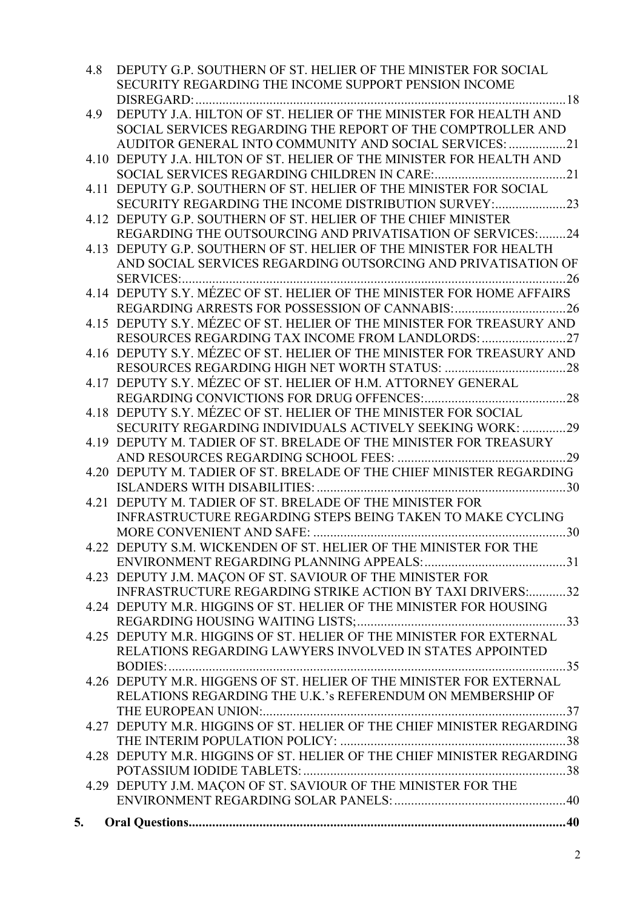4.8 DEPUTY G.P. SOUTHERN OF ST. HELIER OF THE MINISTER FOR SOCIAL SECURITY REGARDING THE INCOME SUPPORT PENSION INCOME DISREGARD: ...... 18

4.9 DEPUTY J.A. HILTON OF ST. HELIER OF THE MINISTER FOR HEALTH AND SOCIAL SERVICES REGARDING THE REPORT OF THE COMPTROLLER AND AUDITOR GENERAL INTO COMMUNITY AND SOCIAL SERVICES: ...... 21

4.10 DEPUTY J.A. HILTON OF ST. HELIER OF THE MINISTER FOR HEALTH AND SOCIAL SERVICES REGARDING CHILDREN IN CARE: ...... 21

4.11 DEPUTY G.P. SOUTHERN OF ST. HELIER OF THE MINISTER FOR SOCIAL SECURITY REGARDING THE INCOME DISTRIBUTION SURVEY: ...... 23

4.12 DEPUTY G.P. SOUTHERN OF ST. HELIER OF THE CHIEF MINISTER REGARDING THE OUTSOURCING AND PRIVATISATION OF SERVICES: ...... 24

4.13 DEPUTY G.P. SOUTHERN OF ST. HELIER OF THE MINISTER FOR HEALTH AND SOCIAL SERVICES REGARDING OUTSORCING AND PRIVATISATION OF SERVICES: ...... 26

4.14 DEPUTY S.Y. MÉZEC OF ST. HELIER OF THE MINISTER FOR HOME AFFAIRS REGARDING ARRESTS FOR POSSESSION OF CANNABIS: ...... 26

4.15 DEPUTY S.Y. MÉZEC OF ST. HELIER OF THE MINISTER FOR TREASURY AND RESOURCES REGARDING TAX INCOME FROM LANDLORDS: ...... 27

4.16 DEPUTY S.Y. MÉZEC OF ST. HELIER OF THE MINISTER FOR TREASURY AND RESOURCES REGARDING HIGH NET WORTH STATUS: ...... 28

4.17 DEPUTY S.Y. MÉZEC OF ST. HELIER OF H.M. ATTORNEY GENERAL REGARDING CONVICTIONS FOR DRUG OFFENCES: ...... 28

4.18 DEPUTY S.Y. MÉZEC OF ST. HELIER OF THE MINISTER FOR SOCIAL SECURITY REGARDING INDIVIDUALS ACTIVELY SEEKING WORK: ...... 29

4.19 DEPUTY M. TADIER OF ST. BRELADE OF THE MINISTER FOR TREASURY AND RESOURCES REGARDING SCHOOL FEES: ...... 29

4.20 DEPUTY M. TADIER OF ST. BRELADE OF THE CHIEF MINISTER REGARDING ISLANDERS WITH DISABILITIES: ...... 30

4.21 DEPUTY M. TADIER OF ST. BRELADE OF THE MINISTER FOR INFRASTRUCTURE REGARDING STEPS BEING TAKEN TO MAKE CYCLING MORE CONVENIENT AND SAFE: ...... 30

4.22 DEPUTY S.M. WICKENDEN OF ST. HELIER OF THE MINISTER FOR THE ENVIRONMENT REGARDING PLANNING APPEALS: ...... 31

4.23 DEPUTY J.M. MAÇON OF ST. SAVIOUR OF THE MINISTER FOR INFRASTRUCTURE REGARDING STRIKE ACTION BY TAXI DRIVERS: ...... 32

4.24 DEPUTY M.R. HIGGINS OF ST. HELIER OF THE MINISTER FOR HOUSING REGARDING HOUSING WAITING LISTS; ...... 33

4.25 DEPUTY M.R. HIGGINS OF ST. HELIER OF THE MINISTER FOR EXTERNAL RELATIONS REGARDING LAWYERS INVOLVED IN STATES APPOINTED BODIES: ...... 35

4.26 DEPUTY M.R. HIGGENS OF ST. HELIER OF THE MINISTER FOR EXTERNAL RELATIONS REGARDING THE U.K.'s REFERENDUM ON MEMBERSHIP OF THE EUROPEAN UNION: ...... 37

4.27 DEPUTY M.R. HIGGINS OF ST. HELIER OF THE CHIEF MINISTER REGARDING THE INTERIM POPULATION POLICY: ...... 38

4.28 DEPUTY M.R. HIGGINS OF ST. HELIER OF THE CHIEF MINISTER REGARDING POTASSIUM IODIDE TABLETS: ...... 38

4.29 DEPUTY J.M. MAÇON OF ST. SAVIOUR OF THE MINISTER FOR THE ENVIRONMENT REGARDING SOLAR PANELS: ...... 40

**5. Oral Questions ...... 40**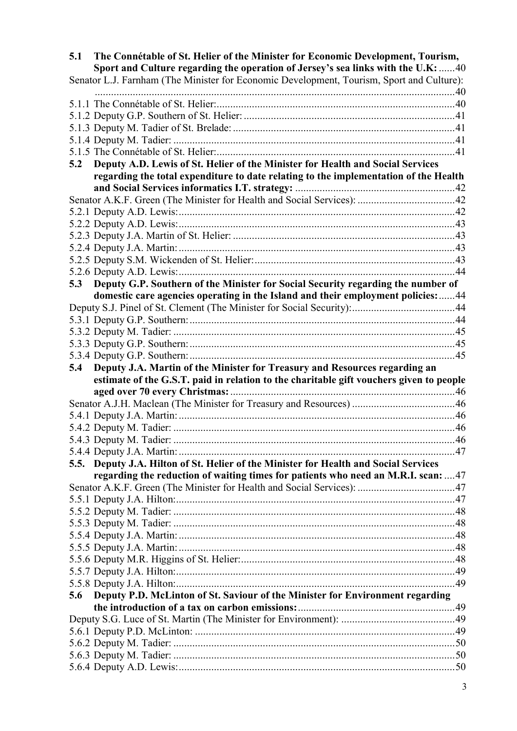**5.1 The Connétable of St. Helier of the Minister for Economic Development, Tourism, Sport and Culture regarding the operation of Jersey's sea links with the U.K:** ......40

Senator L.J. Farnham (The Minister for Economic Development, Tourism, Sport and Culture): ......40

5.1.1 The Connétable of St. Helier: ......40

5.1.2 Deputy G.P. Southern of St. Helier: ......41

5.1.3 Deputy M. Tadier of St. Brelade: ......41

5.1.4 Deputy M. Tadier: ......41

5.1.5 The Connétable of St. Helier: ......41

**5.2 Deputy A.D. Lewis of St. Helier of the Minister for Health and Social Services regarding the total expenditure to date relating to the implementation of the Health and Social Services informatics I.T. strategy:** ......42

Senator A.K.F. Green (The Minister for Health and Social Services): ......42

5.2.1 Deputy A.D. Lewis: ......42

5.2.2 Deputy A.D. Lewis: ......43

5.2.3 Deputy J.A. Martin of St. Helier: ......43

5.2.4 Deputy J.A. Martin: ......43

5.2.5 Deputy S.M. Wickenden of St. Helier: ......43

5.2.6 Deputy A.D. Lewis: ......44

**5.3 Deputy G.P. Southern of the Minister for Social Security regarding the number of domestic care agencies operating in the Island and their employment policies:** ......44

Deputy S.J. Pinel of St. Clement (The Minister for Social Security): ......44

5.3.1 Deputy G.P. Southern: ......44

5.3.2 Deputy M. Tadier: ......45

5.3.3 Deputy G.P. Southern: ......45

5.3.4 Deputy G.P. Southern: ......45

**5.4 Deputy J.A. Martin of the Minister for Treasury and Resources regarding an estimate of the G.S.T. paid in relation to the charitable gift vouchers given to people aged over 70 every Christmas:** ......46

Senator A.J.H. Maclean (The Minister for Treasury and Resources) ......46

5.4.1 Deputy J.A. Martin: ......46

5.4.2 Deputy M. Tadier: ......46

5.4.3 Deputy M. Tadier: ......46

5.4.4 Deputy J.A. Martin: ......47

**5.5. Deputy J.A. Hilton of St. Helier of the Minister for Health and Social Services regarding the reduction of waiting times for patients who need an M.R.I. scan:** ......47

Senator A.K.F. Green (The Minister for Health and Social Services): ......47

5.5.1 Deputy J.A. Hilton: ......47

5.5.2 Deputy M. Tadier: ......48

5.5.3 Deputy M. Tadier: ......48

5.5.4 Deputy J.A. Martin: ......48

5.5.5 Deputy J.A. Martin: ......48

5.5.6 Deputy M.R. Higgins of St. Helier: ......48

5.5.7 Deputy J.A. Hilton: ......49

5.5.8 Deputy J.A. Hilton: ......49

**5.6 Deputy P.D. McLinton of St. Saviour of the Minister for Environment regarding the introduction of a tax on carbon emissions:** ......49

Deputy S.G. Luce of St. Martin (The Minister for Environment): ......49

5.6.1 Deputy P.D. McLinton: ......49

5.6.2 Deputy M. Tadier: ......50

5.6.3 Deputy M. Tadier: ......50

5.6.4 Deputy A.D. Lewis: ......50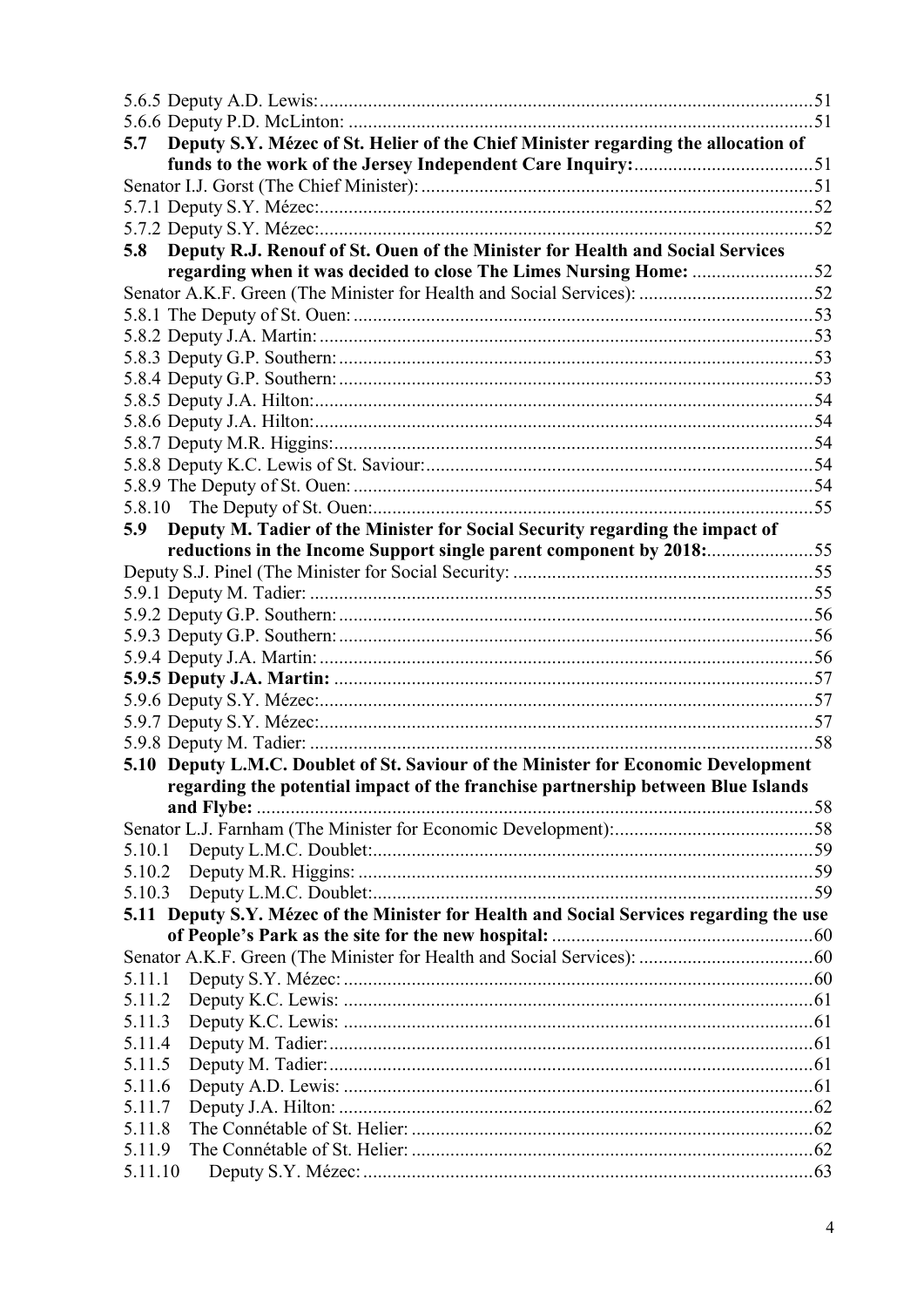5.6.5 Deputy A.D. Lewis: .....................................................................................................51
5.6.6 Deputy P.D. McLinton: ................................................................................................51

**5.7 Deputy S.Y. Mézec of St. Helier of the Chief Minister regarding the allocation of funds to the work of the Jersey Independent Care Inquiry:** .....................................51

Senator I.J. Gorst (The Chief Minister): .................................................................................51
5.7.1 Deputy S.Y. Mézec: .....................................................................................................52
5.7.2 Deputy S.Y. Mézec: .....................................................................................................52

**5.8 Deputy R.J. Renouf of St. Ouen of the Minister for Health and Social Services regarding when it was decided to close The Limes Nursing Home:** .........................52

Senator A.K.F. Green (The Minister for Health and Social Services): ....................................52
5.8.1 The Deputy of St. Ouen: ...............................................................................................53
5.8.2 Deputy J.A. Martin: ......................................................................................................53
5.8.3 Deputy G.P. Southern: ..................................................................................................53
5.8.4 Deputy G.P. Southern: ..................................................................................................53
5.8.5 Deputy J.A. Hilton: .......................................................................................................54
5.8.6 Deputy J.A. Hilton: .......................................................................................................54
5.8.7 Deputy M.R. Higgins: ...................................................................................................54
5.8.8 Deputy K.C. Lewis of St. Saviour: ................................................................................54
5.8.9 The Deputy of St. Ouen: ...............................................................................................54
5.8.10 The Deputy of St. Ouen: ...........................................................................................55

**5.9 Deputy M. Tadier of the Minister for Social Security regarding the impact of reductions in the Income Support single parent component by 2018:** ......................55

Deputy S.J. Pinel (The Minister for Social Security: ..............................................................55
5.9.1 Deputy M. Tadier: ........................................................................................................55
5.9.2 Deputy G.P. Southern: ..................................................................................................56
5.9.3 Deputy G.P. Southern: ..................................................................................................56
5.9.4 Deputy J.A. Martin: ......................................................................................................56
**5.9.5 Deputy J.A. Martin:** ...................................................................................................57
5.9.6 Deputy S.Y. Mézec: ......................................................................................................57
5.9.7 Deputy S.Y. Mézec: ......................................................................................................57
5.9.8 Deputy M. Tadier: ........................................................................................................58

**5.10 Deputy L.M.C. Doublet of St. Saviour of the Minister for Economic Development regarding the potential impact of the franchise partnership between Blue Islands and Flybe:** ...................................................................................................58

Senator L.J. Farnham (The Minister for Economic Development): .........................................58
5.10.1 Deputy L.M.C. Doublet: ...........................................................................................59
5.10.2 Deputy M.R. Higgins: ..............................................................................................59
5.10.3 Deputy L.M.C. Doublet: ...........................................................................................59

**5.11 Deputy S.Y. Mézec of the Minister for Health and Social Services regarding the use of People's Park as the site for the new hospital:** ......................................................60

Senator A.K.F. Green (The Minister for Health and Social Services): ....................................60
5.11.1 Deputy S.Y. Mézec: ................................................................................................60
5.11.2 Deputy K.C. Lewis: .................................................................................................61
5.11.3 Deputy K.C. Lewis: .................................................................................................61
5.11.4 Deputy M. Tadier: ....................................................................................................61
5.11.5 Deputy M. Tadier: ....................................................................................................61
5.11.6 Deputy A.D. Lewis: .................................................................................................61
5.11.7 Deputy J.A. Hilton: ..................................................................................................62
5.11.8 The Connétable of St. Helier: ...................................................................................62
5.11.9 The Connétable of St. Helier: ...................................................................................62
5.11.10 Deputy S.Y. Mézec: ............................................................................................63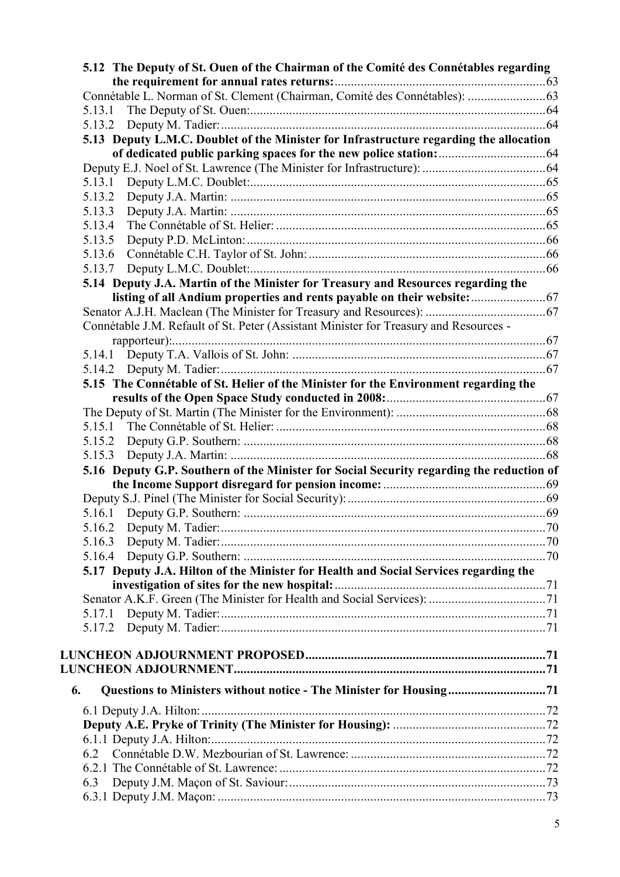**5.12 The Deputy of St. Ouen of the Chairman of the Comité des Connétables regarding the requirement for annual rates returns:** ... 63

Connétable L. Norman of St. Clement (Chairman, Comité des Connétables): ... 63

5.13.1 The Deputy of St. Ouen: ... 64

5.13.2 Deputy M. Tadier: ... 64

**5.13 Deputy L.M.C. Doublet of the Minister for Infrastructure regarding the allocation of dedicated public parking spaces for the new police station:** ... 64

Deputy E.J. Noel of St. Lawrence (The Minister for Infrastructure): ... 64

5.13.1 Deputy L.M.C. Doublet: ... 65

5.13.2 Deputy J.A. Martin: ... 65

5.13.3 Deputy J.A. Martin: ... 65

5.13.4 The Connétable of St. Helier: ... 65

5.13.5 Deputy P.D. McLinton: ... 66

5.13.6 Connétable C.H. Taylor of St. John: ... 66

5.13.7 Deputy L.M.C. Doublet: ... 66

**5.14 Deputy J.A. Martin of the Minister for Treasury and Resources regarding the listing of all Andium properties and rents payable on their website:** ... 67

Senator A.J.H. Maclean (The Minister for Treasury and Resources): ... 67

Connétable J.M. Refault of St. Peter (Assistant Minister for Treasury and Resources - rapporteur): ... 67

5.14.1 Deputy T.A. Vallois of St. John: ... 67

5.14.2 Deputy M. Tadier: ... 67

**5.15 The Connétable of St. Helier of the Minister for the Environment regarding the results of the Open Space Study conducted in 2008:** ... 67

The Deputy of St. Martin (The Minister for the Environment): ... 68

5.15.1 The Connétable of St. Helier: ... 68

5.15.2 Deputy G.P. Southern: ... 68

5.15.3 Deputy J.A. Martin: ... 68

**5.16 Deputy G.P. Southern of the Minister for Social Security regarding the reduction of the Income Support disregard for pension income:** ... 69

Deputy S.J. Pinel (The Minister for Social Security): ... 69

5.16.1 Deputy G.P. Southern: ... 69

5.16.2 Deputy M. Tadier: ... 70

5.16.3 Deputy M. Tadier: ... 70

5.16.4 Deputy G.P. Southern: ... 70

**5.17 Deputy J.A. Hilton of the Minister for Health and Social Services regarding the investigation of sites for the new hospital:** ... 71

Senator A.K.F. Green (The Minister for Health and Social Services): ... 71

5.17.1 Deputy M. Tadier: ... 71

5.17.2 Deputy M. Tadier: ... 71

**LUNCHEON ADJOURNMENT PROPOSED** ... 71

**LUNCHEON ADJOURNMENT** ... 71

**6. Questions to Ministers without notice - The Minister for Housing** ... 71

6.1 Deputy J.A. Hilton: ... 72

**Deputy A.E. Pryke of Trinity (The Minister for Housing):** ... 72

6.1.1 Deputy J.A. Hilton: ... 72

6.2 Connétable D.W. Mezbourian of St. Lawrence: ... 72

6.2.1 The Connétable of St. Lawrence: ... 72

6.3 Deputy J.M. Maçon of St. Saviour: ... 73

6.3.1 Deputy J.M. Maçon: ... 73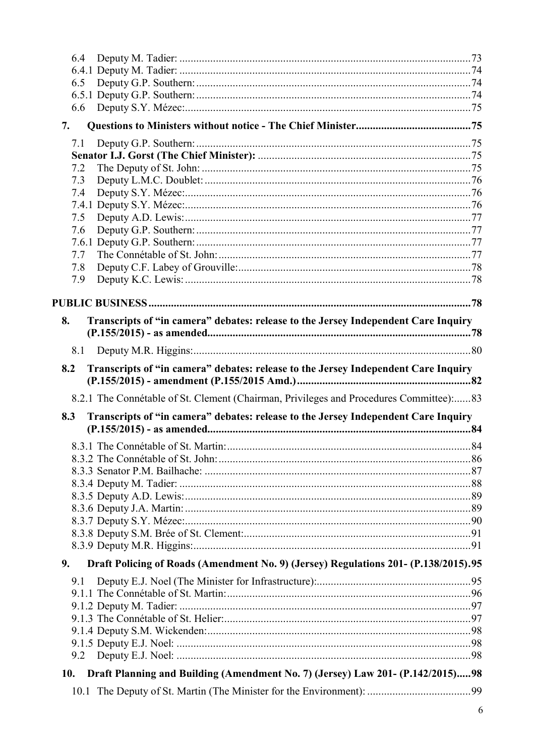6.4 Deputy M. Tadier: ....................................................................................................73
6.4.1 Deputy M. Tadier: ....................................................................................................74
6.5 Deputy G.P. Southern: ..............................................................................................74
6.5.1 Deputy G.P. Southern: ..............................................................................................74
6.6 Deputy S.Y. Mézec: ..................................................................................................75

**7. Questions to Ministers without notice - The Chief Minister.........................................75**

7.1 Deputy G.P. Southern: ..............................................................................................75
**Senator I.J. Gorst (The Chief Minister): ...........................................................................75**
7.2 The Deputy of St. John: ............................................................................................75
7.3 Deputy L.M.C. Doublet: ...........................................................................................76
7.4 Deputy S.Y. Mézec: ..................................................................................................76
7.4.1 Deputy S.Y. Mézec: ..................................................................................................76
7.5 Deputy A.D. Lewis: ..................................................................................................77
7.6 Deputy G.P. Southern: ..............................................................................................77
7.6.1 Deputy G.P. Southern: ..............................................................................................77
7.7 The Connétable of St. John: ......................................................................................77
7.8 Deputy C.F. Labey of Grouville: ...............................................................................78
7.9 Deputy K.C. Lewis: ..................................................................................................78

**PUBLIC BUSINESS.........................................................................................................78**

**8. Transcripts of "in camera" debates: release to the Jersey Independent Care Inquiry (P.155/2015) - as amended.............................................................................................78**

8.1 Deputy M.R. Higgins: ...............................................................................................80

**8.2 Transcripts of "in camera" debates: release to the Jersey Independent Care Inquiry (P.155/2015) - amendment (P.155/2015 Amd.).............................................................82**

8.2.1 The Connétable of St. Clement (Chairman, Privileges and Procedures Committee):......83

**8.3 Transcripts of "in camera" debates: release to the Jersey Independent Care Inquiry (P.155/2015) - as amended.............................................................................................84**

8.3.1 The Connétable of St. Martin: ...................................................................................84
8.3.2 The Connétable of St. John: ......................................................................................86
8.3.3 Senator P.M. Bailhache: ............................................................................................87
8.3.4 Deputy M. Tadier: ....................................................................................................88
8.3.5 Deputy A.D. Lewis: ..................................................................................................89
8.3.6 Deputy J.A. Martin: ..................................................................................................89
8.3.7 Deputy S.Y. Mézec: ..................................................................................................90
8.3.8 Deputy S.M. Brée of St. Clement: .............................................................................91
8.3.9 Deputy M.R. Higgins: ...............................................................................................91

**9. Draft Policing of Roads (Amendment No. 9) (Jersey) Regulations 201- (P.138/2015).95**

9.1 Deputy E.J. Noel (The Minister for Infrastructure): ..................................................95
9.1.1 The Connétable of St. Martin: ...................................................................................96
9.1.2 Deputy M. Tadier: ....................................................................................................97
9.1.3 The Connétable of St. Helier: ....................................................................................97
9.1.4 Deputy S.M. Wickenden: ..........................................................................................98
9.1.5 Deputy E.J. Noel: .....................................................................................................98
9.2 Deputy E.J. Noel: .....................................................................................................98

**10. Draft Planning and Building (Amendment No. 7) (Jersey) Law 201- (P.142/2015).....98**

10.1 The Deputy of St. Martin (The Minister for the Environment): ................................99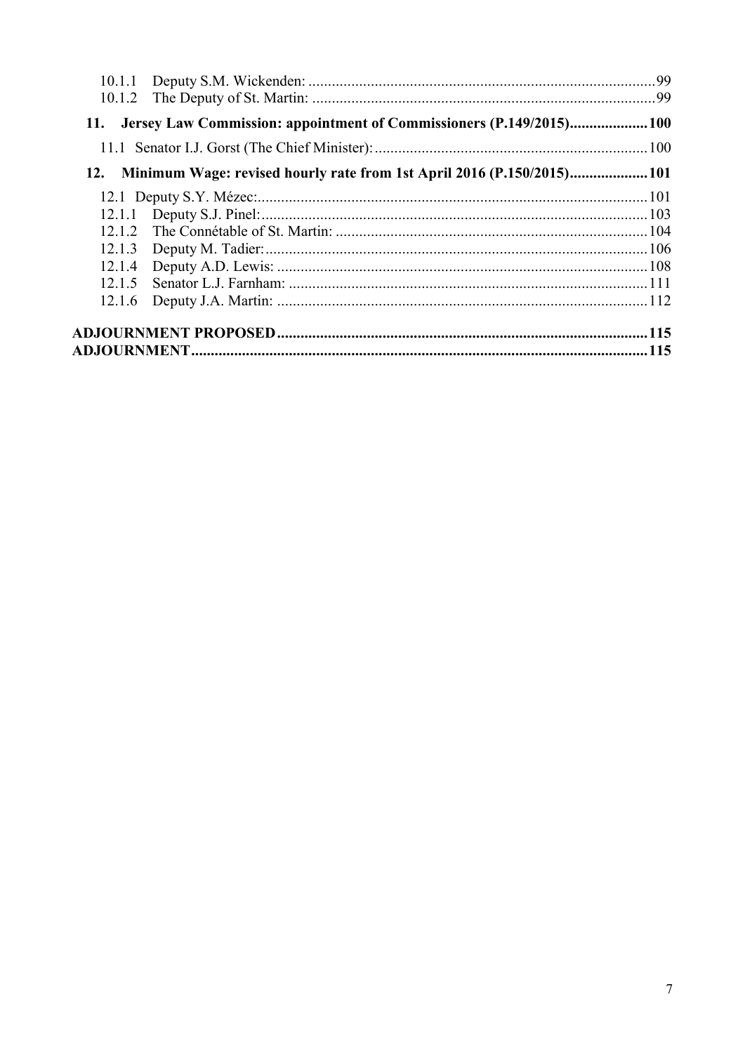10.1.1 Deputy S.M. Wickenden: ........................................................................................99

10.1.2 The Deputy of St. Martin: .......................................................................................99

**11. Jersey Law Commission: appointment of Commissioners (P.149/2015)....................100**

11.1 Senator I.J. Gorst (The Chief Minister):......................................................................100

**12. Minimum Wage: revised hourly rate from 1st April 2016 (P.150/2015)....................101**

12.1 Deputy S.Y. Mézec:....................................................................................................101

12.1.1 Deputy S.J. Pinel:...................................................................................................103

12.1.2 The Connétable of St. Martin: ................................................................................104

12.1.3 Deputy M. Tadier:..................................................................................................106

12.1.4 Deputy A.D. Lewis: ...............................................................................................108

12.1.5 Senator L.J. Farnham: ............................................................................................111

12.1.6 Deputy J.A. Martin: ...............................................................................................112

**ADJOURNMENT PROPOSED..............................................................................................115**

**ADJOURNMENT....................................................................................................................115**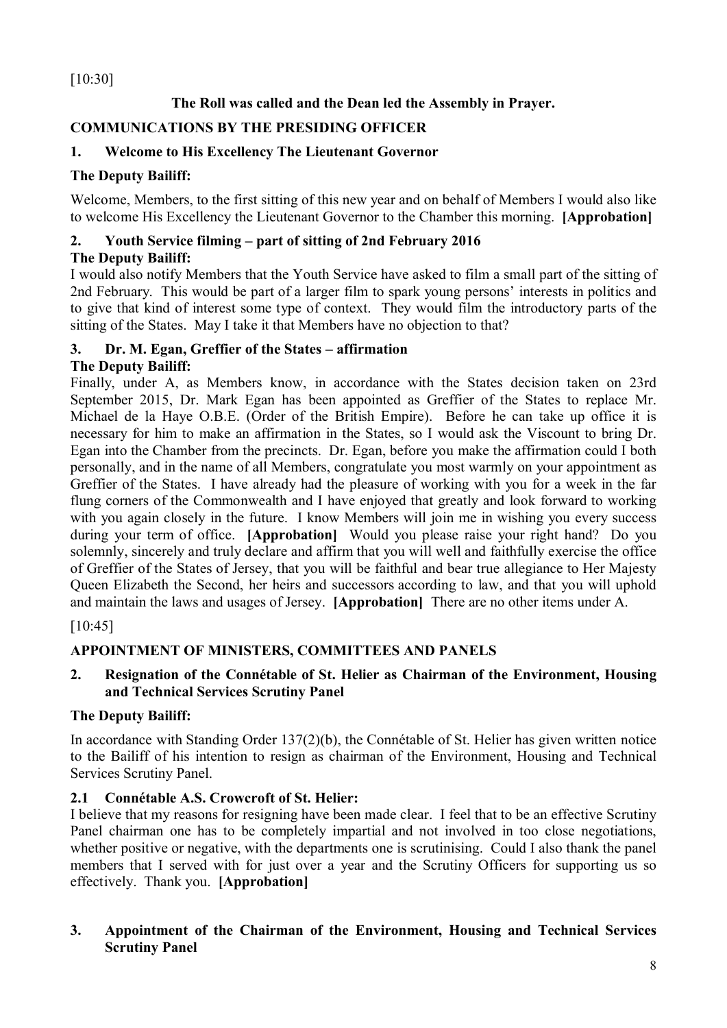[10:30]

**The Roll was called and the Dean led the Assembly in Prayer.**

## COMMUNICATIONS BY THE PRESIDING OFFICER

### 1. Welcome to His Excellency The Lieutenant Governor

**The Deputy Bailiff:**

Welcome, Members, to the first sitting of this new year and on behalf of Members I would also like to welcome His Excellency the Lieutenant Governor to the Chamber this morning. **[Approbation]**

### 2. Youth Service filming – part of sitting of 2nd February 2016

**The Deputy Bailiff:**

I would also notify Members that the Youth Service have asked to film a small part of the sitting of 2nd February. This would be part of a larger film to spark young persons' interests in politics and to give that kind of interest some type of context. They would film the introductory parts of the sitting of the States. May I take it that Members have no objection to that?

### 3. Dr. M. Egan, Greffier of the States – affirmation

**The Deputy Bailiff:**

Finally, under A, as Members know, in accordance with the States decision taken on 23rd September 2015, Dr. Mark Egan has been appointed as Greffier of the States to replace Mr. Michael de la Haye O.B.E. (Order of the British Empire). Before he can take up office it is necessary for him to make an affirmation in the States, so I would ask the Viscount to bring Dr. Egan into the Chamber from the precincts. Dr. Egan, before you make the affirmation could I both personally, and in the name of all Members, congratulate you most warmly on your appointment as Greffier of the States. I have already had the pleasure of working with you for a week in the far flung corners of the Commonwealth and I have enjoyed that greatly and look forward to working with you again closely in the future. I know Members will join me in wishing you every success during your term of office. **[Approbation]** Would you please raise your right hand? Do you solemnly, sincerely and truly declare and affirm that you will well and faithfully exercise the office of Greffier of the States of Jersey, that you will be faithful and bear true allegiance to Her Majesty Queen Elizabeth the Second, her heirs and successors according to law, and that you will uphold and maintain the laws and usages of Jersey. **[Approbation]** There are no other items under A.

[10:45]

## APPOINTMENT OF MINISTERS, COMMITTEES AND PANELS

### 2. Resignation of the Connétable of St. Helier as Chairman of the Environment, Housing and Technical Services Scrutiny Panel

**The Deputy Bailiff:**

In accordance with Standing Order 137(2)(b), the Connétable of St. Helier has given written notice to the Bailiff of his intention to resign as chairman of the Environment, Housing and Technical Services Scrutiny Panel.

#### 2.1 Connétable A.S. Crowcroft of St. Helier:

I believe that my reasons for resigning have been made clear. I feel that to be an effective Scrutiny Panel chairman one has to be completely impartial and not involved in too close negotiations, whether positive or negative, with the departments one is scrutinising. Could I also thank the panel members that I served with for just over a year and the Scrutiny Officers for supporting us so effectively. Thank you. **[Approbation]**

### 3. Appointment of the Chairman of the Environment, Housing and Technical Services Scrutiny Panel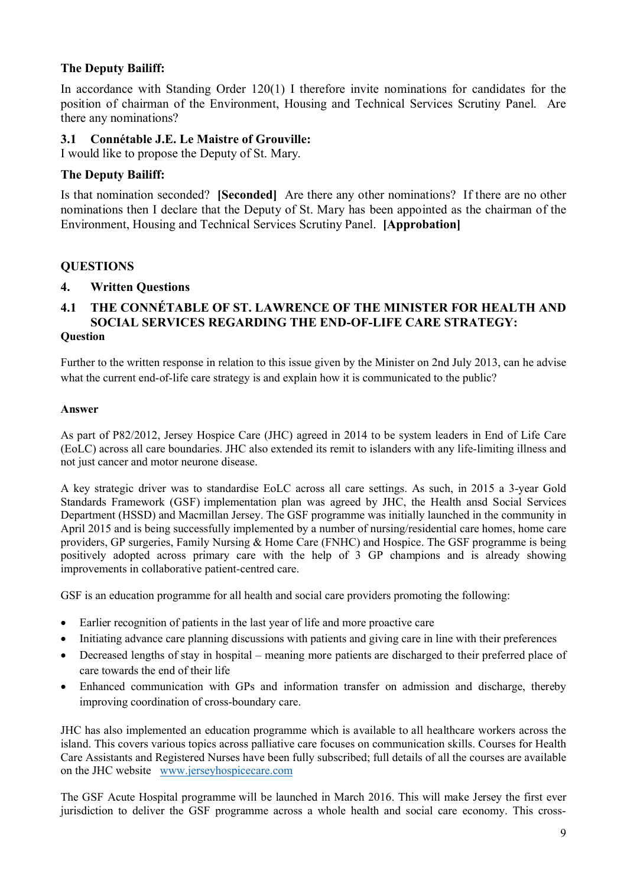**The Deputy Bailiff:**

In accordance with Standing Order 120(1) I therefore invite nominations for candidates for the position of chairman of the Environment, Housing and Technical Services Scrutiny Panel. Are there any nominations?

### 3.1 Connétable J.E. Le Maistre of Grouville:

I would like to propose the Deputy of St. Mary.

**The Deputy Bailiff:**

Is that nomination seconded? **[Seconded]** Are there any other nominations? If there are no other nominations then I declare that the Deputy of St. Mary has been appointed as the chairman of the Environment, Housing and Technical Services Scrutiny Panel. **[Approbation]**

## QUESTIONS

## 4. Written Questions

### 4.1 THE CONNÉTABLE OF ST. LAWRENCE OF THE MINISTER FOR HEALTH AND SOCIAL SERVICES REGARDING THE END-OF-LIFE CARE STRATEGY:

**Question**

Further to the written response in relation to this issue given by the Minister on 2nd July 2013, can he advise what the current end-of-life care strategy is and explain how it is communicated to the public?

**Answer**

As part of P82/2012, Jersey Hospice Care (JHC) agreed in 2014 to be system leaders in End of Life Care (EoLC) across all care boundaries. JHC also extended its remit to islanders with any life-limiting illness and not just cancer and motor neurone disease.

A key strategic driver was to standardise EoLC across all care settings. As such, in 2015 a 3-year Gold Standards Framework (GSF) implementation plan was agreed by JHC, the Health ansd Social Services Department (HSSD) and Macmillan Jersey. The GSF programme was initially launched in the community in April 2015 and is being successfully implemented by a number of nursing/residential care homes, home care providers, GP surgeries, Family Nursing & Home Care (FNHC) and Hospice. The GSF programme is being positively adopted across primary care with the help of 3 GP champions and is already showing improvements in collaborative patient-centred care.

GSF is an education programme for all health and social care providers promoting the following:

- Earlier recognition of patients in the last year of life and more proactive care
- Initiating advance care planning discussions with patients and giving care in line with their preferences
- Decreased lengths of stay in hospital – meaning more patients are discharged to their preferred place of care towards the end of their life
- Enhanced communication with GPs and information transfer on admission and discharge, thereby improving coordination of cross-boundary care.

JHC has also implemented an education programme which is available to all healthcare workers across the island. This covers various topics across palliative care focuses on communication skills. Courses for Health Care Assistants and Registered Nurses have been fully subscribed; full details of all the courses are available on the JHC website www.jerseyhospicecare.com

The GSF Acute Hospital programme will be launched in March 2016. This will make Jersey the first ever jurisdiction to deliver the GSF programme across a whole health and social care economy. This cross-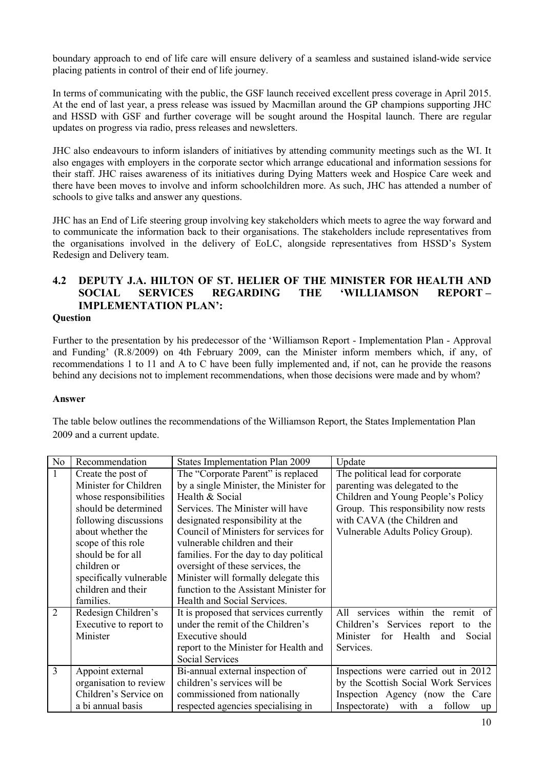boundary approach to end of life care will ensure delivery of a seamless and sustained island-wide service placing patients in control of their end of life journey.

In terms of communicating with the public, the GSF launch received excellent press coverage in April 2015. At the end of last year, a press release was issued by Macmillan around the GP champions supporting JHC and HSSD with GSF and further coverage will be sought around the Hospital launch. There are regular updates on progress via radio, press releases and newsletters.

JHC also endeavours to inform islanders of initiatives by attending community meetings such as the WI. It also engages with employers in the corporate sector which arrange educational and information sessions for their staff. JHC raises awareness of its initiatives during Dying Matters week and Hospice Care week and there have been moves to involve and inform schoolchildren more. As such, JHC has attended a number of schools to give talks and answer any questions.

JHC has an End of Life steering group involving key stakeholders which meets to agree the way forward and to communicate the information back to their organisations. The stakeholders include representatives from the organisations involved in the delivery of EoLC, alongside representatives from HSSD's System Redesign and Delivery team.

## 4.2 DEPUTY J.A. HILTON OF ST. HELIER OF THE MINISTER FOR HEALTH AND SOCIAL SERVICES REGARDING THE 'WILLIAMSON REPORT – IMPLEMENTATION PLAN':

**Question**

Further to the presentation by his predecessor of the 'Williamson Report - Implementation Plan - Approval and Funding' (R.8/2009) on 4th February 2009, can the Minister inform members which, if any, of recommendations 1 to 11 and A to C have been fully implemented and, if not, can he provide the reasons behind any decisions not to implement recommendations, when those decisions were made and by whom?

**Answer**

The table below outlines the recommendations of the Williamson Report, the States Implementation Plan 2009 and a current update.

| No | Recommendation | States Implementation Plan 2009 | Update |
|---|---|---|---|
| 1 | Create the post of Minister for Children whose responsibilities should be determined following discussions about whether the scope of this role should be for all children or specifically vulnerable children and their families. | The "Corporate Parent" is replaced by a single Minister, the Minister for Health & Social Services. The Minister will have designated responsibility at the Council of Ministers for services for vulnerable children and their families. For the day to day political oversight of these services, the Minister will formally delegate this function to the Assistant Minister for Health and Social Services. | The political lead for corporate parenting was delegated to the Children and Young People's Policy Group. This responsibility now rests with CAVA (the Children and Vulnerable Adults Policy Group). |
| 2 | Redesign Children's Executive to report to Minister | It is proposed that services currently under the remit of the Children's Executive should report to the Minister for Health and Social Services | All services within the remit of Children's Services report to the Minister for Health and Social Services. |
| 3 | Appoint external organisation to review Children's Service on a bi annual basis | Bi-annual external inspection of children's services will be commissioned from nationally respected agencies specialising in | Inspections were carried out in 2012 by the Scottish Social Work Services Inspection Agency (now the Care Inspectorate) with a follow up |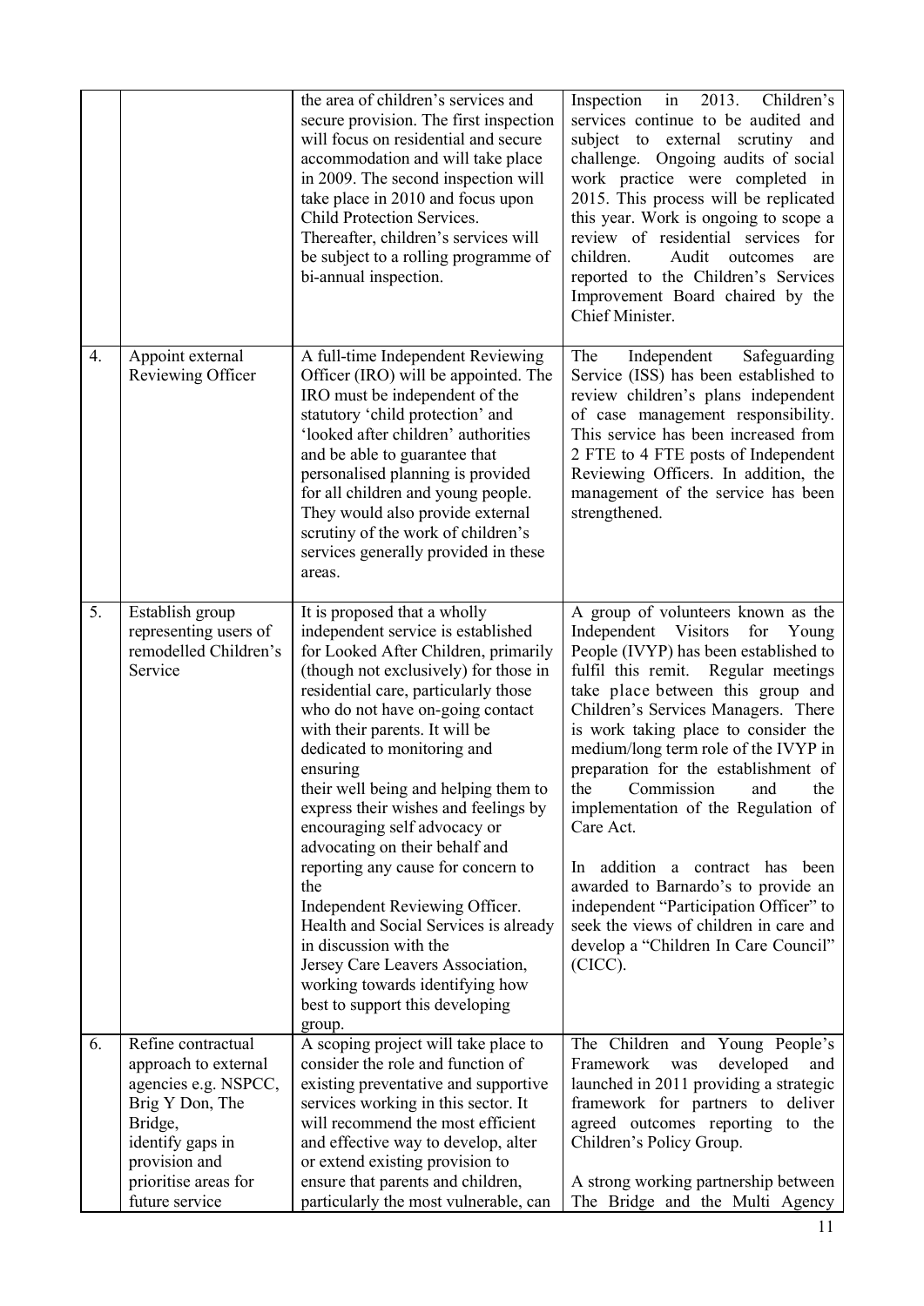| | | | |
|---|---|---|---|
| | | the area of children's services and secure provision. The first inspection will focus on residential and secure accommodation and will take place in 2009. The second inspection will take place in 2010 and focus upon Child Protection Services. Thereafter, children's services will be subject to a rolling programme of bi-annual inspection. | Inspection in 2013. Children's services continue to be audited and subject to external scrutiny and challenge. Ongoing audits of social work practice were completed in 2015. This process will be replicated this year. Work is ongoing to scope a review of residential services for children. Audit outcomes are reported to the Children's Services Improvement Board chaired by the Chief Minister. |
| 4. | Appoint external Reviewing Officer | A full-time Independent Reviewing Officer (IRO) will be appointed. The IRO must be independent of the statutory 'child protection' and 'looked after children' authorities and be able to guarantee that personalised planning is provided for all children and young people. They would also provide external scrutiny of the work of children's services generally provided in these areas. | The Independent Safeguarding Service (ISS) has been established to review children's plans independent of case management responsibility. This service has been increased from 2 FTE to 4 FTE posts of Independent Reviewing Officers. In addition, the management of the service has been strengthened. |
| 5. | Establish group representing users of remodelled Children's Service | It is proposed that a wholly independent service is established for Looked After Children, primarily (though not exclusively) for those in residential care, particularly those who do not have on-going contact with their parents. It will be dedicated to monitoring and ensuring their well being and helping them to express their wishes and feelings by encouraging self advocacy or advocating on their behalf and reporting any cause for concern to the Independent Reviewing Officer. Health and Social Services is already in discussion with the Jersey Care Leavers Association, working towards identifying how best to support this developing group. | A group of volunteers known as the Independent Visitors for Young People (IVYP) has been established to fulfil this remit. Regular meetings take place between this group and Children's Services Managers. There is work taking place to consider the medium/long term role of the IVYP in preparation for the establishment of the Commission and the implementation of the Regulation of Care Act.<br><br>In addition a contract has been awarded to Barnardo's to provide an independent "Participation Officer" to seek the views of children in care and develop a "Children In Care Council" (CICC). |
| 6. | Refine contractual approach to external agencies e.g. NSPCC, Brig Y Don, The Bridge, identify gaps in provision and prioritise areas for future service | A scoping project will take place to consider the role and function of existing preventative and supportive services working in this sector. It will recommend the most efficient and effective way to develop, alter or extend existing provision to ensure that parents and children, particularly the most vulnerable, can | The Children and Young People's Framework was developed and launched in 2011 providing a strategic framework for partners to deliver agreed outcomes reporting to the Children's Policy Group.<br><br>A strong working partnership between The Bridge and the Multi Agency |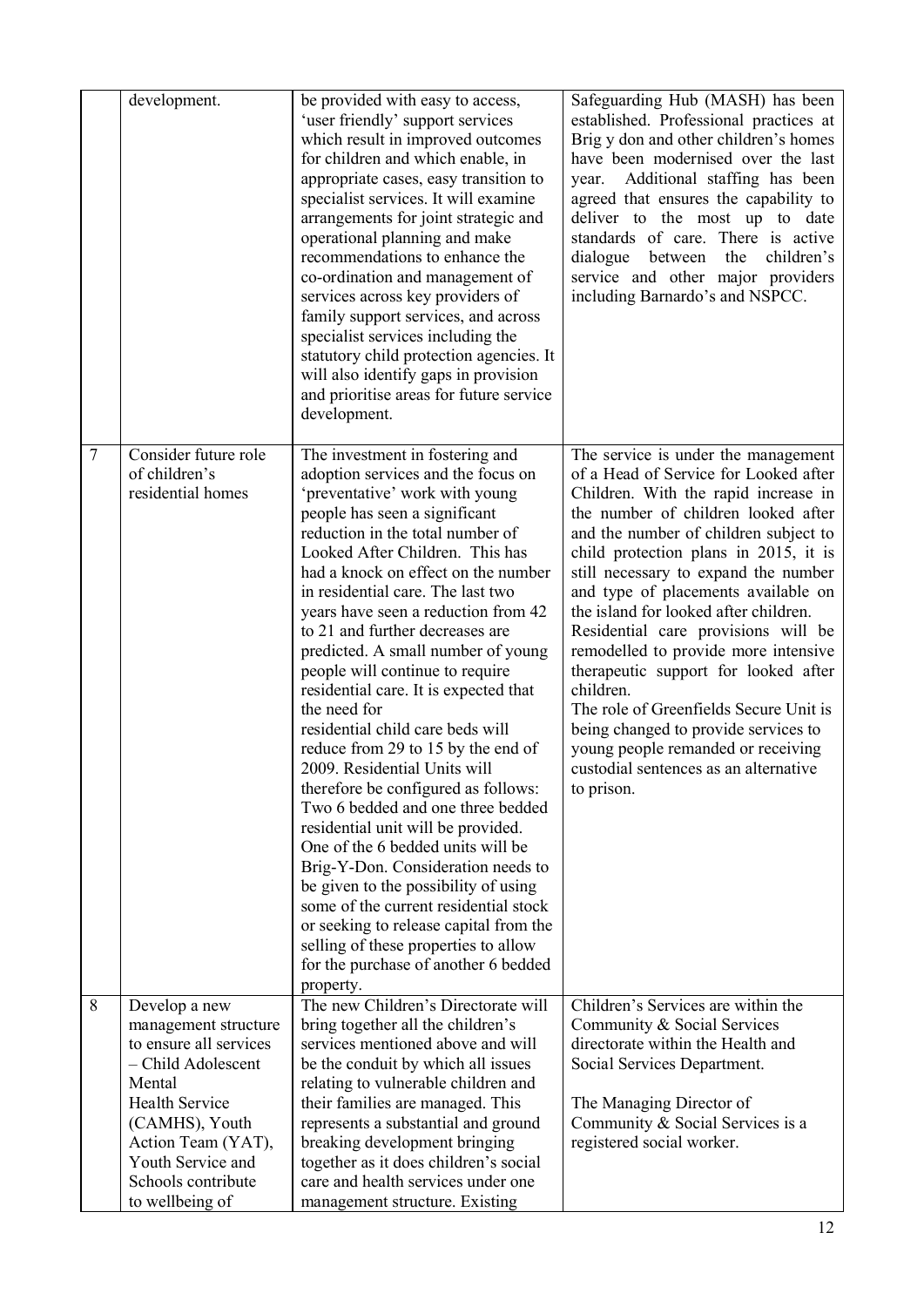|   | development. | be provided with easy to access, 'user friendly' support services which result in improved outcomes for children and which enable, in appropriate cases, easy transition to specialist services. It will examine arrangements for joint strategic and operational planning and make recommendations to enhance the co-ordination and management of services across key providers of family support services, and across specialist services including the statutory child protection agencies. It will also identify gaps in provision and prioritise areas for future service development. | Safeguarding Hub (MASH) has been established. Professional practices at Brig y don and other children's homes have been modernised over the last year. Additional staffing has been agreed that ensures the capability to deliver to the most up to date standards of care. There is active dialogue between the children's service and other major providers including Barnardo's and NSPCC. |
|---|---|---|---|
| 7 | Consider future role of children's residential homes | The investment in fostering and adoption services and the focus on 'preventative' work with young people has seen a significant reduction in the total number of Looked After Children. This has had a knock on effect on the number in residential care. The last two years have seen a reduction from 42 to 21 and further decreases are predicted. A small number of young people will continue to require residential care. It is expected that the need for residential child care beds will reduce from 29 to 15 by the end of 2009. Residential Units will therefore be configured as follows: Two 6 bedded and one three bedded residential unit will be provided. One of the 6 bedded units will be Brig-Y-Don. Consideration needs to be given to the possibility of using some of the current residential stock or seeking to release capital from the selling of these properties to allow for the purchase of another 6 bedded property. | The service is under the management of a Head of Service for Looked after Children. With the rapid increase in the number of children looked after and the number of children subject to child protection plans in 2015, it is still necessary to expand the number and type of placements available on the island for looked after children. Residential care provisions will be remodelled to provide more intensive therapeutic support for looked after children. The role of Greenfields Secure Unit is being changed to provide services to young people remanded or receiving custodial sentences as an alternative to prison. |
| 8 | Develop a new management structure to ensure all services – Child Adolescent Mental Health Service (CAMHS), Youth Action Team (YAT), Youth Service and Schools contribute to wellbeing of | The new Children's Directorate will bring together all the children's services mentioned above and will be the conduit by which all issues relating to vulnerable children and their families are managed. This represents a substantial and ground breaking development bringing together as it does children's social care and health services under one management structure. Existing | Children's Services are within the Community & Social Services directorate within the Health and Social Services Department.<br><br>The Managing Director of Community & Social Services is a registered social worker. |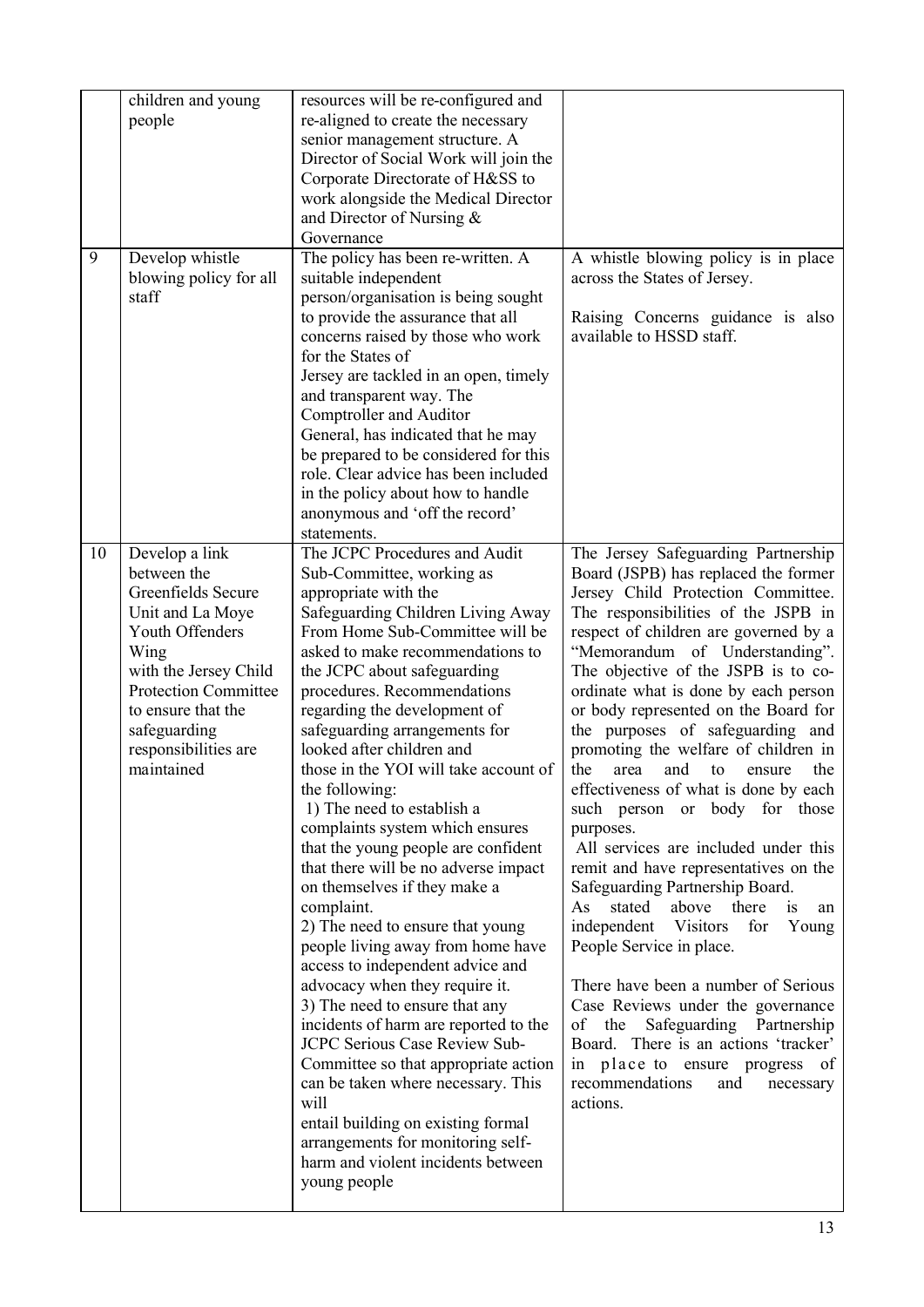|  |  |  |  |
|---|---|---|---|
|  | children and young people | resources will be re-configured and re-aligned to create the necessary senior management structure. A Director of Social Work will join the Corporate Directorate of H&SS to work alongside the Medical Director and Director of Nursing & Governance |  |
| 9 | Develop whistle blowing policy for all staff | The policy has been re-written. A suitable independent person/organisation is being sought to provide the assurance that all concerns raised by those who work for the States of Jersey are tackled in an open, timely and transparent way. The Comptroller and Auditor General, has indicated that he may be prepared to be considered for this role. Clear advice has been included in the policy about how to handle anonymous and 'off the record' statements. | A whistle blowing policy is in place across the States of Jersey.<br><br>Raising Concerns guidance is also available to HSSD staff. |
| 10 | Develop a link between the Greenfields Secure Unit and La Moye Youth Offenders Wing with the Jersey Child Protection Committee to ensure that the safeguarding responsibilities are maintained | The JCPC Procedures and Audit Sub-Committee, working as appropriate with the Safeguarding Children Living Away From Home Sub-Committee will be asked to make recommendations to the JCPC about safeguarding procedures. Recommendations regarding the development of safeguarding arrangements for looked after children and those in the YOI will take account of the following:<br>1) The need to establish a complaints system which ensures that the young people are confident that there will be no adverse impact on themselves if they make a complaint.<br>2) The need to ensure that young people living away from home have access to independent advice and advocacy when they require it.<br>3) The need to ensure that any incidents of harm are reported to the JCPC Serious Case Review Sub-Committee so that appropriate action can be taken where necessary. This will entail building on existing formal arrangements for monitoring self-harm and violent incidents between young people | The Jersey Safeguarding Partnership Board (JSPB) has replaced the former Jersey Child Protection Committee. The responsibilities of the JSPB in respect of children are governed by a "Memorandum of Understanding". The objective of the JSPB is to co-ordinate what is done by each person or body represented on the Board for the purposes of safeguarding and promoting the welfare of children in the area and to ensure the effectiveness of what is done by each such person or body for those purposes.<br>All services are included under this remit and have representatives on the Safeguarding Partnership Board.<br>As stated above there is an independent Visitors for Young People Service in place.<br><br>There have been a number of Serious Case Reviews under the governance of the Safeguarding Partnership Board. There is an actions 'tracker' in place to ensure progress of recommendations and necessary actions. |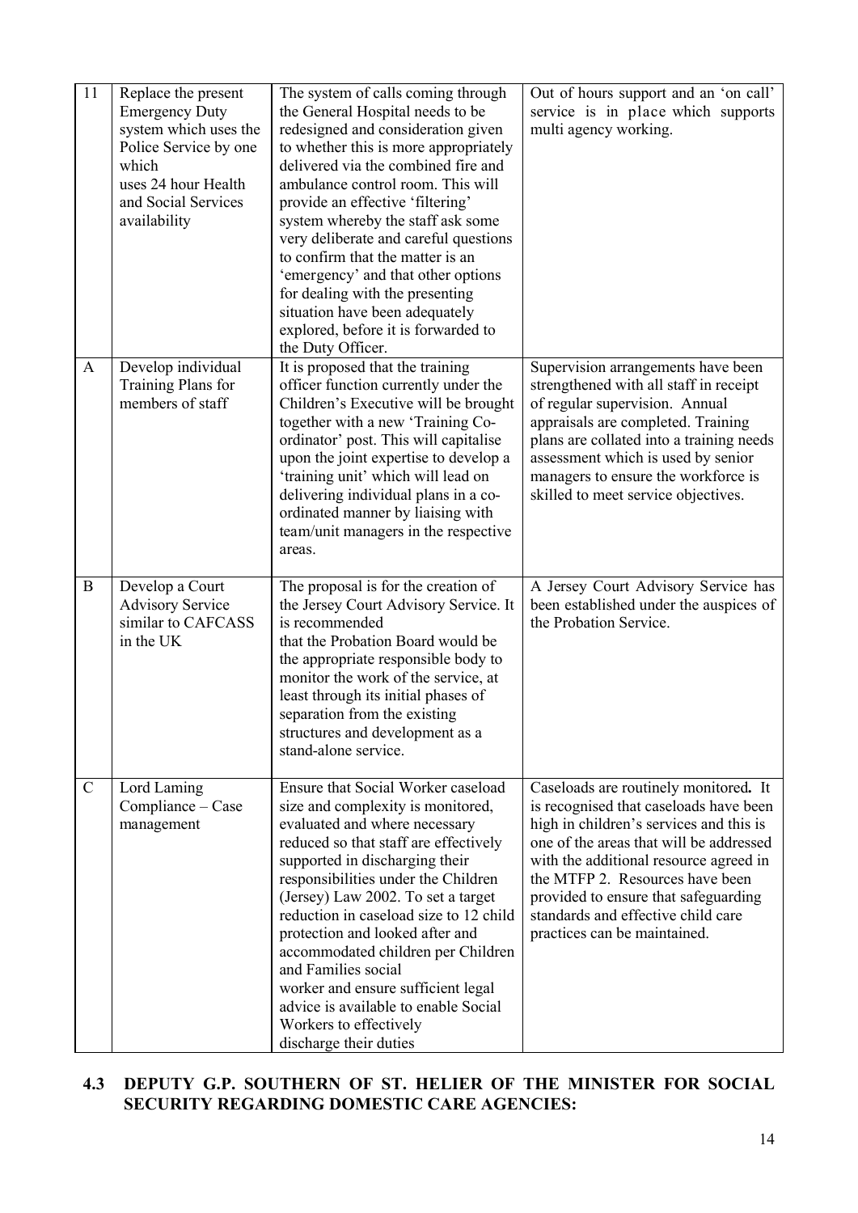| | | | |
|---|---|---|---|
| 11 | Replace the present Emergency Duty system which uses the Police Service by one which uses 24 hour Health and Social Services availability | The system of calls coming through the General Hospital needs to be redesigned and consideration given to whether this is more appropriately delivered via the combined fire and ambulance control room. This will provide an effective 'filtering' system whereby the staff ask some very deliberate and careful questions to confirm that the matter is an 'emergency' and that other options for dealing with the presenting situation have been adequately explored, before it is forwarded to the Duty Officer. | Out of hours support and an 'on call' service is in place which supports multi agency working. |
| A | Develop individual Training Plans for members of staff | It is proposed that the training officer function currently under the Children's Executive will be brought together with a new 'Training Co-ordinator' post. This will capitalise upon the joint expertise to develop a 'training unit' which will lead on delivering individual plans in a co-ordinated manner by liaising with team/unit managers in the respective areas. | Supervision arrangements have been strengthened with all staff in receipt of regular supervision. Annual appraisals are completed. Training plans are collated into a training needs assessment which is used by senior managers to ensure the workforce is skilled to meet service objectives. |
| B | Develop a Court Advisory Service similar to CAFCASS in the UK | The proposal is for the creation of the Jersey Court Advisory Service. It is recommended that the Probation Board would be the appropriate responsible body to monitor the work of the service, at least through its initial phases of separation from the existing structures and development as a stand-alone service. | A Jersey Court Advisory Service has been established under the auspices of the Probation Service. |
| C | Lord Laming Compliance – Case management | Ensure that Social Worker caseload size and complexity is monitored, evaluated and where necessary reduced so that staff are effectively supported in discharging their responsibilities under the Children (Jersey) Law 2002. To set a target reduction in caseload size to 12 child protection and looked after and accommodated children per Children and Families social worker and ensure sufficient legal advice is available to enable Social Workers to effectively discharge their duties | Caseloads are routinely monitored. It is recognised that caseloads have been high in children's services and this is one of the areas that will be addressed with the additional resource agreed in the MTFP 2. Resources have been provided to ensure that safeguarding standards and effective child care practices can be maintained. |

## 4.3 DEPUTY G.P. SOUTHERN OF ST. HELIER OF THE MINISTER FOR SOCIAL SECURITY REGARDING DOMESTIC CARE AGENCIES: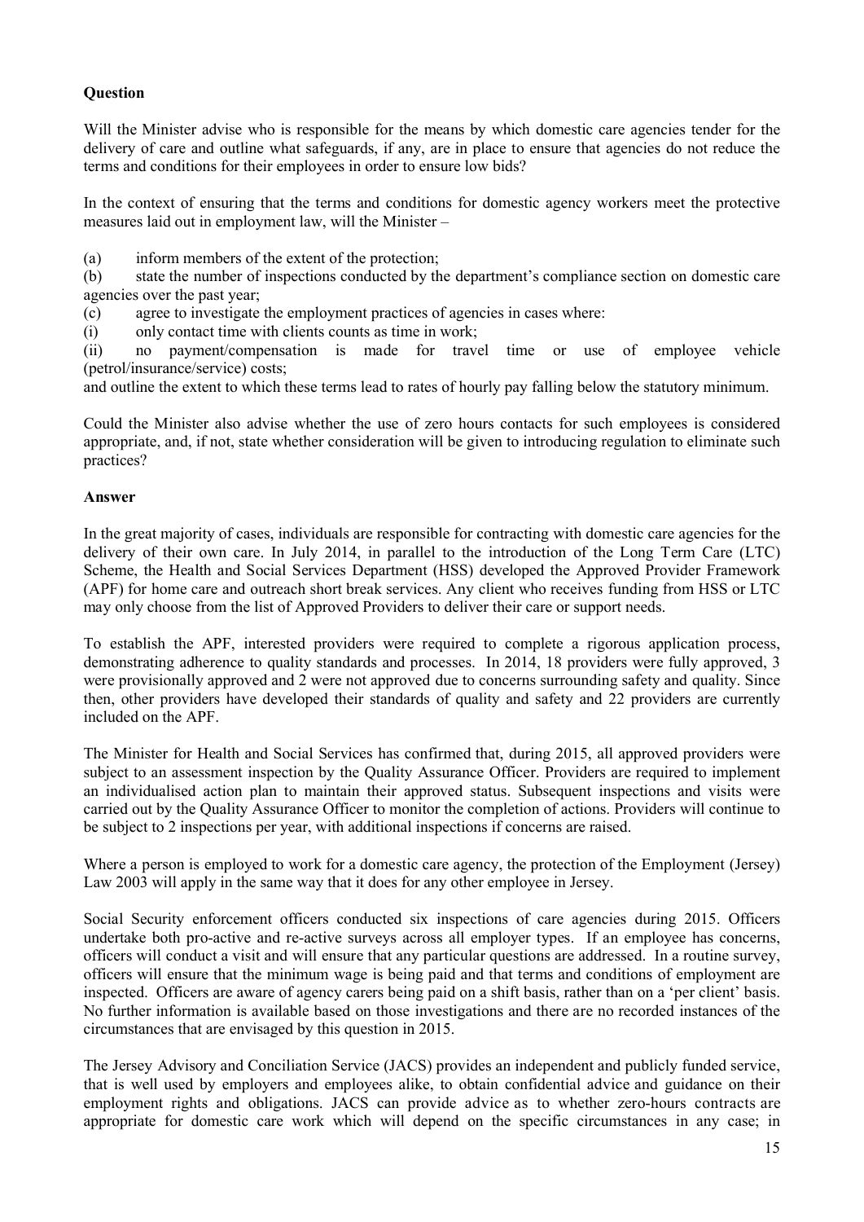**Question**

Will the Minister advise who is responsible for the means by which domestic care agencies tender for the delivery of care and outline what safeguards, if any, are in place to ensure that agencies do not reduce the terms and conditions for their employees in order to ensure low bids?

In the context of ensuring that the terms and conditions for domestic agency workers meet the protective measures laid out in employment law, will the Minister –

(a) inform members of the extent of the protection;

(b) state the number of inspections conducted by the department's compliance section on domestic care agencies over the past year;

(c) agree to investigate the employment practices of agencies in cases where:

(i) only contact time with clients counts as time in work;

(ii) no payment/compensation is made for travel time or use of employee vehicle (petrol/insurance/service) costs;

and outline the extent to which these terms lead to rates of hourly pay falling below the statutory minimum.

Could the Minister also advise whether the use of zero hours contacts for such employees is considered appropriate, and, if not, state whether consideration will be given to introducing regulation to eliminate such practices?

**Answer**

In the great majority of cases, individuals are responsible for contracting with domestic care agencies for the delivery of their own care. In July 2014, in parallel to the introduction of the Long Term Care (LTC) Scheme, the Health and Social Services Department (HSS) developed the Approved Provider Framework (APF) for home care and outreach short break services. Any client who receives funding from HSS or LTC may only choose from the list of Approved Providers to deliver their care or support needs.

To establish the APF, interested providers were required to complete a rigorous application process, demonstrating adherence to quality standards and processes. In 2014, 18 providers were fully approved, 3 were provisionally approved and 2 were not approved due to concerns surrounding safety and quality. Since then, other providers have developed their standards of quality and safety and 22 providers are currently included on the APF.

The Minister for Health and Social Services has confirmed that, during 2015, all approved providers were subject to an assessment inspection by the Quality Assurance Officer. Providers are required to implement an individualised action plan to maintain their approved status. Subsequent inspections and visits were carried out by the Quality Assurance Officer to monitor the completion of actions. Providers will continue to be subject to 2 inspections per year, with additional inspections if concerns are raised.

Where a person is employed to work for a domestic care agency, the protection of the Employment (Jersey) Law 2003 will apply in the same way that it does for any other employee in Jersey.

Social Security enforcement officers conducted six inspections of care agencies during 2015. Officers undertake both pro-active and re-active surveys across all employer types. If an employee has concerns, officers will conduct a visit and will ensure that any particular questions are addressed. In a routine survey, officers will ensure that the minimum wage is being paid and that terms and conditions of employment are inspected. Officers are aware of agency carers being paid on a shift basis, rather than on a 'per client' basis. No further information is available based on those investigations and there are no recorded instances of the circumstances that are envisaged by this question in 2015.

The Jersey Advisory and Conciliation Service (JACS) provides an independent and publicly funded service, that is well used by employers and employees alike, to obtain confidential advice and guidance on their employment rights and obligations. JACS can provide advice as to whether zero-hours contracts are appropriate for domestic care work which will depend on the specific circumstances in any case; in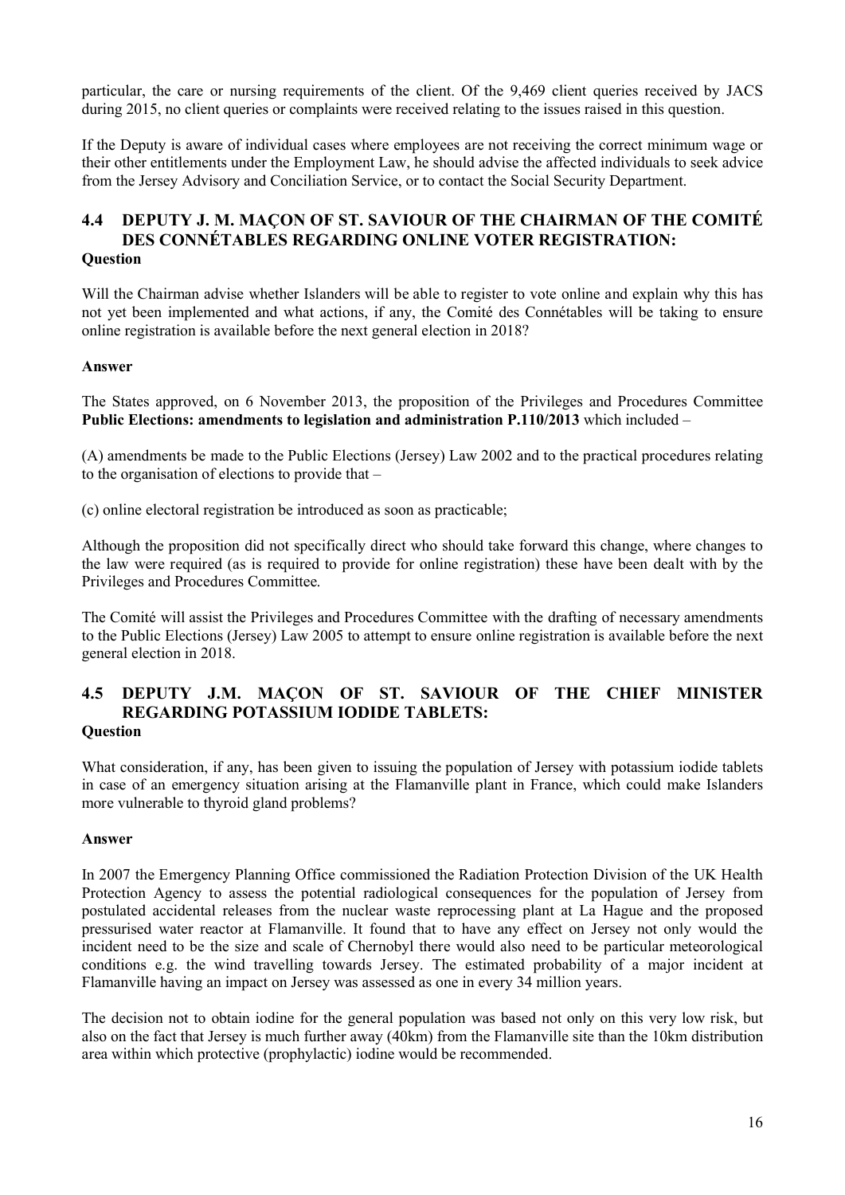particular, the care or nursing requirements of the client. Of the 9,469 client queries received by JACS during 2015, no client queries or complaints were received relating to the issues raised in this question.

If the Deputy is aware of individual cases where employees are not receiving the correct minimum wage or their other entitlements under the Employment Law, he should advise the affected individuals to seek advice from the Jersey Advisory and Conciliation Service, or to contact the Social Security Department.

## 4.4 DEPUTY J. M. MAÇON OF ST. SAVIOUR OF THE CHAIRMAN OF THE COMITÉ DES CONNÉTABLES REGARDING ONLINE VOTER REGISTRATION:

**Question**

Will the Chairman advise whether Islanders will be able to register to vote online and explain why this has not yet been implemented and what actions, if any, the Comité des Connétables will be taking to ensure online registration is available before the next general election in 2018?

**Answer**

The States approved, on 6 November 2013, the proposition of the Privileges and Procedures Committee **Public Elections: amendments to legislation and administration P.110/2013** which included –

(A) amendments be made to the Public Elections (Jersey) Law 2002 and to the practical procedures relating to the organisation of elections to provide that –

(c) online electoral registration be introduced as soon as practicable;

Although the proposition did not specifically direct who should take forward this change, where changes to the law were required (as is required to provide for online registration) these have been dealt with by the Privileges and Procedures Committee.

The Comité will assist the Privileges and Procedures Committee with the drafting of necessary amendments to the Public Elections (Jersey) Law 2005 to attempt to ensure online registration is available before the next general election in 2018.

## 4.5 DEPUTY J.M. MAÇON OF ST. SAVIOUR OF THE CHIEF MINISTER REGARDING POTASSIUM IODIDE TABLETS:

**Question**

What consideration, if any, has been given to issuing the population of Jersey with potassium iodide tablets in case of an emergency situation arising at the Flamanville plant in France, which could make Islanders more vulnerable to thyroid gland problems?

**Answer**

In 2007 the Emergency Planning Office commissioned the Radiation Protection Division of the UK Health Protection Agency to assess the potential radiological consequences for the population of Jersey from postulated accidental releases from the nuclear waste reprocessing plant at La Hague and the proposed pressurised water reactor at Flamanville. It found that to have any effect on Jersey not only would the incident need to be the size and scale of Chernobyl there would also need to be particular meteorological conditions e.g. the wind travelling towards Jersey. The estimated probability of a major incident at Flamanville having an impact on Jersey was assessed as one in every 34 million years.

The decision not to obtain iodine for the general population was based not only on this very low risk, but also on the fact that Jersey is much further away (40km) from the Flamanville site than the 10km distribution area within which protective (prophylactic) iodine would be recommended.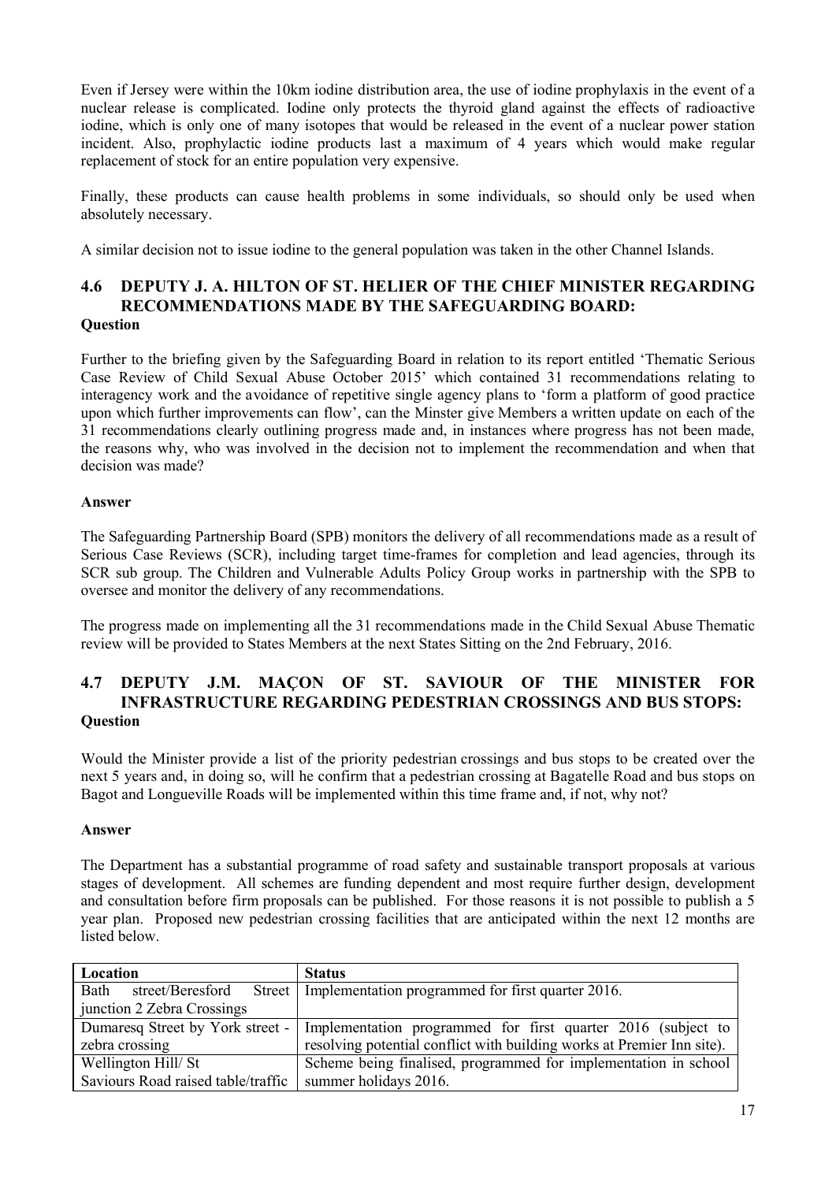Even if Jersey were within the 10km iodine distribution area, the use of iodine prophylaxis in the event of a nuclear release is complicated. Iodine only protects the thyroid gland against the effects of radioactive iodine, which is only one of many isotopes that would be released in the event of a nuclear power station incident. Also, prophylactic iodine products last a maximum of 4 years which would make regular replacement of stock for an entire population very expensive.

Finally, these products can cause health problems in some individuals, so should only be used when absolutely necessary.

A similar decision not to issue iodine to the general population was taken in the other Channel Islands.

### 4.6 DEPUTY J. A. HILTON OF ST. HELIER OF THE CHIEF MINISTER REGARDING RECOMMENDATIONS MADE BY THE SAFEGUARDING BOARD:

**Question**

Further to the briefing given by the Safeguarding Board in relation to its report entitled 'Thematic Serious Case Review of Child Sexual Abuse October 2015' which contained 31 recommendations relating to interagency work and the avoidance of repetitive single agency plans to 'form a platform of good practice upon which further improvements can flow', can the Minster give Members a written update on each of the 31 recommendations clearly outlining progress made and, in instances where progress has not been made, the reasons why, who was involved in the decision not to implement the recommendation and when that decision was made?

**Answer**

The Safeguarding Partnership Board (SPB) monitors the delivery of all recommendations made as a result of Serious Case Reviews (SCR), including target time-frames for completion and lead agencies, through its SCR sub group. The Children and Vulnerable Adults Policy Group works in partnership with the SPB to oversee and monitor the delivery of any recommendations.

The progress made on implementing all the 31 recommendations made in the Child Sexual Abuse Thematic review will be provided to States Members at the next States Sitting on the 2nd February, 2016.

### 4.7 DEPUTY J.M. MAÇON OF ST. SAVIOUR OF THE MINISTER FOR INFRASTRUCTURE REGARDING PEDESTRIAN CROSSINGS AND BUS STOPS:

**Question**

Would the Minister provide a list of the priority pedestrian crossings and bus stops to be created over the next 5 years and, in doing so, will he confirm that a pedestrian crossing at Bagatelle Road and bus stops on Bagot and Longueville Roads will be implemented within this time frame and, if not, why not?

**Answer**

The Department has a substantial programme of road safety and sustainable transport proposals at various stages of development. All schemes are funding dependent and most require further design, development and consultation before firm proposals can be published. For those reasons it is not possible to publish a 5 year plan. Proposed new pedestrian crossing facilities that are anticipated within the next 12 months are listed below.

| Location | Status |
|---|---|
| Bath street/Beresford Street junction 2 Zebra Crossings | Implementation programmed for first quarter 2016. |
| Dumaresq Street by York street - zebra crossing | Implementation programmed for first quarter 2016 (subject to resolving potential conflict with building works at Premier Inn site). |
| Wellington Hill/ St Saviours Road raised table/traffic | Scheme being finalised, programmed for implementation in school summer holidays 2016. |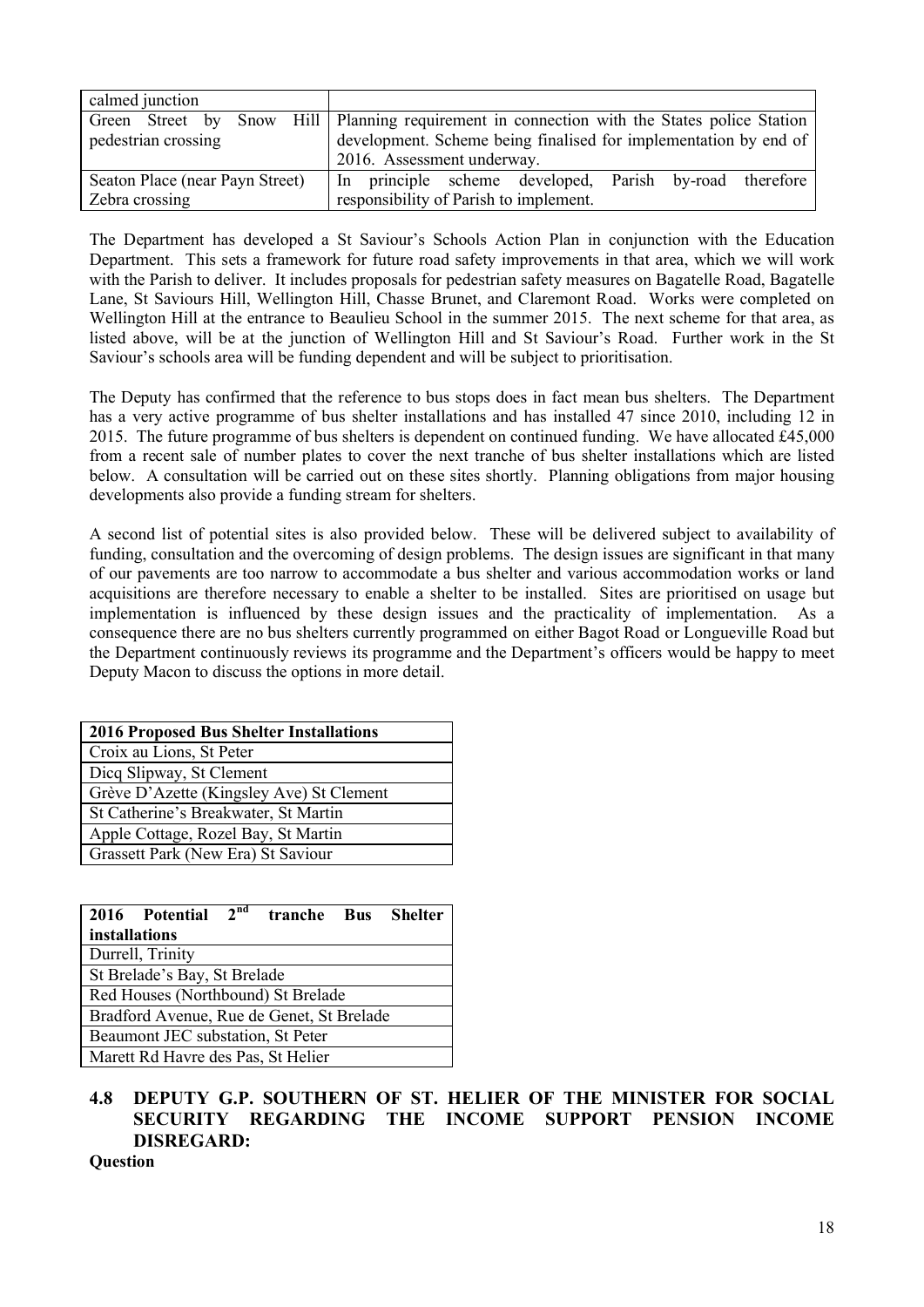| | |
|---|---|
| calmed junction | |
| Green Street by Snow Hill pedestrian crossing | Planning requirement in connection with the States police Station development. Scheme being finalised for implementation by end of 2016. Assessment underway. |
| Seaton Place (near Payn Street) Zebra crossing | In principle scheme developed, Parish by-road therefore responsibility of Parish to implement. |

The Department has developed a St Saviour's Schools Action Plan in conjunction with the Education Department. This sets a framework for future road safety improvements in that area, which we will work with the Parish to deliver. It includes proposals for pedestrian safety measures on Bagatelle Road, Bagatelle Lane, St Saviours Hill, Wellington Hill, Chasse Brunet, and Claremont Road. Works were completed on Wellington Hill at the entrance to Beaulieu School in the summer 2015. The next scheme for that area, as listed above, will be at the junction of Wellington Hill and St Saviour's Road. Further work in the St Saviour's schools area will be funding dependent and will be subject to prioritisation.

The Deputy has confirmed that the reference to bus stops does in fact mean bus shelters. The Department has a very active programme of bus shelter installations and has installed 47 since 2010, including 12 in 2015. The future programme of bus shelters is dependent on continued funding. We have allocated £45,000 from a recent sale of number plates to cover the next tranche of bus shelter installations which are listed below. A consultation will be carried out on these sites shortly. Planning obligations from major housing developments also provide a funding stream for shelters.

A second list of potential sites is also provided below. These will be delivered subject to availability of funding, consultation and the overcoming of design problems. The design issues are significant in that many of our pavements are too narrow to accommodate a bus shelter and various accommodation works or land acquisitions are therefore necessary to enable a shelter to be installed. Sites are prioritised on usage but implementation is influenced by these design issues and the practicality of implementation. As a consequence there are no bus shelters currently programmed on either Bagot Road or Longueville Road but the Department continuously reviews its programme and the Department's officers would be happy to meet Deputy Macon to discuss the options in more detail.

| **2016 Proposed Bus Shelter Installations** |
|---|
| Croix au Lions, St Peter |
| Dicq Slipway, St Clement |
| Grève D'Azette (Kingsley Ave) St Clement |
| St Catherine's Breakwater, St Martin |
| Apple Cottage, Rozel Bay, St Martin |
| Grassett Park (New Era) St Saviour |

| **2016 Potential 2nd tranche Bus Shelter installations** |
|---|
| Durrell, Trinity |
| St Brelade's Bay, St Brelade |
| Red Houses (Northbound) St Brelade |
| Bradford Avenue, Rue de Genet, St Brelade |
| Beaumont JEC substation, St Peter |
| Marett Rd Havre des Pas, St Helier |

## 4.8 DEPUTY G.P. SOUTHERN OF ST. HELIER OF THE MINISTER FOR SOCIAL SECURITY REGARDING THE INCOME SUPPORT PENSION INCOME DISREGARD:

**Question**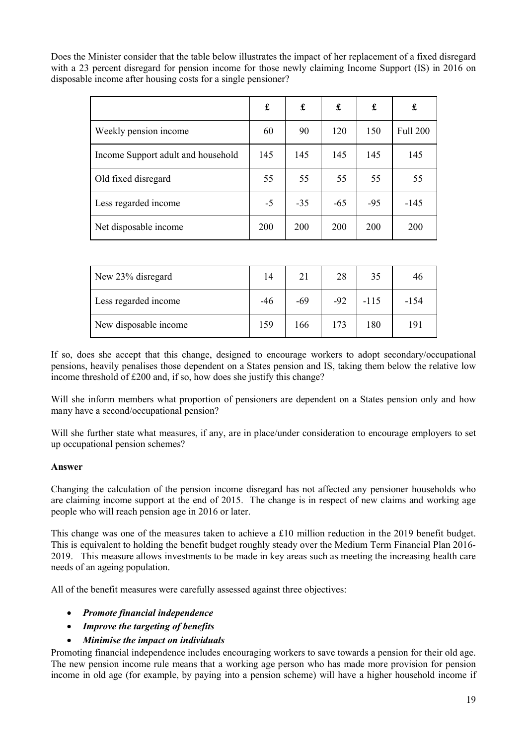Does the Minister consider that the table below illustrates the impact of her replacement of a fixed disregard with a 23 percent disregard for pension income for those newly claiming Income Support (IS) in 2016 on disposable income after housing costs for a single pensioner?

| | £ | £ | £ | £ | £ |
|---|---|---|---|---|---|
| Weekly pension income | 60 | 90 | 120 | 150 | Full 200 |
| Income Support adult and household | 145 | 145 | 145 | 145 | 145 |
| Old fixed disregard | 55 | 55 | 55 | 55 | 55 |
| Less regarded income | -5 | -35 | -65 | -95 | -145 |
| Net disposable income | 200 | 200 | 200 | 200 | 200 |

| | | | | | |
|---|---|---|---|---|---|
| New 23% disregard | 14 | 21 | 28 | 35 | 46 |
| Less regarded income | -46 | -69 | -92 | -115 | -154 |
| New disposable income | 159 | 166 | 173 | 180 | 191 |

If so, does she accept that this change, designed to encourage workers to adopt secondary/occupational pensions, heavily penalises those dependent on a States pension and IS, taking them below the relative low income threshold of £200 and, if so, how does she justify this change?

Will she inform members what proportion of pensioners are dependent on a States pension only and how many have a second/occupational pension?

Will she further state what measures, if any, are in place/under consideration to encourage employers to set up occupational pension schemes?

**Answer**

Changing the calculation of the pension income disregard has not affected any pensioner households who are claiming income support at the end of 2015. The change is in respect of new claims and working age people who will reach pension age in 2016 or later.

This change was one of the measures taken to achieve a £10 million reduction in the 2019 benefit budget. This is equivalent to holding the benefit budget roughly steady over the Medium Term Financial Plan 2016-2019. This measure allows investments to be made in key areas such as meeting the increasing health care needs of an ageing population.

All of the benefit measures were carefully assessed against three objectives:

- ***Promote financial independence***
- ***Improve the targeting of benefits***
- ***Minimise the impact on individuals***

Promoting financial independence includes encouraging workers to save towards a pension for their old age. The new pension income rule means that a working age person who has made more provision for pension income in old age (for example, by paying into a pension scheme) will have a higher household income if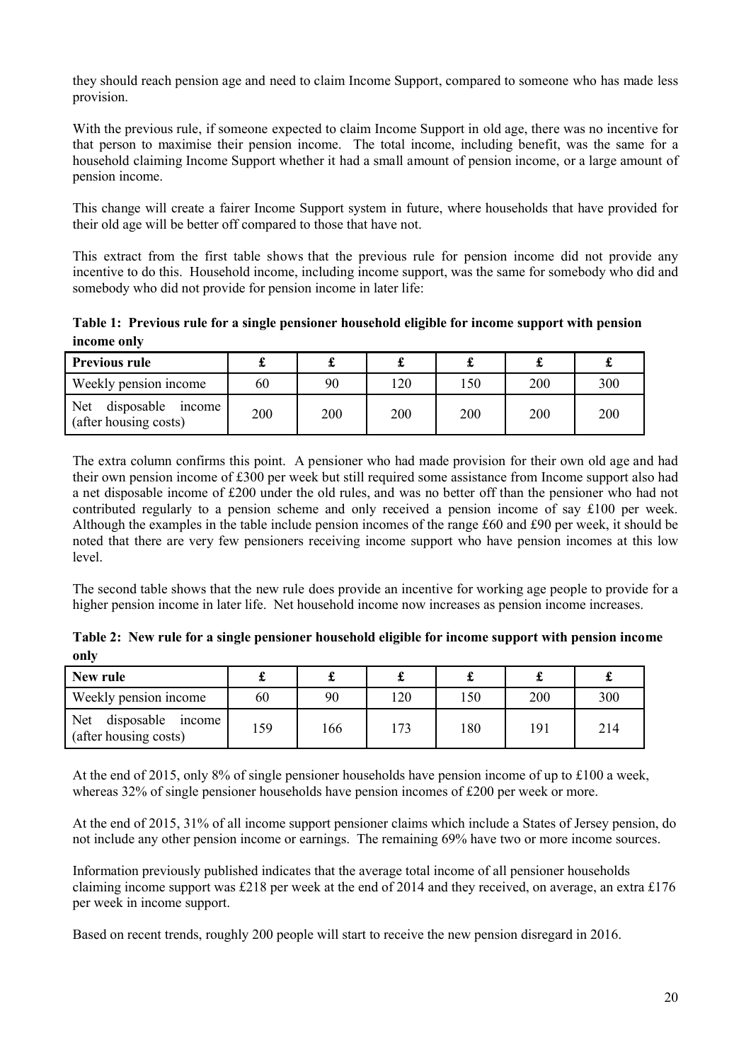they should reach pension age and need to claim Income Support, compared to someone who has made less provision.

With the previous rule, if someone expected to claim Income Support in old age, there was no incentive for that person to maximise their pension income. The total income, including benefit, was the same for a household claiming Income Support whether it had a small amount of pension income, or a large amount of pension income.

This change will create a fairer Income Support system in future, where households that have provided for their old age will be better off compared to those that have not.

This extract from the first table shows that the previous rule for pension income did not provide any incentive to do this. Household income, including income support, was the same for somebody who did and somebody who did not provide for pension income in later life:

**Table 1: Previous rule for a single pensioner household eligible for income support with pension income only**

| Previous rule | £ | £ | £ | £ | £ | £ |
|---|---|---|---|---|---|---|
| Weekly pension income | 60 | 90 | 120 | 150 | 200 | 300 |
| Net disposable income (after housing costs) | 200 | 200 | 200 | 200 | 200 | 200 |

The extra column confirms this point. A pensioner who had made provision for their own old age and had their own pension income of £300 per week but still required some assistance from Income support also had a net disposable income of £200 under the old rules, and was no better off than the pensioner who had not contributed regularly to a pension scheme and only received a pension income of say £100 per week. Although the examples in the table include pension incomes of the range £60 and £90 per week, it should be noted that there are very few pensioners receiving income support who have pension incomes at this low level.

The second table shows that the new rule does provide an incentive for working age people to provide for a higher pension income in later life. Net household income now increases as pension income increases.

**Table 2: New rule for a single pensioner household eligible for income support with pension income only**

| New rule | £ | £ | £ | £ | £ | £ |
|---|---|---|---|---|---|---|
| Weekly pension income | 60 | 90 | 120 | 150 | 200 | 300 |
| Net disposable income (after housing costs) | 159 | 166 | 173 | 180 | 191 | 214 |

At the end of 2015, only 8% of single pensioner households have pension income of up to £100 a week, whereas 32% of single pensioner households have pension incomes of £200 per week or more.

At the end of 2015, 31% of all income support pensioner claims which include a States of Jersey pension, do not include any other pension income or earnings. The remaining 69% have two or more income sources.

Information previously published indicates that the average total income of all pensioner households claiming income support was £218 per week at the end of 2014 and they received, on average, an extra £176 per week in income support.

Based on recent trends, roughly 200 people will start to receive the new pension disregard in 2016.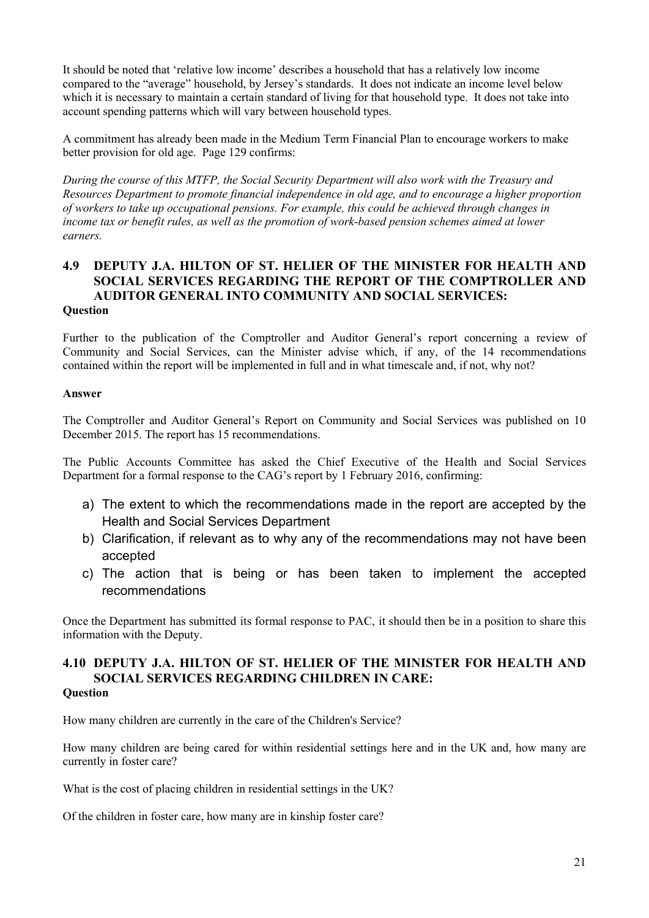It should be noted that 'relative low income' describes a household that has a relatively low income compared to the "average" household, by Jersey's standards. It does not indicate an income level below which it is necessary to maintain a certain standard of living for that household type. It does not take into account spending patterns which will vary between household types.

A commitment has already been made in the Medium Term Financial Plan to encourage workers to make better provision for old age. Page 129 confirms:

*During the course of this MTFP, the Social Security Department will also work with the Treasury and Resources Department to promote financial independence in old age, and to encourage a higher proportion of workers to take up occupational pensions. For example, this could be achieved through changes in income tax or benefit rules, as well as the promotion of work-based pension schemes aimed at lower earners.*

## 4.9 DEPUTY J.A. HILTON OF ST. HELIER OF THE MINISTER FOR HEALTH AND SOCIAL SERVICES REGARDING THE REPORT OF THE COMPTROLLER AND AUDITOR GENERAL INTO COMMUNITY AND SOCIAL SERVICES:

**Question**

Further to the publication of the Comptroller and Auditor General's report concerning a review of Community and Social Services, can the Minister advise which, if any, of the 14 recommendations contained within the report will be implemented in full and in what timescale and, if not, why not?

**Answer**

The Comptroller and Auditor General's Report on Community and Social Services was published on 10 December 2015. The report has 15 recommendations.

The Public Accounts Committee has asked the Chief Executive of the Health and Social Services Department for a formal response to the CAG's report by 1 February 2016, confirming:

a) The extent to which the recommendations made in the report are accepted by the Health and Social Services Department
b) Clarification, if relevant as to why any of the recommendations may not have been accepted
c) The action that is being or has been taken to implement the accepted recommendations

Once the Department has submitted its formal response to PAC, it should then be in a position to share this information with the Deputy.

## 4.10 DEPUTY J.A. HILTON OF ST. HELIER OF THE MINISTER FOR HEALTH AND SOCIAL SERVICES REGARDING CHILDREN IN CARE:

**Question**

How many children are currently in the care of the Children's Service?

How many children are being cared for within residential settings here and in the UK and, how many are currently in foster care?

What is the cost of placing children in residential settings in the UK?

Of the children in foster care, how many are in kinship foster care?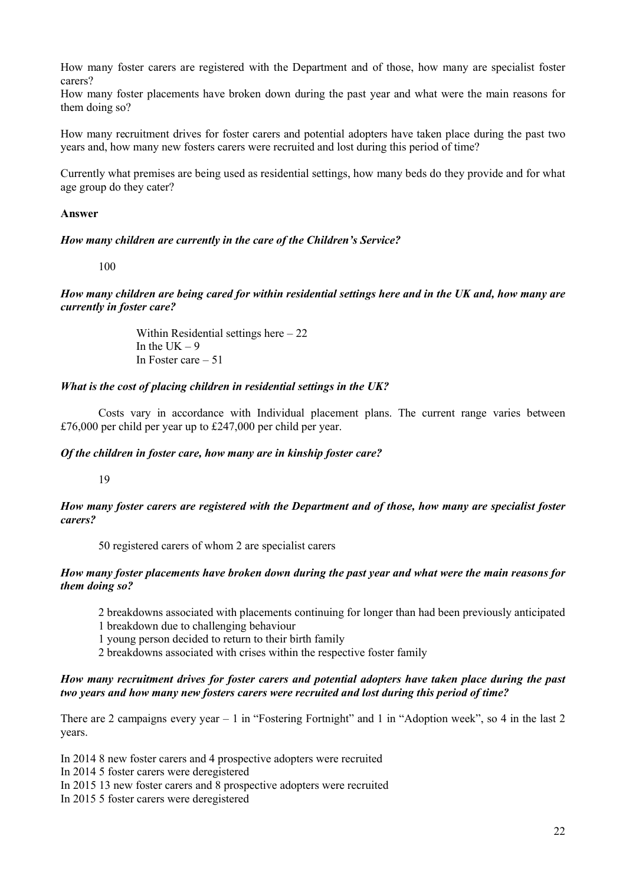How many foster carers are registered with the Department and of those, how many are specialist foster carers?
How many foster placements have broken down during the past year and what were the main reasons for them doing so?

How many recruitment drives for foster carers and potential adopters have taken place during the past two years and, how many new fosters carers were recruited and lost during this period of time?

Currently what premises are being used as residential settings, how many beds do they provide and for what age group do they cater?

**Answer**

***How many children are currently in the care of the Children's Service?***

100

***How many children are being cared for within residential settings here and in the UK and, how many are currently in foster care?***

Within Residential settings here – 22
In the UK – 9
In Foster care – 51

***What is the cost of placing children in residential settings in the UK?***

Costs vary in accordance with Individual placement plans. The current range varies between £76,000 per child per year up to £247,000 per child per year.

***Of the children in foster care, how many are in kinship foster care?***

19

***How many foster carers are registered with the Department and of those, how many are specialist foster carers?***

50 registered carers of whom 2 are specialist carers

***How many foster placements have broken down during the past year and what were the main reasons for them doing so?***

2 breakdowns associated with placements continuing for longer than had been previously anticipated
1 breakdown due to challenging behaviour
1 young person decided to return to their birth family
2 breakdowns associated with crises within the respective foster family

***How many recruitment drives for foster carers and potential adopters have taken place during the past two years and how many new fosters carers were recruited and lost during this period of time?***

There are 2 campaigns every year – 1 in "Fostering Fortnight" and 1 in "Adoption week", so 4 in the last 2 years.

In 2014 8 new foster carers and 4 prospective adopters were recruited
In 2014 5 foster carers were deregistered
In 2015 13 new foster carers and 8 prospective adopters were recruited
In 2015 5 foster carers were deregistered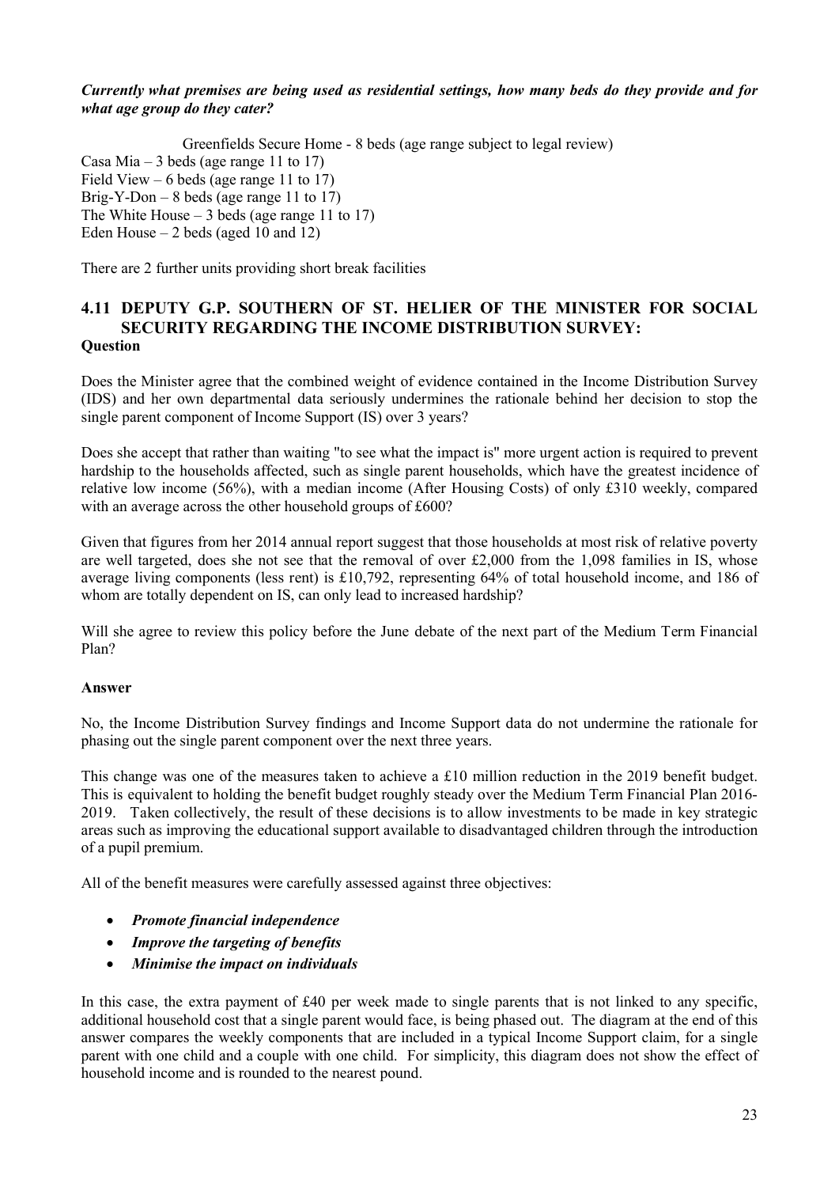***Currently what premises are being used as residential settings, how many beds do they provide and for what age group do they cater?***

Greenfields Secure Home - 8 beds (age range subject to legal review)
Casa Mia – 3 beds (age range 11 to 17)
Field View – 6 beds (age range 11 to 17)
Brig-Y-Don – 8 beds (age range 11 to 17)
The White House – 3 beds (age range 11 to 17)
Eden House – 2 beds (aged 10 and 12)

There are 2 further units providing short break facilities

## 4.11 DEPUTY G.P. SOUTHERN OF ST. HELIER OF THE MINISTER FOR SOCIAL SECURITY REGARDING THE INCOME DISTRIBUTION SURVEY:

**Question**

Does the Minister agree that the combined weight of evidence contained in the Income Distribution Survey (IDS) and her own departmental data seriously undermines the rationale behind her decision to stop the single parent component of Income Support (IS) over 3 years?

Does she accept that rather than waiting "to see what the impact is" more urgent action is required to prevent hardship to the households affected, such as single parent households, which have the greatest incidence of relative low income (56%), with a median income (After Housing Costs) of only £310 weekly, compared with an average across the other household groups of £600?

Given that figures from her 2014 annual report suggest that those households at most risk of relative poverty are well targeted, does she not see that the removal of over £2,000 from the 1,098 families in IS, whose average living components (less rent) is £10,792, representing 64% of total household income, and 186 of whom are totally dependent on IS, can only lead to increased hardship?

Will she agree to review this policy before the June debate of the next part of the Medium Term Financial Plan?

**Answer**

No, the Income Distribution Survey findings and Income Support data do not undermine the rationale for phasing out the single parent component over the next three years.

This change was one of the measures taken to achieve a £10 million reduction in the 2019 benefit budget. This is equivalent to holding the benefit budget roughly steady over the Medium Term Financial Plan 2016-2019. Taken collectively, the result of these decisions is to allow investments to be made in key strategic areas such as improving the educational support available to disadvantaged children through the introduction of a pupil premium.

All of the benefit measures were carefully assessed against three objectives:

- ***Promote financial independence***
- ***Improve the targeting of benefits***
- ***Minimise the impact on individuals***

In this case, the extra payment of £40 per week made to single parents that is not linked to any specific, additional household cost that a single parent would face, is being phased out. The diagram at the end of this answer compares the weekly components that are included in a typical Income Support claim, for a single parent with one child and a couple with one child. For simplicity, this diagram does not show the effect of household income and is rounded to the nearest pound.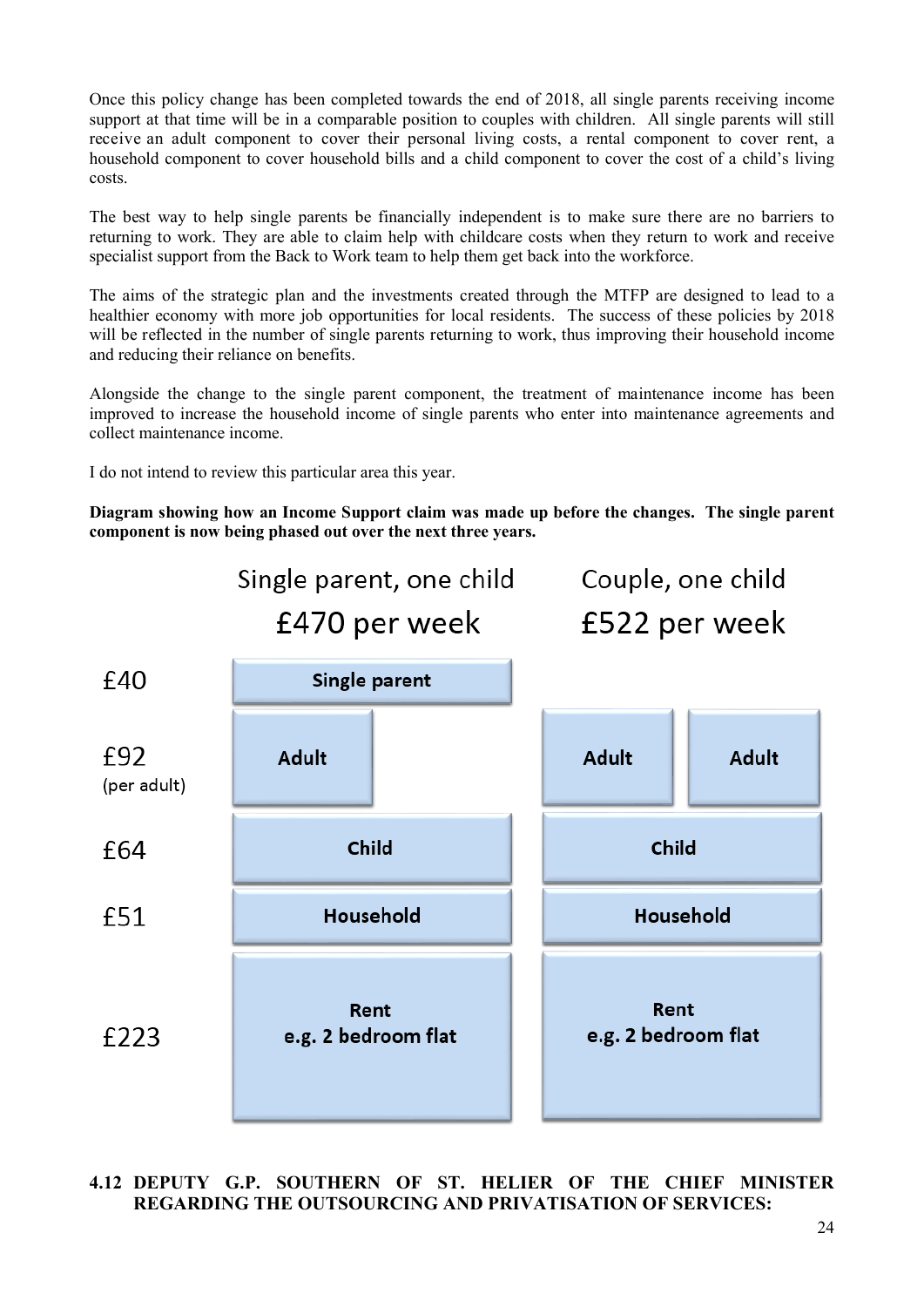Once this policy change has been completed towards the end of 2018, all single parents receiving income support at that time will be in a comparable position to couples with children. All single parents will still receive an adult component to cover their personal living costs, a rental component to cover rent, a household component to cover household bills and a child component to cover the cost of a child's living costs.

The best way to help single parents be financially independent is to make sure there are no barriers to returning to work. They are able to claim help with childcare costs when they return to work and receive specialist support from the Back to Work team to help them get back into the workforce.

The aims of the strategic plan and the investments created through the MTFP are designed to lead to a healthier economy with more job opportunities for local residents. The success of these policies by 2018 will be reflected in the number of single parents returning to work, thus improving their household income and reducing their reliance on benefits.

Alongside the change to the single parent component, the treatment of maintenance income has been improved to increase the household income of single parents who enter into maintenance agreements and collect maintenance income.

I do not intend to review this particular area this year.

**Diagram showing how an Income Support claim was made up before the changes. The single parent component is now being phased out over the next three years.**

| | Single parent, one child £470 per week | Couple, one child £522 per week |
|---|---|---|
| £40 | Single parent | |
| £92 (per adult) | Adult | Adult, Adult |
| £64 | Child | Child |
| £51 | Household | Household |
| £223 | Rent e.g. 2 bedroom flat | Rent e.g. 2 bedroom flat |

**4.12 DEPUTY G.P. SOUTHERN OF ST. HELIER OF THE CHIEF MINISTER REGARDING THE OUTSOURCING AND PRIVATISATION OF SERVICES:**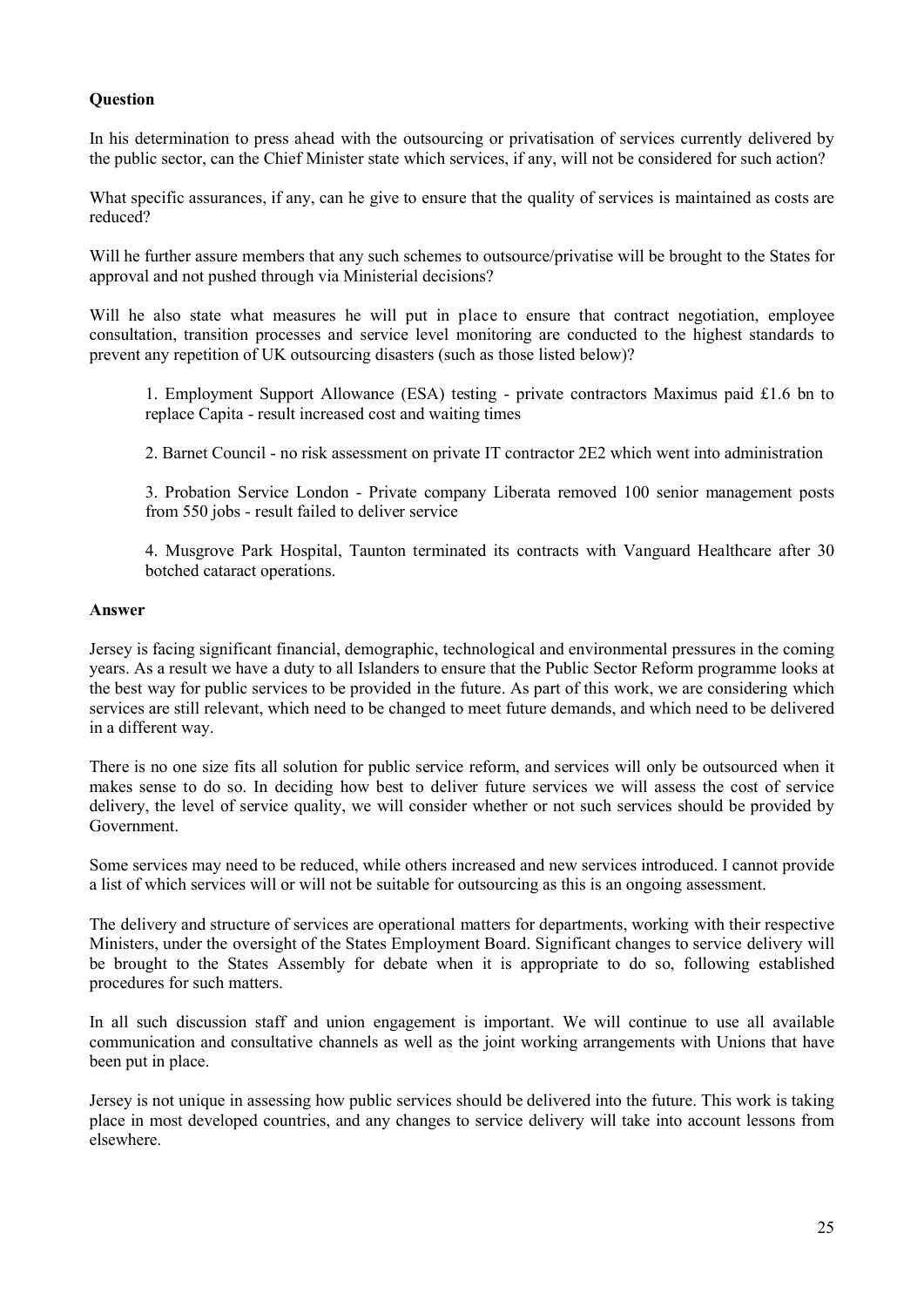**Question**

In his determination to press ahead with the outsourcing or privatisation of services currently delivered by the public sector, can the Chief Minister state which services, if any, will not be considered for such action?

What specific assurances, if any, can he give to ensure that the quality of services is maintained as costs are reduced?

Will he further assure members that any such schemes to outsource/privatise will be brought to the States for approval and not pushed through via Ministerial decisions?

Will he also state what measures he will put in place to ensure that contract negotiation, employee consultation, transition processes and service level monitoring are conducted to the highest standards to prevent any repetition of UK outsourcing disasters (such as those listed below)?

1. Employment Support Allowance (ESA) testing - private contractors Maximus paid £1.6 bn to replace Capita - result increased cost and waiting times

2. Barnet Council - no risk assessment on private IT contractor 2E2 which went into administration

3. Probation Service London - Private company Liberata removed 100 senior management posts from 550 jobs - result failed to deliver service

4. Musgrove Park Hospital, Taunton terminated its contracts with Vanguard Healthcare after 30 botched cataract operations.

**Answer**

Jersey is facing significant financial, demographic, technological and environmental pressures in the coming years. As a result we have a duty to all Islanders to ensure that the Public Sector Reform programme looks at the best way for public services to be provided in the future. As part of this work, we are considering which services are still relevant, which need to be changed to meet future demands, and which need to be delivered in a different way.

There is no one size fits all solution for public service reform, and services will only be outsourced when it makes sense to do so. In deciding how best to deliver future services we will assess the cost of service delivery, the level of service quality, we will consider whether or not such services should be provided by Government.

Some services may need to be reduced, while others increased and new services introduced. I cannot provide a list of which services will or will not be suitable for outsourcing as this is an ongoing assessment.

The delivery and structure of services are operational matters for departments, working with their respective Ministers, under the oversight of the States Employment Board. Significant changes to service delivery will be brought to the States Assembly for debate when it is appropriate to do so, following established procedures for such matters.

In all such discussion staff and union engagement is important. We will continue to use all available communication and consultative channels as well as the joint working arrangements with Unions that have been put in place.

Jersey is not unique in assessing how public services should be delivered into the future. This work is taking place in most developed countries, and any changes to service delivery will take into account lessons from elsewhere.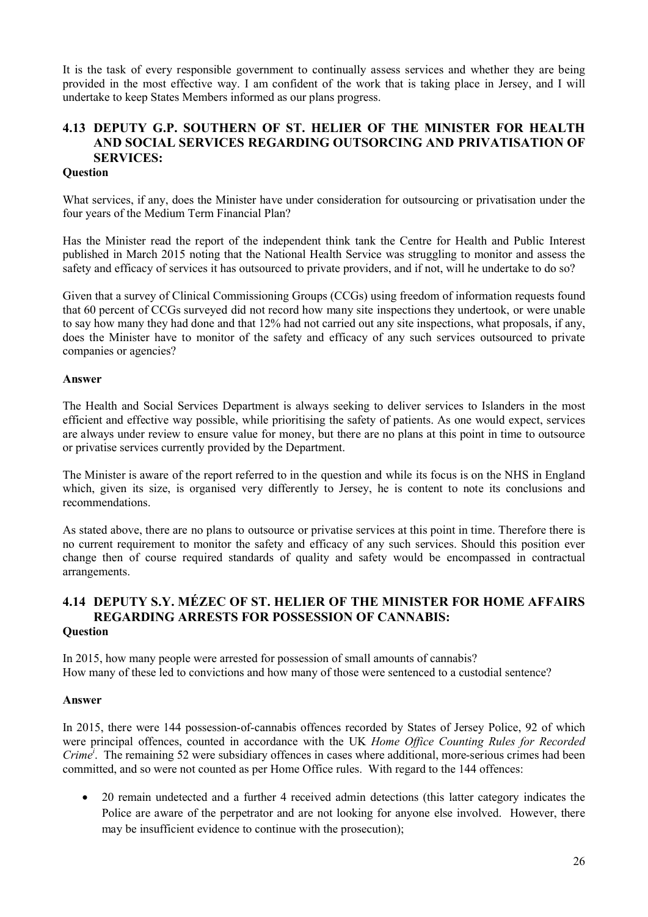It is the task of every responsible government to continually assess services and whether they are being provided in the most effective way. I am confident of the work that is taking place in Jersey, and I will undertake to keep States Members informed as our plans progress.

## 4.13 DEPUTY G.P. SOUTHERN OF ST. HELIER OF THE MINISTER FOR HEALTH AND SOCIAL SERVICES REGARDING OUTSOURCING AND PRIVATISATION OF SERVICES:

**Question**

What services, if any, does the Minister have under consideration for outsourcing or privatisation under the four years of the Medium Term Financial Plan?

Has the Minister read the report of the independent think tank the Centre for Health and Public Interest published in March 2015 noting that the National Health Service was struggling to monitor and assess the safety and efficacy of services it has outsourced to private providers, and if not, will he undertake to do so?

Given that a survey of Clinical Commissioning Groups (CCGs) using freedom of information requests found that 60 percent of CCGs surveyed did not record how many site inspections they undertook, or were unable to say how many they had done and that 12% had not carried out any site inspections, what proposals, if any, does the Minister have to monitor of the safety and efficacy of any such services outsourced to private companies or agencies?

**Answer**

The Health and Social Services Department is always seeking to deliver services to Islanders in the most efficient and effective way possible, while prioritising the safety of patients. As one would expect, services are always under review to ensure value for money, but there are no plans at this point in time to outsource or privatise services currently provided by the Department.

The Minister is aware of the report referred to in the question and while its focus is on the NHS in England which, given its size, is organised very differently to Jersey, he is content to note its conclusions and recommendations.

As stated above, there are no plans to outsource or privatise services at this point in time. Therefore there is no current requirement to monitor the safety and efficacy of any such services. Should this position ever change then of course required standards of quality and safety would be encompassed in contractual arrangements.

## 4.14 DEPUTY S.Y. MÉZEC OF ST. HELIER OF THE MINISTER FOR HOME AFFAIRS REGARDING ARRESTS FOR POSSESSION OF CANNABIS:

**Question**

In 2015, how many people were arrested for possession of small amounts of cannabis?
How many of these led to convictions and how many of those were sentenced to a custodial sentence?

**Answer**

In 2015, there were 144 possession-of-cannabis offences recorded by States of Jersey Police, 92 of which were principal offences, counted in accordance with the UK *Home Office Counting Rules for Recorded Crime*[i]. The remaining 52 were subsidiary offences in cases where additional, more-serious crimes had been committed, and so were not counted as per Home Office rules. With regard to the 144 offences:

- 20 remain undetected and a further 4 received admin detections (this latter category indicates the Police are aware of the perpetrator and are not looking for anyone else involved. However, there may be insufficient evidence to continue with the prosecution);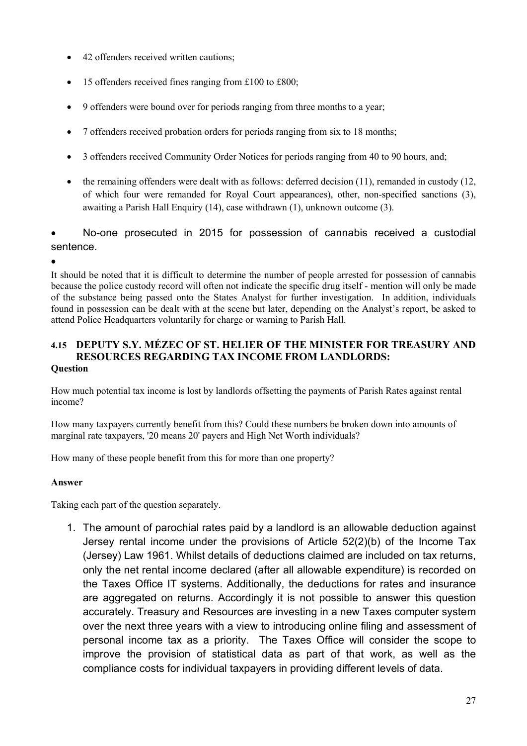- 42 offenders received written cautions;
- 15 offenders received fines ranging from £100 to £800;
- 9 offenders were bound over for periods ranging from three months to a year;
- 7 offenders received probation orders for periods ranging from six to 18 months;
- 3 offenders received Community Order Notices for periods ranging from 40 to 90 hours, and;
- the remaining offenders were dealt with as follows: deferred decision (11), remanded in custody (12, of which four were remanded for Royal Court appearances), other, non-specified sanctions (3), awaiting a Parish Hall Enquiry (14), case withdrawn (1), unknown outcome (3).

- No-one prosecuted in 2015 for possession of cannabis received a custodial sentence.

It should be noted that it is difficult to determine the number of people arrested for possession of cannabis because the police custody record will often not indicate the specific drug itself - mention will only be made of the substance being passed onto the States Analyst for further investigation. In addition, individuals found in possession can be dealt with at the scene but later, depending on the Analyst's report, be asked to attend Police Headquarters voluntarily for charge or warning to Parish Hall.

### 4.15 DEPUTY S.Y. MÉZEC OF ST. HELIER OF THE MINISTER FOR TREASURY AND RESOURCES REGARDING TAX INCOME FROM LANDLORDS:

**Question**

How much potential tax income is lost by landlords offsetting the payments of Parish Rates against rental income?

How many taxpayers currently benefit from this? Could these numbers be broken down into amounts of marginal rate taxpayers, '20 means 20' payers and High Net Worth individuals?

How many of these people benefit from this for more than one property?

**Answer**

Taking each part of the question separately.

1. The amount of parochial rates paid by a landlord is an allowable deduction against Jersey rental income under the provisions of Article 52(2)(b) of the Income Tax (Jersey) Law 1961. Whilst details of deductions claimed are included on tax returns, only the net rental income declared (after all allowable expenditure) is recorded on the Taxes Office IT systems. Additionally, the deductions for rates and insurance are aggregated on returns. Accordingly it is not possible to answer this question accurately. Treasury and Resources are investing in a new Taxes computer system over the next three years with a view to introducing online filing and assessment of personal income tax as a priority. The Taxes Office will consider the scope to improve the provision of statistical data as part of that work, as well as the compliance costs for individual taxpayers in providing different levels of data.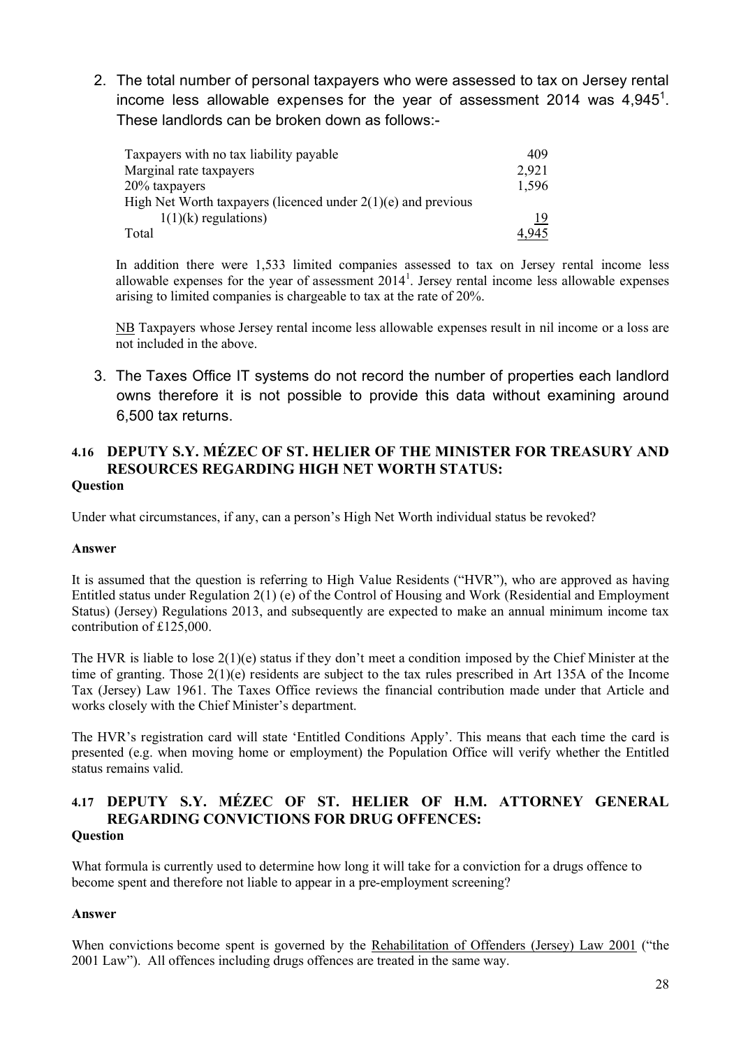2. The total number of personal taxpayers who were assessed to tax on Jersey rental income less allowable expenses for the year of assessment 2014 was 4,945[1]. These landlords can be broken down as follows:-

| | |
|---|---|
| Taxpayers with no tax liability payable | 409 |
| Marginal rate taxpayers | 2,921 |
| 20% taxpayers | 1,596 |
| High Net Worth taxpayers (licenced under 2(1)(e) and previous 1(1)(k) regulations) | 19 |
| Total | 4,945 |

In addition there were 1,533 limited companies assessed to tax on Jersey rental income less allowable expenses for the year of assessment 2014[1]. Jersey rental income less allowable expenses arising to limited companies is chargeable to tax at the rate of 20%.

NB Taxpayers whose Jersey rental income less allowable expenses result in nil income or a loss are not included in the above.

3. The Taxes Office IT systems do not record the number of properties each landlord owns therefore it is not possible to provide this data without examining around 6,500 tax returns.

### 4.16 DEPUTY S.Y. MÉZEC OF ST. HELIER OF THE MINISTER FOR TREASURY AND RESOURCES REGARDING HIGH NET WORTH STATUS:

**Question**

Under what circumstances, if any, can a person's High Net Worth individual status be revoked?

**Answer**

It is assumed that the question is referring to High Value Residents ("HVR"), who are approved as having Entitled status under Regulation 2(1) (e) of the Control of Housing and Work (Residential and Employment Status) (Jersey) Regulations 2013, and subsequently are expected to make an annual minimum income tax contribution of £125,000.

The HVR is liable to lose 2(1)(e) status if they don't meet a condition imposed by the Chief Minister at the time of granting. Those 2(1)(e) residents are subject to the tax rules prescribed in Art 135A of the Income Tax (Jersey) Law 1961. The Taxes Office reviews the financial contribution made under that Article and works closely with the Chief Minister's department.

The HVR's registration card will state 'Entitled Conditions Apply'. This means that each time the card is presented (e.g. when moving home or employment) the Population Office will verify whether the Entitled status remains valid.

### 4.17 DEPUTY S.Y. MÉZEC OF ST. HELIER OF H.M. ATTORNEY GENERAL REGARDING CONVICTIONS FOR DRUG OFFENCES:

**Question**

What formula is currently used to determine how long it will take for a conviction for a drugs offence to become spent and therefore not liable to appear in a pre-employment screening?

**Answer**

When convictions become spent is governed by the Rehabilitation of Offenders (Jersey) Law 2001 ("the 2001 Law"). All offences including drugs offences are treated in the same way.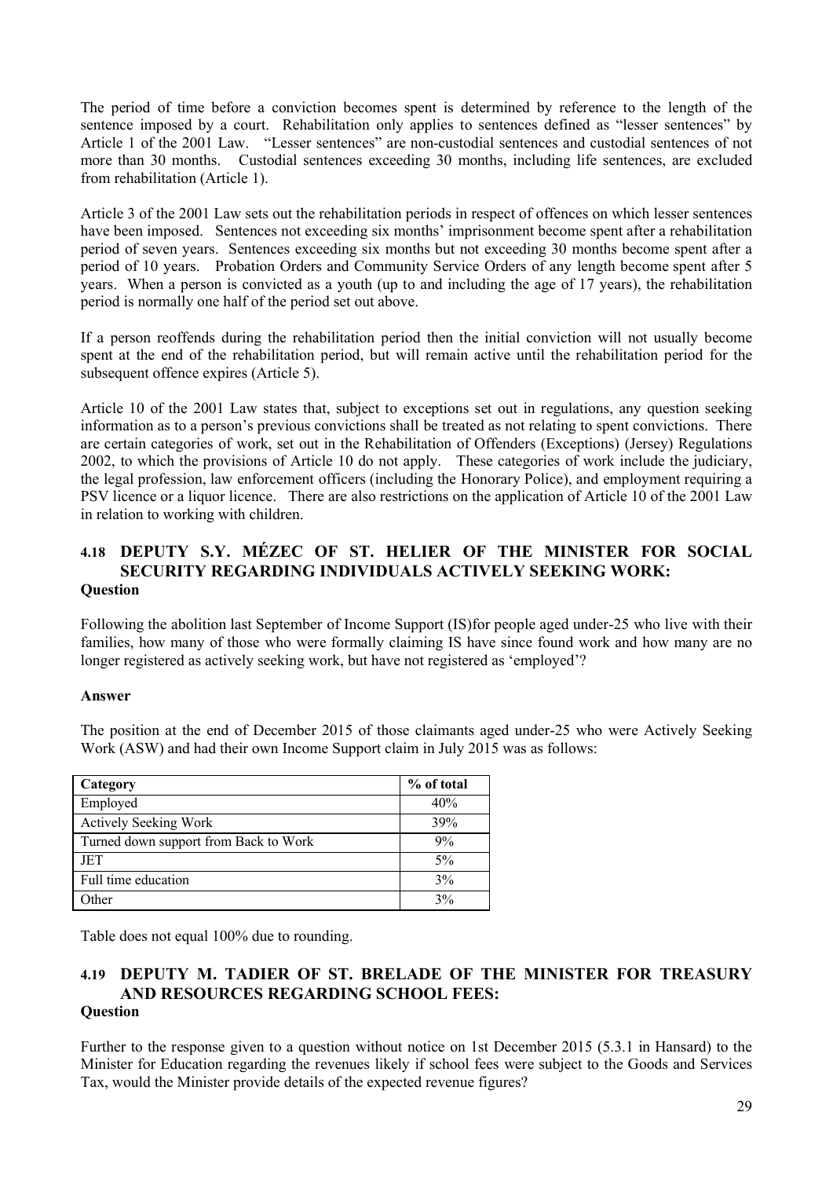The period of time before a conviction becomes spent is determined by reference to the length of the sentence imposed by a court. Rehabilitation only applies to sentences defined as "lesser sentences" by Article 1 of the 2001 Law. "Lesser sentences" are non-custodial sentences and custodial sentences of not more than 30 months. Custodial sentences exceeding 30 months, including life sentences, are excluded from rehabilitation (Article 1).

Article 3 of the 2001 Law sets out the rehabilitation periods in respect of offences on which lesser sentences have been imposed. Sentences not exceeding six months' imprisonment become spent after a rehabilitation period of seven years. Sentences exceeding six months but not exceeding 30 months become spent after a period of 10 years. Probation Orders and Community Service Orders of any length become spent after 5 years. When a person is convicted as a youth (up to and including the age of 17 years), the rehabilitation period is normally one half of the period set out above.

If a person reoffends during the rehabilitation period then the initial conviction will not usually become spent at the end of the rehabilitation period, but will remain active until the rehabilitation period for the subsequent offence expires (Article 5).

Article 10 of the 2001 Law states that, subject to exceptions set out in regulations, any question seeking information as to a person's previous convictions shall be treated as not relating to spent convictions. There are certain categories of work, set out in the Rehabilitation of Offenders (Exceptions) (Jersey) Regulations 2002, to which the provisions of Article 10 do not apply. These categories of work include the judiciary, the legal profession, law enforcement officers (including the Honorary Police), and employment requiring a PSV licence or a liquor licence. There are also restrictions on the application of Article 10 of the 2001 Law in relation to working with children.

## 4.18 DEPUTY S.Y. MÉZEC OF ST. HELIER OF THE MINISTER FOR SOCIAL SECURITY REGARDING INDIVIDUALS ACTIVELY SEEKING WORK:

**Question**

Following the abolition last September of Income Support (IS)for people aged under-25 who live with their families, how many of those who were formally claiming IS have since found work and how many are no longer registered as actively seeking work, but have not registered as 'employed'?

**Answer**

The position at the end of December 2015 of those claimants aged under-25 who were Actively Seeking Work (ASW) and had their own Income Support claim in July 2015 was as follows:

| Category | % of total |
|---|---|
| Employed | 40% |
| Actively Seeking Work | 39% |
| Turned down support from Back to Work | 9% |
| JET | 5% |
| Full time education | 3% |
| Other | 3% |

Table does not equal 100% due to rounding.

## 4.19 DEPUTY M. TADIER OF ST. BRELADE OF THE MINISTER FOR TREASURY AND RESOURCES REGARDING SCHOOL FEES:

**Question**

Further to the response given to a question without notice on 1st December 2015 (5.3.1 in Hansard) to the Minister for Education regarding the revenues likely if school fees were subject to the Goods and Services Tax, would the Minister provide details of the expected revenue figures?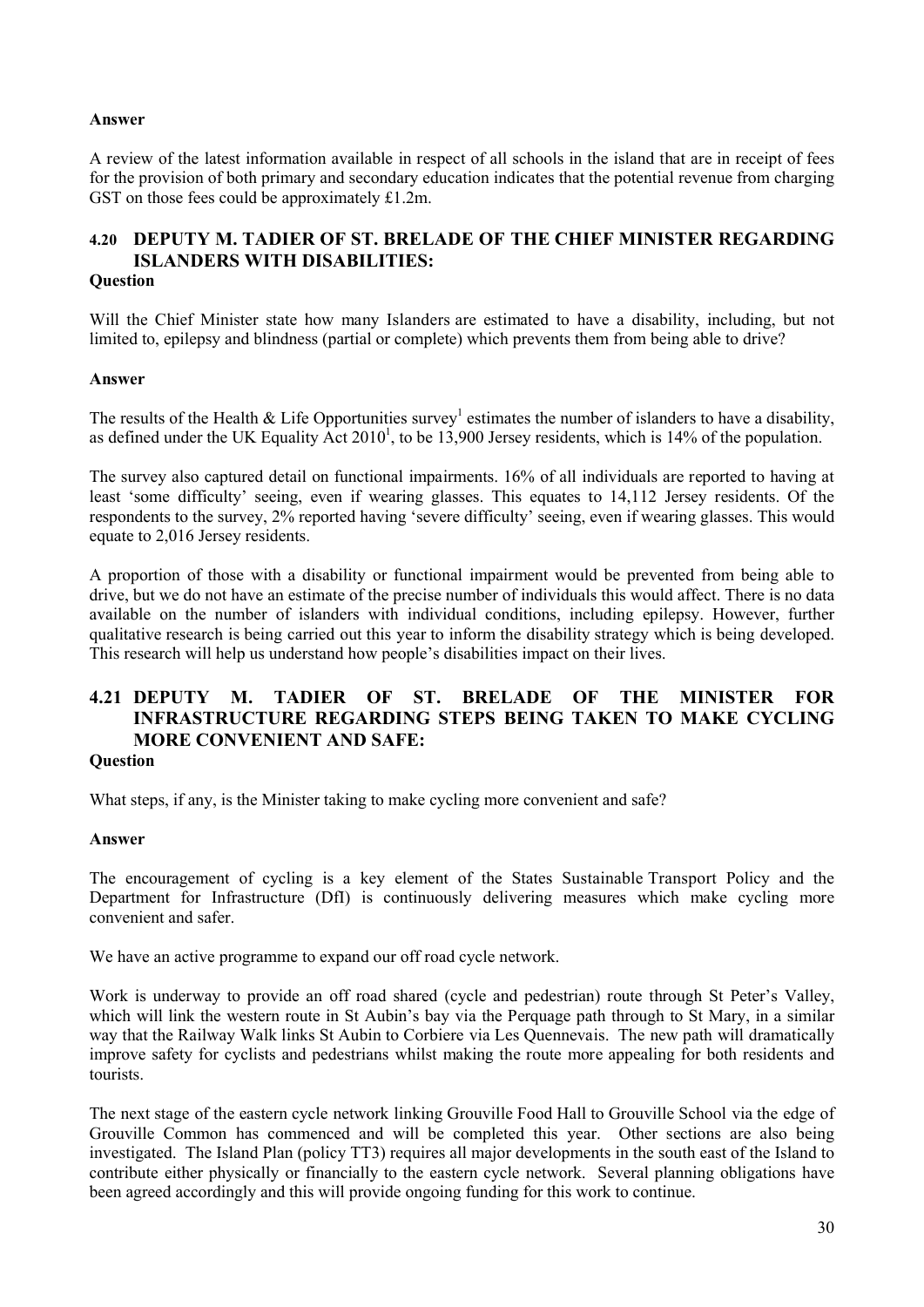**Answer**

A review of the latest information available in respect of all schools in the island that are in receipt of fees for the provision of both primary and secondary education indicates that the potential revenue from charging GST on those fees could be approximately £1.2m.

### 4.20 DEPUTY M. TADIER OF ST. BRELADE OF THE CHIEF MINISTER REGARDING ISLANDERS WITH DISABILITIES:

**Question**

Will the Chief Minister state how many Islanders are estimated to have a disability, including, but not limited to, epilepsy and blindness (partial or complete) which prevents them from being able to drive?

**Answer**

The results of the Health & Life Opportunities survey[1] estimates the number of islanders to have a disability, as defined under the UK Equality Act 2010[1], to be 13,900 Jersey residents, which is 14% of the population.

The survey also captured detail on functional impairments. 16% of all individuals are reported to having at least 'some difficulty' seeing, even if wearing glasses. This equates to 14,112 Jersey residents. Of the respondents to the survey, 2% reported having 'severe difficulty' seeing, even if wearing glasses. This would equate to 2,016 Jersey residents.

A proportion of those with a disability or functional impairment would be prevented from being able to drive, but we do not have an estimate of the precise number of individuals this would affect. There is no data available on the number of islanders with individual conditions, including epilepsy. However, further qualitative research is being carried out this year to inform the disability strategy which is being developed. This research will help us understand how people's disabilities impact on their lives.

### 4.21 DEPUTY M. TADIER OF ST. BRELADE OF THE MINISTER FOR INFRASTRUCTURE REGARDING STEPS BEING TAKEN TO MAKE CYCLING MORE CONVENIENT AND SAFE:

**Question**

What steps, if any, is the Minister taking to make cycling more convenient and safe?

**Answer**

The encouragement of cycling is a key element of the States Sustainable Transport Policy and the Department for Infrastructure (DfI) is continuously delivering measures which make cycling more convenient and safer.

We have an active programme to expand our off road cycle network.

Work is underway to provide an off road shared (cycle and pedestrian) route through St Peter's Valley, which will link the western route in St Aubin's bay via the Perquage path through to St Mary, in a similar way that the Railway Walk links St Aubin to Corbiere via Les Quennevais. The new path will dramatically improve safety for cyclists and pedestrians whilst making the route more appealing for both residents and tourists.

The next stage of the eastern cycle network linking Grouville Food Hall to Grouville School via the edge of Grouville Common has commenced and will be completed this year. Other sections are also being investigated. The Island Plan (policy TT3) requires all major developments in the south east of the Island to contribute either physically or financially to the eastern cycle network. Several planning obligations have been agreed accordingly and this will provide ongoing funding for this work to continue.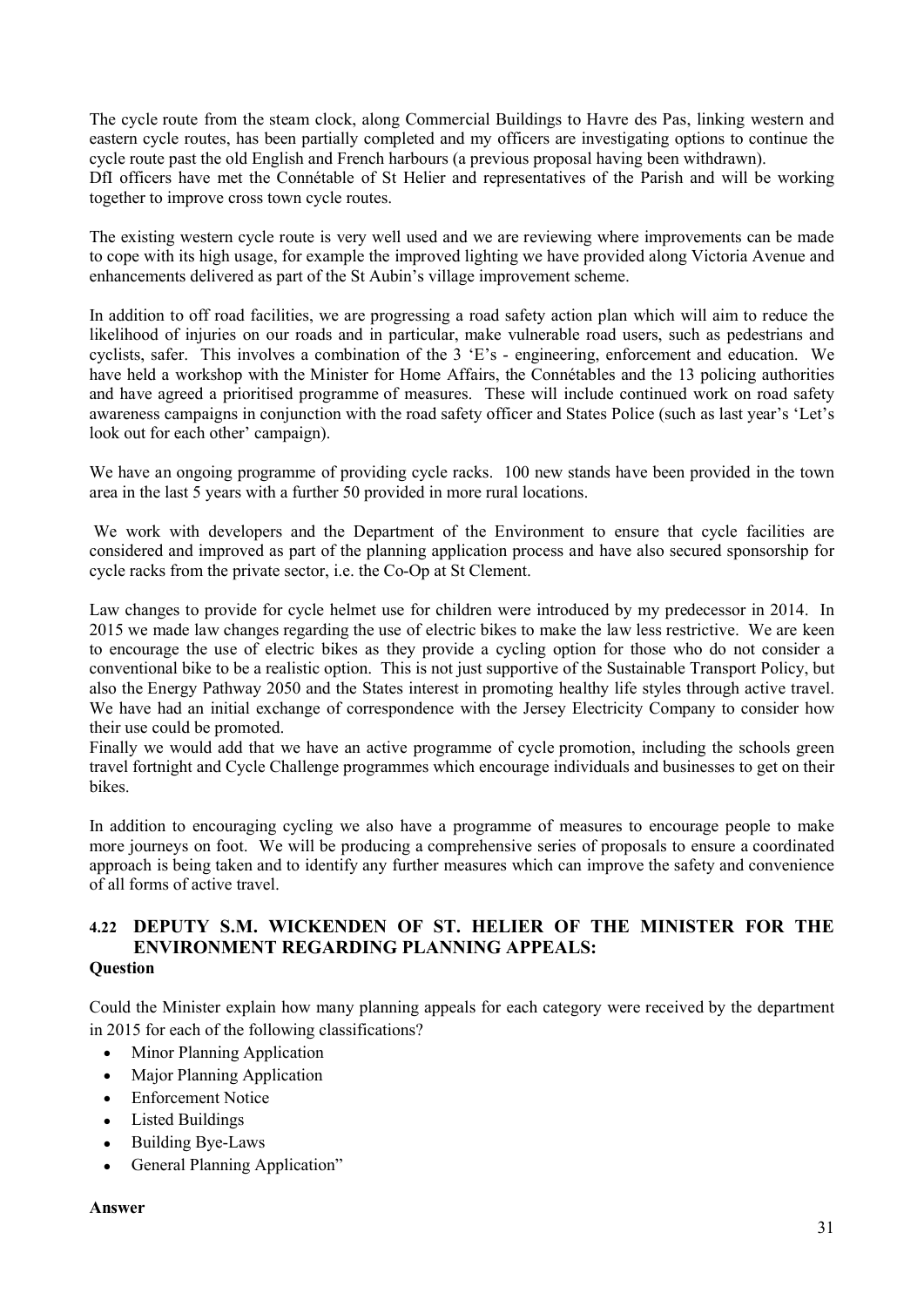The cycle route from the steam clock, along Commercial Buildings to Havre des Pas, linking western and eastern cycle routes, has been partially completed and my officers are investigating options to continue the cycle route past the old English and French harbours (a previous proposal having been withdrawn).
DfI officers have met the Connétable of St Helier and representatives of the Parish and will be working together to improve cross town cycle routes.

The existing western cycle route is very well used and we are reviewing where improvements can be made to cope with its high usage, for example the improved lighting we have provided along Victoria Avenue and enhancements delivered as part of the St Aubin's village improvement scheme.

In addition to off road facilities, we are progressing a road safety action plan which will aim to reduce the likelihood of injuries on our roads and in particular, make vulnerable road users, such as pedestrians and cyclists, safer. This involves a combination of the 3 'E's - engineering, enforcement and education. We have held a workshop with the Minister for Home Affairs, the Connétables and the 13 policing authorities and have agreed a prioritised programme of measures. These will include continued work on road safety awareness campaigns in conjunction with the road safety officer and States Police (such as last year's 'Let's look out for each other' campaign).

We have an ongoing programme of providing cycle racks. 100 new stands have been provided in the town area in the last 5 years with a further 50 provided in more rural locations.

We work with developers and the Department of the Environment to ensure that cycle facilities are considered and improved as part of the planning application process and have also secured sponsorship for cycle racks from the private sector, i.e. the Co-Op at St Clement.

Law changes to provide for cycle helmet use for children were introduced by my predecessor in 2014. In 2015 we made law changes regarding the use of electric bikes to make the law less restrictive. We are keen to encourage the use of electric bikes as they provide a cycling option for those who do not consider a conventional bike to be a realistic option. This is not just supportive of the Sustainable Transport Policy, but also the Energy Pathway 2050 and the States interest in promoting healthy life styles through active travel. We have had an initial exchange of correspondence with the Jersey Electricity Company to consider how their use could be promoted.
Finally we would add that we have an active programme of cycle promotion, including the schools green travel fortnight and Cycle Challenge programmes which encourage individuals and businesses to get on their bikes.

In addition to encouraging cycling we also have a programme of measures to encourage people to make more journeys on foot. We will be producing a comprehensive series of proposals to ensure a coordinated approach is being taken and to identify any further measures which can improve the safety and convenience of all forms of active travel.

## 4.22 DEPUTY S.M. WICKENDEN OF ST. HELIER OF THE MINISTER FOR THE ENVIRONMENT REGARDING PLANNING APPEALS:

**Question**

Could the Minister explain how many planning appeals for each category were received by the department in 2015 for each of the following classifications?

- Minor Planning Application
- Major Planning Application
- Enforcement Notice
- Listed Buildings
- Building Bye-Laws
- General Planning Application"

**Answer**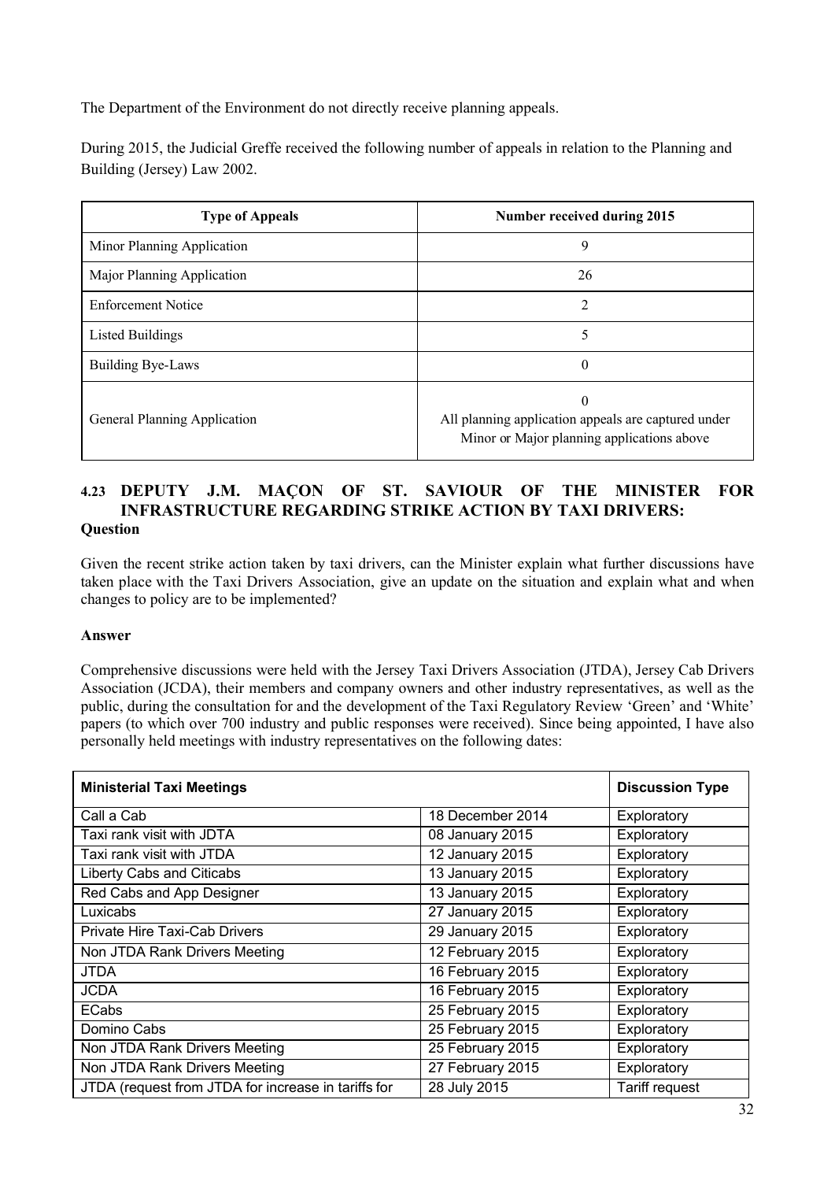The Department of the Environment do not directly receive planning appeals.

During 2015, the Judicial Greffe received the following number of appeals in relation to the Planning and Building (Jersey) Law 2002.

| Type of Appeals | Number received during 2015 |
|---|---|
| Minor Planning Application | 9 |
| Major Planning Application | 26 |
| Enforcement Notice | 2 |
| Listed Buildings | 5 |
| Building Bye-Laws | 0 |
| General Planning Application | 0<br>All planning application appeals are captured under Minor or Major planning applications above |

### 4.23 DEPUTY J.M. MAÇON OF ST. SAVIOUR OF THE MINISTER FOR INFRASTRUCTURE REGARDING STRIKE ACTION BY TAXI DRIVERS:

**Question**

Given the recent strike action taken by taxi drivers, can the Minister explain what further discussions have taken place with the Taxi Drivers Association, give an update on the situation and explain what and when changes to policy are to be implemented?

**Answer**

Comprehensive discussions were held with the Jersey Taxi Drivers Association (JTDA), Jersey Cab Drivers Association (JCDA), their members and company owners and other industry representatives, as well as the public, during the consultation for and the development of the Taxi Regulatory Review 'Green' and 'White' papers (to which over 700 industry and public responses were received). Since being appointed, I have also personally held meetings with industry representatives on the following dates:

| Ministerial Taxi Meetings | | Discussion Type |
|---|---|---|
| Call a Cab | 18 December 2014 | Exploratory |
| Taxi rank visit with JDTA | 08 January 2015 | Exploratory |
| Taxi rank visit with JTDA | 12 January 2015 | Exploratory |
| Liberty Cabs and Citicabs | 13 January 2015 | Exploratory |
| Red Cabs and App Designer | 13 January 2015 | Exploratory |
| Luxicabs | 27 January 2015 | Exploratory |
| Private Hire Taxi-Cab Drivers | 29 January 2015 | Exploratory |
| Non JTDA Rank Drivers Meeting | 12 February 2015 | Exploratory |
| JTDA | 16 February 2015 | Exploratory |
| JCDA | 16 February 2015 | Exploratory |
| ECabs | 25 February 2015 | Exploratory |
| Domino Cabs | 25 February 2015 | Exploratory |
| Non JTDA Rank Drivers Meeting | 25 February 2015 | Exploratory |
| Non JTDA Rank Drivers Meeting | 27 February 2015 | Exploratory |
| JTDA (request from JTDA for increase in tariffs for | 28 July 2015 | Tariff request |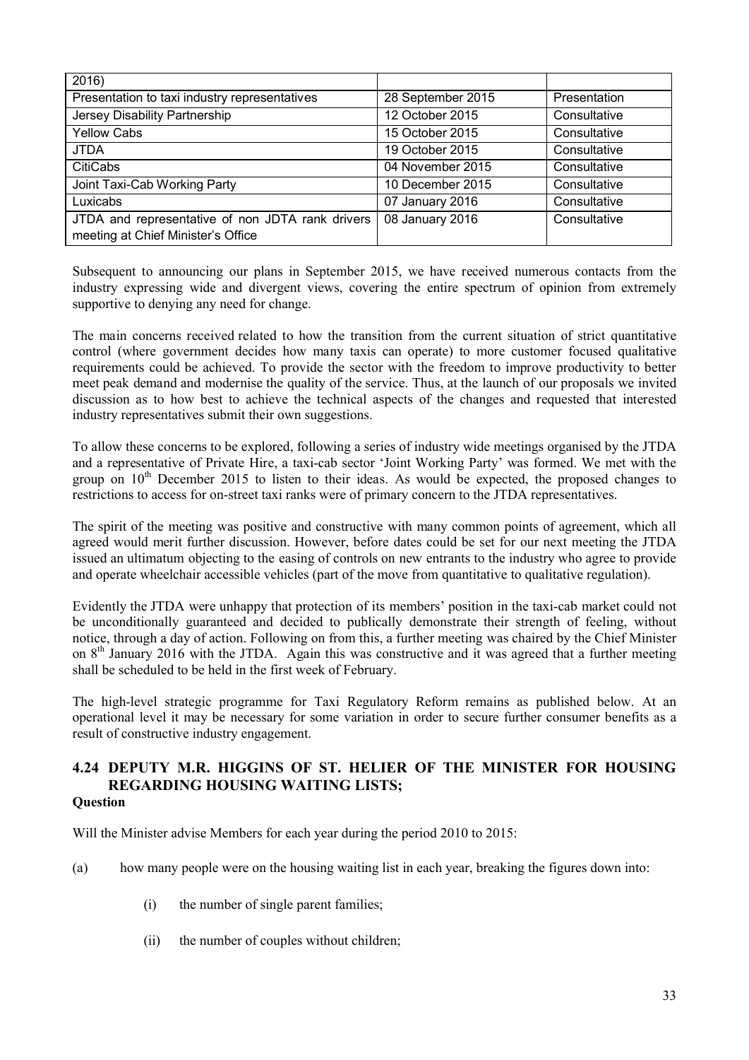| 2016) | | |
|---|---|---|
| Presentation to taxi industry representatives | 28 September 2015 | Presentation |
| Jersey Disability Partnership | 12 October 2015 | Consultative |
| Yellow Cabs | 15 October 2015 | Consultative |
| JTDA | 19 October 2015 | Consultative |
| CitiCabs | 04 November 2015 | Consultative |
| Joint Taxi-Cab Working Party | 10 December 2015 | Consultative |
| Luxicabs | 07 January 2016 | Consultative |
| JTDA and representative of non JDTA rank drivers meeting at Chief Minister's Office | 08 January 2016 | Consultative |

Subsequent to announcing our plans in September 2015, we have received numerous contacts from the industry expressing wide and divergent views, covering the entire spectrum of opinion from extremely supportive to denying any need for change.

The main concerns received related to how the transition from the current situation of strict quantitative control (where government decides how many taxis can operate) to more customer focused qualitative requirements could be achieved. To provide the sector with the freedom to improve productivity to better meet peak demand and modernise the quality of the service. Thus, at the launch of our proposals we invited discussion as to how best to achieve the technical aspects of the changes and requested that interested industry representatives submit their own suggestions.

To allow these concerns to be explored, following a series of industry wide meetings organised by the JTDA and a representative of Private Hire, a taxi-cab sector 'Joint Working Party' was formed. We met with the group on 10th December 2015 to listen to their ideas. As would be expected, the proposed changes to restrictions to access for on-street taxi ranks were of primary concern to the JTDA representatives.

The spirit of the meeting was positive and constructive with many common points of agreement, which all agreed would merit further discussion. However, before dates could be set for our next meeting the JTDA issued an ultimatum objecting to the easing of controls on new entrants to the industry who agree to provide and operate wheelchair accessible vehicles (part of the move from quantitative to qualitative regulation).

Evidently the JTDA were unhappy that protection of its members' position in the taxi-cab market could not be unconditionally guaranteed and decided to publically demonstrate their strength of feeling, without notice, through a day of action. Following on from this, a further meeting was chaired by the Chief Minister on 8th January 2016 with the JTDA. Again this was constructive and it was agreed that a further meeting shall be scheduled to be held in the first week of February.

The high-level strategic programme for Taxi Regulatory Reform remains as published below. At an operational level it may be necessary for some variation in order to secure further consumer benefits as a result of constructive industry engagement.

## 4.24 DEPUTY M.R. HIGGINS OF ST. HELIER OF THE MINISTER FOR HOUSING REGARDING HOUSING WAITING LISTS;

**Question**

Will the Minister advise Members for each year during the period 2010 to 2015:

(a) how many people were on the housing waiting list in each year, breaking the figures down into:

(i) the number of single parent families;

(ii) the number of couples without children;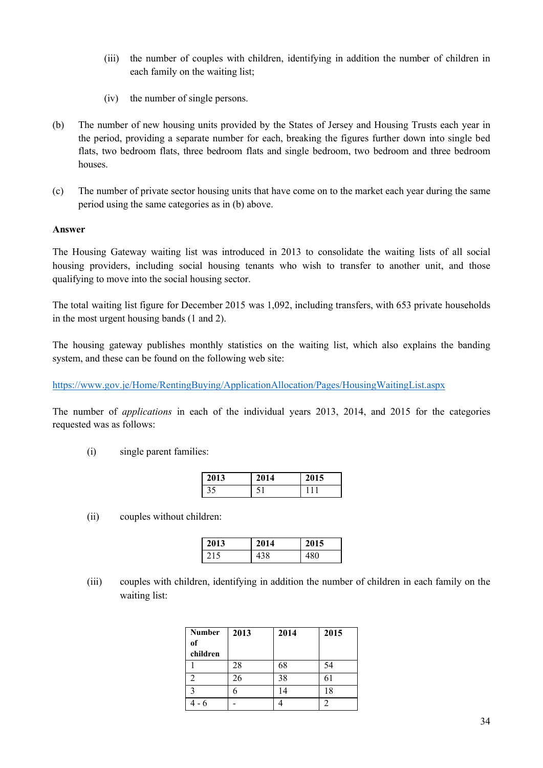(iii) the number of couples with children, identifying in addition the number of children in each family on the waiting list;

(iv) the number of single persons.

(b) The number of new housing units provided by the States of Jersey and Housing Trusts each year in the period, providing a separate number for each, breaking the figures further down into single bed flats, two bedroom flats, three bedroom flats and single bedroom, two bedroom and three bedroom houses.

(c) The number of private sector housing units that have come on to the market each year during the same period using the same categories as in (b) above.

**Answer**

The Housing Gateway waiting list was introduced in 2013 to consolidate the waiting lists of all social housing providers, including social housing tenants who wish to transfer to another unit, and those qualifying to move into the social housing sector.

The total waiting list figure for December 2015 was 1,092, including transfers, with 653 private households in the most urgent housing bands (1 and 2).

The housing gateway publishes monthly statistics on the waiting list, which also explains the banding system, and these can be found on the following web site:

https://www.gov.je/Home/RentingBuying/ApplicationAllocation/Pages/HousingWaitingList.aspx

The number of *applications* in each of the individual years 2013, 2014, and 2015 for the categories requested was as follows:

(i) single parent families:

| 2013 | 2014 | 2015 |
|---|---|---|
| 35 | 51 | 111 |

(ii) couples without children:

| 2013 | 2014 | 2015 |
|---|---|---|
| 215 | 438 | 480 |

(iii) couples with children, identifying in addition the number of children in each family on the waiting list:

| Number of children | 2013 | 2014 | 2015 |
|---|---|---|---|
| 1 | 28 | 68 | 54 |
| 2 | 26 | 38 | 61 |
| 3 | 6 | 14 | 18 |
| 4 - 6 | - | 4 | 2 |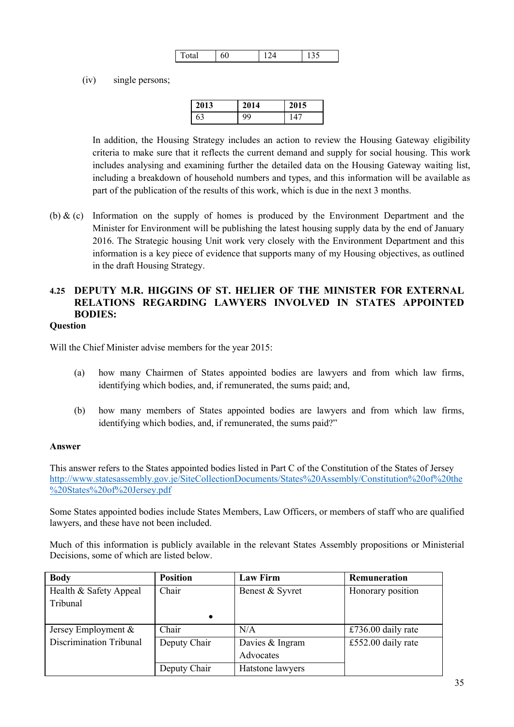| Total | 60 | 124 | 135 |
|---|---|---|---|

(iv) single persons;

| 2013 | 2014 | 2015 |
|---|---|---|
| 63 | 99 | 147 |

In addition, the Housing Strategy includes an action to review the Housing Gateway eligibility criteria to make sure that it reflects the current demand and supply for social housing. This work includes analysing and examining further the detailed data on the Housing Gateway waiting list, including a breakdown of household numbers and types, and this information will be available as part of the publication of the results of this work, which is due in the next 3 months.

(b) & (c) Information on the supply of homes is produced by the Environment Department and the Minister for Environment will be publishing the latest housing supply data by the end of January 2016. The Strategic housing Unit work very closely with the Environment Department and this information is a key piece of evidence that supports many of my Housing objectives, as outlined in the draft Housing Strategy.

### 4.25 DEPUTY M.R. HIGGINS OF ST. HELIER OF THE MINISTER FOR EXTERNAL RELATIONS REGARDING LAWYERS INVOLVED IN STATES APPOINTED BODIES:

**Question**

Will the Chief Minister advise members for the year 2015:

(a) how many Chairmen of States appointed bodies are lawyers and from which law firms, identifying which bodies, and, if remunerated, the sums paid; and,

(b) how many members of States appointed bodies are lawyers and from which law firms, identifying which bodies, and, if remunerated, the sums paid?"

**Answer**

This answer refers to the States appointed bodies listed in Part C of the Constitution of the States of Jersey http://www.statesassembly.gov.je/SiteCollectionDocuments/States%20Assembly/Constitution%20of%20the%20States%20of%20Jersey.pdf

Some States appointed bodies include States Members, Law Officers, or members of staff who are qualified lawyers, and these have not been included.

Much of this information is publicly available in the relevant States Assembly propositions or Ministerial Decisions, some of which are listed below.

| Body | Position | Law Firm | Remuneration |
|---|---|---|---|
| Health & Safety Appeal Tribunal | Chair | Benest & Syvret | Honorary position |
| Jersey Employment & Discrimination Tribunal | Chair | N/A | £736.00 daily rate |
| | Deputy Chair | Davies & Ingram Advocates | £552.00 daily rate |
| | Deputy Chair | Hatstone lawyers | |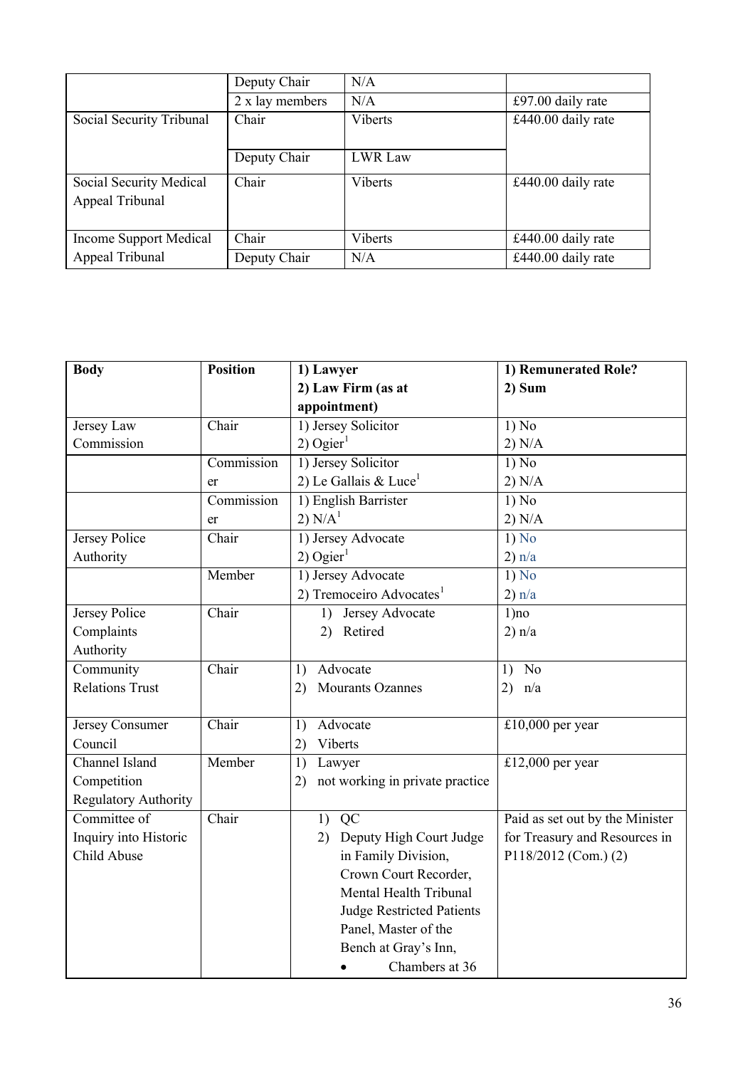| | Position | Law Firm | Remuneration |
|---|---|---|---|
| | Deputy Chair | N/A | |
| | 2 x lay members | N/A | £97.00 daily rate |
| Social Security Tribunal | Chair | Viberts | £440.00 daily rate |
| | Deputy Chair | LWR Law | |
| Social Security Medical Appeal Tribunal | Chair | Viberts | £440.00 daily rate |
| Income Support Medical Appeal Tribunal | Chair | Viberts | £440.00 daily rate |
| | Deputy Chair | N/A | £440.00 daily rate |

| **Body** | **Position** | **1) Lawyer**<br>**2) Law Firm (as at appointment)** | **1) Remunerated Role?**<br>**2) Sum** |
|---|---|---|---|
| Jersey Law Commission | Chair | 1) Jersey Solicitor<br>2) Ogier[1] | 1) No<br>2) N/A |
| | Commissioner | 1) Jersey Solicitor<br>2) Le Gallais & Luce[1] | 1) No<br>2) N/A |
| | Commissioner | 1) English Barrister<br>2) N/A[1] | 1) No<br>2) N/A |
| Jersey Police Authority | Chair | 1) Jersey Advocate<br>2) Ogier[1] | 1) No<br>2) n/a |
| | Member | 1) Jersey Advocate<br>2) Tremoceiro Advocates[1] | 1) No<br>2) n/a |
| Jersey Police Complaints Authority | Chair | 1) Jersey Advocate<br>2) Retired | 1)no<br>2) n/a |
| Community Relations Trust | Chair | 1) Advocate<br>2) Mourants Ozannes | 1) No<br>2) n/a |
| Jersey Consumer Council | Chair | 1) Advocate<br>2) Viberts | £10,000 per year |
| Channel Island Competition Regulatory Authority | Member | 1) Lawyer<br>2) not working in private practice | £12,000 per year |
| Committee of Inquiry into Historic Child Abuse | Chair | 1) QC<br>2) Deputy High Court Judge in Family Division, Crown Court Recorder, Mental Health Tribunal Judge Restricted Patients Panel, Master of the Bench at Gray's Inn,<br>• Chambers at 36 | Paid as set out by the Minister for Treasury and Resources in P118/2012 (Com.) (2) |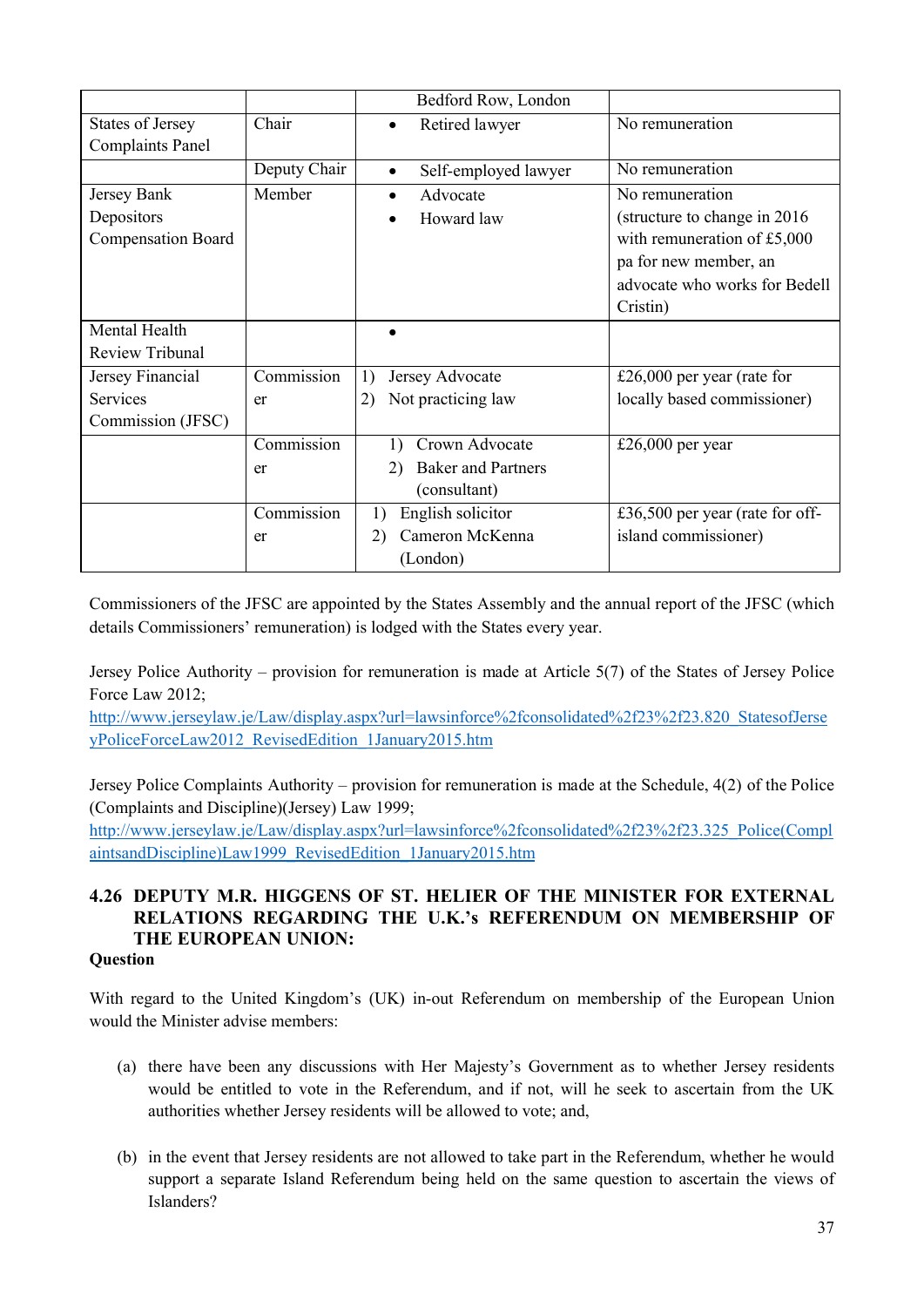| | | Bedford Row, London | |
|---|---|---|---|
| States of Jersey Complaints Panel | Chair | • Retired lawyer | No remuneration |
| | Deputy Chair | • Self-employed lawyer | No remuneration |
| Jersey Bank Depositors Compensation Board | Member | • Advocate<br>• Howard law | No remuneration (structure to change in 2016 with remuneration of £5,000 pa for new member, an advocate who works for Bedell Cristin) |
| Mental Health Review Tribunal | | • | |
| Jersey Financial Services Commission (JFSC) | Commissioner | 1) Jersey Advocate<br>2) Not practicing law | £26,000 per year (rate for locally based commissioner) |
| | Commissioner | 1) Crown Advocate<br>2) Baker and Partners (consultant) | £26,000 per year |
| | Commissioner | 1) English solicitor<br>2) Cameron McKenna (London) | £36,500 per year (rate for off-island commissioner) |

Commissioners of the JFSC are appointed by the States Assembly and the annual report of the JFSC (which details Commissioners' remuneration) is lodged with the States every year.

Jersey Police Authority – provision for remuneration is made at Article 5(7) of the States of Jersey Police Force Law 2012;
http://www.jerseylaw.je/Law/display.aspx?url=lawsinforce%2fconsolidated%2f23%2f23.820_StatesofJerseyPoliceForceLaw2012_RevisedEdition_1January2015.htm

Jersey Police Complaints Authority – provision for remuneration is made at the Schedule, 4(2) of the Police (Complaints and Discipline)(Jersey) Law 1999;
http://www.jerseylaw.je/Law/display.aspx?url=lawsinforce%2fconsolidated%2f23%2f23.325_Police(ComplaintsandDiscipline)Law1999_RevisedEdition_1January2015.htm

## 4.26 DEPUTY M.R. HIGGENS OF ST. HELIER OF THE MINISTER FOR EXTERNAL RELATIONS REGARDING THE U.K.'s REFERENDUM ON MEMBERSHIP OF THE EUROPEAN UNION:

**Question**

With regard to the United Kingdom's (UK) in-out Referendum on membership of the European Union would the Minister advise members:

(a) there have been any discussions with Her Majesty's Government as to whether Jersey residents would be entitled to vote in the Referendum, and if not, will he seek to ascertain from the UK authorities whether Jersey residents will be allowed to vote; and,

(b) in the event that Jersey residents are not allowed to take part in the Referendum, whether he would support a separate Island Referendum being held on the same question to ascertain the views of Islanders?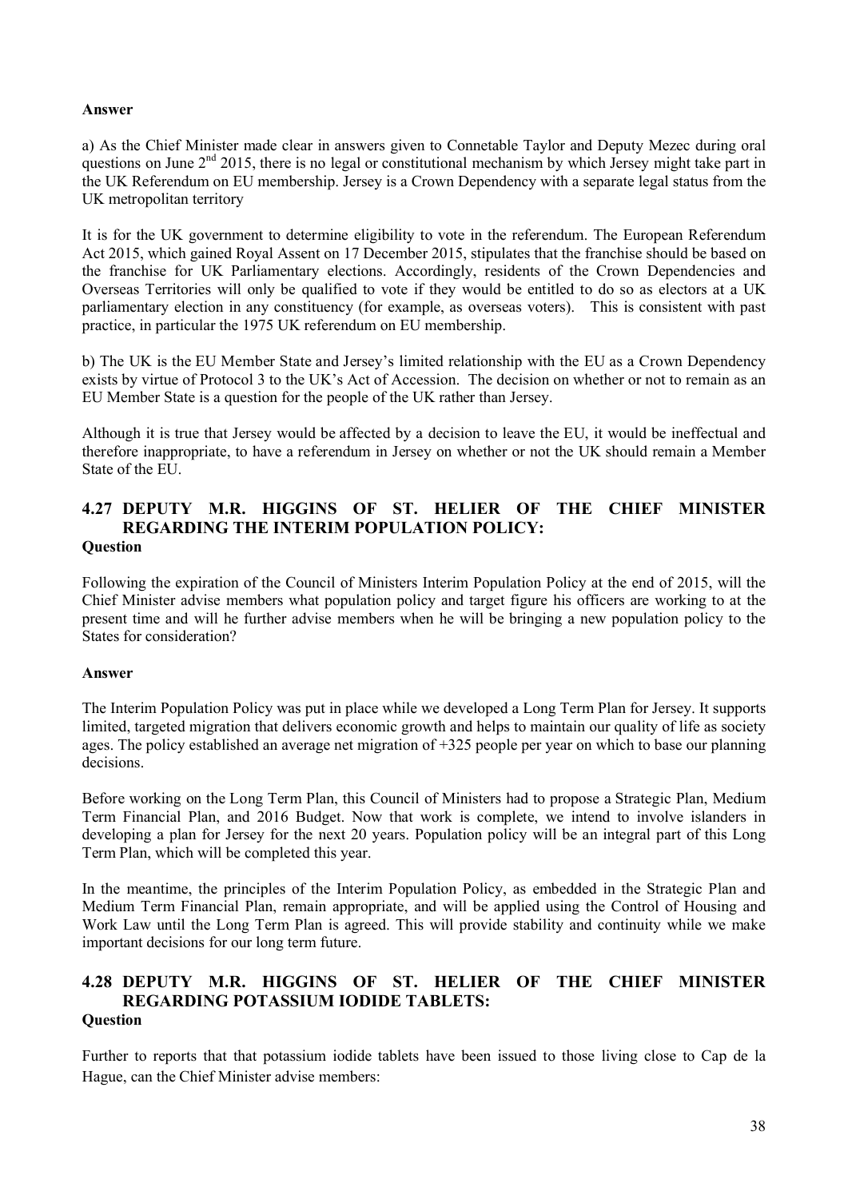**Answer**

a) As the Chief Minister made clear in answers given to Connetable Taylor and Deputy Mezec during oral questions on June 2nd 2015, there is no legal or constitutional mechanism by which Jersey might take part in the UK Referendum on EU membership. Jersey is a Crown Dependency with a separate legal status from the UK metropolitan territory

It is for the UK government to determine eligibility to vote in the referendum. The European Referendum Act 2015, which gained Royal Assent on 17 December 2015, stipulates that the franchise should be based on the franchise for UK Parliamentary elections. Accordingly, residents of the Crown Dependencies and Overseas Territories will only be qualified to vote if they would be entitled to do so as electors at a UK parliamentary election in any constituency (for example, as overseas voters). This is consistent with past practice, in particular the 1975 UK referendum on EU membership.

b) The UK is the EU Member State and Jersey's limited relationship with the EU as a Crown Dependency exists by virtue of Protocol 3 to the UK's Act of Accession. The decision on whether or not to remain as an EU Member State is a question for the people of the UK rather than Jersey.

Although it is true that Jersey would be affected by a decision to leave the EU, it would be ineffectual and therefore inappropriate, to have a referendum in Jersey on whether or not the UK should remain a Member State of the EU.

## 4.27 DEPUTY M.R. HIGGINS OF ST. HELIER OF THE CHIEF MINISTER REGARDING THE INTERIM POPULATION POLICY:

**Question**

Following the expiration of the Council of Ministers Interim Population Policy at the end of 2015, will the Chief Minister advise members what population policy and target figure his officers are working to at the present time and will he further advise members when he will be bringing a new population policy to the States for consideration?

**Answer**

The Interim Population Policy was put in place while we developed a Long Term Plan for Jersey. It supports limited, targeted migration that delivers economic growth and helps to maintain our quality of life as society ages. The policy established an average net migration of +325 people per year on which to base our planning decisions.

Before working on the Long Term Plan, this Council of Ministers had to propose a Strategic Plan, Medium Term Financial Plan, and 2016 Budget. Now that work is complete, we intend to involve islanders in developing a plan for Jersey for the next 20 years. Population policy will be an integral part of this Long Term Plan, which will be completed this year.

In the meantime, the principles of the Interim Population Policy, as embedded in the Strategic Plan and Medium Term Financial Plan, remain appropriate, and will be applied using the Control of Housing and Work Law until the Long Term Plan is agreed. This will provide stability and continuity while we make important decisions for our long term future.

## 4.28 DEPUTY M.R. HIGGINS OF ST. HELIER OF THE CHIEF MINISTER REGARDING POTASSIUM IODIDE TABLETS:

**Question**

Further to reports that that potassium iodide tablets have been issued to those living close to Cap de la Hague, can the Chief Minister advise members: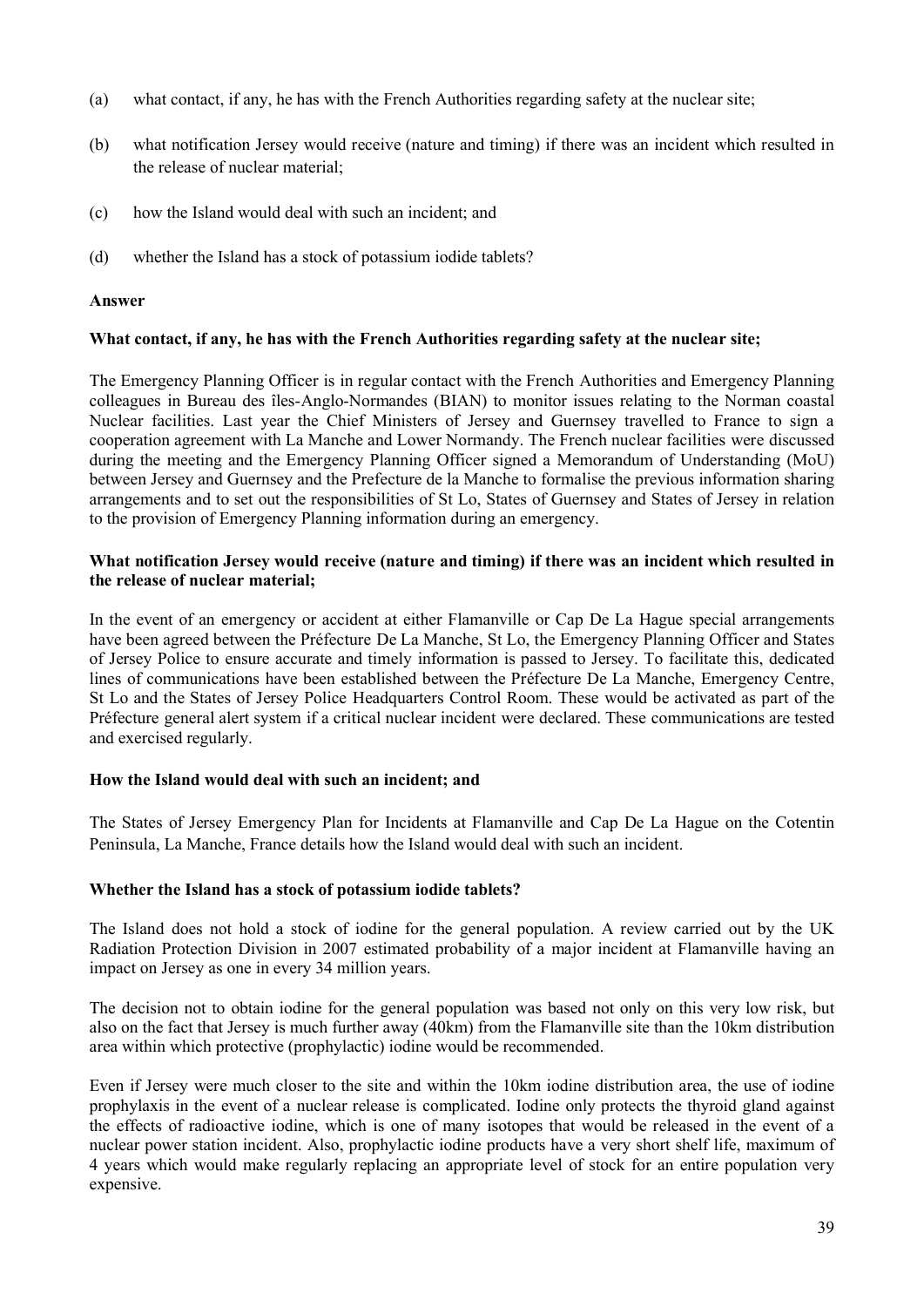(a) what contact, if any, he has with the French Authorities regarding safety at the nuclear site;

(b) what notification Jersey would receive (nature and timing) if there was an incident which resulted in the release of nuclear material;

(c) how the Island would deal with such an incident; and

(d) whether the Island has a stock of potassium iodide tablets?

**Answer**

**What contact, if any, he has with the French Authorities regarding safety at the nuclear site;**

The Emergency Planning Officer is in regular contact with the French Authorities and Emergency Planning colleagues in Bureau des îles-Anglo-Normandes (BIAN) to monitor issues relating to the Norman coastal Nuclear facilities. Last year the Chief Ministers of Jersey and Guernsey travelled to France to sign a cooperation agreement with La Manche and Lower Normandy. The French nuclear facilities were discussed during the meeting and the Emergency Planning Officer signed a Memorandum of Understanding (MoU) between Jersey and Guernsey and the Prefecture de la Manche to formalise the previous information sharing arrangements and to set out the responsibilities of St Lo, States of Guernsey and States of Jersey in relation to the provision of Emergency Planning information during an emergency.

**What notification Jersey would receive (nature and timing) if there was an incident which resulted in the release of nuclear material;**

In the event of an emergency or accident at either Flamanville or Cap De La Hague special arrangements have been agreed between the Préfecture De La Manche, St Lo, the Emergency Planning Officer and States of Jersey Police to ensure accurate and timely information is passed to Jersey. To facilitate this, dedicated lines of communications have been established between the Préfecture De La Manche, Emergency Centre, St Lo and the States of Jersey Police Headquarters Control Room. These would be activated as part of the Préfecture general alert system if a critical nuclear incident were declared. These communications are tested and exercised regularly.

**How the Island would deal with such an incident; and**

The States of Jersey Emergency Plan for Incidents at Flamanville and Cap De La Hague on the Cotentin Peninsula, La Manche, France details how the Island would deal with such an incident.

**Whether the Island has a stock of potassium iodide tablets?**

The Island does not hold a stock of iodine for the general population. A review carried out by the UK Radiation Protection Division in 2007 estimated probability of a major incident at Flamanville having an impact on Jersey as one in every 34 million years.

The decision not to obtain iodine for the general population was based not only on this very low risk, but also on the fact that Jersey is much further away (40km) from the Flamanville site than the 10km distribution area within which protective (prophylactic) iodine would be recommended.

Even if Jersey were much closer to the site and within the 10km iodine distribution area, the use of iodine prophylaxis in the event of a nuclear release is complicated. Iodine only protects the thyroid gland against the effects of radioactive iodine, which is one of many isotopes that would be released in the event of a nuclear power station incident. Also, prophylactic iodine products have a very short shelf life, maximum of 4 years which would make regularly replacing an appropriate level of stock for an entire population very expensive.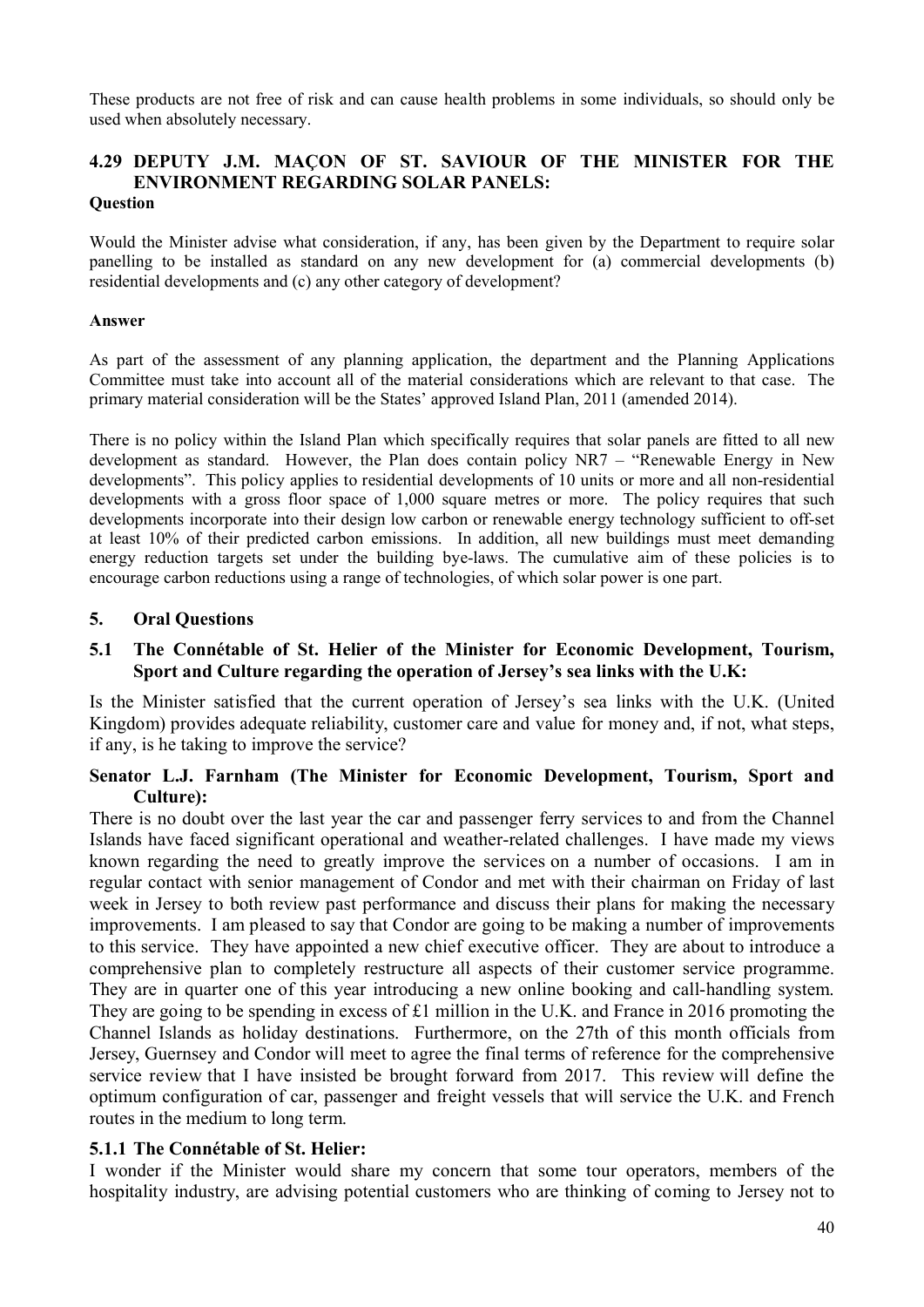These products are not free of risk and can cause health problems in some individuals, so should only be used when absolutely necessary.

### 4.29 DEPUTY J.M. MAÇON OF ST. SAVIOUR OF THE MINISTER FOR THE ENVIRONMENT REGARDING SOLAR PANELS:

**Question**

Would the Minister advise what consideration, if any, has been given by the Department to require solar panelling to be installed as standard on any new development for (a) commercial developments (b) residential developments and (c) any other category of development?

**Answer**

As part of the assessment of any planning application, the department and the Planning Applications Committee must take into account all of the material considerations which are relevant to that case. The primary material consideration will be the States' approved Island Plan, 2011 (amended 2014).

There is no policy within the Island Plan which specifically requires that solar panels are fitted to all new development as standard. However, the Plan does contain policy NR7 – "Renewable Energy in New developments". This policy applies to residential developments of 10 units or more and all non-residential developments with a gross floor space of 1,000 square metres or more. The policy requires that such developments incorporate into their design low carbon or renewable energy technology sufficient to off-set at least 10% of their predicted carbon emissions. In addition, all new buildings must meet demanding energy reduction targets set under the building bye-laws. The cumulative aim of these policies is to encourage carbon reductions using a range of technologies, of which solar power is one part.

## 5. Oral Questions

### 5.1 The Connétable of St. Helier of the Minister for Economic Development, Tourism, Sport and Culture regarding the operation of Jersey's sea links with the U.K:

Is the Minister satisfied that the current operation of Jersey's sea links with the U.K. (United Kingdom) provides adequate reliability, customer care and value for money and, if not, what steps, if any, is he taking to improve the service?

**Senator L.J. Farnham (The Minister for Economic Development, Tourism, Sport and Culture):**

There is no doubt over the last year the car and passenger ferry services to and from the Channel Islands have faced significant operational and weather-related challenges. I have made my views known regarding the need to greatly improve the services on a number of occasions. I am in regular contact with senior management of Condor and met with their chairman on Friday of last week in Jersey to both review past performance and discuss their plans for making the necessary improvements. I am pleased to say that Condor are going to be making a number of improvements to this service. They have appointed a new chief executive officer. They are about to introduce a comprehensive plan to completely restructure all aspects of their customer service programme. They are in quarter one of this year introducing a new online booking and call-handling system. They are going to be spending in excess of £1 million in the U.K. and France in 2016 promoting the Channel Islands as holiday destinations. Furthermore, on the 27th of this month officials from Jersey, Guernsey and Condor will meet to agree the final terms of reference for the comprehensive service review that I have insisted be brought forward from 2017. This review will define the optimum configuration of car, passenger and freight vessels that will service the U.K. and French routes in the medium to long term.

### 5.1.1 The Connétable of St. Helier:

I wonder if the Minister would share my concern that some tour operators, members of the hospitality industry, are advising potential customers who are thinking of coming to Jersey not to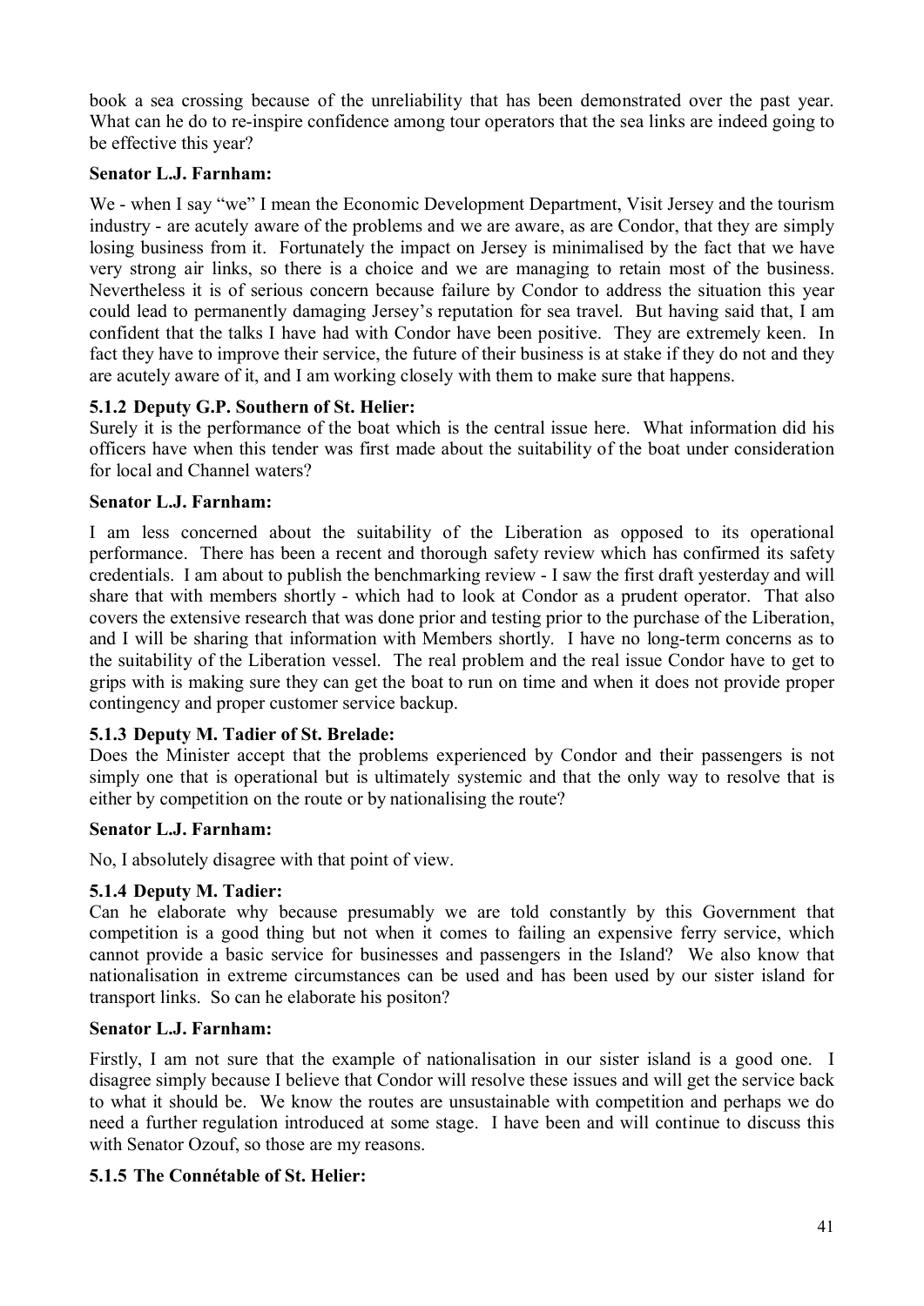book a sea crossing because of the unreliability that has been demonstrated over the past year. What can he do to re-inspire confidence among tour operators that the sea links are indeed going to be effective this year?

**Senator L.J. Farnham:**

We - when I say "we" I mean the Economic Development Department, Visit Jersey and the tourism industry - are acutely aware of the problems and we are aware, as are Condor, that they are simply losing business from it. Fortunately the impact on Jersey is minimalised by the fact that we have very strong air links, so there is a choice and we are managing to retain most of the business. Nevertheless it is of serious concern because failure by Condor to address the situation this year could lead to permanently damaging Jersey's reputation for sea travel. But having said that, I am confident that the talks I have had with Condor have been positive. They are extremely keen. In fact they have to improve their service, the future of their business is at stake if they do not and they are acutely aware of it, and I am working closely with them to make sure that happens.

### 5.1.2 Deputy G.P. Southern of St. Helier:

Surely it is the performance of the boat which is the central issue here. What information did his officers have when this tender was first made about the suitability of the boat under consideration for local and Channel waters?

**Senator L.J. Farnham:**

I am less concerned about the suitability of the Liberation as opposed to its operational performance. There has been a recent and thorough safety review which has confirmed its safety credentials. I am about to publish the benchmarking review - I saw the first draft yesterday and will share that with members shortly - which had to look at Condor as a prudent operator. That also covers the extensive research that was done prior and testing prior to the purchase of the Liberation, and I will be sharing that information with Members shortly. I have no long-term concerns as to the suitability of the Liberation vessel. The real problem and the real issue Condor have to get to grips with is making sure they can get the boat to run on time and when it does not provide proper contingency and proper customer service backup.

### 5.1.3 Deputy M. Tadier of St. Brelade:

Does the Minister accept that the problems experienced by Condor and their passengers is not simply one that is operational but is ultimately systemic and that the only way to resolve that is either by competition on the route or by nationalising the route?

**Senator L.J. Farnham:**

No, I absolutely disagree with that point of view.

### 5.1.4 Deputy M. Tadier:

Can he elaborate why because presumably we are told constantly by this Government that competition is a good thing but not when it comes to failing an expensive ferry service, which cannot provide a basic service for businesses and passengers in the Island? We also know that nationalisation in extreme circumstances can be used and has been used by our sister island for transport links. So can he elaborate his positon?

**Senator L.J. Farnham:**

Firstly, I am not sure that the example of nationalisation in our sister island is a good one. I disagree simply because I believe that Condor will resolve these issues and will get the service back to what it should be. We know the routes are unsustainable with competition and perhaps we do need a further regulation introduced at some stage. I have been and will continue to discuss this with Senator Ozouf, so those are my reasons.

### 5.1.5 The Connétable of St. Helier: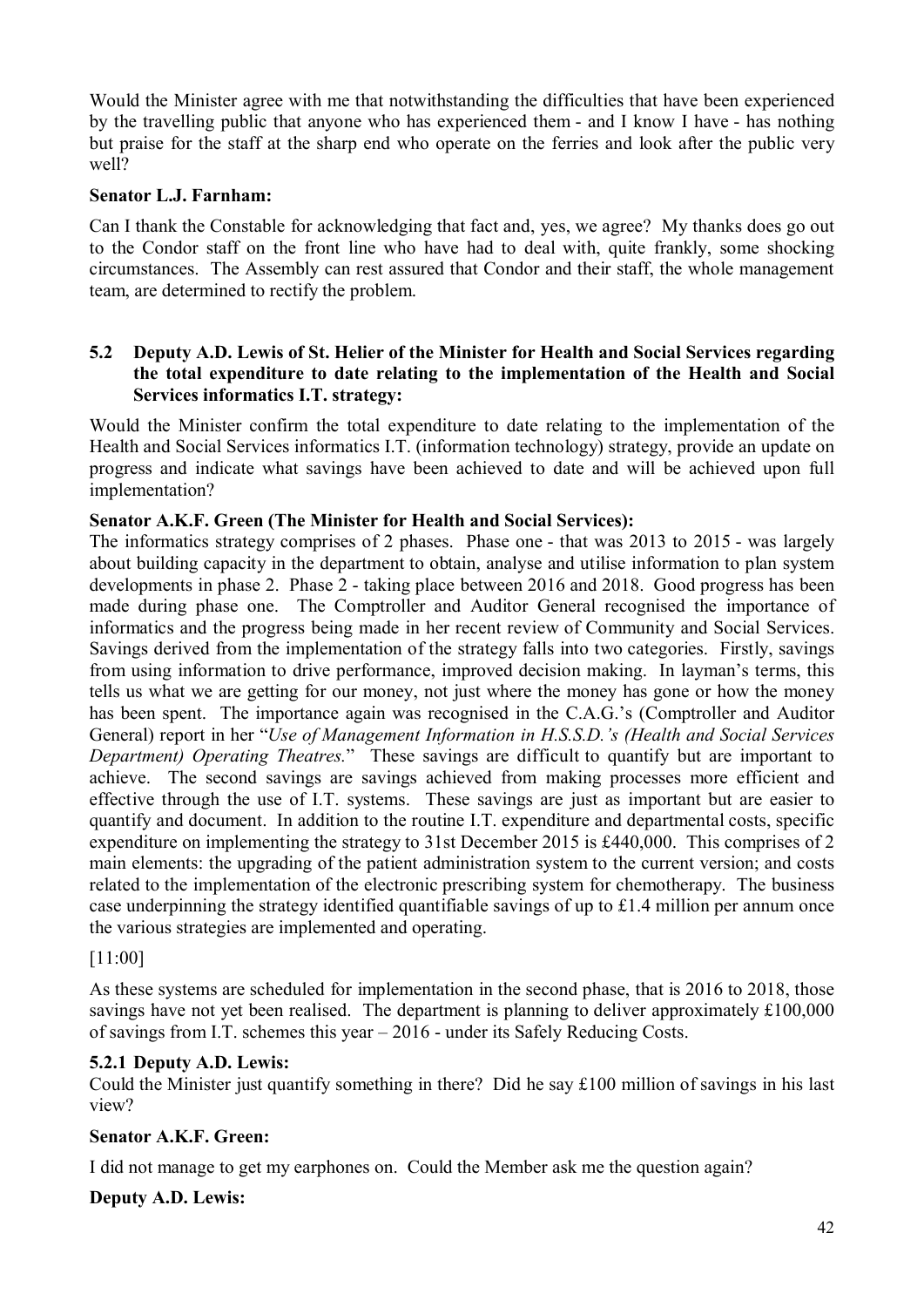Would the Minister agree with me that notwithstanding the difficulties that have been experienced by the travelling public that anyone who has experienced them - and I know I have - has nothing but praise for the staff at the sharp end who operate on the ferries and look after the public very well?

**Senator L.J. Farnham:**

Can I thank the Constable for acknowledging that fact and, yes, we agree? My thanks does go out to the Condor staff on the front line who have had to deal with, quite frankly, some shocking circumstances. The Assembly can rest assured that Condor and their staff, the whole management team, are determined to rectify the problem.

### 5.2 Deputy A.D. Lewis of St. Helier of the Minister for Health and Social Services regarding the total expenditure to date relating to the implementation of the Health and Social Services informatics I.T. strategy:

Would the Minister confirm the total expenditure to date relating to the implementation of the Health and Social Services informatics I.T. (information technology) strategy, provide an update on progress and indicate what savings have been achieved to date and will be achieved upon full implementation?

**Senator A.K.F. Green (The Minister for Health and Social Services):**

The informatics strategy comprises of 2 phases. Phase one - that was 2013 to 2015 - was largely about building capacity in the department to obtain, analyse and utilise information to plan system developments in phase 2. Phase 2 - taking place between 2016 and 2018. Good progress has been made during phase one. The Comptroller and Auditor General recognised the importance of informatics and the progress being made in her recent review of Community and Social Services. Savings derived from the implementation of the strategy falls into two categories. Firstly, savings from using information to drive performance, improved decision making. In layman's terms, this tells us what we are getting for our money, not just where the money has gone or how the money has been spent. The importance again was recognised in the C.A.G.'s (Comptroller and Auditor General) report in her "*Use of Management Information in H.S.S.D.'s (Health and Social Services Department) Operating Theatres.*" These savings are difficult to quantify but are important to achieve. The second savings are savings achieved from making processes more efficient and effective through the use of I.T. systems. These savings are just as important but are easier to quantify and document. In addition to the routine I.T. expenditure and departmental costs, specific expenditure on implementing the strategy to 31st December 2015 is £440,000. This comprises of 2 main elements: the upgrading of the patient administration system to the current version; and costs related to the implementation of the electronic prescribing system for chemotherapy. The business case underpinning the strategy identified quantifiable savings of up to £1.4 million per annum once the various strategies are implemented and operating.

[11:00]

As these systems are scheduled for implementation in the second phase, that is 2016 to 2018, those savings have not yet been realised. The department is planning to deliver approximately £100,000 of savings from I.T. schemes this year – 2016 - under its Safely Reducing Costs.

#### 5.2.1 Deputy A.D. Lewis:

Could the Minister just quantify something in there? Did he say £100 million of savings in his last view?

**Senator A.K.F. Green:**

I did not manage to get my earphones on. Could the Member ask me the question again?

**Deputy A.D. Lewis:**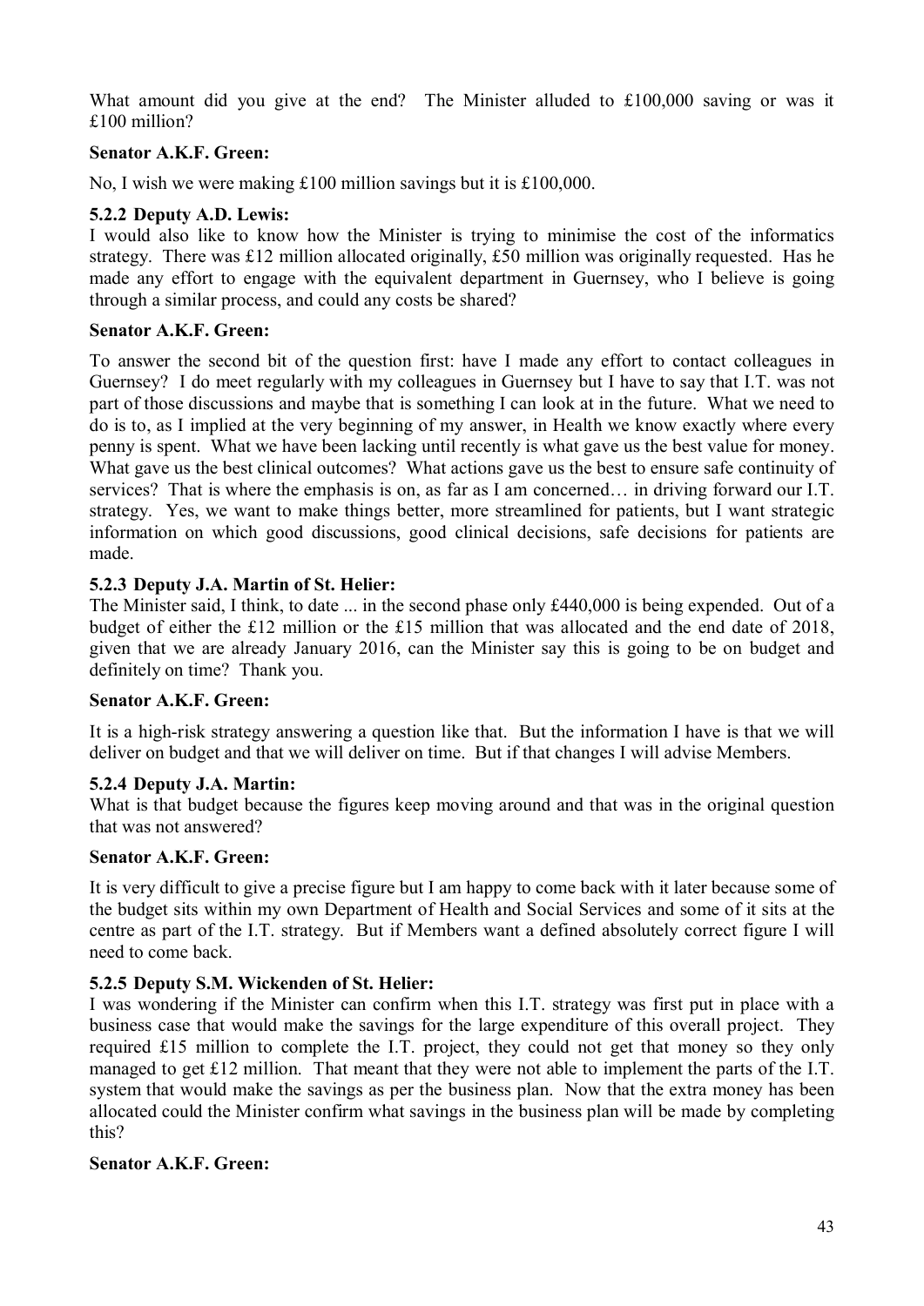What amount did you give at the end? The Minister alluded to £100,000 saving or was it £100 million?

**Senator A.K.F. Green:**

No, I wish we were making £100 million savings but it is £100,000.

**5.2.2 Deputy A.D. Lewis:**

I would also like to know how the Minister is trying to minimise the cost of the informatics strategy. There was £12 million allocated originally, £50 million was originally requested. Has he made any effort to engage with the equivalent department in Guernsey, who I believe is going through a similar process, and could any costs be shared?

**Senator A.K.F. Green:**

To answer the second bit of the question first: have I made any effort to contact colleagues in Guernsey? I do meet regularly with my colleagues in Guernsey but I have to say that I.T. was not part of those discussions and maybe that is something I can look at in the future. What we need to do is to, as I implied at the very beginning of my answer, in Health we know exactly where every penny is spent. What we have been lacking until recently is what gave us the best value for money. What gave us the best clinical outcomes? What actions gave us the best to ensure safe continuity of services? That is where the emphasis is on, as far as I am concerned… in driving forward our I.T. strategy. Yes, we want to make things better, more streamlined for patients, but I want strategic information on which good discussions, good clinical decisions, safe decisions for patients are made.

**5.2.3 Deputy J.A. Martin of St. Helier:**

The Minister said, I think, to date ... in the second phase only £440,000 is being expended. Out of a budget of either the £12 million or the £15 million that was allocated and the end date of 2018, given that we are already January 2016, can the Minister say this is going to be on budget and definitely on time? Thank you.

**Senator A.K.F. Green:**

It is a high-risk strategy answering a question like that. But the information I have is that we will deliver on budget and that we will deliver on time. But if that changes I will advise Members.

**5.2.4 Deputy J.A. Martin:**

What is that budget because the figures keep moving around and that was in the original question that was not answered?

**Senator A.K.F. Green:**

It is very difficult to give a precise figure but I am happy to come back with it later because some of the budget sits within my own Department of Health and Social Services and some of it sits at the centre as part of the I.T. strategy. But if Members want a defined absolutely correct figure I will need to come back.

**5.2.5 Deputy S.M. Wickenden of St. Helier:**

I was wondering if the Minister can confirm when this I.T. strategy was first put in place with a business case that would make the savings for the large expenditure of this overall project. They required £15 million to complete the I.T. project, they could not get that money so they only managed to get £12 million. That meant that they were not able to implement the parts of the I.T. system that would make the savings as per the business plan. Now that the extra money has been allocated could the Minister confirm what savings in the business plan will be made by completing this?

**Senator A.K.F. Green:**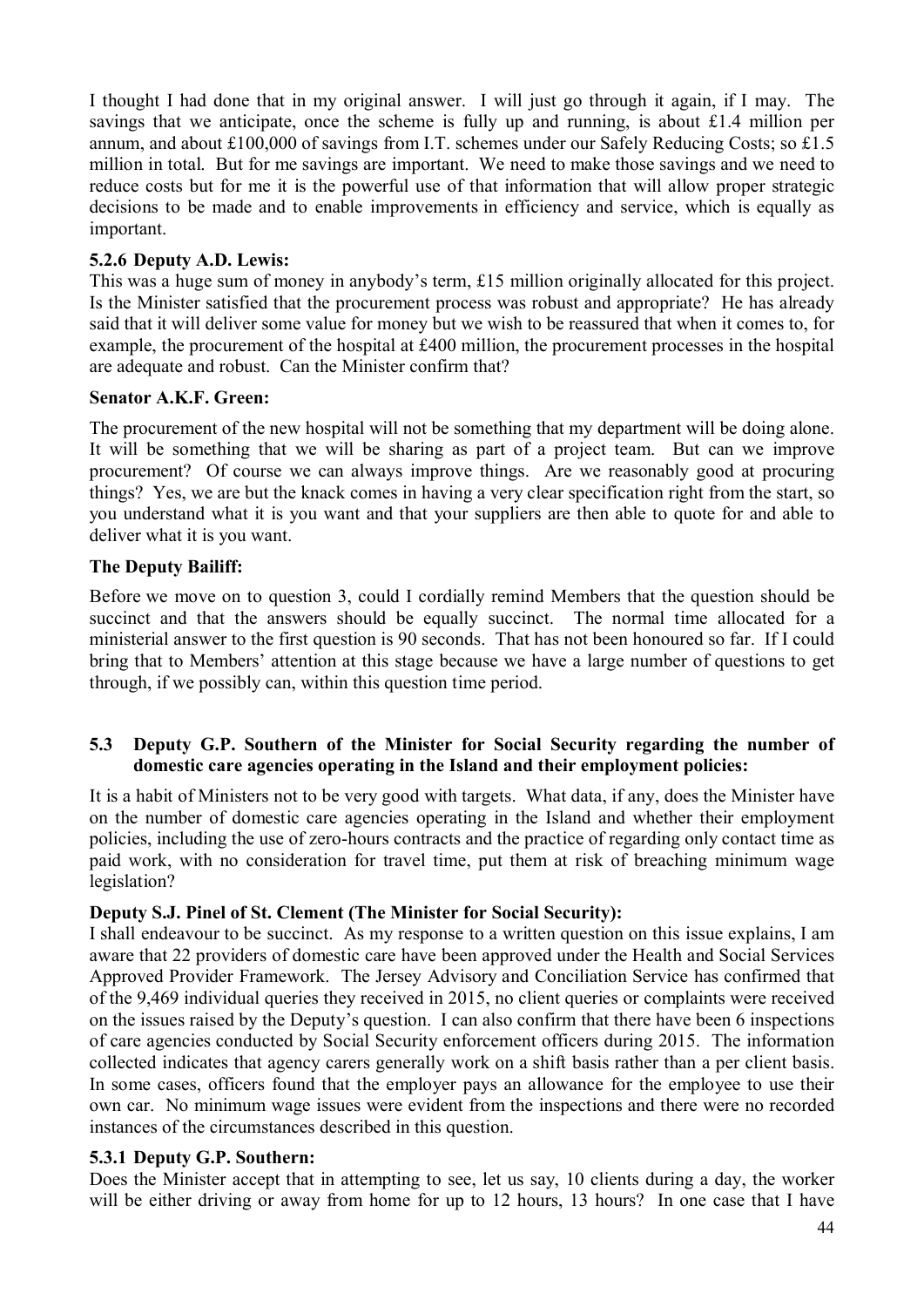I thought I had done that in my original answer. I will just go through it again, if I may. The savings that we anticipate, once the scheme is fully up and running, is about £1.4 million per annum, and about £100,000 of savings from I.T. schemes under our Safely Reducing Costs; so £1.5 million in total. But for me savings are important. We need to make those savings and we need to reduce costs but for me it is the powerful use of that information that will allow proper strategic decisions to be made and to enable improvements in efficiency and service, which is equally as important.

### 5.2.6 Deputy A.D. Lewis:

This was a huge sum of money in anybody's term, £15 million originally allocated for this project. Is the Minister satisfied that the procurement process was robust and appropriate? He has already said that it will deliver some value for money but we wish to be reassured that when it comes to, for example, the procurement of the hospital at £400 million, the procurement processes in the hospital are adequate and robust. Can the Minister confirm that?

**Senator A.K.F. Green:**

The procurement of the new hospital will not be something that my department will be doing alone. It will be something that we will be sharing as part of a project team. But can we improve procurement? Of course we can always improve things. Are we reasonably good at procuring things? Yes, we are but the knack comes in having a very clear specification right from the start, so you understand what it is you want and that your suppliers are then able to quote for and able to deliver what it is you want.

**The Deputy Bailiff:**

Before we move on to question 3, could I cordially remind Members that the question should be succinct and that the answers should be equally succinct. The normal time allocated for a ministerial answer to the first question is 90 seconds. That has not been honoured so far. If I could bring that to Members' attention at this stage because we have a large number of questions to get through, if we possibly can, within this question time period.

## 5.3 Deputy G.P. Southern of the Minister for Social Security regarding the number of domestic care agencies operating in the Island and their employment policies:

It is a habit of Ministers not to be very good with targets. What data, if any, does the Minister have on the number of domestic care agencies operating in the Island and whether their employment policies, including the use of zero-hours contracts and the practice of regarding only contact time as paid work, with no consideration for travel time, put them at risk of breaching minimum wage legislation?

**Deputy S.J. Pinel of St. Clement (The Minister for Social Security):**

I shall endeavour to be succinct. As my response to a written question on this issue explains, I am aware that 22 providers of domestic care have been approved under the Health and Social Services Approved Provider Framework. The Jersey Advisory and Conciliation Service has confirmed that of the 9,469 individual queries they received in 2015, no client queries or complaints were received on the issues raised by the Deputy's question. I can also confirm that there have been 6 inspections of care agencies conducted by Social Security enforcement officers during 2015. The information collected indicates that agency carers generally work on a shift basis rather than a per client basis. In some cases, officers found that the employer pays an allowance for the employee to use their own car. No minimum wage issues were evident from the inspections and there were no recorded instances of the circumstances described in this question.

### 5.3.1 Deputy G.P. Southern:

Does the Minister accept that in attempting to see, let us say, 10 clients during a day, the worker will be either driving or away from home for up to 12 hours, 13 hours? In one case that I have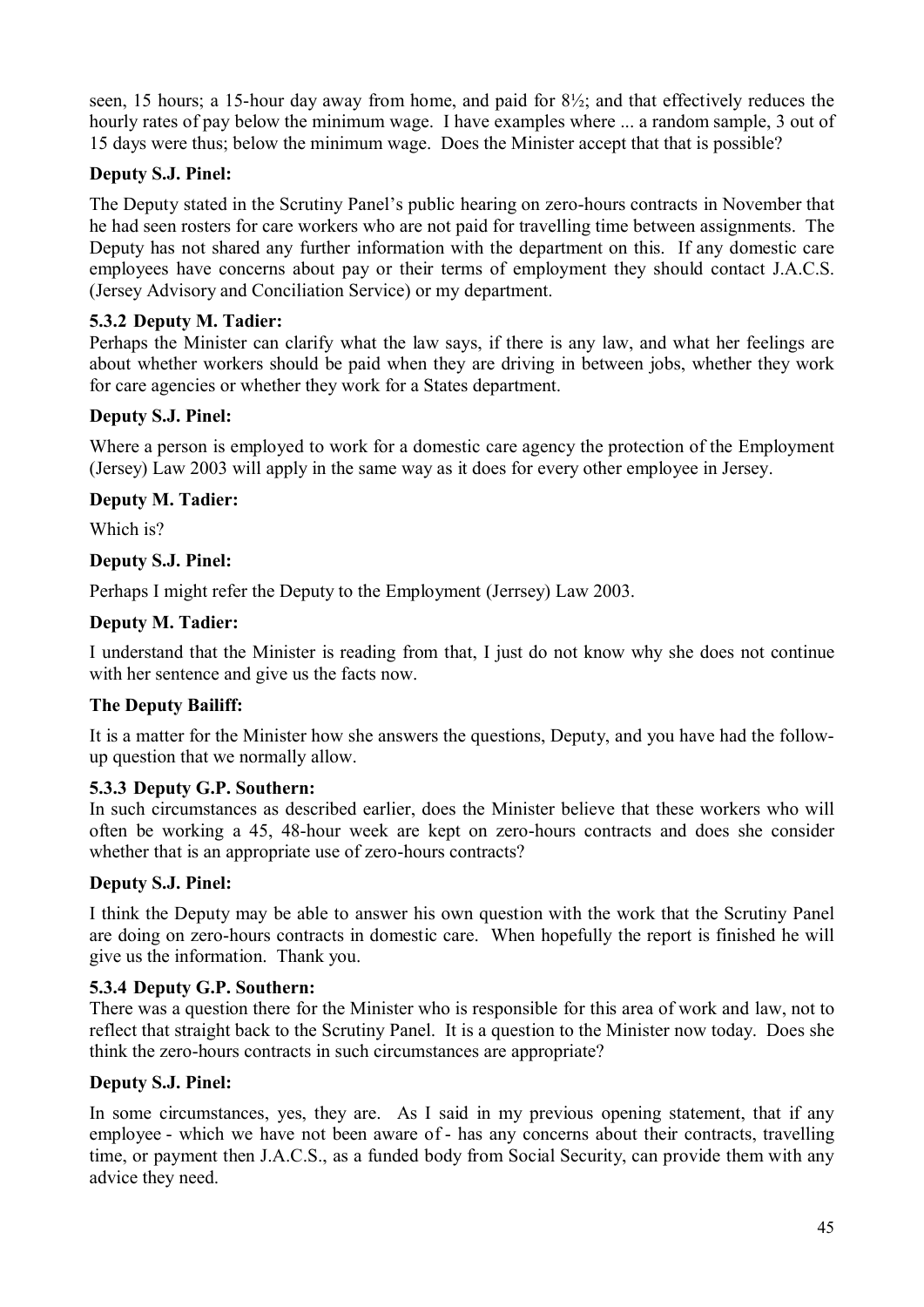seen, 15 hours; a 15-hour day away from home, and paid for 8½; and that effectively reduces the hourly rates of pay below the minimum wage. I have examples where ... a random sample, 3 out of 15 days were thus; below the minimum wage. Does the Minister accept that that is possible?

**Deputy S.J. Pinel:**

The Deputy stated in the Scrutiny Panel's public hearing on zero-hours contracts in November that he had seen rosters for care workers who are not paid for travelling time between assignments. The Deputy has not shared any further information with the department on this. If any domestic care employees have concerns about pay or their terms of employment they should contact J.A.C.S. (Jersey Advisory and Conciliation Service) or my department.

### 5.3.2 Deputy M. Tadier:

Perhaps the Minister can clarify what the law says, if there is any law, and what her feelings are about whether workers should be paid when they are driving in between jobs, whether they work for care agencies or whether they work for a States department.

**Deputy S.J. Pinel:**

Where a person is employed to work for a domestic care agency the protection of the Employment (Jersey) Law 2003 will apply in the same way as it does for every other employee in Jersey.

**Deputy M. Tadier:**

Which is?

**Deputy S.J. Pinel:**

Perhaps I might refer the Deputy to the Employment (Jerrsey) Law 2003.

**Deputy M. Tadier:**

I understand that the Minister is reading from that, I just do not know why she does not continue with her sentence and give us the facts now.

**The Deputy Bailiff:**

It is a matter for the Minister how she answers the questions, Deputy, and you have had the follow-up question that we normally allow.

### 5.3.3 Deputy G.P. Southern:

In such circumstances as described earlier, does the Minister believe that these workers who will often be working a 45, 48-hour week are kept on zero-hours contracts and does she consider whether that is an appropriate use of zero-hours contracts?

**Deputy S.J. Pinel:**

I think the Deputy may be able to answer his own question with the work that the Scrutiny Panel are doing on zero-hours contracts in domestic care. When hopefully the report is finished he will give us the information. Thank you.

### 5.3.4 Deputy G.P. Southern:

There was a question there for the Minister who is responsible for this area of work and law, not to reflect that straight back to the Scrutiny Panel. It is a question to the Minister now today. Does she think the zero-hours contracts in such circumstances are appropriate?

**Deputy S.J. Pinel:**

In some circumstances, yes, they are. As I said in my previous opening statement, that if any employee - which we have not been aware of - has any concerns about their contracts, travelling time, or payment then J.A.C.S., as a funded body from Social Security, can provide them with any advice they need.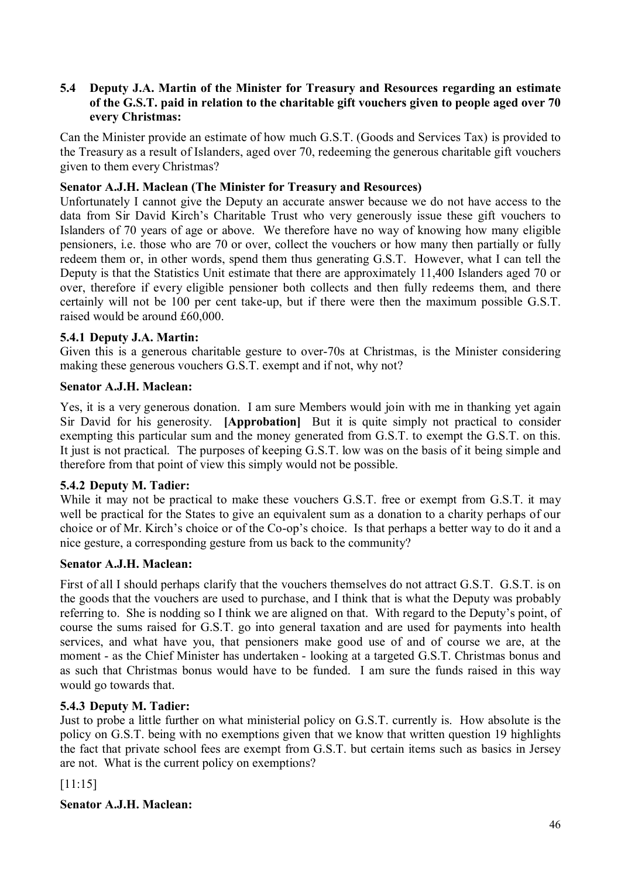### 5.4 Deputy J.A. Martin of the Minister for Treasury and Resources regarding an estimate of the G.S.T. paid in relation to the charitable gift vouchers given to people aged over 70 every Christmas:

Can the Minister provide an estimate of how much G.S.T. (Goods and Services Tax) is provided to the Treasury as a result of Islanders, aged over 70, redeeming the generous charitable gift vouchers given to them every Christmas?

**Senator A.J.H. Maclean (The Minister for Treasury and Resources)**

Unfortunately I cannot give the Deputy an accurate answer because we do not have access to the data from Sir David Kirch's Charitable Trust who very generously issue these gift vouchers to Islanders of 70 years of age or above. We therefore have no way of knowing how many eligible pensioners, i.e. those who are 70 or over, collect the vouchers or how many then partially or fully redeem them or, in other words, spend them thus generating G.S.T. However, what I can tell the Deputy is that the Statistics Unit estimate that there are approximately 11,400 Islanders aged 70 or over, therefore if every eligible pensioner both collects and then fully redeems them, and there certainly will not be 100 per cent take-up, but if there were then the maximum possible G.S.T. raised would be around £60,000.

#### 5.4.1 Deputy J.A. Martin:

Given this is a generous charitable gesture to over-70s at Christmas, is the Minister considering making these generous vouchers G.S.T. exempt and if not, why not?

**Senator A.J.H. Maclean:**

Yes, it is a very generous donation. I am sure Members would join with me in thanking yet again Sir David for his generosity. **[Approbation]** But it is quite simply not practical to consider exempting this particular sum and the money generated from G.S.T. to exempt the G.S.T. on this. It just is not practical. The purposes of keeping G.S.T. low was on the basis of it being simple and therefore from that point of view this simply would not be possible.

#### 5.4.2 Deputy M. Tadier:

While it may not be practical to make these vouchers G.S.T. free or exempt from G.S.T. it may well be practical for the States to give an equivalent sum as a donation to a charity perhaps of our choice or of Mr. Kirch's choice or of the Co-op's choice. Is that perhaps a better way to do it and a nice gesture, a corresponding gesture from us back to the community?

**Senator A.J.H. Maclean:**

First of all I should perhaps clarify that the vouchers themselves do not attract G.S.T. G.S.T. is on the goods that the vouchers are used to purchase, and I think that is what the Deputy was probably referring to. She is nodding so I think we are aligned on that. With regard to the Deputy's point, of course the sums raised for G.S.T. go into general taxation and are used for payments into health services, and what have you, that pensioners make good use of and of course we are, at the moment - as the Chief Minister has undertaken - looking at a targeted G.S.T. Christmas bonus and as such that Christmas bonus would have to be funded. I am sure the funds raised in this way would go towards that.

#### 5.4.3 Deputy M. Tadier:

Just to probe a little further on what ministerial policy on G.S.T. currently is. How absolute is the policy on G.S.T. being with no exemptions given that we know that written question 19 highlights the fact that private school fees are exempt from G.S.T. but certain items such as basics in Jersey are not. What is the current policy on exemptions?

[11:15]

**Senator A.J.H. Maclean:**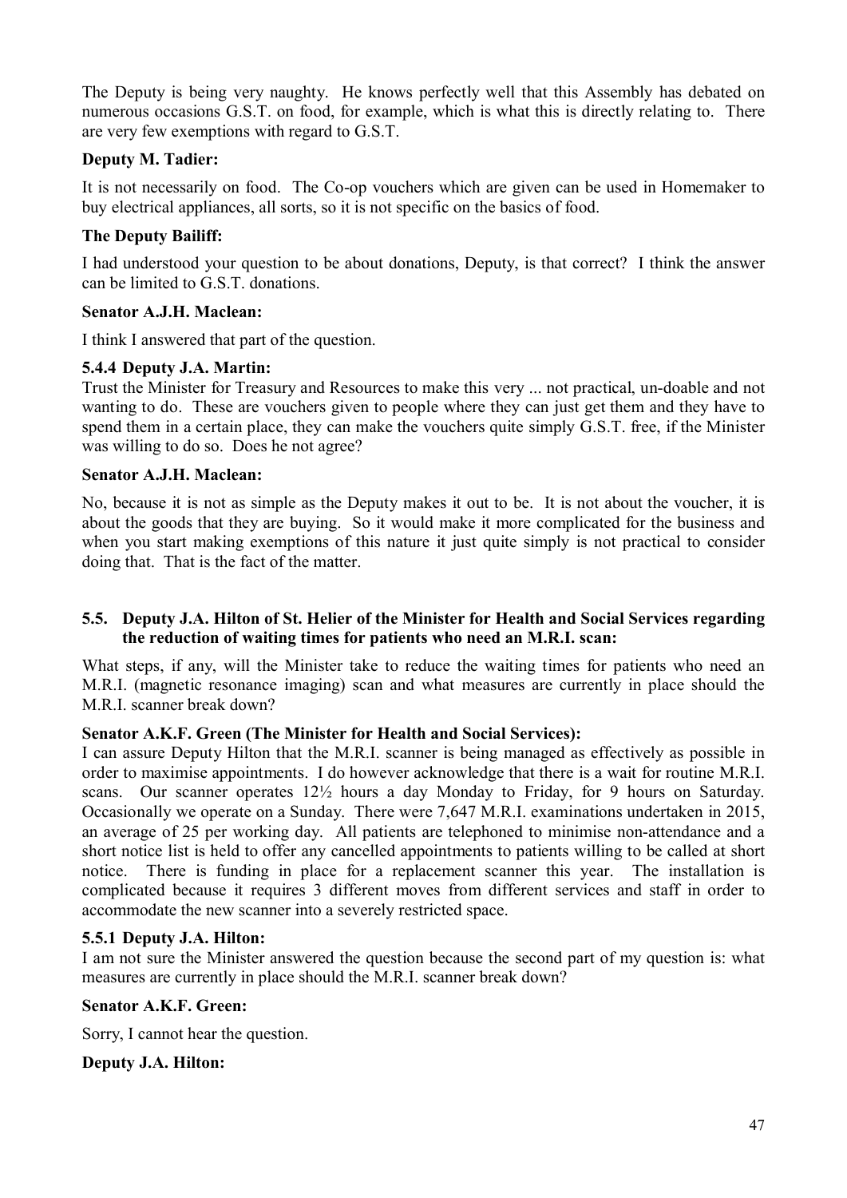The Deputy is being very naughty. He knows perfectly well that this Assembly has debated on numerous occasions G.S.T. on food, for example, which is what this is directly relating to. There are very few exemptions with regard to G.S.T.

**Deputy M. Tadier:**

It is not necessarily on food. The Co-op vouchers which are given can be used in Homemaker to buy electrical appliances, all sorts, so it is not specific on the basics of food.

**The Deputy Bailiff:**

I had understood your question to be about donations, Deputy, is that correct? I think the answer can be limited to G.S.T. donations.

**Senator A.J.H. Maclean:**

I think I answered that part of the question.

### 5.4.4 Deputy J.A. Martin:

Trust the Minister for Treasury and Resources to make this very ... not practical, un-doable and not wanting to do. These are vouchers given to people where they can just get them and they have to spend them in a certain place, they can make the vouchers quite simply G.S.T. free, if the Minister was willing to do so. Does he not agree?

**Senator A.J.H. Maclean:**

No, because it is not as simple as the Deputy makes it out to be. It is not about the voucher, it is about the goods that they are buying. So it would make it more complicated for the business and when you start making exemptions of this nature it just quite simply is not practical to consider doing that. That is the fact of the matter.

## 5.5. Deputy J.A. Hilton of St. Helier of the Minister for Health and Social Services regarding the reduction of waiting times for patients who need an M.R.I. scan:

What steps, if any, will the Minister take to reduce the waiting times for patients who need an M.R.I. (magnetic resonance imaging) scan and what measures are currently in place should the M.R.I. scanner break down?

**Senator A.K.F. Green (The Minister for Health and Social Services):**

I can assure Deputy Hilton that the M.R.I. scanner is being managed as effectively as possible in order to maximise appointments. I do however acknowledge that there is a wait for routine M.R.I. scans. Our scanner operates 12½ hours a day Monday to Friday, for 9 hours on Saturday. Occasionally we operate on a Sunday. There were 7,647 M.R.I. examinations undertaken in 2015, an average of 25 per working day. All patients are telephoned to minimise non-attendance and a short notice list is held to offer any cancelled appointments to patients willing to be called at short notice. There is funding in place for a replacement scanner this year. The installation is complicated because it requires 3 different moves from different services and staff in order to accommodate the new scanner into a severely restricted space.

### 5.5.1 Deputy J.A. Hilton:

I am not sure the Minister answered the question because the second part of my question is: what measures are currently in place should the M.R.I. scanner break down?

**Senator A.K.F. Green:**

Sorry, I cannot hear the question.

**Deputy J.A. Hilton:**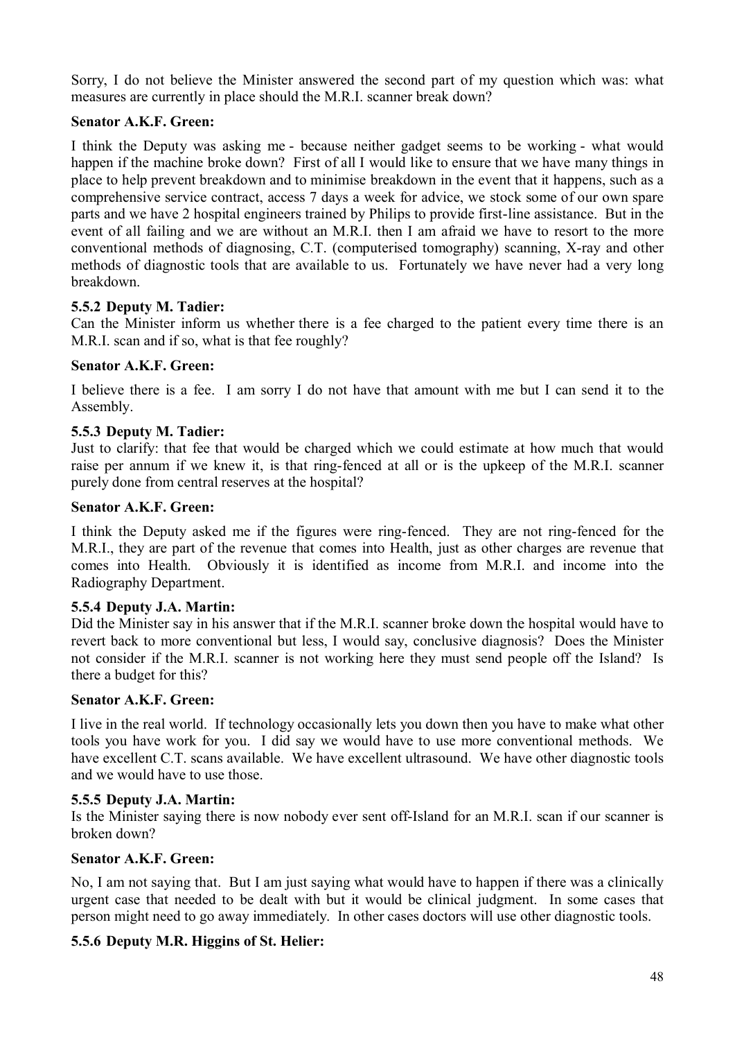Sorry, I do not believe the Minister answered the second part of my question which was: what measures are currently in place should the M.R.I. scanner break down?

**Senator A.K.F. Green:**

I think the Deputy was asking me - because neither gadget seems to be working - what would happen if the machine broke down? First of all I would like to ensure that we have many things in place to help prevent breakdown and to minimise breakdown in the event that it happens, such as a comprehensive service contract, access 7 days a week for advice, we stock some of our own spare parts and we have 2 hospital engineers trained by Philips to provide first-line assistance. But in the event of all failing and we are without an M.R.I. then I am afraid we have to resort to the more conventional methods of diagnosing, C.T. (computerised tomography) scanning, X-ray and other methods of diagnostic tools that are available to us. Fortunately we have never had a very long breakdown.

**5.5.2 Deputy M. Tadier:**

Can the Minister inform us whether there is a fee charged to the patient every time there is an M.R.I. scan and if so, what is that fee roughly?

**Senator A.K.F. Green:**

I believe there is a fee. I am sorry I do not have that amount with me but I can send it to the Assembly.

**5.5.3 Deputy M. Tadier:**

Just to clarify: that fee that would be charged which we could estimate at how much that would raise per annum if we knew it, is that ring-fenced at all or is the upkeep of the M.R.I. scanner purely done from central reserves at the hospital?

**Senator A.K.F. Green:**

I think the Deputy asked me if the figures were ring-fenced. They are not ring-fenced for the M.R.I., they are part of the revenue that comes into Health, just as other charges are revenue that comes into Health. Obviously it is identified as income from M.R.I. and income into the Radiography Department.

**5.5.4 Deputy J.A. Martin:**

Did the Minister say in his answer that if the M.R.I. scanner broke down the hospital would have to revert back to more conventional but less, I would say, conclusive diagnosis? Does the Minister not consider if the M.R.I. scanner is not working here they must send people off the Island? Is there a budget for this?

**Senator A.K.F. Green:**

I live in the real world. If technology occasionally lets you down then you have to make what other tools you have work for you. I did say we would have to use more conventional methods. We have excellent C.T. scans available. We have excellent ultrasound. We have other diagnostic tools and we would have to use those.

**5.5.5 Deputy J.A. Martin:**

Is the Minister saying there is now nobody ever sent off-Island for an M.R.I. scan if our scanner is broken down?

**Senator A.K.F. Green:**

No, I am not saying that. But I am just saying what would have to happen if there was a clinically urgent case that needed to be dealt with but it would be clinical judgment. In some cases that person might need to go away immediately. In other cases doctors will use other diagnostic tools.

**5.5.6 Deputy M.R. Higgins of St. Helier:**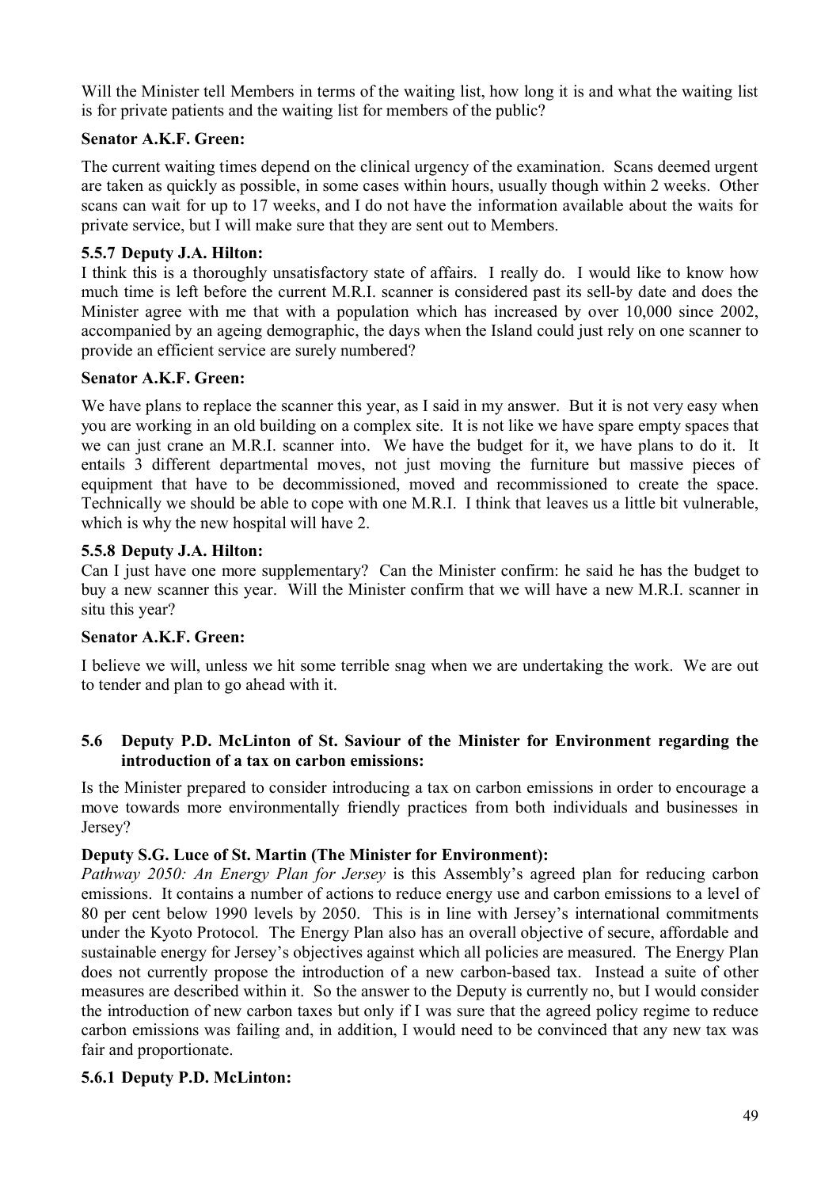Will the Minister tell Members in terms of the waiting list, how long it is and what the waiting list is for private patients and the waiting list for members of the public?

**Senator A.K.F. Green:**

The current waiting times depend on the clinical urgency of the examination. Scans deemed urgent are taken as quickly as possible, in some cases within hours, usually though within 2 weeks. Other scans can wait for up to 17 weeks, and I do not have the information available about the waits for private service, but I will make sure that they are sent out to Members.

**5.5.7 Deputy J.A. Hilton:**

I think this is a thoroughly unsatisfactory state of affairs. I really do. I would like to know how much time is left before the current M.R.I. scanner is considered past its sell-by date and does the Minister agree with me that with a population which has increased by over 10,000 since 2002, accompanied by an ageing demographic, the days when the Island could just rely on one scanner to provide an efficient service are surely numbered?

**Senator A.K.F. Green:**

We have plans to replace the scanner this year, as I said in my answer. But it is not very easy when you are working in an old building on a complex site. It is not like we have spare empty spaces that we can just crane an M.R.I. scanner into. We have the budget for it, we have plans to do it. It entails 3 different departmental moves, not just moving the furniture but massive pieces of equipment that have to be decommissioned, moved and recommissioned to create the space. Technically we should be able to cope with one M.R.I. I think that leaves us a little bit vulnerable, which is why the new hospital will have 2.

**5.5.8 Deputy J.A. Hilton:**

Can I just have one more supplementary? Can the Minister confirm: he said he has the budget to buy a new scanner this year. Will the Minister confirm that we will have a new M.R.I. scanner in situ this year?

**Senator A.K.F. Green:**

I believe we will, unless we hit some terrible snag when we are undertaking the work. We are out to tender and plan to go ahead with it.

### 5.6 Deputy P.D. McLinton of St. Saviour of the Minister for Environment regarding the introduction of a tax on carbon emissions:

Is the Minister prepared to consider introducing a tax on carbon emissions in order to encourage a move towards more environmentally friendly practices from both individuals and businesses in Jersey?

**Deputy S.G. Luce of St. Martin (The Minister for Environment):**

*Pathway 2050: An Energy Plan for Jersey* is this Assembly's agreed plan for reducing carbon emissions. It contains a number of actions to reduce energy use and carbon emissions to a level of 80 per cent below 1990 levels by 2050. This is in line with Jersey's international commitments under the Kyoto Protocol. The Energy Plan also has an overall objective of secure, affordable and sustainable energy for Jersey's objectives against which all policies are measured. The Energy Plan does not currently propose the introduction of a new carbon-based tax. Instead a suite of other measures are described within it. So the answer to the Deputy is currently no, but I would consider the introduction of new carbon taxes but only if I was sure that the agreed policy regime to reduce carbon emissions was failing and, in addition, I would need to be convinced that any new tax was fair and proportionate.

**5.6.1 Deputy P.D. McLinton:**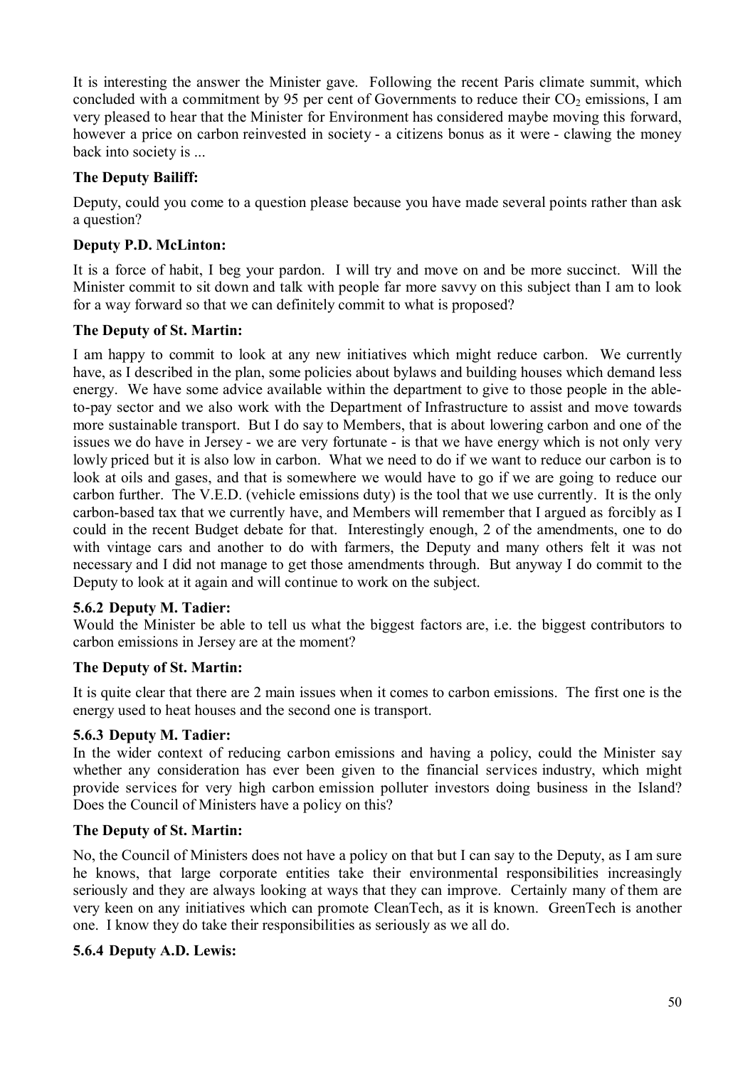It is interesting the answer the Minister gave. Following the recent Paris climate summit, which concluded with a commitment by 95 per cent of Governments to reduce their $CO_2$ emissions, I am very pleased to hear that the Minister for Environment has considered maybe moving this forward, however a price on carbon reinvested in society - a citizens bonus as it were - clawing the money back into society is ...

**The Deputy Bailiff:**

Deputy, could you come to a question please because you have made several points rather than ask a question?

**Deputy P.D. McLinton:**

It is a force of habit, I beg your pardon. I will try and move on and be more succinct. Will the Minister commit to sit down and talk with people far more savvy on this subject than I am to look for a way forward so that we can definitely commit to what is proposed?

**The Deputy of St. Martin:**

I am happy to commit to look at any new initiatives which might reduce carbon. We currently have, as I described in the plan, some policies about bylaws and building houses which demand less energy. We have some advice available within the department to give to those people in the able-to-pay sector and we also work with the Department of Infrastructure to assist and move towards more sustainable transport. But I do say to Members, that is about lowering carbon and one of the issues we do have in Jersey - we are very fortunate - is that we have energy which is not only very lowly priced but it is also low in carbon. What we need to do if we want to reduce our carbon is to look at oils and gases, and that is somewhere we would have to go if we are going to reduce our carbon further. The V.E.D. (vehicle emissions duty) is the tool that we use currently. It is the only carbon-based tax that we currently have, and Members will remember that I argued as forcibly as I could in the recent Budget debate for that. Interestingly enough, 2 of the amendments, one to do with vintage cars and another to do with farmers, the Deputy and many others felt it was not necessary and I did not manage to get those amendments through. But anyway I do commit to the Deputy to look at it again and will continue to work on the subject.

### 5.6.2 Deputy M. Tadier:

Would the Minister be able to tell us what the biggest factors are, i.e. the biggest contributors to carbon emissions in Jersey are at the moment?

**The Deputy of St. Martin:**

It is quite clear that there are 2 main issues when it comes to carbon emissions. The first one is the energy used to heat houses and the second one is transport.

### 5.6.3 Deputy M. Tadier:

In the wider context of reducing carbon emissions and having a policy, could the Minister say whether any consideration has ever been given to the financial services industry, which might provide services for very high carbon emission polluter investors doing business in the Island? Does the Council of Ministers have a policy on this?

**The Deputy of St. Martin:**

No, the Council of Ministers does not have a policy on that but I can say to the Deputy, as I am sure he knows, that large corporate entities take their environmental responsibilities increasingly seriously and they are always looking at ways that they can improve. Certainly many of them are very keen on any initiatives which can promote CleanTech, as it is known. GreenTech is another one. I know they do take their responsibilities as seriously as we all do.

### 5.6.4 Deputy A.D. Lewis: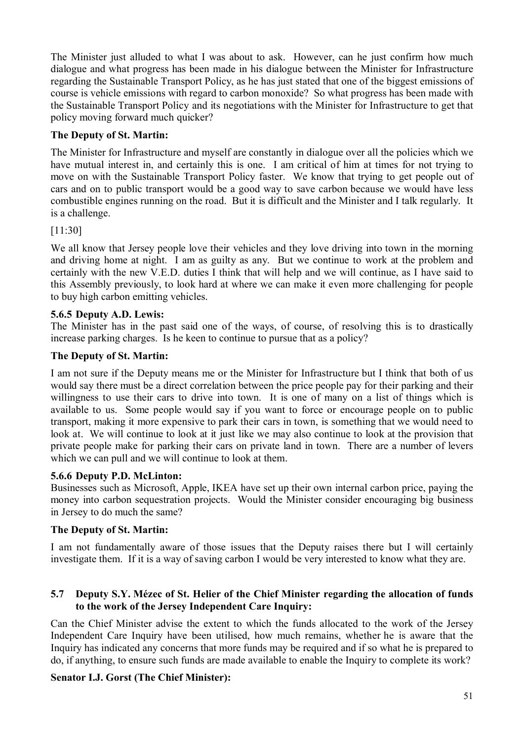The Minister just alluded to what I was about to ask. However, can he just confirm how much dialogue and what progress has been made in his dialogue between the Minister for Infrastructure regarding the Sustainable Transport Policy, as he has just stated that one of the biggest emissions of course is vehicle emissions with regard to carbon monoxide? So what progress has been made with the Sustainable Transport Policy and its negotiations with the Minister for Infrastructure to get that policy moving forward much quicker?

**The Deputy of St. Martin:**

The Minister for Infrastructure and myself are constantly in dialogue over all the policies which we have mutual interest in, and certainly this is one. I am critical of him at times for not trying to move on with the Sustainable Transport Policy faster. We know that trying to get people out of cars and on to public transport would be a good way to save carbon because we would have less combustible engines running on the road. But it is difficult and the Minister and I talk regularly. It is a challenge.

[11:30]

We all know that Jersey people love their vehicles and they love driving into town in the morning and driving home at night. I am as guilty as any. But we continue to work at the problem and certainly with the new V.E.D. duties I think that will help and we will continue, as I have said to this Assembly previously, to look hard at where we can make it even more challenging for people to buy high carbon emitting vehicles.

**5.6.5 Deputy A.D. Lewis:**

The Minister has in the past said one of the ways, of course, of resolving this is to drastically increase parking charges. Is he keen to continue to pursue that as a policy?

**The Deputy of St. Martin:**

I am not sure if the Deputy means me or the Minister for Infrastructure but I think that both of us would say there must be a direct correlation between the price people pay for their parking and their willingness to use their cars to drive into town. It is one of many on a list of things which is available to us. Some people would say if you want to force or encourage people on to public transport, making it more expensive to park their cars in town, is something that we would need to look at. We will continue to look at it just like we may also continue to look at the provision that private people make for parking their cars on private land in town. There are a number of levers which we can pull and we will continue to look at them.

**5.6.6 Deputy P.D. McLinton:**

Businesses such as Microsoft, Apple, IKEA have set up their own internal carbon price, paying the money into carbon sequestration projects. Would the Minister consider encouraging big business in Jersey to do much the same?

**The Deputy of St. Martin:**

I am not fundamentally aware of those issues that the Deputy raises there but I will certainly investigate them. If it is a way of saving carbon I would be very interested to know what they are.

**5.7 Deputy S.Y. Mézec of St. Helier of the Chief Minister regarding the allocation of funds to the work of the Jersey Independent Care Inquiry:**

Can the Chief Minister advise the extent to which the funds allocated to the work of the Jersey Independent Care Inquiry have been utilised, how much remains, whether he is aware that the Inquiry has indicated any concerns that more funds may be required and if so what he is prepared to do, if anything, to ensure such funds are made available to enable the Inquiry to complete its work?

**Senator I.J. Gorst (The Chief Minister):**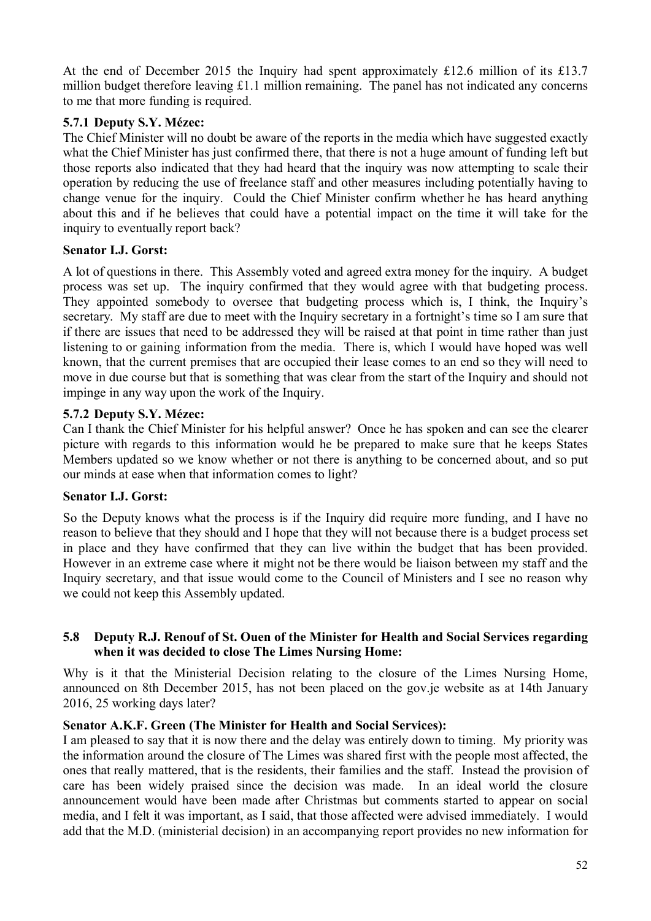At the end of December 2015 the Inquiry had spent approximately £12.6 million of its £13.7 million budget therefore leaving £1.1 million remaining. The panel has not indicated any concerns to me that more funding is required.

### 5.7.1 Deputy S.Y. Mézec:

The Chief Minister will no doubt be aware of the reports in the media which have suggested exactly what the Chief Minister has just confirmed there, that there is not a huge amount of funding left but those reports also indicated that they had heard that the inquiry was now attempting to scale their operation by reducing the use of freelance staff and other measures including potentially having to change venue for the inquiry. Could the Chief Minister confirm whether he has heard anything about this and if he believes that could have a potential impact on the time it will take for the inquiry to eventually report back?

**Senator I.J. Gorst:**

A lot of questions in there. This Assembly voted and agreed extra money for the inquiry. A budget process was set up. The inquiry confirmed that they would agree with that budgeting process. They appointed somebody to oversee that budgeting process which is, I think, the Inquiry's secretary. My staff are due to meet with the Inquiry secretary in a fortnight's time so I am sure that if there are issues that need to be addressed they will be raised at that point in time rather than just listening to or gaining information from the media. There is, which I would have hoped was well known, that the current premises that are occupied their lease comes to an end so they will need to move in due course but that is something that was clear from the start of the Inquiry and should not impinge in any way upon the work of the Inquiry.

### 5.7.2 Deputy S.Y. Mézec:

Can I thank the Chief Minister for his helpful answer? Once he has spoken and can see the clearer picture with regards to this information would he be prepared to make sure that he keeps States Members updated so we know whether or not there is anything to be concerned about, and so put our minds at ease when that information comes to light?

**Senator I.J. Gorst:**

So the Deputy knows what the process is if the Inquiry did require more funding, and I have no reason to believe that they should and I hope that they will not because there is a budget process set in place and they have confirmed that they can live within the budget that has been provided. However in an extreme case where it might not be there would be liaison between my staff and the Inquiry secretary, and that issue would come to the Council of Ministers and I see no reason why we could not keep this Assembly updated.

## 5.8 Deputy R.J. Renouf of St. Ouen of the Minister for Health and Social Services regarding when it was decided to close The Limes Nursing Home:

Why is it that the Ministerial Decision relating to the closure of the Limes Nursing Home, announced on 8th December 2015, has not been placed on the gov.je website as at 14th January 2016, 25 working days later?

**Senator A.K.F. Green (The Minister for Health and Social Services):**

I am pleased to say that it is now there and the delay was entirely down to timing. My priority was the information around the closure of The Limes was shared first with the people most affected, the ones that really mattered, that is the residents, their families and the staff. Instead the provision of care has been widely praised since the decision was made. In an ideal world the closure announcement would have been made after Christmas but comments started to appear on social media, and I felt it was important, as I said, that those affected were advised immediately. I would add that the M.D. (ministerial decision) in an accompanying report provides no new information for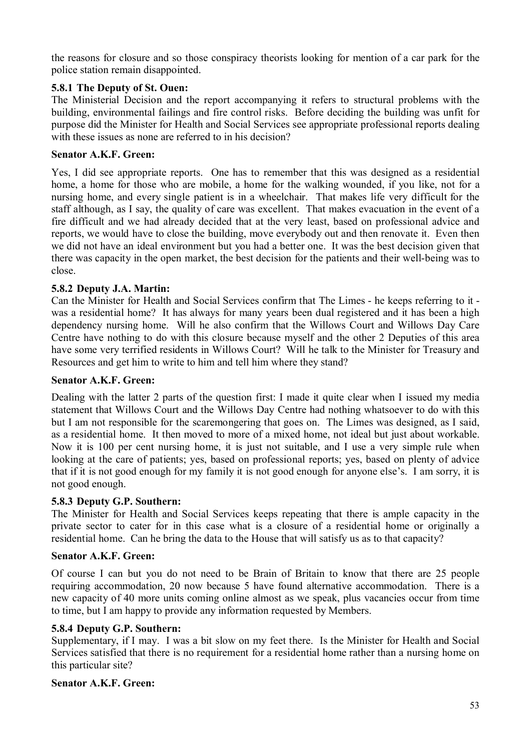the reasons for closure and so those conspiracy theorists looking for mention of a car park for the police station remain disappointed.

**5.8.1 The Deputy of St. Ouen:**

The Ministerial Decision and the report accompanying it refers to structural problems with the building, environmental failings and fire control risks. Before deciding the building was unfit for purpose did the Minister for Health and Social Services see appropriate professional reports dealing with these issues as none are referred to in his decision?

**Senator A.K.F. Green:**

Yes, I did see appropriate reports. One has to remember that this was designed as a residential home, a home for those who are mobile, a home for the walking wounded, if you like, not for a nursing home, and every single patient is in a wheelchair. That makes life very difficult for the staff although, as I say, the quality of care was excellent. That makes evacuation in the event of a fire difficult and we had already decided that at the very least, based on professional advice and reports, we would have to close the building, move everybody out and then renovate it. Even then we did not have an ideal environment but you had a better one. It was the best decision given that there was capacity in the open market, the best decision for the patients and their well-being was to close.

**5.8.2 Deputy J.A. Martin:**

Can the Minister for Health and Social Services confirm that The Limes - he keeps referring to it - was a residential home? It has always for many years been dual registered and it has been a high dependency nursing home. Will he also confirm that the Willows Court and Willows Day Care Centre have nothing to do with this closure because myself and the other 2 Deputies of this area have some very terrified residents in Willows Court? Will he talk to the Minister for Treasury and Resources and get him to write to him and tell him where they stand?

**Senator A.K.F. Green:**

Dealing with the latter 2 parts of the question first: I made it quite clear when I issued my media statement that Willows Court and the Willows Day Centre had nothing whatsoever to do with this but I am not responsible for the scaremongering that goes on. The Limes was designed, as I said, as a residential home. It then moved to more of a mixed home, not ideal but just about workable. Now it is 100 per cent nursing home, it is just not suitable, and I use a very simple rule when looking at the care of patients; yes, based on professional reports; yes, based on plenty of advice that if it is not good enough for my family it is not good enough for anyone else's. I am sorry, it is not good enough.

**5.8.3 Deputy G.P. Southern:**

The Minister for Health and Social Services keeps repeating that there is ample capacity in the private sector to cater for in this case what is a closure of a residential home or originally a residential home. Can he bring the data to the House that will satisfy us as to that capacity?

**Senator A.K.F. Green:**

Of course I can but you do not need to be Brain of Britain to know that there are 25 people requiring accommodation, 20 now because 5 have found alternative accommodation. There is a new capacity of 40 more units coming online almost as we speak, plus vacancies occur from time to time, but I am happy to provide any information requested by Members.

**5.8.4 Deputy G.P. Southern:**

Supplementary, if I may. I was a bit slow on my feet there. Is the Minister for Health and Social Services satisfied that there is no requirement for a residential home rather than a nursing home on this particular site?

**Senator A.K.F. Green:**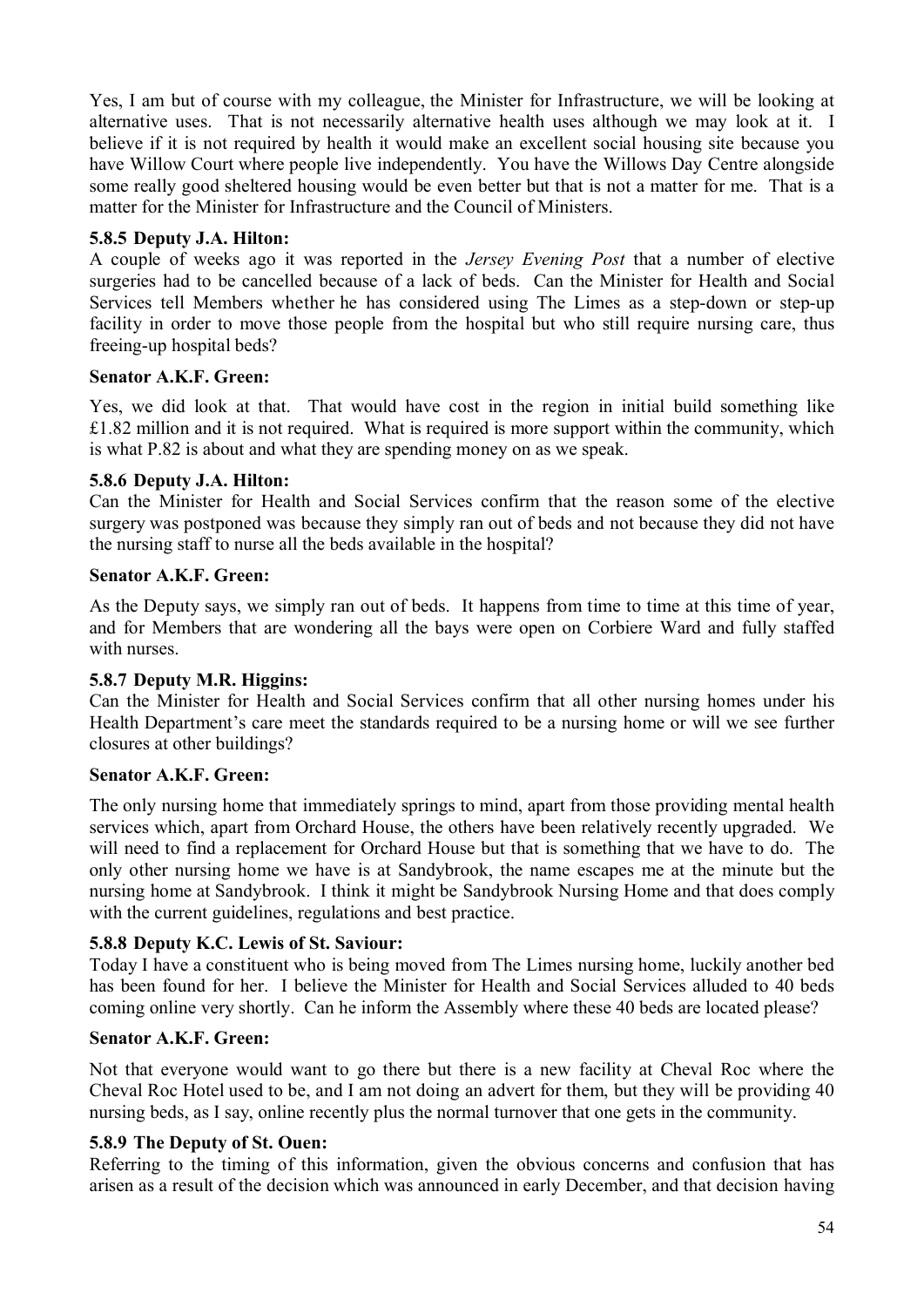Yes, I am but of course with my colleague, the Minister for Infrastructure, we will be looking at alternative uses. That is not necessarily alternative health uses although we may look at it. I believe if it is not required by health it would make an excellent social housing site because you have Willow Court where people live independently. You have the Willows Day Centre alongside some really good sheltered housing would be even better but that is not a matter for me. That is a matter for the Minister for Infrastructure and the Council of Ministers.

### 5.8.5 Deputy J.A. Hilton:

A couple of weeks ago it was reported in the *Jersey Evening Post* that a number of elective surgeries had to be cancelled because of a lack of beds. Can the Minister for Health and Social Services tell Members whether he has considered using The Limes as a step-down or step-up facility in order to move those people from the hospital but who still require nursing care, thus freeing-up hospital beds?

### Senator A.K.F. Green:

Yes, we did look at that. That would have cost in the region in initial build something like £1.82 million and it is not required. What is required is more support within the community, which is what P.82 is about and what they are spending money on as we speak.

### 5.8.6 Deputy J.A. Hilton:

Can the Minister for Health and Social Services confirm that the reason some of the elective surgery was postponed was because they simply ran out of beds and not because they did not have the nursing staff to nurse all the beds available in the hospital?

### Senator A.K.F. Green:

As the Deputy says, we simply ran out of beds. It happens from time to time at this time of year, and for Members that are wondering all the bays were open on Corbiere Ward and fully staffed with nurses.

### 5.8.7 Deputy M.R. Higgins:

Can the Minister for Health and Social Services confirm that all other nursing homes under his Health Department's care meet the standards required to be a nursing home or will we see further closures at other buildings?

### Senator A.K.F. Green:

The only nursing home that immediately springs to mind, apart from those providing mental health services which, apart from Orchard House, the others have been relatively recently upgraded. We will need to find a replacement for Orchard House but that is something that we have to do. The only other nursing home we have is at Sandybrook, the name escapes me at the minute but the nursing home at Sandybrook. I think it might be Sandybrook Nursing Home and that does comply with the current guidelines, regulations and best practice.

### 5.8.8 Deputy K.C. Lewis of St. Saviour:

Today I have a constituent who is being moved from The Limes nursing home, luckily another bed has been found for her. I believe the Minister for Health and Social Services alluded to 40 beds coming online very shortly. Can he inform the Assembly where these 40 beds are located please?

### Senator A.K.F. Green:

Not that everyone would want to go there but there is a new facility at Cheval Roc where the Cheval Roc Hotel used to be, and I am not doing an advert for them, but they will be providing 40 nursing beds, as I say, online recently plus the normal turnover that one gets in the community.

### 5.8.9 The Deputy of St. Ouen:

Referring to the timing of this information, given the obvious concerns and confusion that has arisen as a result of the decision which was announced in early December, and that decision having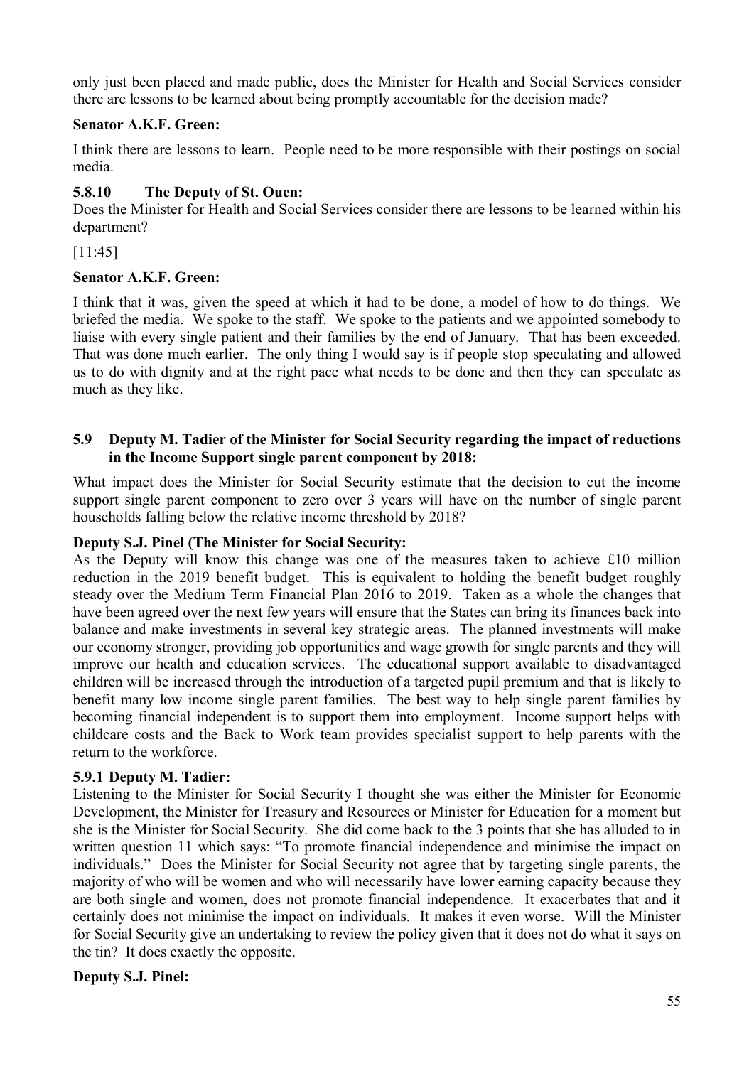only just been placed and made public, does the Minister for Health and Social Services consider there are lessons to be learned about being promptly accountable for the decision made?

**Senator A.K.F. Green:**

I think there are lessons to learn. People need to be more responsible with their postings on social media.

### 5.8.10 The Deputy of St. Ouen:

Does the Minister for Health and Social Services consider there are lessons to be learned within his department?

[11:45]

**Senator A.K.F. Green:**

I think that it was, given the speed at which it had to be done, a model of how to do things. We briefed the media. We spoke to the staff. We spoke to the patients and we appointed somebody to liaise with every single patient and their families by the end of January. That has been exceeded. That was done much earlier. The only thing I would say is if people stop speculating and allowed us to do with dignity and at the right pace what needs to be done and then they can speculate as much as they like.

## 5.9 Deputy M. Tadier of the Minister for Social Security regarding the impact of reductions in the Income Support single parent component by 2018:

What impact does the Minister for Social Security estimate that the decision to cut the income support single parent component to zero over 3 years will have on the number of single parent households falling below the relative income threshold by 2018?

**Deputy S.J. Pinel (The Minister for Social Security:**

As the Deputy will know this change was one of the measures taken to achieve £10 million reduction in the 2019 benefit budget. This is equivalent to holding the benefit budget roughly steady over the Medium Term Financial Plan 2016 to 2019. Taken as a whole the changes that have been agreed over the next few years will ensure that the States can bring its finances back into balance and make investments in several key strategic areas. The planned investments will make our economy stronger, providing job opportunities and wage growth for single parents and they will improve our health and education services. The educational support available to disadvantaged children will be increased through the introduction of a targeted pupil premium and that is likely to benefit many low income single parent families. The best way to help single parent families by becoming financial independent is to support them into employment. Income support helps with childcare costs and the Back to Work team provides specialist support to help parents with the return to the workforce.

### 5.9.1 Deputy M. Tadier:

Listening to the Minister for Social Security I thought she was either the Minister for Economic Development, the Minister for Treasury and Resources or Minister for Education for a moment but she is the Minister for Social Security. She did come back to the 3 points that she has alluded to in written question 11 which says: "To promote financial independence and minimise the impact on individuals." Does the Minister for Social Security not agree that by targeting single parents, the majority of who will be women and who will necessarily have lower earning capacity because they are both single and women, does not promote financial independence. It exacerbates that and it certainly does not minimise the impact on individuals. It makes it even worse. Will the Minister for Social Security give an undertaking to review the policy given that it does not do what it says on the tin? It does exactly the opposite.

**Deputy S.J. Pinel:**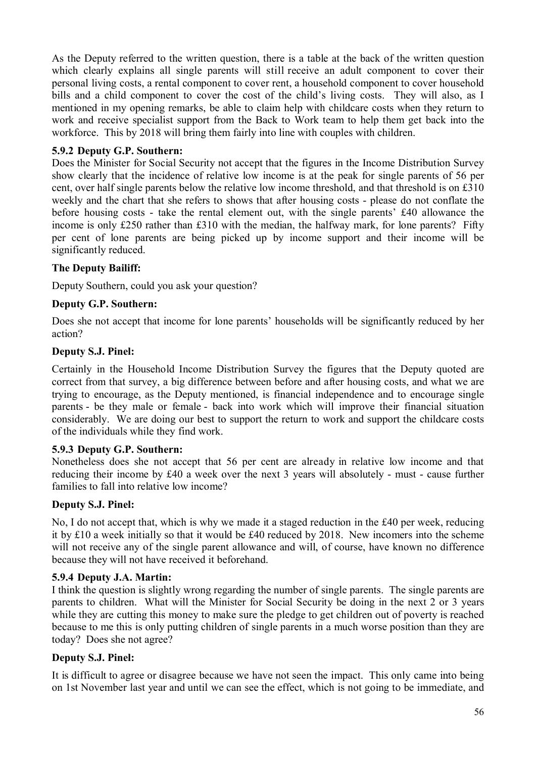As the Deputy referred to the written question, there is a table at the back of the written question which clearly explains all single parents will still receive an adult component to cover their personal living costs, a rental component to cover rent, a household component to cover household bills and a child component to cover the cost of the child's living costs. They will also, as I mentioned in my opening remarks, be able to claim help with childcare costs when they return to work and receive specialist support from the Back to Work team to help them get back into the workforce. This by 2018 will bring them fairly into line with couples with children.

### 5.9.2 Deputy G.P. Southern:

Does the Minister for Social Security not accept that the figures in the Income Distribution Survey show clearly that the incidence of relative low income is at the peak for single parents of 56 per cent, over half single parents below the relative low income threshold, and that threshold is on £310 weekly and the chart that she refers to shows that after housing costs - please do not conflate the before housing costs - take the rental element out, with the single parents' £40 allowance the income is only £250 rather than £310 with the median, the halfway mark, for lone parents? Fifty per cent of lone parents are being picked up by income support and their income will be significantly reduced.

**The Deputy Bailiff:**

Deputy Southern, could you ask your question?

**Deputy G.P. Southern:**

Does she not accept that income for lone parents' households will be significantly reduced by her action?

**Deputy S.J. Pinel:**

Certainly in the Household Income Distribution Survey the figures that the Deputy quoted are correct from that survey, a big difference between before and after housing costs, and what we are trying to encourage, as the Deputy mentioned, is financial independence and to encourage single parents - be they male or female - back into work which will improve their financial situation considerably. We are doing our best to support the return to work and support the childcare costs of the individuals while they find work.

### 5.9.3 Deputy G.P. Southern:

Nonetheless does she not accept that 56 per cent are already in relative low income and that reducing their income by £40 a week over the next 3 years will absolutely - must - cause further families to fall into relative low income?

**Deputy S.J. Pinel:**

No, I do not accept that, which is why we made it a staged reduction in the £40 per week, reducing it by £10 a week initially so that it would be £40 reduced by 2018. New incomers into the scheme will not receive any of the single parent allowance and will, of course, have known no difference because they will not have received it beforehand.

### 5.9.4 Deputy J.A. Martin:

I think the question is slightly wrong regarding the number of single parents. The single parents are parents to children. What will the Minister for Social Security be doing in the next 2 or 3 years while they are cutting this money to make sure the pledge to get children out of poverty is reached because to me this is only putting children of single parents in a much worse position than they are today? Does she not agree?

**Deputy S.J. Pinel:**

It is difficult to agree or disagree because we have not seen the impact. This only came into being on 1st November last year and until we can see the effect, which is not going to be immediate, and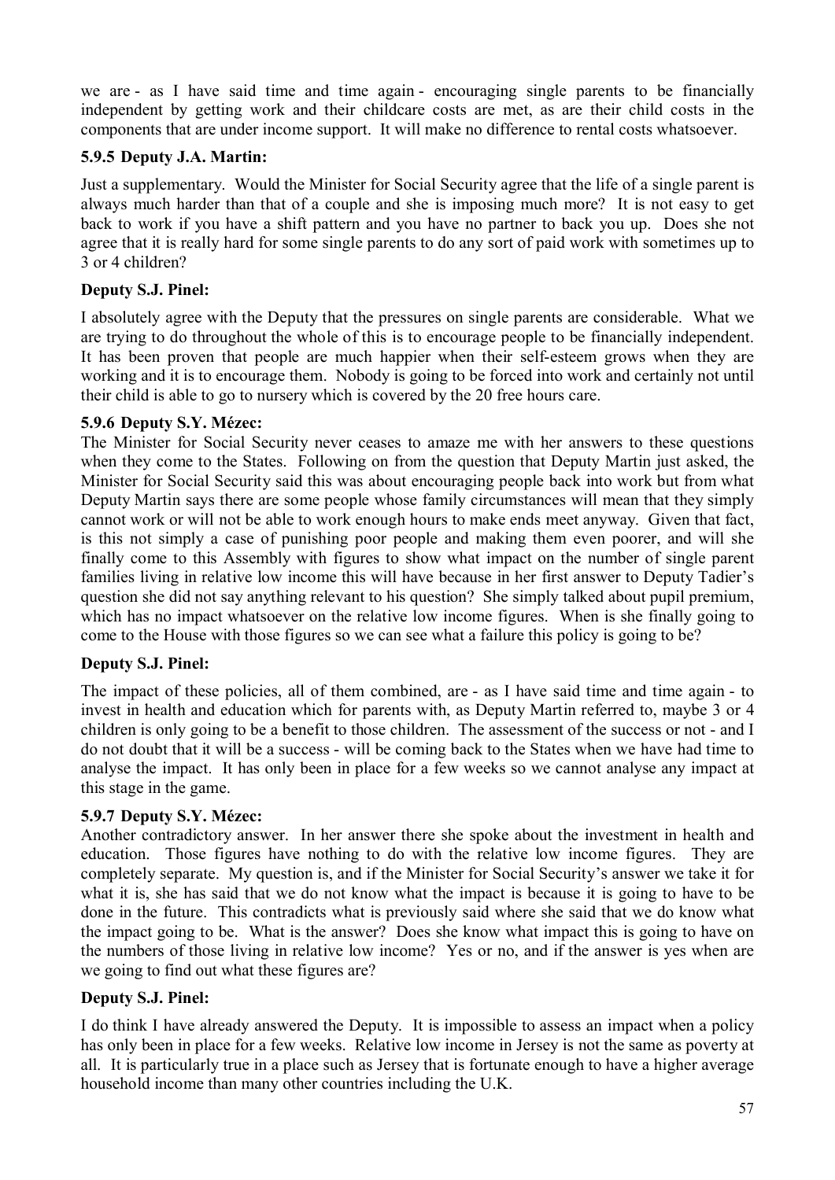we are - as I have said time and time again - encouraging single parents to be financially independent by getting work and their childcare costs are met, as are their child costs in the components that are under income support. It will make no difference to rental costs whatsoever.

### 5.9.5 Deputy J.A. Martin:

Just a supplementary. Would the Minister for Social Security agree that the life of a single parent is always much harder than that of a couple and she is imposing much more? It is not easy to get back to work if you have a shift pattern and you have no partner to back you up. Does she not agree that it is really hard for some single parents to do any sort of paid work with sometimes up to 3 or 4 children?

### Deputy S.J. Pinel:

I absolutely agree with the Deputy that the pressures on single parents are considerable. What we are trying to do throughout the whole of this is to encourage people to be financially independent. It has been proven that people are much happier when their self-esteem grows when they are working and it is to encourage them. Nobody is going to be forced into work and certainly not until their child is able to go to nursery which is covered by the 20 free hours care.

### 5.9.6 Deputy S.Y. Mézec:

The Minister for Social Security never ceases to amaze me with her answers to these questions when they come to the States. Following on from the question that Deputy Martin just asked, the Minister for Social Security said this was about encouraging people back into work but from what Deputy Martin says there are some people whose family circumstances will mean that they simply cannot work or will not be able to work enough hours to make ends meet anyway. Given that fact, is this not simply a case of punishing poor people and making them even poorer, and will she finally come to this Assembly with figures to show what impact on the number of single parent families living in relative low income this will have because in her first answer to Deputy Tadier's question she did not say anything relevant to his question? She simply talked about pupil premium, which has no impact whatsoever on the relative low income figures. When is she finally going to come to the House with those figures so we can see what a failure this policy is going to be?

### Deputy S.J. Pinel:

The impact of these policies, all of them combined, are - as I have said time and time again - to invest in health and education which for parents with, as Deputy Martin referred to, maybe 3 or 4 children is only going to be a benefit to those children. The assessment of the success or not - and I do not doubt that it will be a success - will be coming back to the States when we have had time to analyse the impact. It has only been in place for a few weeks so we cannot analyse any impact at this stage in the game.

### 5.9.7 Deputy S.Y. Mézec:

Another contradictory answer. In her answer there she spoke about the investment in health and education. Those figures have nothing to do with the relative low income figures. They are completely separate. My question is, and if the Minister for Social Security's answer we take it for what it is, she has said that we do not know what the impact is because it is going to have to be done in the future. This contradicts what is previously said where she said that we do know what the impact going to be. What is the answer? Does she know what impact this is going to have on the numbers of those living in relative low income? Yes or no, and if the answer is yes when are we going to find out what these figures are?

### Deputy S.J. Pinel:

I do think I have already answered the Deputy. It is impossible to assess an impact when a policy has only been in place for a few weeks. Relative low income in Jersey is not the same as poverty at all. It is particularly true in a place such as Jersey that is fortunate enough to have a higher average household income than many other countries including the U.K.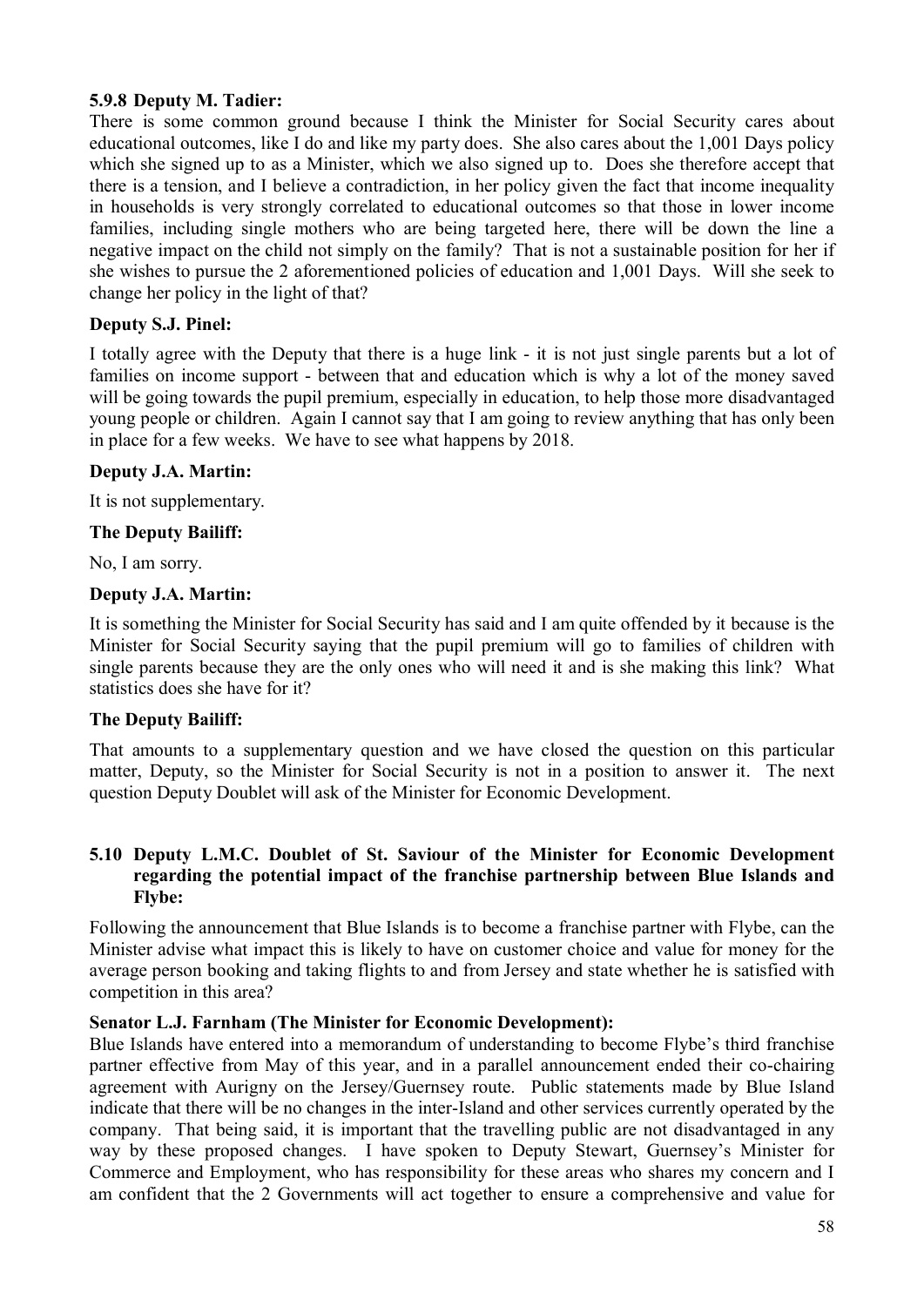**5.9.8 Deputy M. Tadier:**

There is some common ground because I think the Minister for Social Security cares about educational outcomes, like I do and like my party does. She also cares about the 1,001 Days policy which she signed up to as a Minister, which we also signed up to. Does she therefore accept that there is a tension, and I believe a contradiction, in her policy given the fact that income inequality in households is very strongly correlated to educational outcomes so that those in lower income families, including single mothers who are being targeted here, there will be down the line a negative impact on the child not simply on the family? That is not a sustainable position for her if she wishes to pursue the 2 aforementioned policies of education and 1,001 Days. Will she seek to change her policy in the light of that?

**Deputy S.J. Pinel:**

I totally agree with the Deputy that there is a huge link - it is not just single parents but a lot of families on income support - between that and education which is why a lot of the money saved will be going towards the pupil premium, especially in education, to help those more disadvantaged young people or children. Again I cannot say that I am going to review anything that has only been in place for a few weeks. We have to see what happens by 2018.

**Deputy J.A. Martin:**

It is not supplementary.

**The Deputy Bailiff:**

No, I am sorry.

**Deputy J.A. Martin:**

It is something the Minister for Social Security has said and I am quite offended by it because is the Minister for Social Security saying that the pupil premium will go to families of children with single parents because they are the only ones who will need it and is she making this link? What statistics does she have for it?

**The Deputy Bailiff:**

That amounts to a supplementary question and we have closed the question on this particular matter, Deputy, so the Minister for Social Security is not in a position to answer it. The next question Deputy Doublet will ask of the Minister for Economic Development.

### 5.10 Deputy L.M.C. Doublet of St. Saviour of the Minister for Economic Development regarding the potential impact of the franchise partnership between Blue Islands and Flybe:

Following the announcement that Blue Islands is to become a franchise partner with Flybe, can the Minister advise what impact this is likely to have on customer choice and value for money for the average person booking and taking flights to and from Jersey and state whether he is satisfied with competition in this area?

**Senator L.J. Farnham (The Minister for Economic Development):**

Blue Islands have entered into a memorandum of understanding to become Flybe's third franchise partner effective from May of this year, and in a parallel announcement ended their co-chairing agreement with Aurigny on the Jersey/Guernsey route. Public statements made by Blue Island indicate that there will be no changes in the inter-Island and other services currently operated by the company. That being said, it is important that the travelling public are not disadvantaged in any way by these proposed changes. I have spoken to Deputy Stewart, Guernsey's Minister for Commerce and Employment, who has responsibility for these areas who shares my concern and I am confident that the 2 Governments will act together to ensure a comprehensive and value for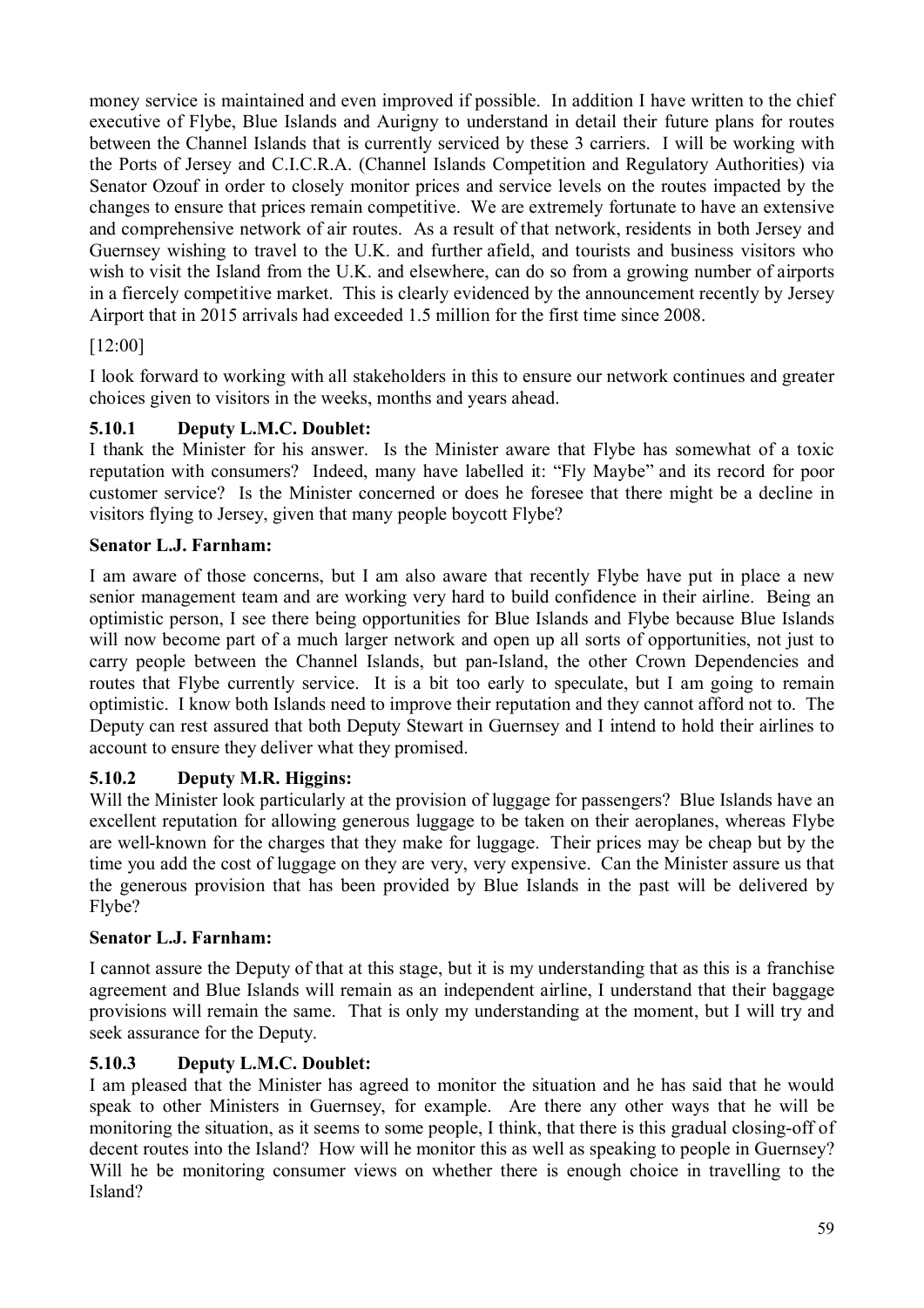money service is maintained and even improved if possible. In addition I have written to the chief executive of Flybe, Blue Islands and Aurigny to understand in detail their future plans for routes between the Channel Islands that is currently serviced by these 3 carriers. I will be working with the Ports of Jersey and C.I.C.R.A. (Channel Islands Competition and Regulatory Authorities) via Senator Ozouf in order to closely monitor prices and service levels on the routes impacted by the changes to ensure that prices remain competitive. We are extremely fortunate to have an extensive and comprehensive network of air routes. As a result of that network, residents in both Jersey and Guernsey wishing to travel to the U.K. and further afield, and tourists and business visitors who wish to visit the Island from the U.K. and elsewhere, can do so from a growing number of airports in a fiercely competitive market. This is clearly evidenced by the announcement recently by Jersey Airport that in 2015 arrivals had exceeded 1.5 million for the first time since 2008.

[12:00]

I look forward to working with all stakeholders in this to ensure our network continues and greater choices given to visitors in the weeks, months and years ahead.

### 5.10.1 Deputy L.M.C. Doublet:

I thank the Minister for his answer. Is the Minister aware that Flybe has somewhat of a toxic reputation with consumers? Indeed, many have labelled it: "Fly Maybe" and its record for poor customer service? Is the Minister concerned or does he foresee that there might be a decline in visitors flying to Jersey, given that many people boycott Flybe?

**Senator L.J. Farnham:**

I am aware of those concerns, but I am also aware that recently Flybe have put in place a new senior management team and are working very hard to build confidence in their airline. Being an optimistic person, I see there being opportunities for Blue Islands and Flybe because Blue Islands will now become part of a much larger network and open up all sorts of opportunities, not just to carry people between the Channel Islands, but pan-Island, the other Crown Dependencies and routes that Flybe currently service. It is a bit too early to speculate, but I am going to remain optimistic. I know both Islands need to improve their reputation and they cannot afford not to. The Deputy can rest assured that both Deputy Stewart in Guernsey and I intend to hold their airlines to account to ensure they deliver what they promised.

### 5.10.2 Deputy M.R. Higgins:

Will the Minister look particularly at the provision of luggage for passengers? Blue Islands have an excellent reputation for allowing generous luggage to be taken on their aeroplanes, whereas Flybe are well-known for the charges that they make for luggage. Their prices may be cheap but by the time you add the cost of luggage on they are very, very expensive. Can the Minister assure us that the generous provision that has been provided by Blue Islands in the past will be delivered by Flybe?

**Senator L.J. Farnham:**

I cannot assure the Deputy of that at this stage, but it is my understanding that as this is a franchise agreement and Blue Islands will remain as an independent airline, I understand that their baggage provisions will remain the same. That is only my understanding at the moment, but I will try and seek assurance for the Deputy.

### 5.10.3 Deputy L.M.C. Doublet:

I am pleased that the Minister has agreed to monitor the situation and he has said that he would speak to other Ministers in Guernsey, for example. Are there any other ways that he will be monitoring the situation, as it seems to some people, I think, that there is this gradual closing-off of decent routes into the Island? How will he monitor this as well as speaking to people in Guernsey? Will he be monitoring consumer views on whether there is enough choice in travelling to the Island?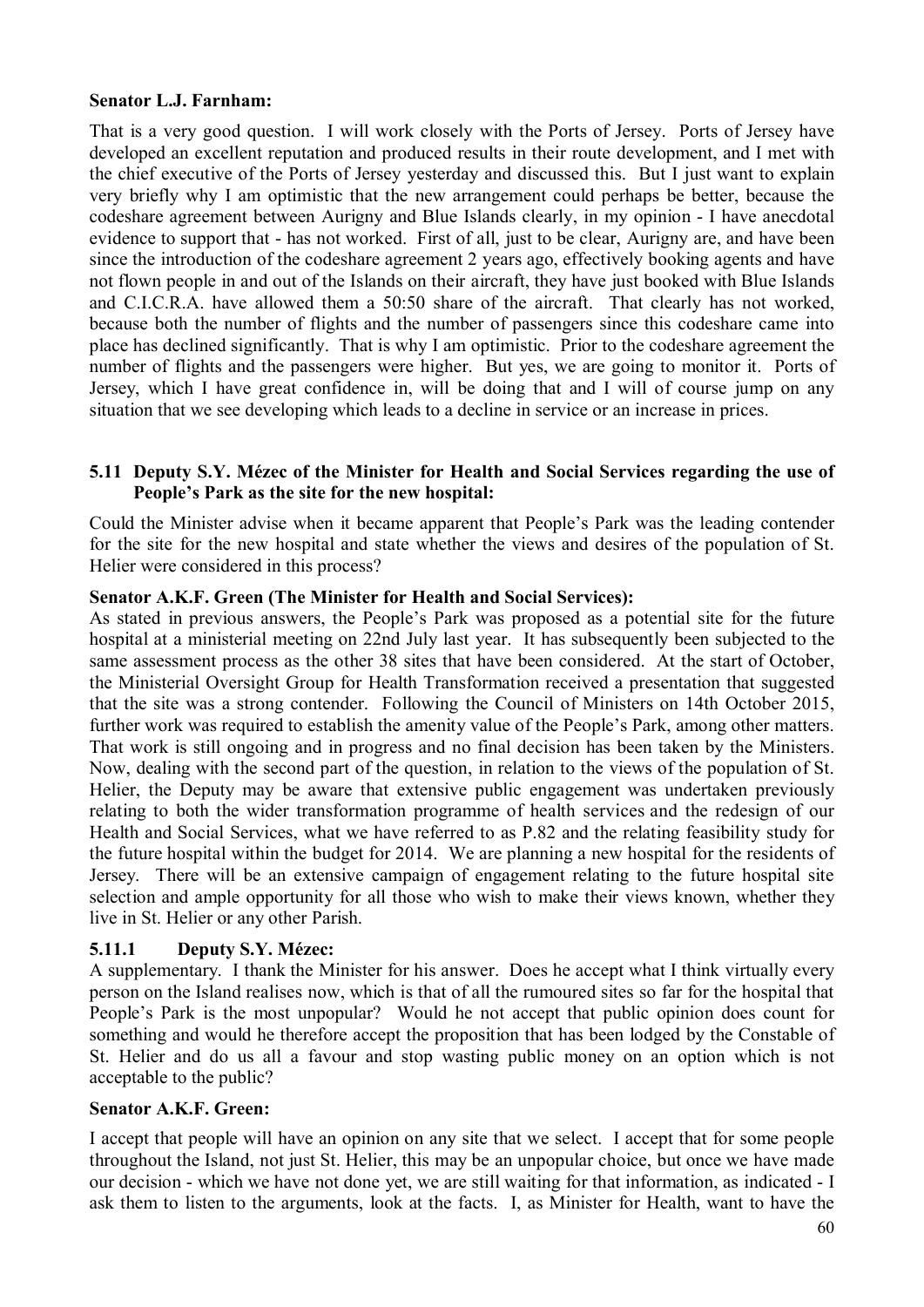**Senator L.J. Farnham:**

That is a very good question. I will work closely with the Ports of Jersey. Ports of Jersey have developed an excellent reputation and produced results in their route development, and I met with the chief executive of the Ports of Jersey yesterday and discussed this. But I just want to explain very briefly why I am optimistic that the new arrangement could perhaps be better, because the codeshare agreement between Aurigny and Blue Islands clearly, in my opinion - I have anecdotal evidence to support that - has not worked. First of all, just to be clear, Aurigny are, and have been since the introduction of the codeshare agreement 2 years ago, effectively booking agents and have not flown people in and out of the Islands on their aircraft, they have just booked with Blue Islands and C.I.C.R.A. have allowed them a 50:50 share of the aircraft. That clearly has not worked, because both the number of flights and the number of passengers since this codeshare came into place has declined significantly. That is why I am optimistic. Prior to the codeshare agreement the number of flights and the passengers were higher. But yes, we are going to monitor it. Ports of Jersey, which I have great confidence in, will be doing that and I will of course jump on any situation that we see developing which leads to a decline in service or an increase in prices.

### 5.11 Deputy S.Y. Mézec of the Minister for Health and Social Services regarding the use of People's Park as the site for the new hospital:

Could the Minister advise when it became apparent that People's Park was the leading contender for the site for the new hospital and state whether the views and desires of the population of St. Helier were considered in this process?

**Senator A.K.F. Green (The Minister for Health and Social Services):**

As stated in previous answers, the People's Park was proposed as a potential site for the future hospital at a ministerial meeting on 22nd July last year. It has subsequently been subjected to the same assessment process as the other 38 sites that have been considered. At the start of October, the Ministerial Oversight Group for Health Transformation received a presentation that suggested that the site was a strong contender. Following the Council of Ministers on 14th October 2015, further work was required to establish the amenity value of the People's Park, among other matters. That work is still ongoing and in progress and no final decision has been taken by the Ministers. Now, dealing with the second part of the question, in relation to the views of the population of St. Helier, the Deputy may be aware that extensive public engagement was undertaken previously relating to both the wider transformation programme of health services and the redesign of our Health and Social Services, what we have referred to as P.82 and the relating feasibility study for the future hospital within the budget for 2014. We are planning a new hospital for the residents of Jersey. There will be an extensive campaign of engagement relating to the future hospital site selection and ample opportunity for all those who wish to make their views known, whether they live in St. Helier or any other Parish.

#### 5.11.1 Deputy S.Y. Mézec:

A supplementary. I thank the Minister for his answer. Does he accept what I think virtually every person on the Island realises now, which is that of all the rumoured sites so far for the hospital that People's Park is the most unpopular? Would he not accept that public opinion does count for something and would he therefore accept the proposition that has been lodged by the Constable of St. Helier and do us all a favour and stop wasting public money on an option which is not acceptable to the public?

**Senator A.K.F. Green:**

I accept that people will have an opinion on any site that we select. I accept that for some people throughout the Island, not just St. Helier, this may be an unpopular choice, but once we have made our decision - which we have not done yet, we are still waiting for that information, as indicated - I ask them to listen to the arguments, look at the facts. I, as Minister for Health, want to have the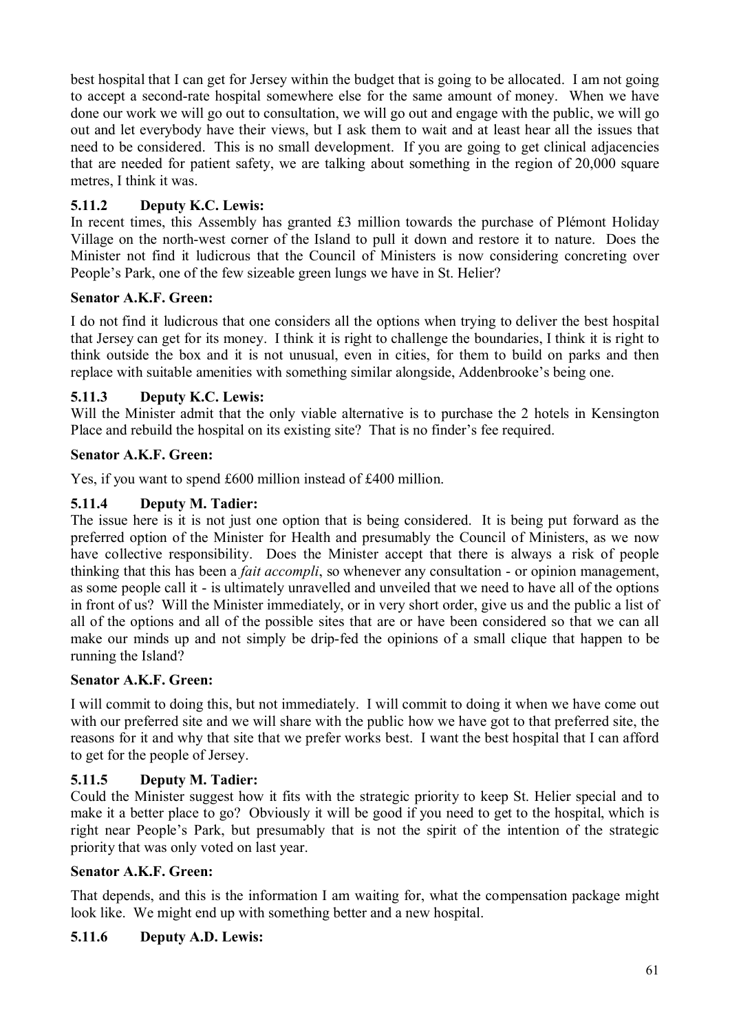best hospital that I can get for Jersey within the budget that is going to be allocated. I am not going to accept a second-rate hospital somewhere else for the same amount of money. When we have done our work we will go out to consultation, we will go out and engage with the public, we will go out and let everybody have their views, but I ask them to wait and at least hear all the issues that need to be considered. This is no small development. If you are going to get clinical adjacencies that are needed for patient safety, we are talking about something in the region of 20,000 square metres, I think it was.

### 5.11.2 Deputy K.C. Lewis:

In recent times, this Assembly has granted £3 million towards the purchase of Plémont Holiday Village on the north-west corner of the Island to pull it down and restore it to nature. Does the Minister not find it ludicrous that the Council of Ministers is now considering concreting over People's Park, one of the few sizeable green lungs we have in St. Helier?

**Senator A.K.F. Green:**

I do not find it ludicrous that one considers all the options when trying to deliver the best hospital that Jersey can get for its money. I think it is right to challenge the boundaries, I think it is right to think outside the box and it is not unusual, even in cities, for them to build on parks and then replace with suitable amenities with something similar alongside, Addenbrooke's being one.

### 5.11.3 Deputy K.C. Lewis:

Will the Minister admit that the only viable alternative is to purchase the 2 hotels in Kensington Place and rebuild the hospital on its existing site? That is no finder's fee required.

**Senator A.K.F. Green:**

Yes, if you want to spend £600 million instead of £400 million.

### 5.11.4 Deputy M. Tadier:

The issue here is it is not just one option that is being considered. It is being put forward as the preferred option of the Minister for Health and presumably the Council of Ministers, as we now have collective responsibility. Does the Minister accept that there is always a risk of people thinking that this has been a *fait accompli*, so whenever any consultation - or opinion management, as some people call it - is ultimately unravelled and unveiled that we need to have all of the options in front of us? Will the Minister immediately, or in very short order, give us and the public a list of all of the options and all of the possible sites that are or have been considered so that we can all make our minds up and not simply be drip-fed the opinions of a small clique that happen to be running the Island?

**Senator A.K.F. Green:**

I will commit to doing this, but not immediately. I will commit to doing it when we have come out with our preferred site and we will share with the public how we have got to that preferred site, the reasons for it and why that site that we prefer works best. I want the best hospital that I can afford to get for the people of Jersey.

### 5.11.5 Deputy M. Tadier:

Could the Minister suggest how it fits with the strategic priority to keep St. Helier special and to make it a better place to go? Obviously it will be good if you need to get to the hospital, which is right near People's Park, but presumably that is not the spirit of the intention of the strategic priority that was only voted on last year.

**Senator A.K.F. Green:**

That depends, and this is the information I am waiting for, what the compensation package might look like. We might end up with something better and a new hospital.

### 5.11.6 Deputy A.D. Lewis: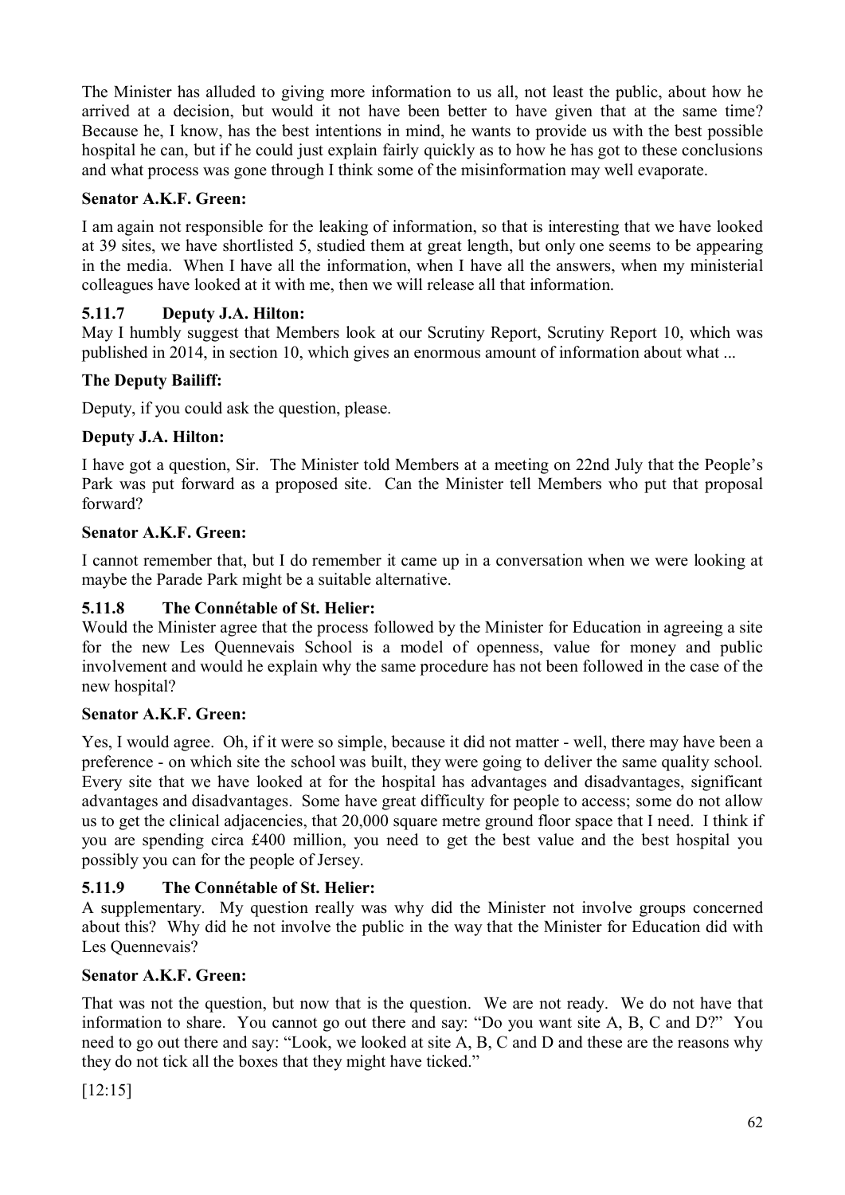The Minister has alluded to giving more information to us all, not least the public, about how he arrived at a decision, but would it not have been better to have given that at the same time? Because he, I know, has the best intentions in mind, he wants to provide us with the best possible hospital he can, but if he could just explain fairly quickly as to how he has got to these conclusions and what process was gone through I think some of the misinformation may well evaporate.

**Senator A.K.F. Green:**

I am again not responsible for the leaking of information, so that is interesting that we have looked at 39 sites, we have shortlisted 5, studied them at great length, but only one seems to be appearing in the media. When I have all the information, when I have all the answers, when my ministerial colleagues have looked at it with me, then we will release all that information.

### 5.11.7 Deputy J.A. Hilton:

May I humbly suggest that Members look at our Scrutiny Report, Scrutiny Report 10, which was published in 2014, in section 10, which gives an enormous amount of information about what ...

**The Deputy Bailiff:**

Deputy, if you could ask the question, please.

**Deputy J.A. Hilton:**

I have got a question, Sir. The Minister told Members at a meeting on 22nd July that the People's Park was put forward as a proposed site. Can the Minister tell Members who put that proposal forward?

**Senator A.K.F. Green:**

I cannot remember that, but I do remember it came up in a conversation when we were looking at maybe the Parade Park might be a suitable alternative.

### 5.11.8 The Connétable of St. Helier:

Would the Minister agree that the process followed by the Minister for Education in agreeing a site for the new Les Quennevais School is a model of openness, value for money and public involvement and would he explain why the same procedure has not been followed in the case of the new hospital?

**Senator A.K.F. Green:**

Yes, I would agree. Oh, if it were so simple, because it did not matter - well, there may have been a preference - on which site the school was built, they were going to deliver the same quality school. Every site that we have looked at for the hospital has advantages and disadvantages, significant advantages and disadvantages. Some have great difficulty for people to access; some do not allow us to get the clinical adjacencies, that 20,000 square metre ground floor space that I need. I think if you are spending circa £400 million, you need to get the best value and the best hospital you possibly you can for the people of Jersey.

### 5.11.9 The Connétable of St. Helier:

A supplementary. My question really was why did the Minister not involve groups concerned about this? Why did he not involve the public in the way that the Minister for Education did with Les Quennevais?

**Senator A.K.F. Green:**

That was not the question, but now that is the question. We are not ready. We do not have that information to share. You cannot go out there and say: "Do you want site A, B, C and D?" You need to go out there and say: "Look, we looked at site A, B, C and D and these are the reasons why they do not tick all the boxes that they might have ticked."

[12:15]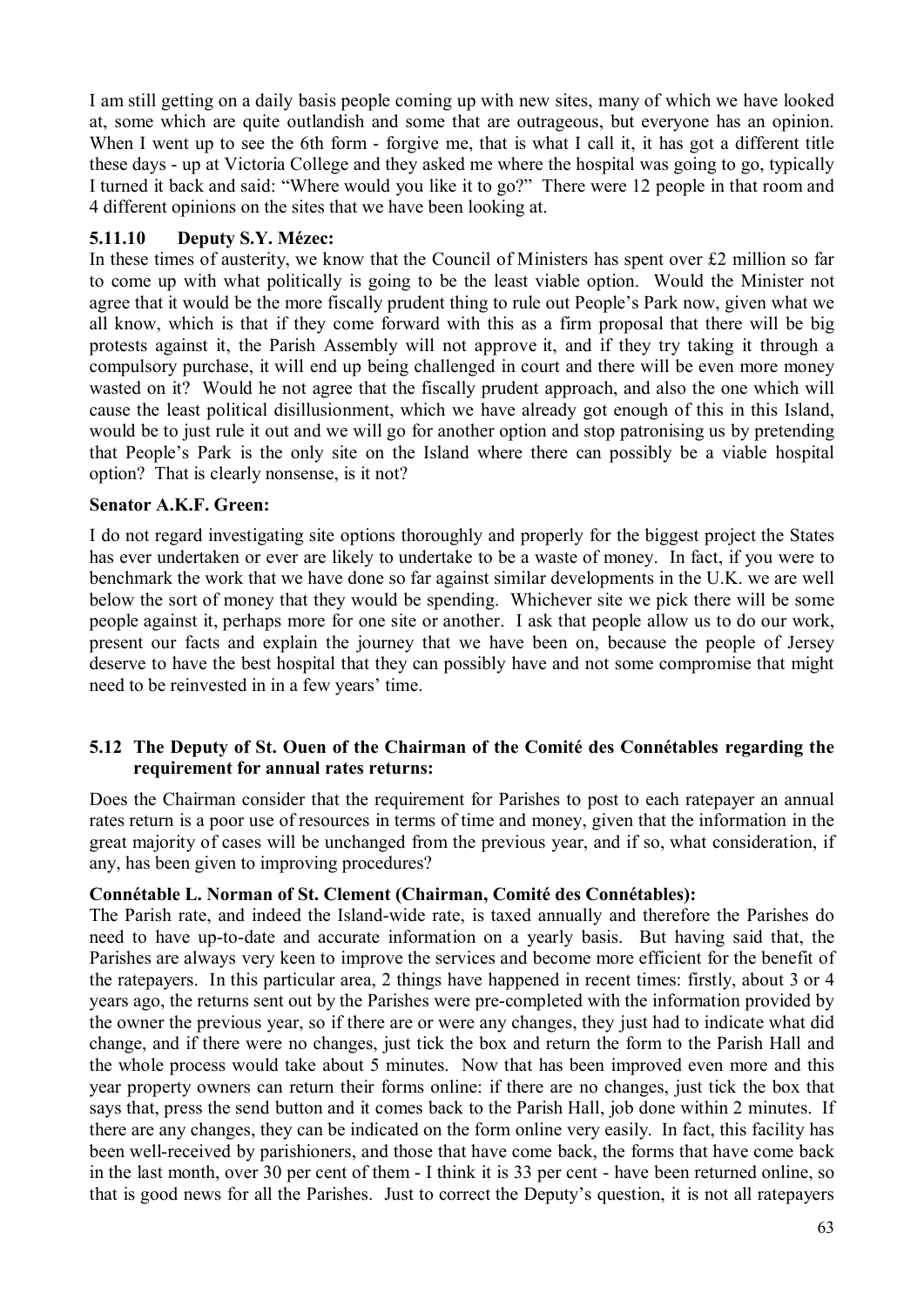I am still getting on a daily basis people coming up with new sites, many of which we have looked at, some which are quite outlandish and some that are outrageous, but everyone has an opinion. When I went up to see the 6th form - forgive me, that is what I call it, it has got a different title these days - up at Victoria College and they asked me where the hospital was going to go, typically I turned it back and said: "Where would you like it to go?" There were 12 people in that room and 4 different opinions on the sites that we have been looking at.

### 5.11.10 Deputy S.Y. Mézec:

In these times of austerity, we know that the Council of Ministers has spent over £2 million so far to come up with what politically is going to be the least viable option. Would the Minister not agree that it would be the more fiscally prudent thing to rule out People's Park now, given what we all know, which is that if they come forward with this as a firm proposal that there will be big protests against it, the Parish Assembly will not approve it, and if they try taking it through a compulsory purchase, it will end up being challenged in court and there will be even more money wasted on it? Would he not agree that the fiscally prudent approach, and also the one which will cause the least political disillusionment, which we have already got enough of this in this Island, would be to just rule it out and we will go for another option and stop patronising us by pretending that People's Park is the only site on the Island where there can possibly be a viable hospital option? That is clearly nonsense, is it not?

**Senator A.K.F. Green:**

I do not regard investigating site options thoroughly and properly for the biggest project the States has ever undertaken or ever are likely to undertake to be a waste of money. In fact, if you were to benchmark the work that we have done so far against similar developments in the U.K. we are well below the sort of money that they would be spending. Whichever site we pick there will be some people against it, perhaps more for one site or another. I ask that people allow us to do our work, present our facts and explain the journey that we have been on, because the people of Jersey deserve to have the best hospital that they can possibly have and not some compromise that might need to be reinvested in in a few years' time.

## 5.12 The Deputy of St. Ouen of the Chairman of the Comité des Connétables regarding the requirement for annual rates returns:

Does the Chairman consider that the requirement for Parishes to post to each ratepayer an annual rates return is a poor use of resources in terms of time and money, given that the information in the great majority of cases will be unchanged from the previous year, and if so, what consideration, if any, has been given to improving procedures?

**Connétable L. Norman of St. Clement (Chairman, Comité des Connétables):**

The Parish rate, and indeed the Island-wide rate, is taxed annually and therefore the Parishes do need to have up-to-date and accurate information on a yearly basis. But having said that, the Parishes are always very keen to improve the services and become more efficient for the benefit of the ratepayers. In this particular area, 2 things have happened in recent times: firstly, about 3 or 4 years ago, the returns sent out by the Parishes were pre-completed with the information provided by the owner the previous year, so if there are or were any changes, they just had to indicate what did change, and if there were no changes, just tick the box and return the form to the Parish Hall and the whole process would take about 5 minutes. Now that has been improved even more and this year property owners can return their forms online: if there are no changes, just tick the box that says that, press the send button and it comes back to the Parish Hall, job done within 2 minutes. If there are any changes, they can be indicated on the form online very easily. In fact, this facility has been well-received by parishioners, and those that have come back, the forms that have come back in the last month, over 30 per cent of them - I think it is 33 per cent - have been returned online, so that is good news for all the Parishes. Just to correct the Deputy's question, it is not all ratepayers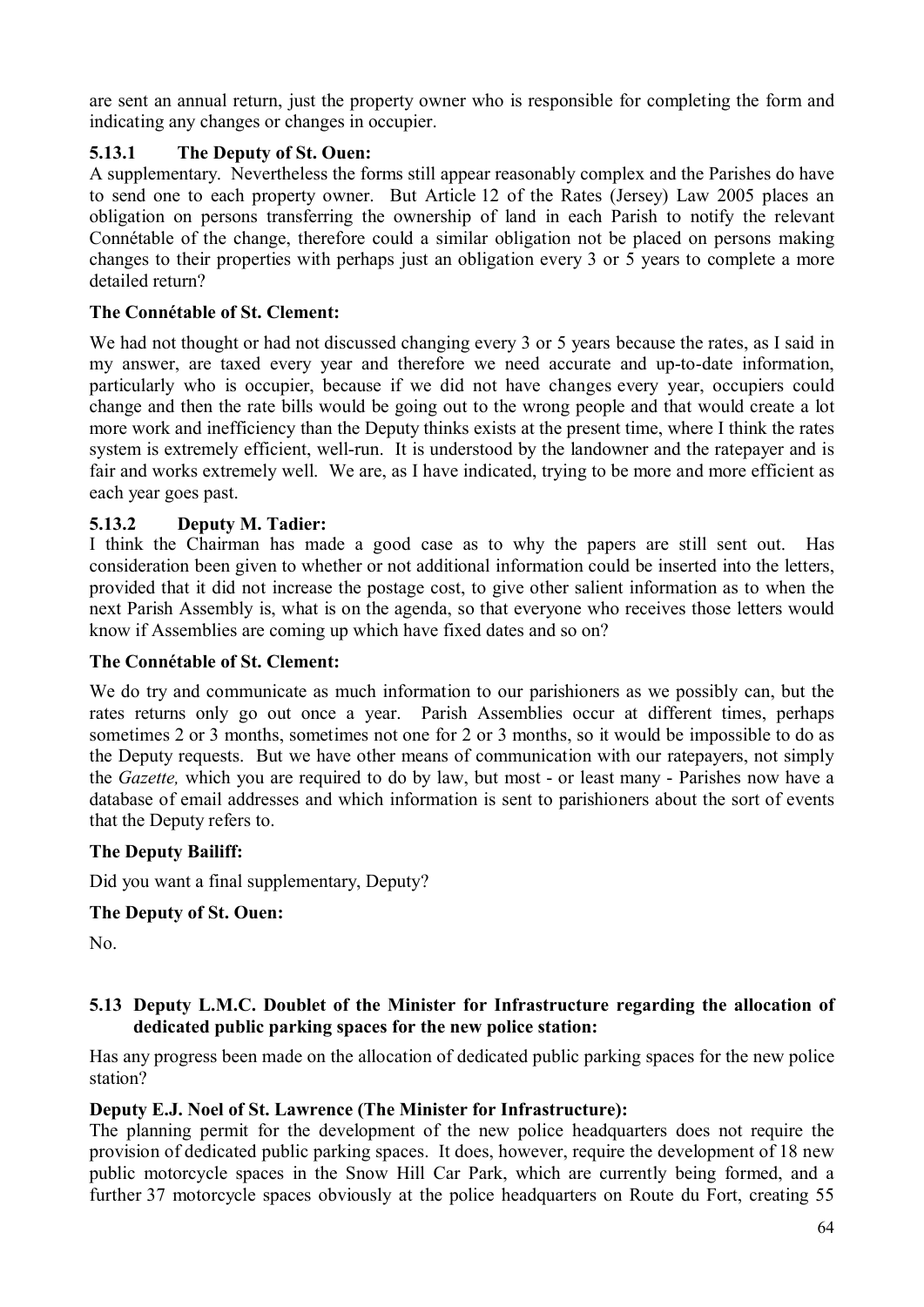are sent an annual return, just the property owner who is responsible for completing the form and indicating any changes or changes in occupier.

### 5.13.1 The Deputy of St. Ouen:

A supplementary. Nevertheless the forms still appear reasonably complex and the Parishes do have to send one to each property owner. But Article 12 of the Rates (Jersey) Law 2005 places an obligation on persons transferring the ownership of land in each Parish to notify the relevant Connétable of the change, therefore could a similar obligation not be placed on persons making changes to their properties with perhaps just an obligation every 3 or 5 years to complete a more detailed return?

**The Connétable of St. Clement:**

We had not thought or had not discussed changing every 3 or 5 years because the rates, as I said in my answer, are taxed every year and therefore we need accurate and up-to-date information, particularly who is occupier, because if we did not have changes every year, occupiers could change and then the rate bills would be going out to the wrong people and that would create a lot more work and inefficiency than the Deputy thinks exists at the present time, where I think the rates system is extremely efficient, well-run. It is understood by the landowner and the ratepayer and is fair and works extremely well. We are, as I have indicated, trying to be more and more efficient as each year goes past.

### 5.13.2 Deputy M. Tadier:

I think the Chairman has made a good case as to why the papers are still sent out. Has consideration been given to whether or not additional information could be inserted into the letters, provided that it did not increase the postage cost, to give other salient information as to when the next Parish Assembly is, what is on the agenda, so that everyone who receives those letters would know if Assemblies are coming up which have fixed dates and so on?

**The Connétable of St. Clement:**

We do try and communicate as much information to our parishioners as we possibly can, but the rates returns only go out once a year. Parish Assemblies occur at different times, perhaps sometimes 2 or 3 months, sometimes not one for 2 or 3 months, so it would be impossible to do as the Deputy requests. But we have other means of communication with our ratepayers, not simply the *Gazette,* which you are required to do by law, but most - or least many - Parishes now have a database of email addresses and which information is sent to parishioners about the sort of events that the Deputy refers to.

**The Deputy Bailiff:**

Did you want a final supplementary, Deputy?

**The Deputy of St. Ouen:**

No.

## 5.13 Deputy L.M.C. Doublet of the Minister for Infrastructure regarding the allocation of dedicated public parking spaces for the new police station:

Has any progress been made on the allocation of dedicated public parking spaces for the new police station?

**Deputy E.J. Noel of St. Lawrence (The Minister for Infrastructure):**

The planning permit for the development of the new police headquarters does not require the provision of dedicated public parking spaces. It does, however, require the development of 18 new public motorcycle spaces in the Snow Hill Car Park, which are currently being formed, and a further 37 motorcycle spaces obviously at the police headquarters on Route du Fort, creating 55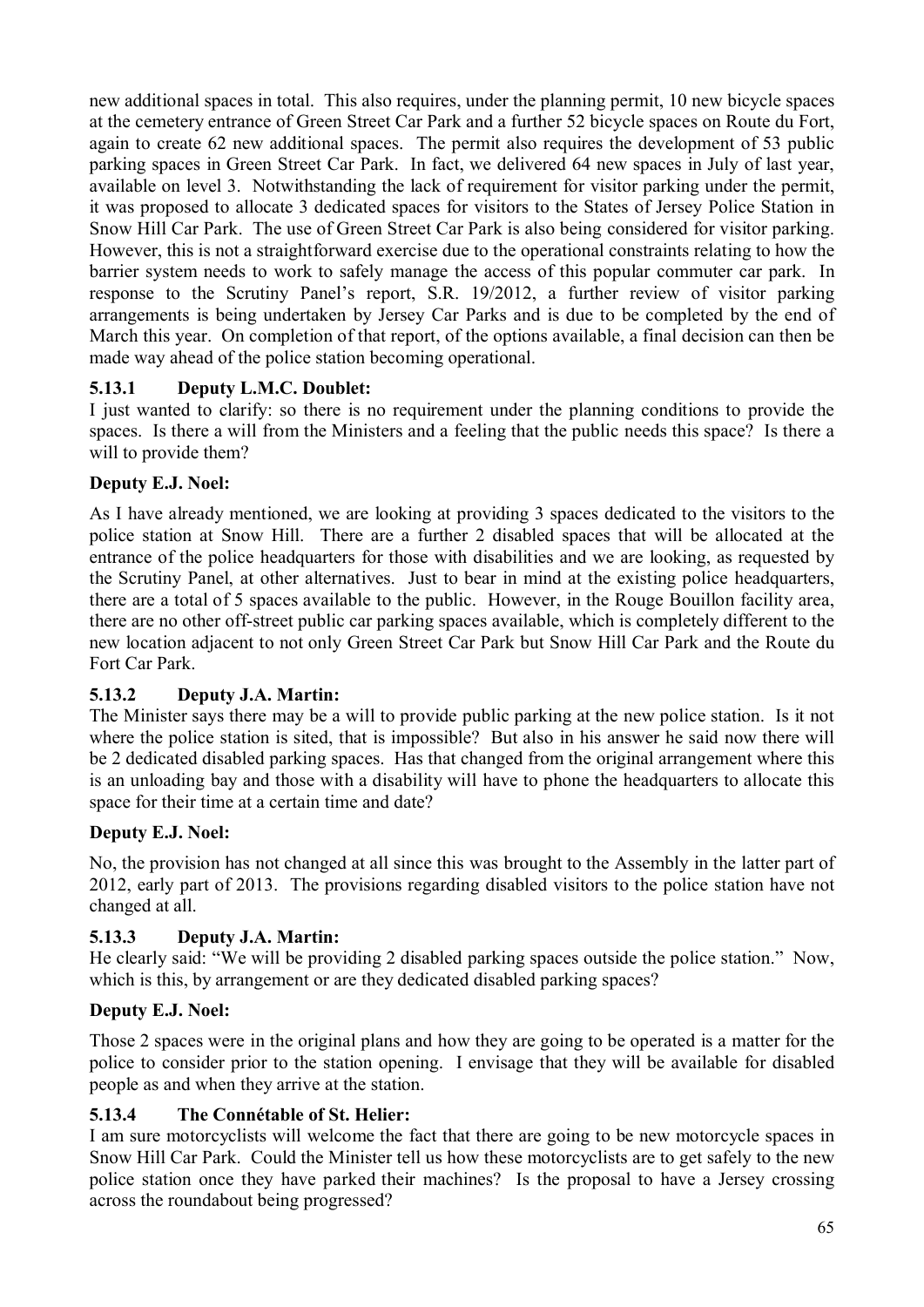new additional spaces in total. This also requires, under the planning permit, 10 new bicycle spaces at the cemetery entrance of Green Street Car Park and a further 52 bicycle spaces on Route du Fort, again to create 62 new additional spaces. The permit also requires the development of 53 public parking spaces in Green Street Car Park. In fact, we delivered 64 new spaces in July of last year, available on level 3. Notwithstanding the lack of requirement for visitor parking under the permit, it was proposed to allocate 3 dedicated spaces for visitors to the States of Jersey Police Station in Snow Hill Car Park. The use of Green Street Car Park is also being considered for visitor parking. However, this is not a straightforward exercise due to the operational constraints relating to how the barrier system needs to work to safely manage the access of this popular commuter car park. In response to the Scrutiny Panel's report, S.R. 19/2012, a further review of visitor parking arrangements is being undertaken by Jersey Car Parks and is due to be completed by the end of March this year. On completion of that report, of the options available, a final decision can then be made way ahead of the police station becoming operational.

### 5.13.1 Deputy L.M.C. Doublet:

I just wanted to clarify: so there is no requirement under the planning conditions to provide the spaces. Is there a will from the Ministers and a feeling that the public needs this space? Is there a will to provide them?

**Deputy E.J. Noel:**

As I have already mentioned, we are looking at providing 3 spaces dedicated to the visitors to the police station at Snow Hill. There are a further 2 disabled spaces that will be allocated at the entrance of the police headquarters for those with disabilities and we are looking, as requested by the Scrutiny Panel, at other alternatives. Just to bear in mind at the existing police headquarters, there are a total of 5 spaces available to the public. However, in the Rouge Bouillon facility area, there are no other off-street public car parking spaces available, which is completely different to the new location adjacent to not only Green Street Car Park but Snow Hill Car Park and the Route du Fort Car Park.

### 5.13.2 Deputy J.A. Martin:

The Minister says there may be a will to provide public parking at the new police station. Is it not where the police station is sited, that is impossible? But also in his answer he said now there will be 2 dedicated disabled parking spaces. Has that changed from the original arrangement where this is an unloading bay and those with a disability will have to phone the headquarters to allocate this space for their time at a certain time and date?

**Deputy E.J. Noel:**

No, the provision has not changed at all since this was brought to the Assembly in the latter part of 2012, early part of 2013. The provisions regarding disabled visitors to the police station have not changed at all.

### 5.13.3 Deputy J.A. Martin:

He clearly said: "We will be providing 2 disabled parking spaces outside the police station." Now, which is this, by arrangement or are they dedicated disabled parking spaces?

**Deputy E.J. Noel:**

Those 2 spaces were in the original plans and how they are going to be operated is a matter for the police to consider prior to the station opening. I envisage that they will be available for disabled people as and when they arrive at the station.

### 5.13.4 The Connétable of St. Helier:

I am sure motorcyclists will welcome the fact that there are going to be new motorcycle spaces in Snow Hill Car Park. Could the Minister tell us how these motorcyclists are to get safely to the new police station once they have parked their machines? Is the proposal to have a Jersey crossing across the roundabout being progressed?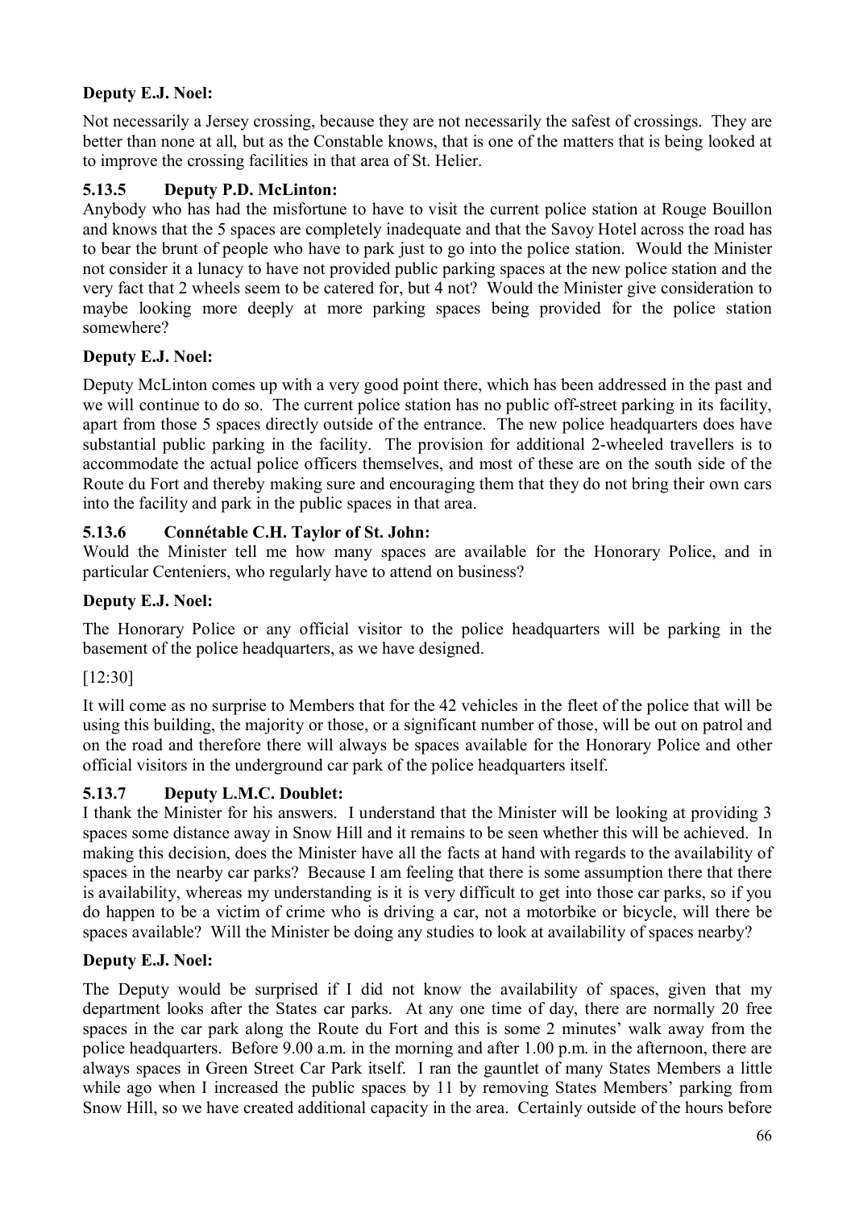**Deputy E.J. Noel:**

Not necessarily a Jersey crossing, because they are not necessarily the safest of crossings. They are better than none at all, but as the Constable knows, that is one of the matters that is being looked at to improve the crossing facilities in that area of St. Helier.

### 5.13.5 Deputy P.D. McLinton:

Anybody who has had the misfortune to have to visit the current police station at Rouge Bouillon and knows that the 5 spaces are completely inadequate and that the Savoy Hotel across the road has to bear the brunt of people who have to park just to go into the police station. Would the Minister not consider it a lunacy to have not provided public parking spaces at the new police station and the very fact that 2 wheels seem to be catered for, but 4 not? Would the Minister give consideration to maybe looking more deeply at more parking spaces being provided for the police station somewhere?

**Deputy E.J. Noel:**

Deputy McLinton comes up with a very good point there, which has been addressed in the past and we will continue to do so. The current police station has no public off-street parking in its facility, apart from those 5 spaces directly outside of the entrance. The new police headquarters does have substantial public parking in the facility. The provision for additional 2-wheeled travellers is to accommodate the actual police officers themselves, and most of these are on the south side of the Route du Fort and thereby making sure and encouraging them that they do not bring their own cars into the facility and park in the public spaces in that area.

### 5.13.6 Connétable C.H. Taylor of St. John:

Would the Minister tell me how many spaces are available for the Honorary Police, and in particular Centeniers, who regularly have to attend on business?

**Deputy E.J. Noel:**

The Honorary Police or any official visitor to the police headquarters will be parking in the basement of the police headquarters, as we have designed.

[12:30]

It will come as no surprise to Members that for the 42 vehicles in the fleet of the police that will be using this building, the majority or those, or a significant number of those, will be out on patrol and on the road and therefore there will always be spaces available for the Honorary Police and other official visitors in the underground car park of the police headquarters itself.

### 5.13.7 Deputy L.M.C. Doublet:

I thank the Minister for his answers. I understand that the Minister will be looking at providing 3 spaces some distance away in Snow Hill and it remains to be seen whether this will be achieved. In making this decision, does the Minister have all the facts at hand with regards to the availability of spaces in the nearby car parks? Because I am feeling that there is some assumption there that there is availability, whereas my understanding is it is very difficult to get into those car parks, so if you do happen to be a victim of crime who is driving a car, not a motorbike or bicycle, will there be spaces available? Will the Minister be doing any studies to look at availability of spaces nearby?

**Deputy E.J. Noel:**

The Deputy would be surprised if I did not know the availability of spaces, given that my department looks after the States car parks. At any one time of day, there are normally 20 free spaces in the car park along the Route du Fort and this is some 2 minutes' walk away from the police headquarters. Before 9.00 a.m. in the morning and after 1.00 p.m. in the afternoon, there are always spaces in Green Street Car Park itself. I ran the gauntlet of many States Members a little while ago when I increased the public spaces by 11 by removing States Members' parking from Snow Hill, so we have created additional capacity in the area. Certainly outside of the hours before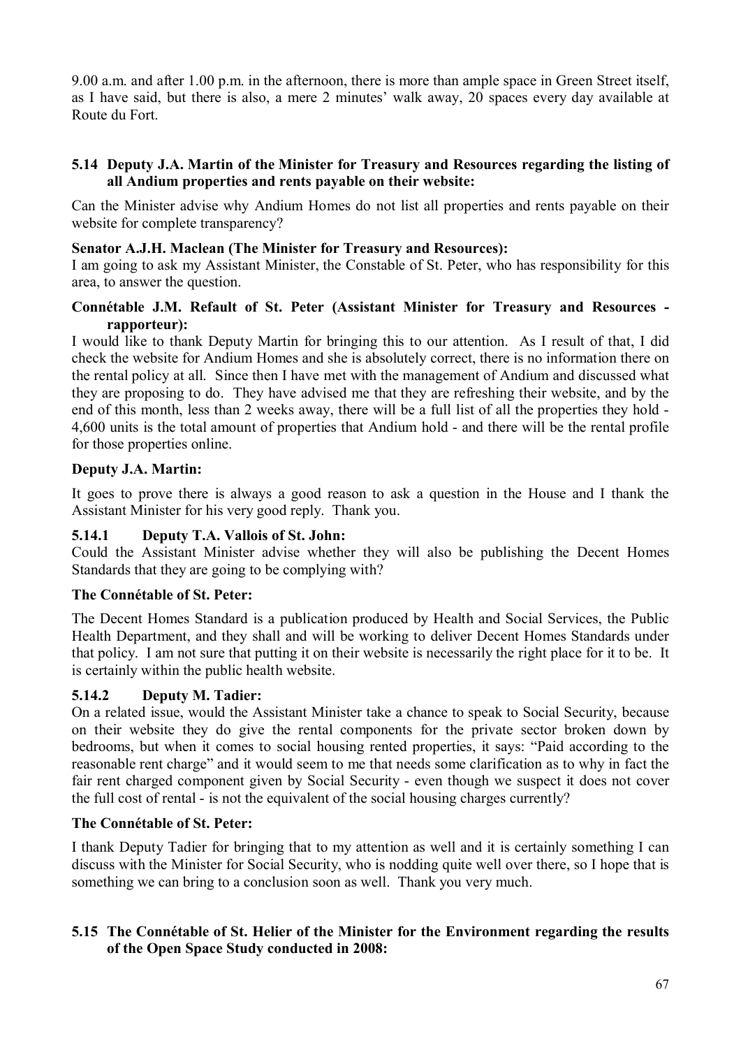9.00 a.m. and after 1.00 p.m. in the afternoon, there is more than ample space in Green Street itself, as I have said, but there is also, a mere 2 minutes' walk away, 20 spaces every day available at Route du Fort.

### 5.14 Deputy J.A. Martin of the Minister for Treasury and Resources regarding the listing of all Andium properties and rents payable on their website:

Can the Minister advise why Andium Homes do not list all properties and rents payable on their website for complete transparency?

**Senator A.J.H. Maclean (The Minister for Treasury and Resources):**

I am going to ask my Assistant Minister, the Constable of St. Peter, who has responsibility for this area, to answer the question.

**Connétable J.M. Refault of St. Peter (Assistant Minister for Treasury and Resources - rapporteur):**

I would like to thank Deputy Martin for bringing this to our attention. As I result of that, I did check the website for Andium Homes and she is absolutely correct, there is no information there on the rental policy at all. Since then I have met with the management of Andium and discussed what they are proposing to do. They have advised me that they are refreshing their website, and by the end of this month, less than 2 weeks away, there will be a full list of all the properties they hold - 4,600 units is the total amount of properties that Andium hold - and there will be the rental profile for those properties online.

**Deputy J.A. Martin:**

It goes to prove there is always a good reason to ask a question in the House and I thank the Assistant Minister for his very good reply. Thank you.

#### 5.14.1 Deputy T.A. Vallois of St. John:

Could the Assistant Minister advise whether they will also be publishing the Decent Homes Standards that they are going to be complying with?

**The Connétable of St. Peter:**

The Decent Homes Standard is a publication produced by Health and Social Services, the Public Health Department, and they shall and will be working to deliver Decent Homes Standards under that policy. I am not sure that putting it on their website is necessarily the right place for it to be. It is certainly within the public health website.

#### 5.14.2 Deputy M. Tadier:

On a related issue, would the Assistant Minister take a chance to speak to Social Security, because on their website they do give the rental components for the private sector broken down by bedrooms, but when it comes to social housing rented properties, it says: "Paid according to the reasonable rent charge" and it would seem to me that needs some clarification as to why in fact the fair rent charged component given by Social Security - even though we suspect it does not cover the full cost of rental - is not the equivalent of the social housing charges currently?

**The Connétable of St. Peter:**

I thank Deputy Tadier for bringing that to my attention as well and it is certainly something I can discuss with the Minister for Social Security, who is nodding quite well over there, so I hope that is something we can bring to a conclusion soon as well. Thank you very much.

### 5.15 The Connétable of St. Helier of the Minister for the Environment regarding the results of the Open Space Study conducted in 2008: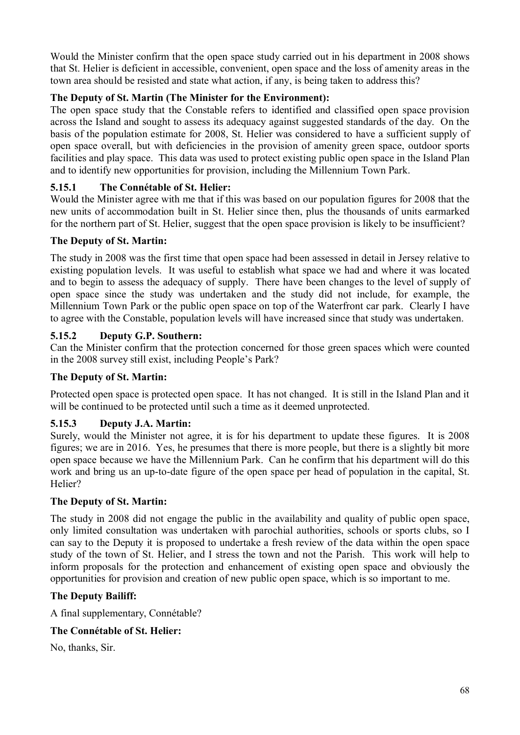Would the Minister confirm that the open space study carried out in his department in 2008 shows that St. Helier is deficient in accessible, convenient, open space and the loss of amenity areas in the town area should be resisted and state what action, if any, is being taken to address this?

**The Deputy of St. Martin (The Minister for the Environment):**

The open space study that the Constable refers to identified and classified open space provision across the Island and sought to assess its adequacy against suggested standards of the day. On the basis of the population estimate for 2008, St. Helier was considered to have a sufficient supply of open space overall, but with deficiencies in the provision of amenity green space, outdoor sports facilities and play space. This data was used to protect existing public open space in the Island Plan and to identify new opportunities for provision, including the Millennium Town Park.

**5.15.1 The Connétable of St. Helier:**

Would the Minister agree with me that if this was based on our population figures for 2008 that the new units of accommodation built in St. Helier since then, plus the thousands of units earmarked for the northern part of St. Helier, suggest that the open space provision is likely to be insufficient?

**The Deputy of St. Martin:**

The study in 2008 was the first time that open space had been assessed in detail in Jersey relative to existing population levels. It was useful to establish what space we had and where it was located and to begin to assess the adequacy of supply. There have been changes to the level of supply of open space since the study was undertaken and the study did not include, for example, the Millennium Town Park or the public open space on top of the Waterfront car park. Clearly I have to agree with the Constable, population levels will have increased since that study was undertaken.

**5.15.2 Deputy G.P. Southern:**

Can the Minister confirm that the protection concerned for those green spaces which were counted in the 2008 survey still exist, including People's Park?

**The Deputy of St. Martin:**

Protected open space is protected open space. It has not changed. It is still in the Island Plan and it will be continued to be protected until such a time as it deemed unprotected.

**5.15.3 Deputy J.A. Martin:**

Surely, would the Minister not agree, it is for his department to update these figures. It is 2008 figures; we are in 2016. Yes, he presumes that there is more people, but there is a slightly bit more open space because we have the Millennium Park. Can he confirm that his department will do this work and bring us an up-to-date figure of the open space per head of population in the capital, St. Helier?

**The Deputy of St. Martin:**

The study in 2008 did not engage the public in the availability and quality of public open space, only limited consultation was undertaken with parochial authorities, schools or sports clubs, so I can say to the Deputy it is proposed to undertake a fresh review of the data within the open space study of the town of St. Helier, and I stress the town and not the Parish. This work will help to inform proposals for the protection and enhancement of existing open space and obviously the opportunities for provision and creation of new public open space, which is so important to me.

**The Deputy Bailiff:**

A final supplementary, Connétable?

**The Connétable of St. Helier:**

No, thanks, Sir.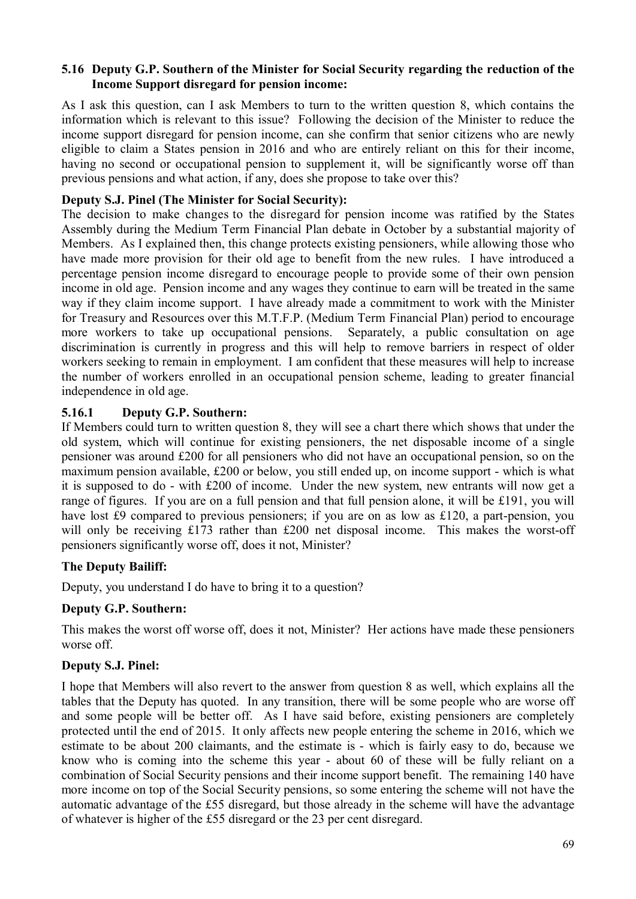### 5.16 Deputy G.P. Southern of the Minister for Social Security regarding the reduction of the Income Support disregard for pension income:

As I ask this question, can I ask Members to turn to the written question 8, which contains the information which is relevant to this issue? Following the decision of the Minister to reduce the income support disregard for pension income, can she confirm that senior citizens who are newly eligible to claim a States pension in 2016 and who are entirely reliant on this for their income, having no second or occupational pension to supplement it, will be significantly worse off than previous pensions and what action, if any, does she propose to take over this?

**Deputy S.J. Pinel (The Minister for Social Security):**

The decision to make changes to the disregard for pension income was ratified by the States Assembly during the Medium Term Financial Plan debate in October by a substantial majority of Members. As I explained then, this change protects existing pensioners, while allowing those who have made more provision for their old age to benefit from the new rules. I have introduced a percentage pension income disregard to encourage people to provide some of their own pension income in old age. Pension income and any wages they continue to earn will be treated in the same way if they claim income support. I have already made a commitment to work with the Minister for Treasury and Resources over this M.T.F.P. (Medium Term Financial Plan) period to encourage more workers to take up occupational pensions. Separately, a public consultation on age discrimination is currently in progress and this will help to remove barriers in respect of older workers seeking to remain in employment. I am confident that these measures will help to increase the number of workers enrolled in an occupational pension scheme, leading to greater financial independence in old age.

#### 5.16.1 Deputy G.P. Southern:

If Members could turn to written question 8, they will see a chart there which shows that under the old system, which will continue for existing pensioners, the net disposable income of a single pensioner was around £200 for all pensioners who did not have an occupational pension, so on the maximum pension available, £200 or below, you still ended up, on income support - which is what it is supposed to do - with £200 of income. Under the new system, new entrants will now get a range of figures. If you are on a full pension and that full pension alone, it will be £191, you will have lost £9 compared to previous pensioners; if you are on as low as £120, a part-pension, you will only be receiving £173 rather than £200 net disposal income. This makes the worst-off pensioners significantly worse off, does it not, Minister?

**The Deputy Bailiff:**

Deputy, you understand I do have to bring it to a question?

**Deputy G.P. Southern:**

This makes the worst off worse off, does it not, Minister? Her actions have made these pensioners worse off.

**Deputy S.J. Pinel:**

I hope that Members will also revert to the answer from question 8 as well, which explains all the tables that the Deputy has quoted. In any transition, there will be some people who are worse off and some people will be better off. As I have said before, existing pensioners are completely protected until the end of 2015. It only affects new people entering the scheme in 2016, which we estimate to be about 200 claimants, and the estimate is - which is fairly easy to do, because we know who is coming into the scheme this year - about 60 of these will be fully reliant on a combination of Social Security pensions and their income support benefit. The remaining 140 have more income on top of the Social Security pensions, so some entering the scheme will not have the automatic advantage of the £55 disregard, but those already in the scheme will have the advantage of whatever is higher of the £55 disregard or the 23 per cent disregard.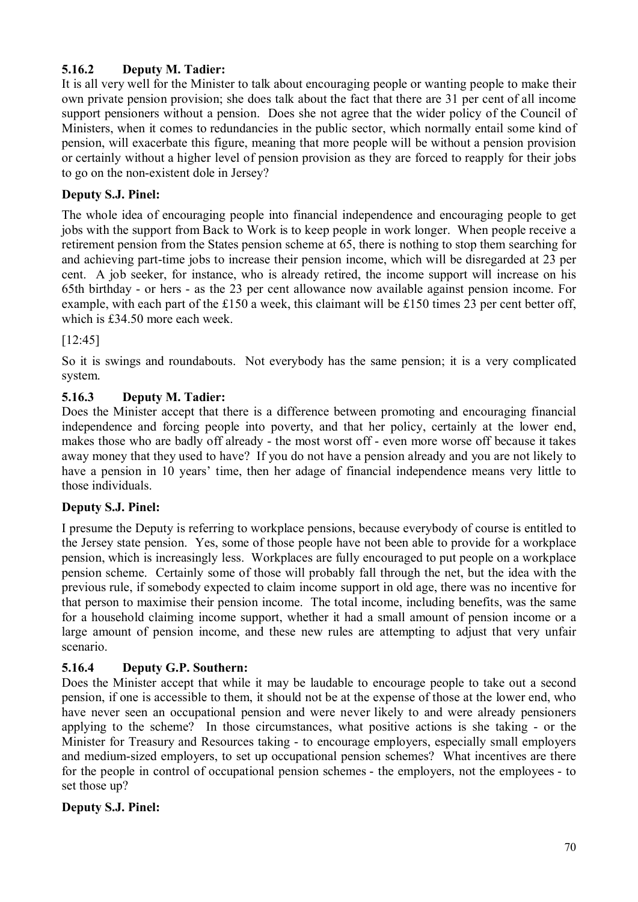### 5.16.2 Deputy M. Tadier:

It is all very well for the Minister to talk about encouraging people or wanting people to make their own private pension provision; she does talk about the fact that there are 31 per cent of all income support pensioners without a pension. Does she not agree that the wider policy of the Council of Ministers, when it comes to redundancies in the public sector, which normally entail some kind of pension, will exacerbate this figure, meaning that more people will be without a pension provision or certainly without a higher level of pension provision as they are forced to reapply for their jobs to go on the non-existent dole in Jersey?

**Deputy S.J. Pinel:**

The whole idea of encouraging people into financial independence and encouraging people to get jobs with the support from Back to Work is to keep people in work longer. When people receive a retirement pension from the States pension scheme at 65, there is nothing to stop them searching for and achieving part-time jobs to increase their pension income, which will be disregarded at 23 per cent. A job seeker, for instance, who is already retired, the income support will increase on his 65th birthday - or hers - as the 23 per cent allowance now available against pension income. For example, with each part of the £150 a week, this claimant will be £150 times 23 per cent better off, which is £34.50 more each week.

[12:45]

So it is swings and roundabouts. Not everybody has the same pension; it is a very complicated system.

### 5.16.3 Deputy M. Tadier:

Does the Minister accept that there is a difference between promoting and encouraging financial independence and forcing people into poverty, and that her policy, certainly at the lower end, makes those who are badly off already - the most worst off - even more worse off because it takes away money that they used to have? If you do not have a pension already and you are not likely to have a pension in 10 years' time, then her adage of financial independence means very little to those individuals.

**Deputy S.J. Pinel:**

I presume the Deputy is referring to workplace pensions, because everybody of course is entitled to the Jersey state pension. Yes, some of those people have not been able to provide for a workplace pension, which is increasingly less. Workplaces are fully encouraged to put people on a workplace pension scheme. Certainly some of those will probably fall through the net, but the idea with the previous rule, if somebody expected to claim income support in old age, there was no incentive for that person to maximise their pension income. The total income, including benefits, was the same for a household claiming income support, whether it had a small amount of pension income or a large amount of pension income, and these new rules are attempting to adjust that very unfair scenario.

### 5.16.4 Deputy G.P. Southern:

Does the Minister accept that while it may be laudable to encourage people to take out a second pension, if one is accessible to them, it should not be at the expense of those at the lower end, who have never seen an occupational pension and were never likely to and were already pensioners applying to the scheme? In those circumstances, what positive actions is she taking - or the Minister for Treasury and Resources taking - to encourage employers, especially small employers and medium-sized employers, to set up occupational pension schemes? What incentives are there for the people in control of occupational pension schemes - the employers, not the employees - to set those up?

**Deputy S.J. Pinel:**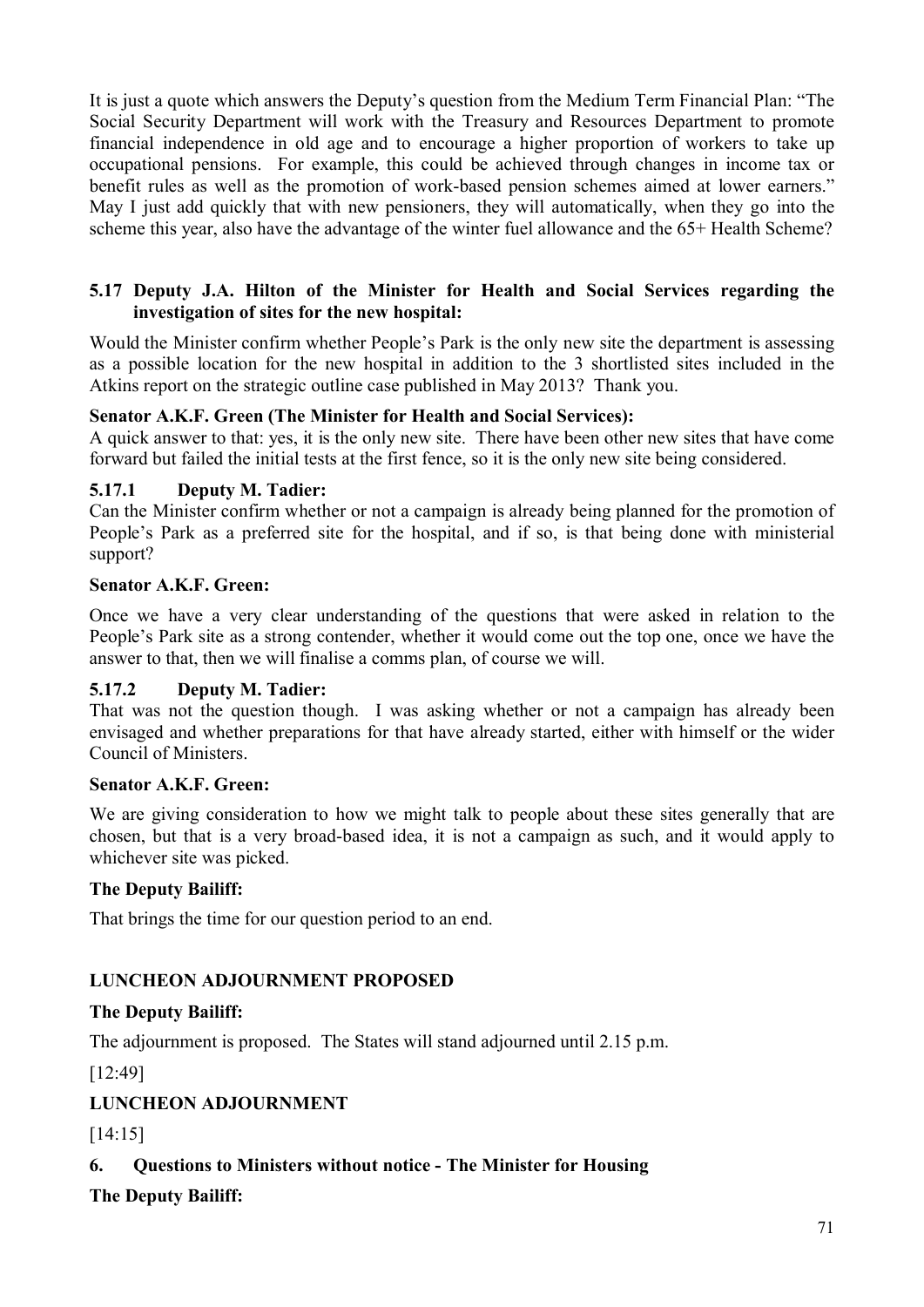It is just a quote which answers the Deputy's question from the Medium Term Financial Plan: "The Social Security Department will work with the Treasury and Resources Department to promote financial independence in old age and to encourage a higher proportion of workers to take up occupational pensions. For example, this could be achieved through changes in income tax or benefit rules as well as the promotion of work-based pension schemes aimed at lower earners." May I just add quickly that with new pensioners, they will automatically, when they go into the scheme this year, also have the advantage of the winter fuel allowance and the 65+ Health Scheme?

### 5.17 Deputy J.A. Hilton of the Minister for Health and Social Services regarding the investigation of sites for the new hospital:

Would the Minister confirm whether People's Park is the only new site the department is assessing as a possible location for the new hospital in addition to the 3 shortlisted sites included in the Atkins report on the strategic outline case published in May 2013? Thank you.

**Senator A.K.F. Green (The Minister for Health and Social Services):**

A quick answer to that: yes, it is the only new site. There have been other new sites that have come forward but failed the initial tests at the first fence, so it is the only new site being considered.

#### 5.17.1 Deputy M. Tadier:

Can the Minister confirm whether or not a campaign is already being planned for the promotion of People's Park as a preferred site for the hospital, and if so, is that being done with ministerial support?

**Senator A.K.F. Green:**

Once we have a very clear understanding of the questions that were asked in relation to the People's Park site as a strong contender, whether it would come out the top one, once we have the answer to that, then we will finalise a comms plan, of course we will.

#### 5.17.2 Deputy M. Tadier:

That was not the question though. I was asking whether or not a campaign has already been envisaged and whether preparations for that have already started, either with himself or the wider Council of Ministers.

**Senator A.K.F. Green:**

We are giving consideration to how we might talk to people about these sites generally that are chosen, but that is a very broad-based idea, it is not a campaign as such, and it would apply to whichever site was picked.

**The Deputy Bailiff:**

That brings the time for our question period to an end.

### LUNCHEON ADJOURNMENT PROPOSED

**The Deputy Bailiff:**

The adjournment is proposed. The States will stand adjourned until 2.15 p.m.

[12:49]

### LUNCHEON ADJOURNMENT

[14:15]

## 6. Questions to Ministers without notice - The Minister for Housing

**The Deputy Bailiff:**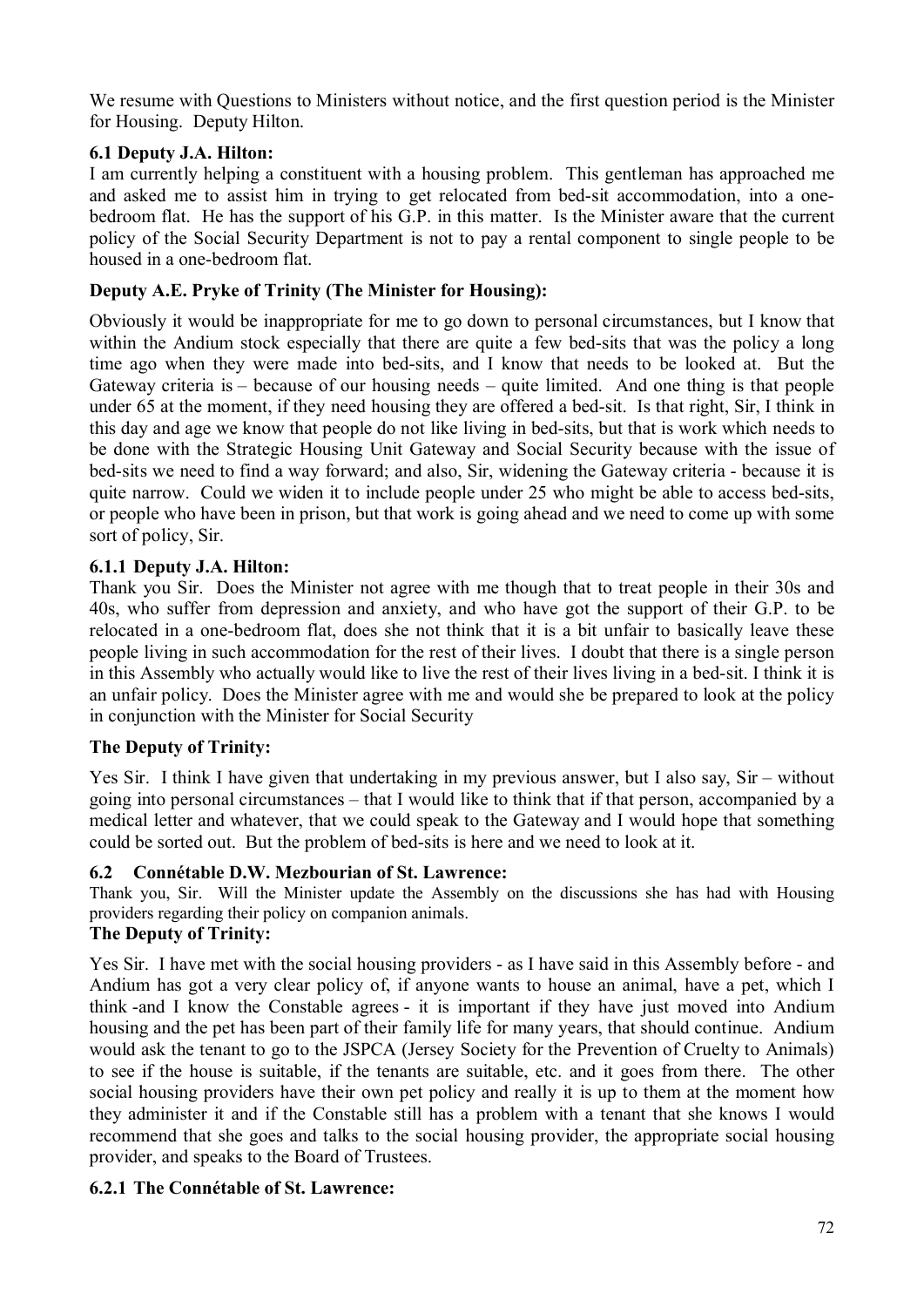We resume with Questions to Ministers without notice, and the first question period is the Minister for Housing. Deputy Hilton.

### 6.1 Deputy J.A. Hilton:

I am currently helping a constituent with a housing problem. This gentleman has approached me and asked me to assist him in trying to get relocated from bed-sit accommodation, into a one-bedroom flat. He has the support of his G.P. in this matter. Is the Minister aware that the current policy of the Social Security Department is not to pay a rental component to single people to be housed in a one-bedroom flat.

### Deputy A.E. Pryke of Trinity (The Minister for Housing):

Obviously it would be inappropriate for me to go down to personal circumstances, but I know that within the Andium stock especially that there are quite a few bed-sits that was the policy a long time ago when they were made into bed-sits, and I know that needs to be looked at. But the Gateway criteria is – because of our housing needs – quite limited. And one thing is that people under 65 at the moment, if they need housing they are offered a bed-sit. Is that right, Sir, I think in this day and age we know that people do not like living in bed-sits, but that is work which needs to be done with the Strategic Housing Unit Gateway and Social Security because with the issue of bed-sits we need to find a way forward; and also, Sir, widening the Gateway criteria - because it is quite narrow. Could we widen it to include people under 25 who might be able to access bed-sits, or people who have been in prison, but that work is going ahead and we need to come up with some sort of policy, Sir.

### 6.1.1 Deputy J.A. Hilton:

Thank you Sir. Does the Minister not agree with me though that to treat people in their 30s and 40s, who suffer from depression and anxiety, and who have got the support of their G.P. to be relocated in a one-bedroom flat, does she not think that it is a bit unfair to basically leave these people living in such accommodation for the rest of their lives. I doubt that there is a single person in this Assembly who actually would like to live the rest of their lives living in a bed-sit. I think it is an unfair policy. Does the Minister agree with me and would she be prepared to look at the policy in conjunction with the Minister for Social Security

### The Deputy of Trinity:

Yes Sir. I think I have given that undertaking in my previous answer, but I also say, Sir – without going into personal circumstances – that I would like to think that if that person, accompanied by a medical letter and whatever, that we could speak to the Gateway and I would hope that something could be sorted out. But the problem of bed-sits is here and we need to look at it.

### 6.2 Connétable D.W. Mezbourian of St. Lawrence:

Thank you, Sir. Will the Minister update the Assembly on the discussions she has had with Housing providers regarding their policy on companion animals.

### The Deputy of Trinity:

Yes Sir. I have met with the social housing providers - as I have said in this Assembly before - and Andium has got a very clear policy of, if anyone wants to house an animal, have a pet, which I think -and I know the Constable agrees - it is important if they have just moved into Andium housing and the pet has been part of their family life for many years, that should continue. Andium would ask the tenant to go to the JSPCA (Jersey Society for the Prevention of Cruelty to Animals) to see if the house is suitable, if the tenants are suitable, etc. and it goes from there. The other social housing providers have their own pet policy and really it is up to them at the moment how they administer it and if the Constable still has a problem with a tenant that she knows I would recommend that she goes and talks to the social housing provider, the appropriate social housing provider, and speaks to the Board of Trustees.

### 6.2.1 The Connétable of St. Lawrence: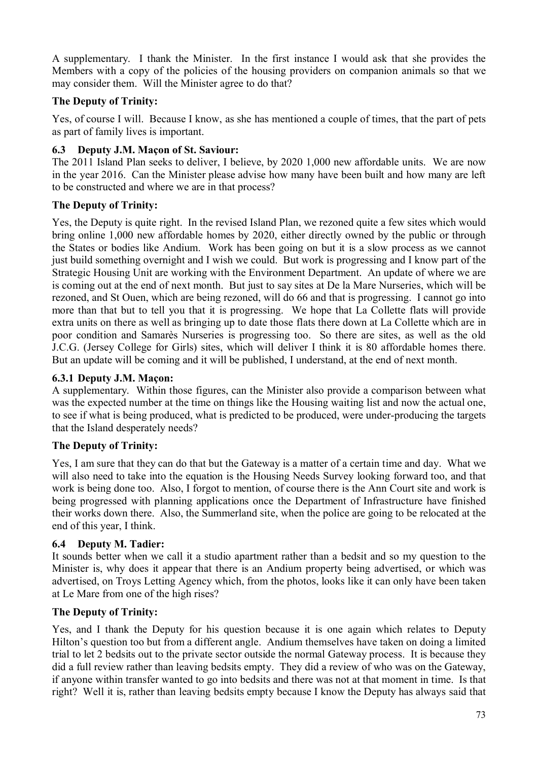A supplementary. I thank the Minister. In the first instance I would ask that she provides the Members with a copy of the policies of the housing providers on companion animals so that we may consider them. Will the Minister agree to do that?

**The Deputy of Trinity:**

Yes, of course I will. Because I know, as she has mentioned a couple of times, that the part of pets as part of family lives is important.

### 6.3 Deputy J.M. Maçon of St. Saviour:

The 2011 Island Plan seeks to deliver, I believe, by 2020 1,000 new affordable units. We are now in the year 2016. Can the Minister please advise how many have been built and how many are left to be constructed and where we are in that process?

**The Deputy of Trinity:**

Yes, the Deputy is quite right. In the revised Island Plan, we rezoned quite a few sites which would bring online 1,000 new affordable homes by 2020, either directly owned by the public or through the States or bodies like Andium. Work has been going on but it is a slow process as we cannot just build something overnight and I wish we could. But work is progressing and I know part of the Strategic Housing Unit are working with the Environment Department. An update of where we are is coming out at the end of next month. But just to say sites at De la Mare Nurseries, which will be rezoned, and St Ouen, which are being rezoned, will do 66 and that is progressing. I cannot go into more than that but to tell you that it is progressing. We hope that La Collette flats will provide extra units on there as well as bringing up to date those flats there down at La Collette which are in poor condition and Samarès Nurseries is progressing too. So there are sites, as well as the old J.C.G. (Jersey College for Girls) sites, which will deliver I think it is 80 affordable homes there. But an update will be coming and it will be published, I understand, at the end of next month.

### 6.3.1 Deputy J.M. Maçon:

A supplementary. Within those figures, can the Minister also provide a comparison between what was the expected number at the time on things like the Housing waiting list and now the actual one, to see if what is being produced, what is predicted to be produced, were under-producing the targets that the Island desperately needs?

**The Deputy of Trinity:**

Yes, I am sure that they can do that but the Gateway is a matter of a certain time and day. What we will also need to take into the equation is the Housing Needs Survey looking forward too, and that work is being done too. Also, I forgot to mention, of course there is the Ann Court site and work is being progressed with planning applications once the Department of Infrastructure have finished their works down there. Also, the Summerland site, when the police are going to be relocated at the end of this year, I think.

### 6.4 Deputy M. Tadier:

It sounds better when we call it a studio apartment rather than a bedsit and so my question to the Minister is, why does it appear that there is an Andium property being advertised, or which was advertised, on Troys Letting Agency which, from the photos, looks like it can only have been taken at Le Mare from one of the high rises?

**The Deputy of Trinity:**

Yes, and I thank the Deputy for his question because it is one again which relates to Deputy Hilton's question too but from a different angle. Andium themselves have taken on doing a limited trial to let 2 bedsits out to the private sector outside the normal Gateway process. It is because they did a full review rather than leaving bedsits empty. They did a review of who was on the Gateway, if anyone within transfer wanted to go into bedsits and there was not at that moment in time. Is that right? Well it is, rather than leaving bedsits empty because I know the Deputy has always said that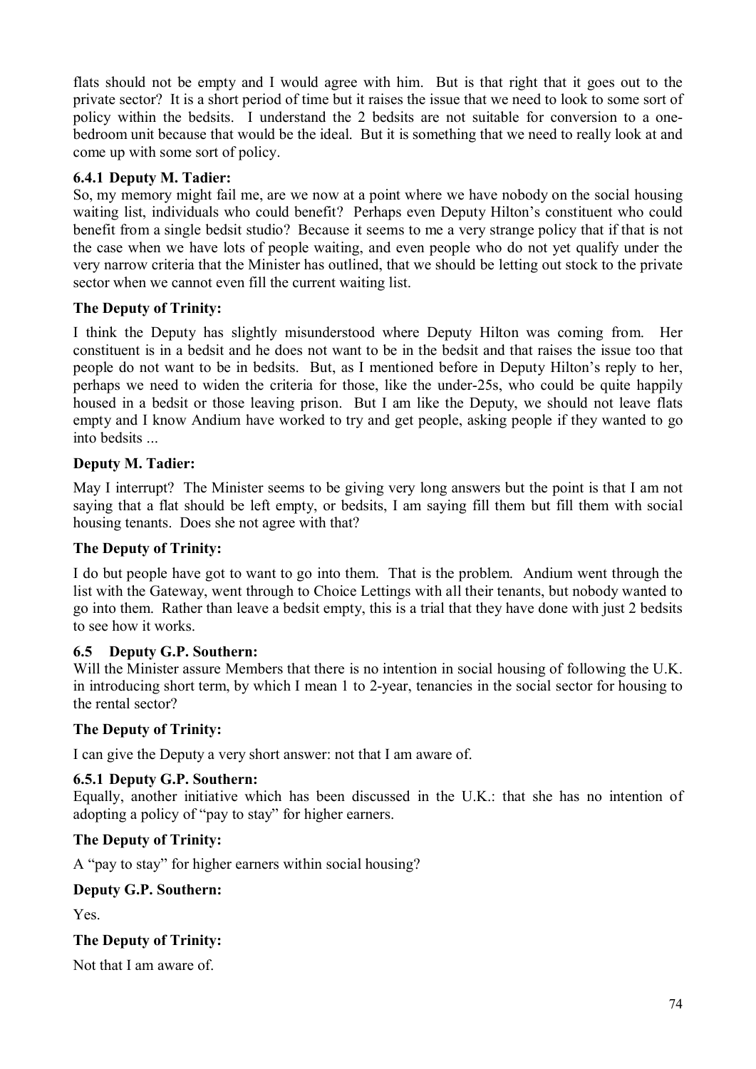flats should not be empty and I would agree with him. But is that right that it goes out to the private sector? It is a short period of time but it raises the issue that we need to look to some sort of policy within the bedsits. I understand the 2 bedsits are not suitable for conversion to a one-bedroom unit because that would be the ideal. But it is something that we need to really look at and come up with some sort of policy.

### 6.4.1 Deputy M. Tadier:

So, my memory might fail me, are we now at a point where we have nobody on the social housing waiting list, individuals who could benefit? Perhaps even Deputy Hilton's constituent who could benefit from a single bedsit studio? Because it seems to me a very strange policy that if that is not the case when we have lots of people waiting, and even people who do not yet qualify under the very narrow criteria that the Minister has outlined, that we should be letting out stock to the private sector when we cannot even fill the current waiting list.

**The Deputy of Trinity:**

I think the Deputy has slightly misunderstood where Deputy Hilton was coming from. Her constituent is in a bedsit and he does not want to be in the bedsit and that raises the issue too that people do not want to be in bedsits. But, as I mentioned before in Deputy Hilton's reply to her, perhaps we need to widen the criteria for those, like the under-25s, who could be quite happily housed in a bedsit or those leaving prison. But I am like the Deputy, we should not leave flats empty and I know Andium have worked to try and get people, asking people if they wanted to go into bedsits ...

**Deputy M. Tadier:**

May I interrupt? The Minister seems to be giving very long answers but the point is that I am not saying that a flat should be left empty, or bedsits, I am saying fill them but fill them with social housing tenants. Does she not agree with that?

**The Deputy of Trinity:**

I do but people have got to want to go into them. That is the problem. Andium went through the list with the Gateway, went through to Choice Lettings with all their tenants, but nobody wanted to go into them. Rather than leave a bedsit empty, this is a trial that they have done with just 2 bedsits to see how it works.

### 6.5 Deputy G.P. Southern:

Will the Minister assure Members that there is no intention in social housing of following the U.K. in introducing short term, by which I mean 1 to 2-year, tenancies in the social sector for housing to the rental sector?

**The Deputy of Trinity:**

I can give the Deputy a very short answer: not that I am aware of.

### 6.5.1 Deputy G.P. Southern:

Equally, another initiative which has been discussed in the U.K.: that she has no intention of adopting a policy of "pay to stay" for higher earners.

**The Deputy of Trinity:**

A "pay to stay" for higher earners within social housing?

**Deputy G.P. Southern:**

Yes.

**The Deputy of Trinity:**

Not that I am aware of.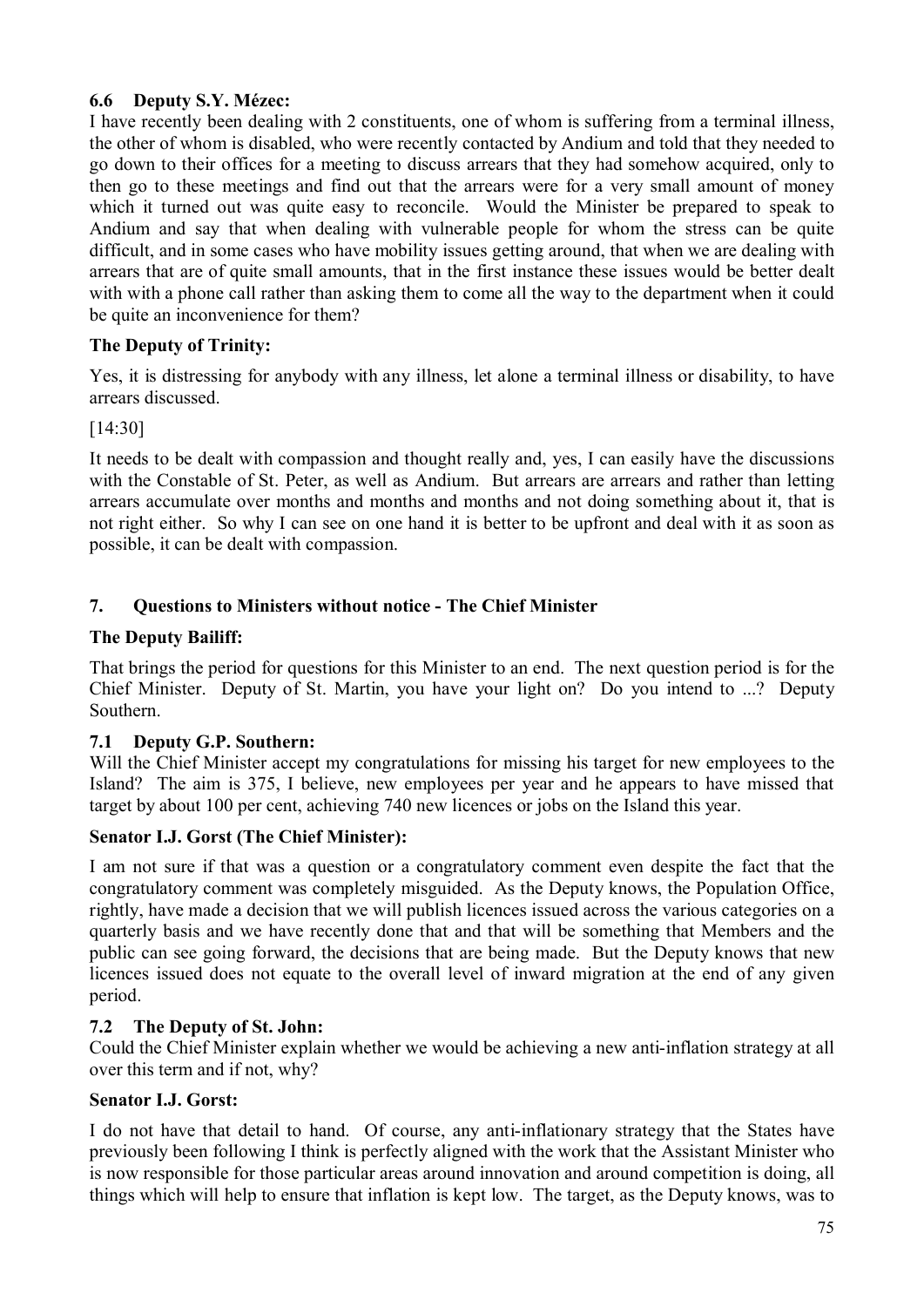### 6.6 Deputy S.Y. Mézec:

I have recently been dealing with 2 constituents, one of whom is suffering from a terminal illness, the other of whom is disabled, who were recently contacted by Andium and told that they needed to go down to their offices for a meeting to discuss arrears that they had somehow acquired, only to then go to these meetings and find out that the arrears were for a very small amount of money which it turned out was quite easy to reconcile. Would the Minister be prepared to speak to Andium and say that when dealing with vulnerable people for whom the stress can be quite difficult, and in some cases who have mobility issues getting around, that when we are dealing with arrears that are of quite small amounts, that in the first instance these issues would be better dealt with with a phone call rather than asking them to come all the way to the department when it could be quite an inconvenience for them?

### The Deputy of Trinity:

Yes, it is distressing for anybody with any illness, let alone a terminal illness or disability, to have arrears discussed.

[14:30]

It needs to be dealt with compassion and thought really and, yes, I can easily have the discussions with the Constable of St. Peter, as well as Andium. But arrears are arrears and rather than letting arrears accumulate over months and months and months and not doing something about it, that is not right either. So why I can see on one hand it is better to be upfront and deal with it as soon as possible, it can be dealt with compassion.

## 7. Questions to Ministers without notice - The Chief Minister

### The Deputy Bailiff:

That brings the period for questions for this Minister to an end. The next question period is for the Chief Minister. Deputy of St. Martin, you have your light on? Do you intend to ...? Deputy Southern.

### 7.1 Deputy G.P. Southern:

Will the Chief Minister accept my congratulations for missing his target for new employees to the Island? The aim is 375, I believe, new employees per year and he appears to have missed that target by about 100 per cent, achieving 740 new licences or jobs on the Island this year.

### Senator I.J. Gorst (The Chief Minister):

I am not sure if that was a question or a congratulatory comment even despite the fact that the congratulatory comment was completely misguided. As the Deputy knows, the Population Office, rightly, have made a decision that we will publish licences issued across the various categories on a quarterly basis and we have recently done that and that will be something that Members and the public can see going forward, the decisions that are being made. But the Deputy knows that new licences issued does not equate to the overall level of inward migration at the end of any given period.

### 7.2 The Deputy of St. John:

Could the Chief Minister explain whether we would be achieving a new anti-inflation strategy at all over this term and if not, why?

### Senator I.J. Gorst:

I do not have that detail to hand. Of course, any anti-inflationary strategy that the States have previously been following I think is perfectly aligned with the work that the Assistant Minister who is now responsible for those particular areas around innovation and around competition is doing, all things which will help to ensure that inflation is kept low. The target, as the Deputy knows, was to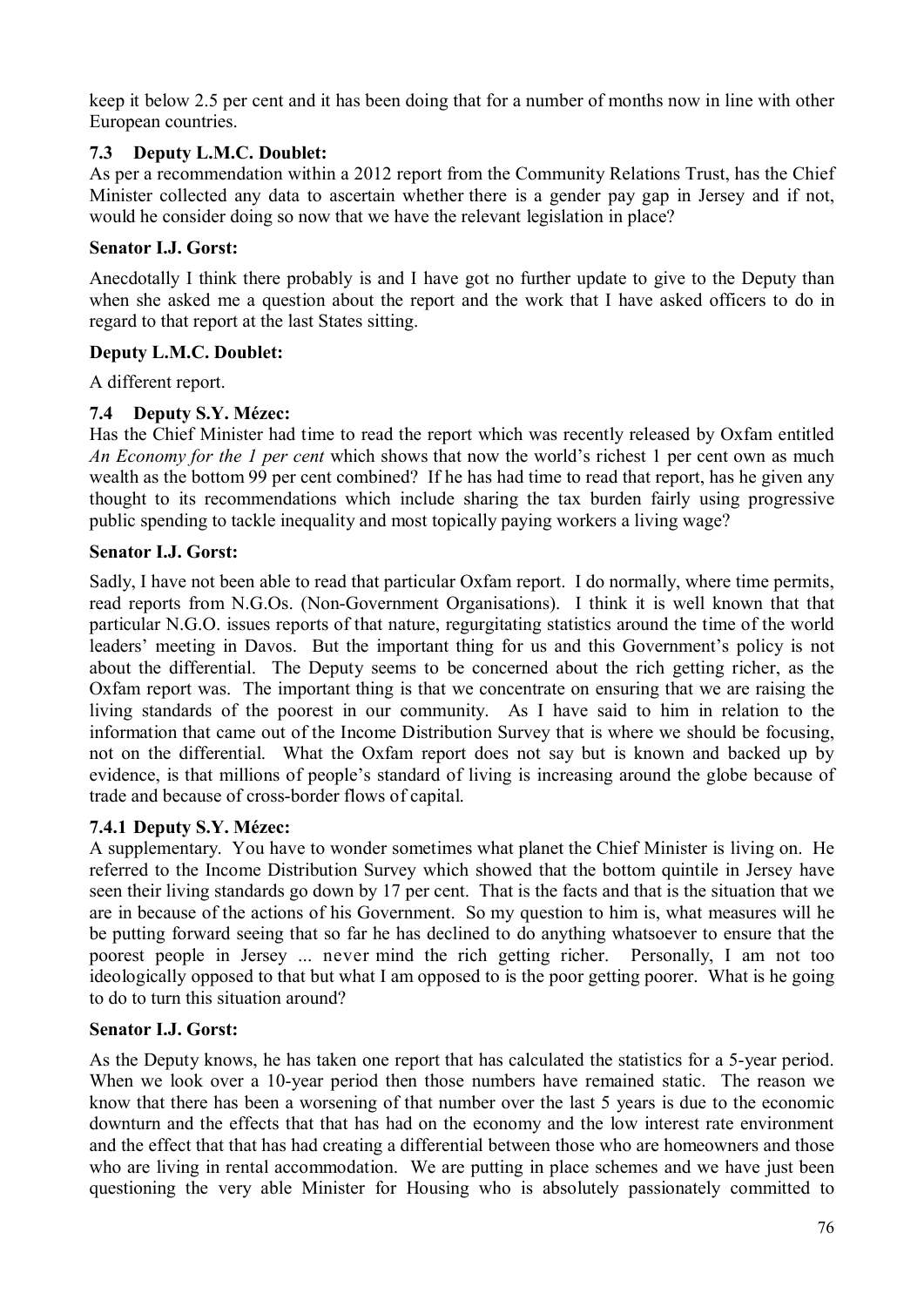keep it below 2.5 per cent and it has been doing that for a number of months now in line with other European countries.

### 7.3 Deputy L.M.C. Doublet:

As per a recommendation within a 2012 report from the Community Relations Trust, has the Chief Minister collected any data to ascertain whether there is a gender pay gap in Jersey and if not, would he consider doing so now that we have the relevant legislation in place?

### Senator I.J. Gorst:

Anecdotally I think there probably is and I have got no further update to give to the Deputy than when she asked me a question about the report and the work that I have asked officers to do in regard to that report at the last States sitting.

### Deputy L.M.C. Doublet:

A different report.

### 7.4 Deputy S.Y. Mézec:

Has the Chief Minister had time to read the report which was recently released by Oxfam entitled *An Economy for the 1 per cent* which shows that now the world's richest 1 per cent own as much wealth as the bottom 99 per cent combined? If he has had time to read that report, has he given any thought to its recommendations which include sharing the tax burden fairly using progressive public spending to tackle inequality and most topically paying workers a living wage?

### Senator I.J. Gorst:

Sadly, I have not been able to read that particular Oxfam report. I do normally, where time permits, read reports from N.G.Os. (Non-Government Organisations). I think it is well known that that particular N.G.O. issues reports of that nature, regurgitating statistics around the time of the world leaders' meeting in Davos. But the important thing for us and this Government's policy is not about the differential. The Deputy seems to be concerned about the rich getting richer, as the Oxfam report was. The important thing is that we concentrate on ensuring that we are raising the living standards of the poorest in our community. As I have said to him in relation to the information that came out of the Income Distribution Survey that is where we should be focusing, not on the differential. What the Oxfam report does not say but is known and backed up by evidence, is that millions of people's standard of living is increasing around the globe because of trade and because of cross-border flows of capital.

### 7.4.1 Deputy S.Y. Mézec:

A supplementary. You have to wonder sometimes what planet the Chief Minister is living on. He referred to the Income Distribution Survey which showed that the bottom quintile in Jersey have seen their living standards go down by 17 per cent. That is the facts and that is the situation that we are in because of the actions of his Government. So my question to him is, what measures will he be putting forward seeing that so far he has declined to do anything whatsoever to ensure that the poorest people in Jersey ... never mind the rich getting richer. Personally, I am not too ideologically opposed to that but what I am opposed to is the poor getting poorer. What is he going to do to turn this situation around?

### Senator I.J. Gorst:

As the Deputy knows, he has taken one report that has calculated the statistics for a 5-year period. When we look over a 10-year period then those numbers have remained static. The reason we know that there has been a worsening of that number over the last 5 years is due to the economic downturn and the effects that that has had on the economy and the low interest rate environment and the effect that that has had creating a differential between those who are homeowners and those who are living in rental accommodation. We are putting in place schemes and we have just been questioning the very able Minister for Housing who is absolutely passionately committed to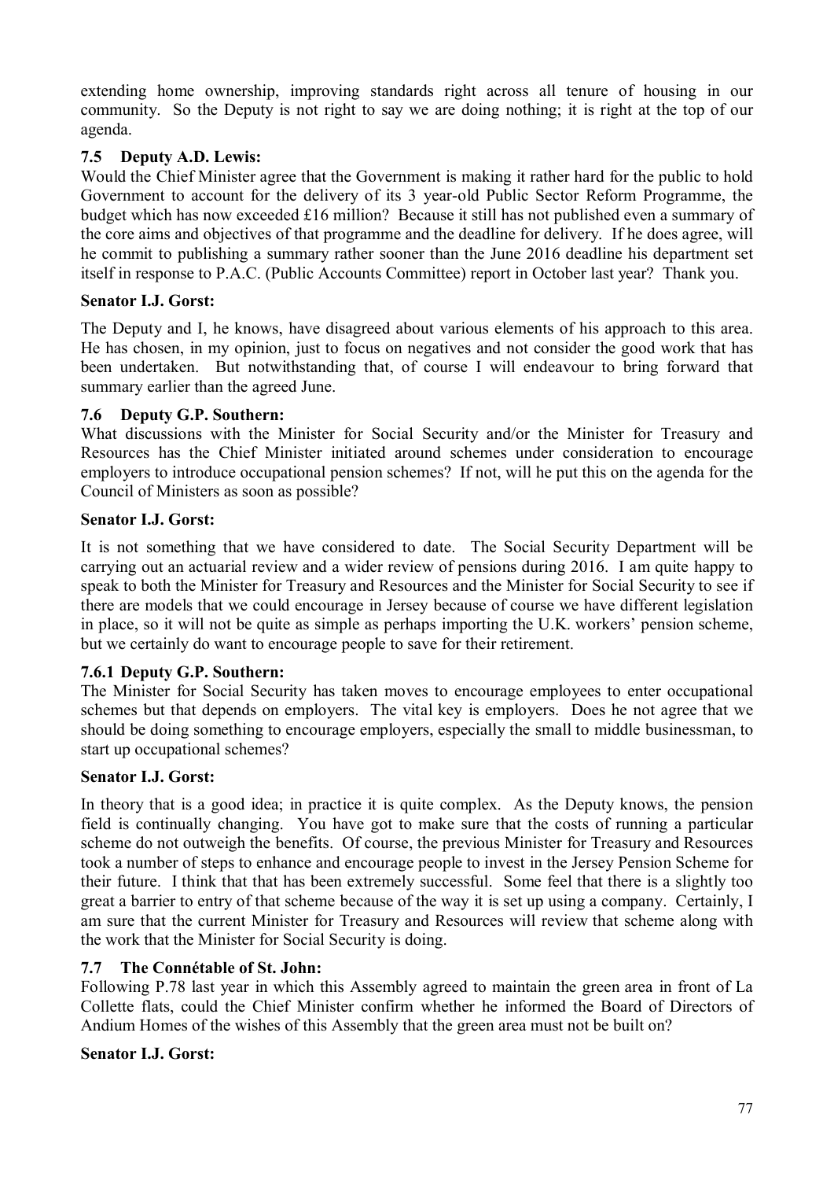extending home ownership, improving standards right across all tenure of housing in our community. So the Deputy is not right to say we are doing nothing; it is right at the top of our agenda.

### 7.5 Deputy A.D. Lewis:

Would the Chief Minister agree that the Government is making it rather hard for the public to hold Government to account for the delivery of its 3 year-old Public Sector Reform Programme, the budget which has now exceeded £16 million? Because it still has not published even a summary of the core aims and objectives of that programme and the deadline for delivery. If he does agree, will he commit to publishing a summary rather sooner than the June 2016 deadline his department set itself in response to P.A.C. (Public Accounts Committee) report in October last year? Thank you.

**Senator I.J. Gorst:**

The Deputy and I, he knows, have disagreed about various elements of his approach to this area. He has chosen, in my opinion, just to focus on negatives and not consider the good work that has been undertaken. But notwithstanding that, of course I will endeavour to bring forward that summary earlier than the agreed June.

### 7.6 Deputy G.P. Southern:

What discussions with the Minister for Social Security and/or the Minister for Treasury and Resources has the Chief Minister initiated around schemes under consideration to encourage employers to introduce occupational pension schemes? If not, will he put this on the agenda for the Council of Ministers as soon as possible?

**Senator I.J. Gorst:**

It is not something that we have considered to date. The Social Security Department will be carrying out an actuarial review and a wider review of pensions during 2016. I am quite happy to speak to both the Minister for Treasury and Resources and the Minister for Social Security to see if there are models that we could encourage in Jersey because of course we have different legislation in place, so it will not be quite as simple as perhaps importing the U.K. workers' pension scheme, but we certainly do want to encourage people to save for their retirement.

### 7.6.1 Deputy G.P. Southern:

The Minister for Social Security has taken moves to encourage employees to enter occupational schemes but that depends on employers. The vital key is employers. Does he not agree that we should be doing something to encourage employers, especially the small to middle businessman, to start up occupational schemes?

**Senator I.J. Gorst:**

In theory that is a good idea; in practice it is quite complex. As the Deputy knows, the pension field is continually changing. You have got to make sure that the costs of running a particular scheme do not outweigh the benefits. Of course, the previous Minister for Treasury and Resources took a number of steps to enhance and encourage people to invest in the Jersey Pension Scheme for their future. I think that that has been extremely successful. Some feel that there is a slightly too great a barrier to entry of that scheme because of the way it is set up using a company. Certainly, I am sure that the current Minister for Treasury and Resources will review that scheme along with the work that the Minister for Social Security is doing.

### 7.7 The Connétable of St. John:

Following P.78 last year in which this Assembly agreed to maintain the green area in front of La Collette flats, could the Chief Minister confirm whether he informed the Board of Directors of Andium Homes of the wishes of this Assembly that the green area must not be built on?

**Senator I.J. Gorst:**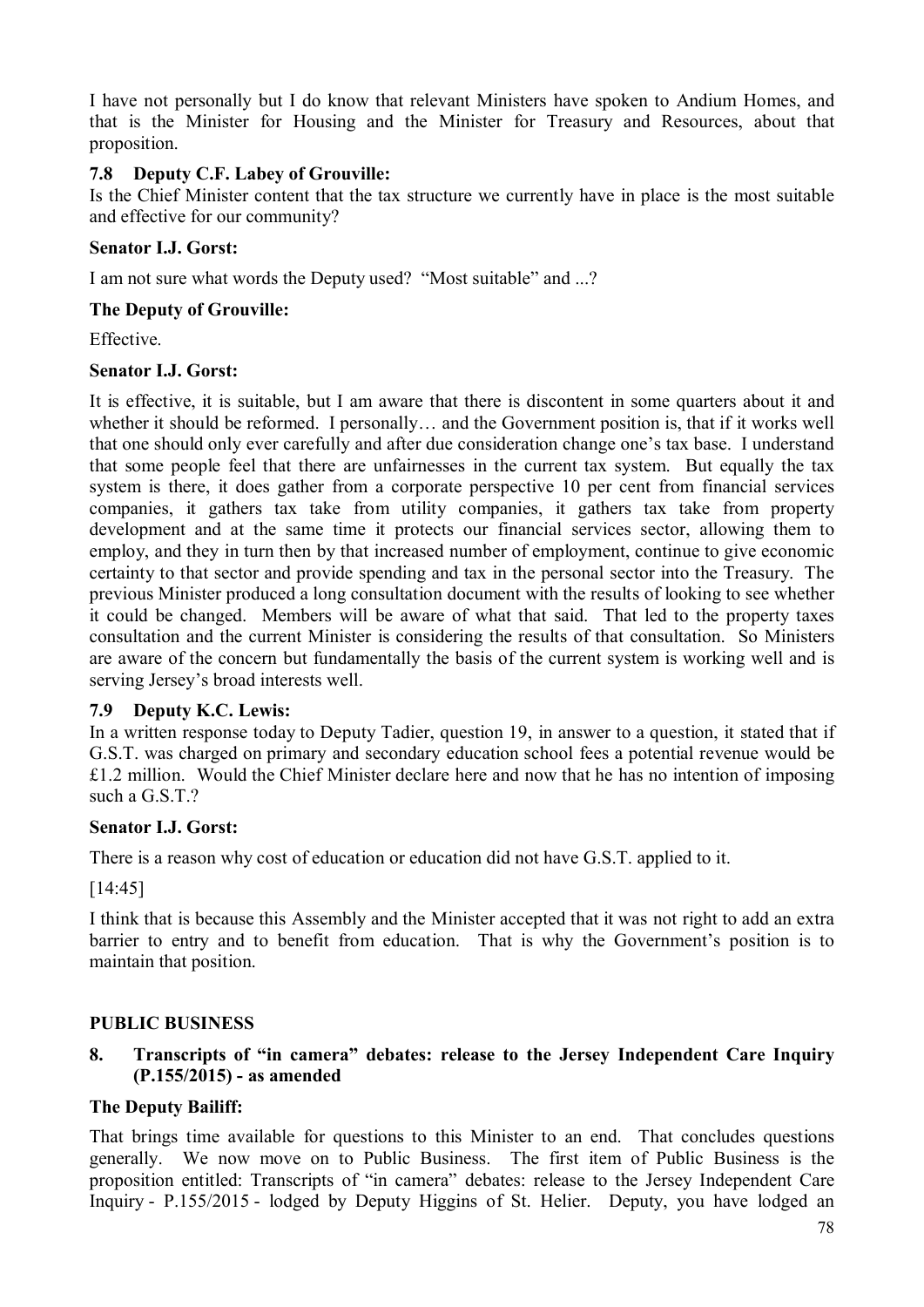I have not personally but I do know that relevant Ministers have spoken to Andium Homes, and that is the Minister for Housing and the Minister for Treasury and Resources, about that proposition.

### 7.8 Deputy C.F. Labey of Grouville:

Is the Chief Minister content that the tax structure we currently have in place is the most suitable and effective for our community?

**Senator I.J. Gorst:**

I am not sure what words the Deputy used? "Most suitable" and ...?

**The Deputy of Grouville:**

Effective.

**Senator I.J. Gorst:**

It is effective, it is suitable, but I am aware that there is discontent in some quarters about it and whether it should be reformed. I personally… and the Government position is, that if it works well that one should only ever carefully and after due consideration change one's tax base. I understand that some people feel that there are unfairnesses in the current tax system. But equally the tax system is there, it does gather from a corporate perspective 10 per cent from financial services companies, it gathers tax take from utility companies, it gathers tax take from property development and at the same time it protects our financial services sector, allowing them to employ, and they in turn then by that increased number of employment, continue to give economic certainty to that sector and provide spending and tax in the personal sector into the Treasury. The previous Minister produced a long consultation document with the results of looking to see whether it could be changed. Members will be aware of what that said. That led to the property taxes consultation and the current Minister is considering the results of that consultation. So Ministers are aware of the concern but fundamentally the basis of the current system is working well and is serving Jersey's broad interests well.

### 7.9 Deputy K.C. Lewis:

In a written response today to Deputy Tadier, question 19, in answer to a question, it stated that if G.S.T. was charged on primary and secondary education school fees a potential revenue would be £1.2 million. Would the Chief Minister declare here and now that he has no intention of imposing such a G.S.T.?

**Senator I.J. Gorst:**

There is a reason why cost of education or education did not have G.S.T. applied to it.

[14:45]

I think that is because this Assembly and the Minister accepted that it was not right to add an extra barrier to entry and to benefit from education. That is why the Government's position is to maintain that position.

## PUBLIC BUSINESS

### 8. Transcripts of "in camera" debates: release to the Jersey Independent Care Inquiry (P.155/2015) - as amended

**The Deputy Bailiff:**

That brings time available for questions to this Minister to an end. That concludes questions generally. We now move on to Public Business. The first item of Public Business is the proposition entitled: Transcripts of "in camera" debates: release to the Jersey Independent Care Inquiry - P.155/2015 - lodged by Deputy Higgins of St. Helier. Deputy, you have lodged an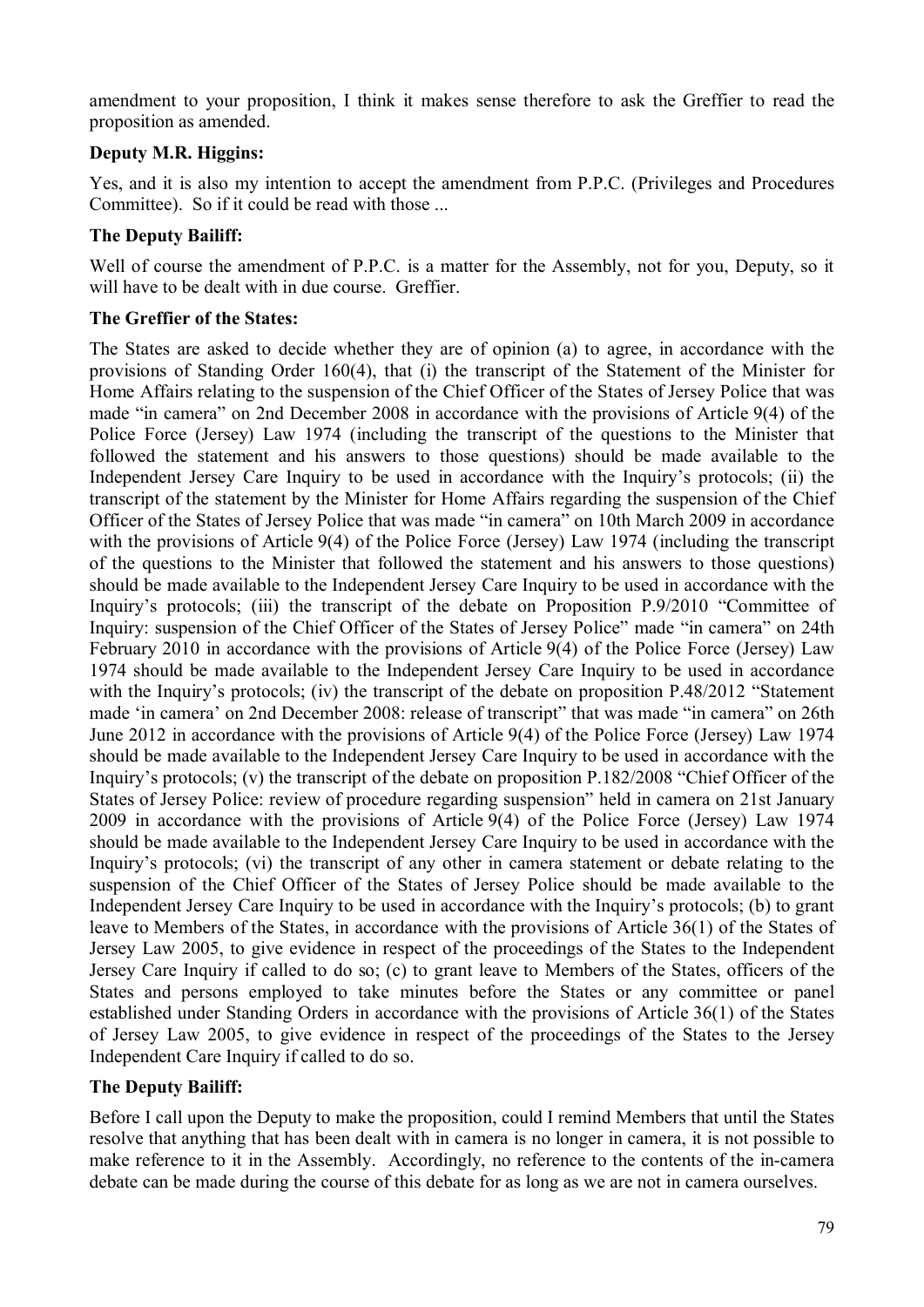amendment to your proposition, I think it makes sense therefore to ask the Greffier to read the proposition as amended.

**Deputy M.R. Higgins:**

Yes, and it is also my intention to accept the amendment from P.P.C. (Privileges and Procedures Committee). So if it could be read with those ...

**The Deputy Bailiff:**

Well of course the amendment of P.P.C. is a matter for the Assembly, not for you, Deputy, so it will have to be dealt with in due course. Greffier.

**The Greffier of the States:**

The States are asked to decide whether they are of opinion (a) to agree, in accordance with the provisions of Standing Order 160(4), that (i) the transcript of the Statement of the Minister for Home Affairs relating to the suspension of the Chief Officer of the States of Jersey Police that was made "in camera" on 2nd December 2008 in accordance with the provisions of Article 9(4) of the Police Force (Jersey) Law 1974 (including the transcript of the questions to the Minister that followed the statement and his answers to those questions) should be made available to the Independent Jersey Care Inquiry to be used in accordance with the Inquiry's protocols; (ii) the transcript of the statement by the Minister for Home Affairs regarding the suspension of the Chief Officer of the States of Jersey Police that was made "in camera" on 10th March 2009 in accordance with the provisions of Article 9(4) of the Police Force (Jersey) Law 1974 (including the transcript of the questions to the Minister that followed the statement and his answers to those questions) should be made available to the Independent Jersey Care Inquiry to be used in accordance with the Inquiry's protocols; (iii) the transcript of the debate on Proposition P.9/2010 "Committee of Inquiry: suspension of the Chief Officer of the States of Jersey Police" made "in camera" on 24th February 2010 in accordance with the provisions of Article 9(4) of the Police Force (Jersey) Law 1974 should be made available to the Independent Jersey Care Inquiry to be used in accordance with the Inquiry's protocols; (iv) the transcript of the debate on proposition P.48/2012 "Statement made 'in camera' on 2nd December 2008: release of transcript" that was made "in camera" on 26th June 2012 in accordance with the provisions of Article 9(4) of the Police Force (Jersey) Law 1974 should be made available to the Independent Jersey Care Inquiry to be used in accordance with the Inquiry's protocols; (v) the transcript of the debate on proposition P.182/2008 "Chief Officer of the States of Jersey Police: review of procedure regarding suspension" held in camera on 21st January 2009 in accordance with the provisions of Article 9(4) of the Police Force (Jersey) Law 1974 should be made available to the Independent Jersey Care Inquiry to be used in accordance with the Inquiry's protocols; (vi) the transcript of any other in camera statement or debate relating to the suspension of the Chief Officer of the States of Jersey Police should be made available to the Independent Jersey Care Inquiry to be used in accordance with the Inquiry's protocols; (b) to grant leave to Members of the States, in accordance with the provisions of Article 36(1) of the States of Jersey Law 2005, to give evidence in respect of the proceedings of the States to the Independent Jersey Care Inquiry if called to do so; (c) to grant leave to Members of the States, officers of the States and persons employed to take minutes before the States or any committee or panel established under Standing Orders in accordance with the provisions of Article 36(1) of the States of Jersey Law 2005, to give evidence in respect of the proceedings of the States to the Jersey Independent Care Inquiry if called to do so.

**The Deputy Bailiff:**

Before I call upon the Deputy to make the proposition, could I remind Members that until the States resolve that anything that has been dealt with in camera is no longer in camera, it is not possible to make reference to it in the Assembly. Accordingly, no reference to the contents of the in-camera debate can be made during the course of this debate for as long as we are not in camera ourselves.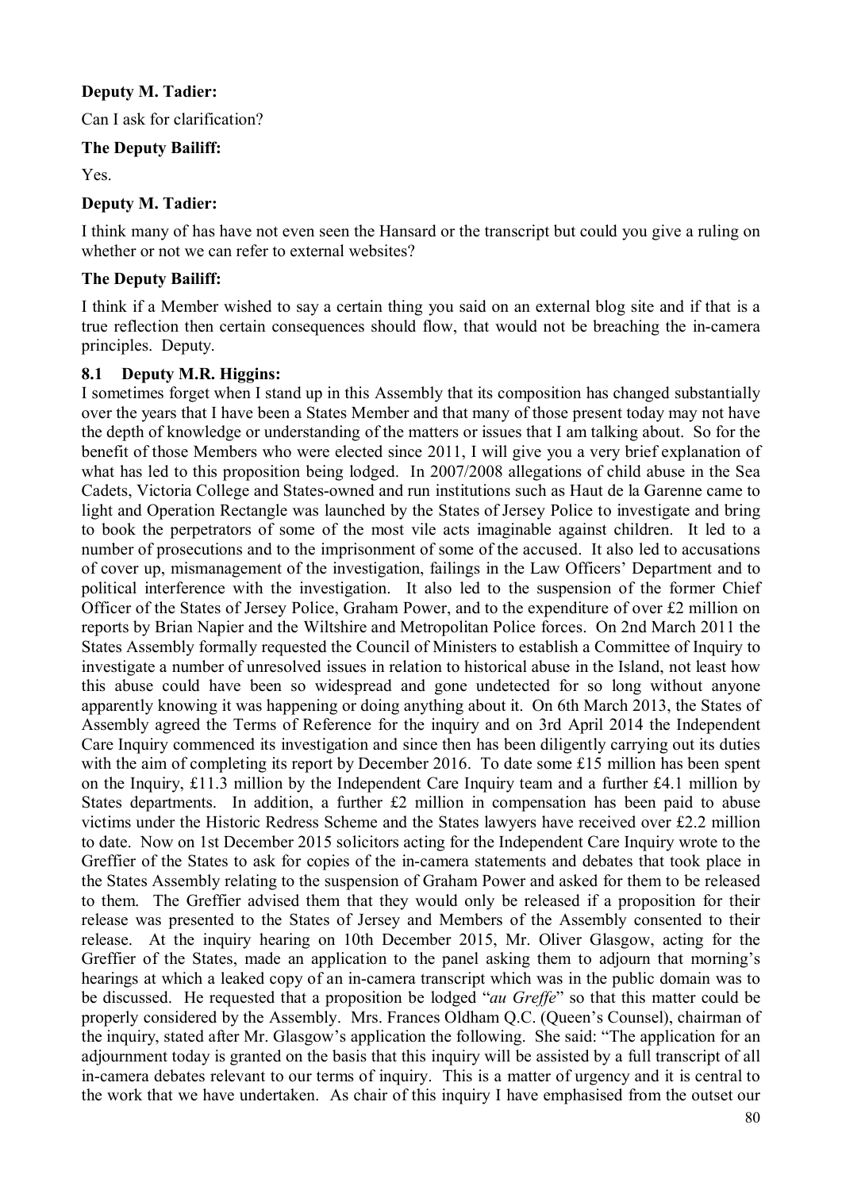**Deputy M. Tadier:**

Can I ask for clarification?

**The Deputy Bailiff:**

Yes.

**Deputy M. Tadier:**

I think many of has have not even seen the Hansard or the transcript but could you give a ruling on whether or not we can refer to external websites?

**The Deputy Bailiff:**

I think if a Member wished to say a certain thing you said on an external blog site and if that is a true reflection then certain consequences should flow, that would not be breaching the in-camera principles. Deputy.

**8.1 Deputy M.R. Higgins:**

I sometimes forget when I stand up in this Assembly that its composition has changed substantially over the years that I have been a States Member and that many of those present today may not have the depth of knowledge or understanding of the matters or issues that I am talking about. So for the benefit of those Members who were elected since 2011, I will give you a very brief explanation of what has led to this proposition being lodged. In 2007/2008 allegations of child abuse in the Sea Cadets, Victoria College and States-owned and run institutions such as Haut de la Garenne came to light and Operation Rectangle was launched by the States of Jersey Police to investigate and bring to book the perpetrators of some of the most vile acts imaginable against children. It led to a number of prosecutions and to the imprisonment of some of the accused. It also led to accusations of cover up, mismanagement of the investigation, failings in the Law Officers' Department and to political interference with the investigation. It also led to the suspension of the former Chief Officer of the States of Jersey Police, Graham Power, and to the expenditure of over £2 million on reports by Brian Napier and the Wiltshire and Metropolitan Police forces. On 2nd March 2011 the States Assembly formally requested the Council of Ministers to establish a Committee of Inquiry to investigate a number of unresolved issues in relation to historical abuse in the Island, not least how this abuse could have been so widespread and gone undetected for so long without anyone apparently knowing it was happening or doing anything about it. On 6th March 2013, the States of Assembly agreed the Terms of Reference for the inquiry and on 3rd April 2014 the Independent Care Inquiry commenced its investigation and since then has been diligently carrying out its duties with the aim of completing its report by December 2016. To date some £15 million has been spent on the Inquiry, £11.3 million by the Independent Care Inquiry team and a further £4.1 million by States departments. In addition, a further £2 million in compensation has been paid to abuse victims under the Historic Redress Scheme and the States lawyers have received over £2.2 million to date. Now on 1st December 2015 solicitors acting for the Independent Care Inquiry wrote to the Greffier of the States to ask for copies of the in-camera statements and debates that took place in the States Assembly relating to the suspension of Graham Power and asked for them to be released to them. The Greffier advised them that they would only be released if a proposition for their release was presented to the States of Jersey and Members of the Assembly consented to their release. At the inquiry hearing on 10th December 2015, Mr. Oliver Glasgow, acting for the Greffier of the States, made an application to the panel asking them to adjourn that morning's hearings at which a leaked copy of an in-camera transcript which was in the public domain was to be discussed. He requested that a proposition be lodged "*au Greffe*" so that this matter could be properly considered by the Assembly. Mrs. Frances Oldham Q.C. (Queen's Counsel), chairman of the inquiry, stated after Mr. Glasgow's application the following. She said: "The application for an adjournment today is granted on the basis that this inquiry will be assisted by a full transcript of all in-camera debates relevant to our terms of inquiry. This is a matter of urgency and it is central to the work that we have undertaken. As chair of this inquiry I have emphasised from the outset our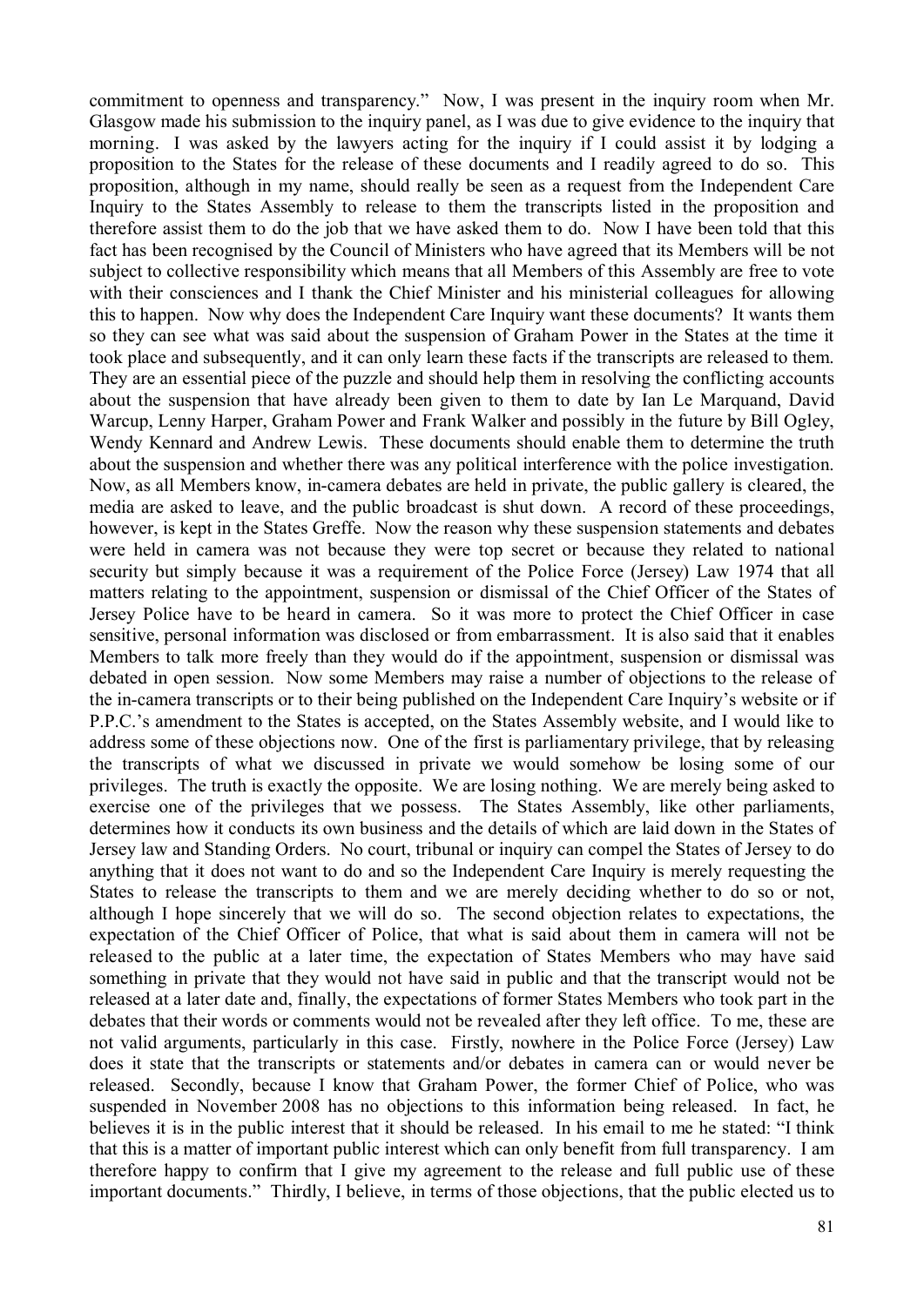commitment to openness and transparency." Now, I was present in the inquiry room when Mr. Glasgow made his submission to the inquiry panel, as I was due to give evidence to the inquiry that morning. I was asked by the lawyers acting for the inquiry if I could assist it by lodging a proposition to the States for the release of these documents and I readily agreed to do so. This proposition, although in my name, should really be seen as a request from the Independent Care Inquiry to the States Assembly to release to them the transcripts listed in the proposition and therefore assist them to do the job that we have asked them to do. Now I have been told that this fact has been recognised by the Council of Ministers who have agreed that its Members will be not subject to collective responsibility which means that all Members of this Assembly are free to vote with their consciences and I thank the Chief Minister and his ministerial colleagues for allowing this to happen. Now why does the Independent Care Inquiry want these documents? It wants them so they can see what was said about the suspension of Graham Power in the States at the time it took place and subsequently, and it can only learn these facts if the transcripts are released to them. They are an essential piece of the puzzle and should help them in resolving the conflicting accounts about the suspension that have already been given to them to date by Ian Le Marquand, David Warcup, Lenny Harper, Graham Power and Frank Walker and possibly in the future by Bill Ogley, Wendy Kennard and Andrew Lewis. These documents should enable them to determine the truth about the suspension and whether there was any political interference with the police investigation. Now, as all Members know, in-camera debates are held in private, the public gallery is cleared, the media are asked to leave, and the public broadcast is shut down. A record of these proceedings, however, is kept in the States Greffe. Now the reason why these suspension statements and debates were held in camera was not because they were top secret or because they related to national security but simply because it was a requirement of the Police Force (Jersey) Law 1974 that all matters relating to the appointment, suspension or dismissal of the Chief Officer of the States of Jersey Police have to be heard in camera. So it was more to protect the Chief Officer in case sensitive, personal information was disclosed or from embarrassment. It is also said that it enables Members to talk more freely than they would do if the appointment, suspension or dismissal was debated in open session. Now some Members may raise a number of objections to the release of the in-camera transcripts or to their being published on the Independent Care Inquiry's website or if P.P.C.'s amendment to the States is accepted, on the States Assembly website, and I would like to address some of these objections now. One of the first is parliamentary privilege, that by releasing the transcripts of what we discussed in private we would somehow be losing some of our privileges. The truth is exactly the opposite. We are losing nothing. We are merely being asked to exercise one of the privileges that we possess. The States Assembly, like other parliaments, determines how it conducts its own business and the details of which are laid down in the States of Jersey law and Standing Orders. No court, tribunal or inquiry can compel the States of Jersey to do anything that it does not want to do and so the Independent Care Inquiry is merely requesting the States to release the transcripts to them and we are merely deciding whether to do so or not, although I hope sincerely that we will do so. The second objection relates to expectations, the expectation of the Chief Officer of Police, that what is said about them in camera will not be released to the public at a later time, the expectation of States Members who may have said something in private that they would not have said in public and that the transcript would not be released at a later date and, finally, the expectations of former States Members who took part in the debates that their words or comments would not be revealed after they left office. To me, these are not valid arguments, particularly in this case. Firstly, nowhere in the Police Force (Jersey) Law does it state that the transcripts or statements and/or debates in camera can or would never be released. Secondly, because I know that Graham Power, the former Chief of Police, who was suspended in November 2008 has no objections to this information being released. In fact, he believes it is in the public interest that it should be released. In his email to me he stated: "I think that this is a matter of important public interest which can only benefit from full transparency. I am therefore happy to confirm that I give my agreement to the release and full public use of these important documents." Thirdly, I believe, in terms of those objections, that the public elected us to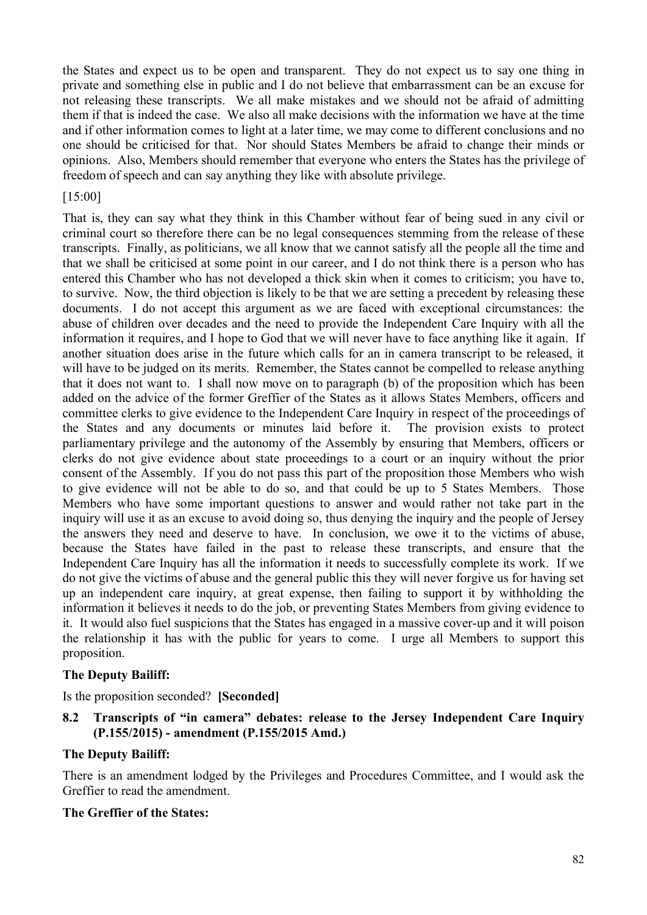the States and expect us to be open and transparent. They do not expect us to say one thing in private and something else in public and I do not believe that embarrassment can be an excuse for not releasing these transcripts. We all make mistakes and we should not be afraid of admitting them if that is indeed the case. We also all make decisions with the information we have at the time and if other information comes to light at a later time, we may come to different conclusions and no one should be criticised for that. Nor should States Members be afraid to change their minds or opinions. Also, Members should remember that everyone who enters the States has the privilege of freedom of speech and can say anything they like with absolute privilege.

[15:00]

That is, they can say what they think in this Chamber without fear of being sued in any civil or criminal court so therefore there can be no legal consequences stemming from the release of these transcripts. Finally, as politicians, we all know that we cannot satisfy all the people all the time and that we shall be criticised at some point in our career, and I do not think there is a person who has entered this Chamber who has not developed a thick skin when it comes to criticism; you have to, to survive. Now, the third objection is likely to be that we are setting a precedent by releasing these documents. I do not accept this argument as we are faced with exceptional circumstances: the abuse of children over decades and the need to provide the Independent Care Inquiry with all the information it requires, and I hope to God that we will never have to face anything like it again. If another situation does arise in the future which calls for an in camera transcript to be released, it will have to be judged on its merits. Remember, the States cannot be compelled to release anything that it does not want to. I shall now move on to paragraph (b) of the proposition which has been added on the advice of the former Greffier of the States as it allows States Members, officers and committee clerks to give evidence to the Independent Care Inquiry in respect of the proceedings of the States and any documents or minutes laid before it. The provision exists to protect parliamentary privilege and the autonomy of the Assembly by ensuring that Members, officers or clerks do not give evidence about state proceedings to a court or an inquiry without the prior consent of the Assembly. If you do not pass this part of the proposition those Members who wish to give evidence will not be able to do so, and that could be up to 5 States Members. Those Members who have some important questions to answer and would rather not take part in the inquiry will use it as an excuse to avoid doing so, thus denying the inquiry and the people of Jersey the answers they need and deserve to have. In conclusion, we owe it to the victims of abuse, because the States have failed in the past to release these transcripts, and ensure that the Independent Care Inquiry has all the information it needs to successfully complete its work. If we do not give the victims of abuse and the general public this they will never forgive us for having set up an independent care inquiry, at great expense, then failing to support it by withholding the information it believes it needs to do the job, or preventing States Members from giving evidence to it. It would also fuel suspicions that the States has engaged in a massive cover-up and it will poison the relationship it has with the public for years to come. I urge all Members to support this proposition.

**The Deputy Bailiff:**

Is the proposition seconded? **[Seconded]**

### 8.2 Transcripts of "in camera" debates: release to the Jersey Independent Care Inquiry (P.155/2015) - amendment (P.155/2015 Amd.)

**The Deputy Bailiff:**

There is an amendment lodged by the Privileges and Procedures Committee, and I would ask the Greffier to read the amendment.

**The Greffier of the States:**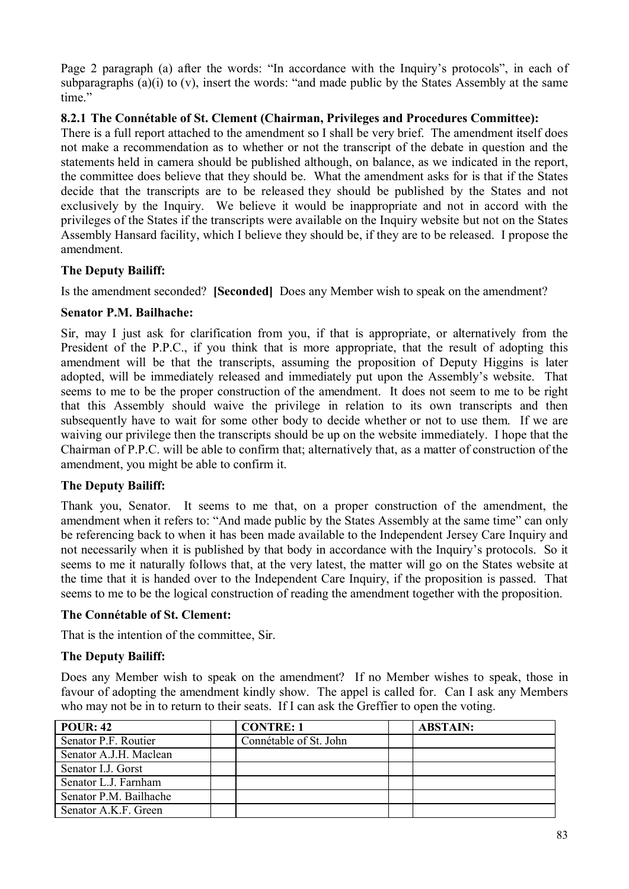Page 2 paragraph (a) after the words: "In accordance with the Inquiry's protocols", in each of subparagraphs (a)(i) to (v), insert the words: "and made public by the States Assembly at the same time."

### 8.2.1 The Connétable of St. Clement (Chairman, Privileges and Procedures Committee):

There is a full report attached to the amendment so I shall be very brief. The amendment itself does not make a recommendation as to whether or not the transcript of the debate in question and the statements held in camera should be published although, on balance, as we indicated in the report, the committee does believe that they should be. What the amendment asks for is that if the States decide that the transcripts are to be released they should be published by the States and not exclusively by the Inquiry. We believe it would be inappropriate and not in accord with the privileges of the States if the transcripts were available on the Inquiry website but not on the States Assembly Hansard facility, which I believe they should be, if they are to be released. I propose the amendment.

**The Deputy Bailiff:**

Is the amendment seconded? **[Seconded]** Does any Member wish to speak on the amendment?

**Senator P.M. Bailhache:**

Sir, may I just ask for clarification from you, if that is appropriate, or alternatively from the President of the P.P.C., if you think that is more appropriate, that the result of adopting this amendment will be that the transcripts, assuming the proposition of Deputy Higgins is later adopted, will be immediately released and immediately put upon the Assembly's website. That seems to me to be the proper construction of the amendment. It does not seem to me to be right that this Assembly should waive the privilege in relation to its own transcripts and then subsequently have to wait for some other body to decide whether or not to use them. If we are waiving our privilege then the transcripts should be up on the website immediately. I hope that the Chairman of P.P.C. will be able to confirm that; alternatively that, as a matter of construction of the amendment, you might be able to confirm it.

**The Deputy Bailiff:**

Thank you, Senator. It seems to me that, on a proper construction of the amendment, the amendment when it refers to: "And made public by the States Assembly at the same time" can only be referencing back to when it has been made available to the Independent Jersey Care Inquiry and not necessarily when it is published by that body in accordance with the Inquiry's protocols. So it seems to me it naturally follows that, at the very latest, the matter will go on the States website at the time that it is handed over to the Independent Care Inquiry, if the proposition is passed. That seems to me to be the logical construction of reading the amendment together with the proposition.

**The Connétable of St. Clement:**

That is the intention of the committee, Sir.

**The Deputy Bailiff:**

Does any Member wish to speak on the amendment? If no Member wishes to speak, those in favour of adopting the amendment kindly show. The appel is called for. Can I ask any Members who may not be in to return to their seats. If I can ask the Greffier to open the voting.

| POUR: 42 | | CONTRE: 1 | | ABSTAIN: |
|---|---|---|---|---|
| Senator P.F. Routier | | Connétable of St. John | | |
| Senator A.J.H. Maclean | | | | |
| Senator I.J. Gorst | | | | |
| Senator L.J. Farnham | | | | |
| Senator P.M. Bailhache | | | | |
| Senator A.K.F. Green | | | | |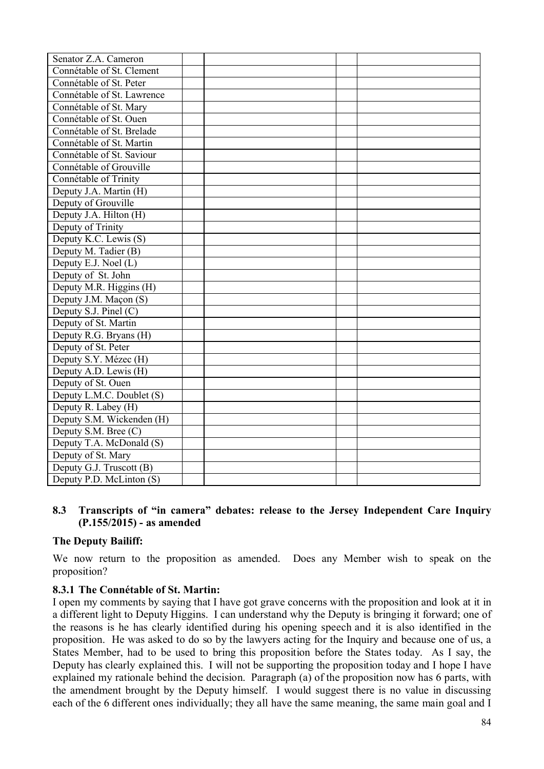| Senator Z.A. Cameron | | | | |
|---|---|---|---|---|
| Connétable of St. Clement | | | | |
| Connétable of St. Peter | | | | |
| Connétable of St. Lawrence | | | | |
| Connétable of St. Mary | | | | |
| Connétable of St. Ouen | | | | |
| Connétable of St. Brelade | | | | |
| Connétable of St. Martin | | | | |
| Connétable of St. Saviour | | | | |
| Connétable of Grouville | | | | |
| Connétable of Trinity | | | | |
| Deputy J.A. Martin (H) | | | | |
| Deputy of Grouville | | | | |
| Deputy J.A. Hilton (H) | | | | |
| Deputy of Trinity | | | | |
| Deputy K.C. Lewis (S) | | | | |
| Deputy M. Tadier (B) | | | | |
| Deputy E.J. Noel (L) | | | | |
| Deputy of St. John | | | | |
| Deputy M.R. Higgins (H) | | | | |
| Deputy J.M. Maçon (S) | | | | |
| Deputy S.J. Pinel (C) | | | | |
| Deputy of St. Martin | | | | |
| Deputy R.G. Bryans (H) | | | | |
| Deputy of St. Peter | | | | |
| Deputy S.Y. Mézec (H) | | | | |
| Deputy A.D. Lewis (H) | | | | |
| Deputy of St. Ouen | | | | |
| Deputy L.M.C. Doublet (S) | | | | |
| Deputy R. Labey (H) | | | | |
| Deputy S.M. Wickenden (H) | | | | |
| Deputy S.M. Bree (C) | | | | |
| Deputy T.A. McDonald (S) | | | | |
| Deputy of St. Mary | | | | |
| Deputy G.J. Truscott (B) | | | | |
| Deputy P.D. McLinton (S) | | | | |

### 8.3 Transcripts of "in camera" debates: release to the Jersey Independent Care Inquiry (P.155/2015) - as amended

**The Deputy Bailiff:**

We now return to the proposition as amended. Does any Member wish to speak on the proposition?

#### 8.3.1 The Connétable of St. Martin:

I open my comments by saying that I have got grave concerns with the proposition and look at it in a different light to Deputy Higgins. I can understand why the Deputy is bringing it forward; one of the reasons is he has clearly identified during his opening speech and it is also identified in the proposition. He was asked to do so by the lawyers acting for the Inquiry and because one of us, a States Member, had to be used to bring this proposition before the States today. As I say, the Deputy has clearly explained this. I will not be supporting the proposition today and I hope I have explained my rationale behind the decision. Paragraph (a) of the proposition now has 6 parts, with the amendment brought by the Deputy himself. I would suggest there is no value in discussing each of the 6 different ones individually; they all have the same meaning, the same main goal and I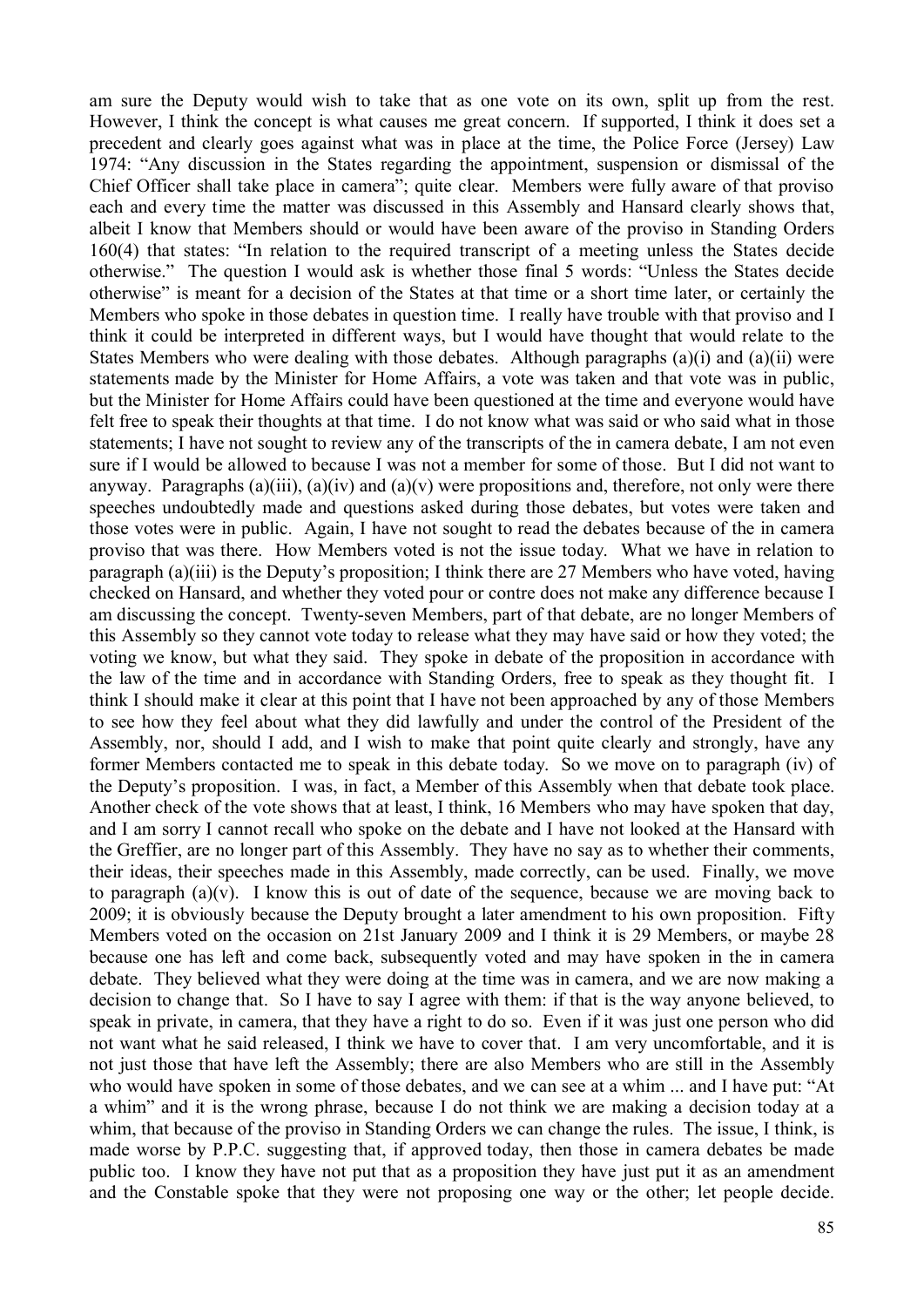am sure the Deputy would wish to take that as one vote on its own, split up from the rest. However, I think the concept is what causes me great concern. If supported, I think it does set a precedent and clearly goes against what was in place at the time, the Police Force (Jersey) Law 1974: "Any discussion in the States regarding the appointment, suspension or dismissal of the Chief Officer shall take place in camera"; quite clear. Members were fully aware of that proviso each and every time the matter was discussed in this Assembly and Hansard clearly shows that, albeit I know that Members should or would have been aware of the proviso in Standing Orders 160(4) that states: "In relation to the required transcript of a meeting unless the States decide otherwise." The question I would ask is whether those final 5 words: "Unless the States decide otherwise" is meant for a decision of the States at that time or a short time later, or certainly the Members who spoke in those debates in question time. I really have trouble with that proviso and I think it could be interpreted in different ways, but I would have thought that would relate to the States Members who were dealing with those debates. Although paragraphs (a)(i) and (a)(ii) were statements made by the Minister for Home Affairs, a vote was taken and that vote was in public, but the Minister for Home Affairs could have been questioned at the time and everyone would have felt free to speak their thoughts at that time. I do not know what was said or who said what in those statements; I have not sought to review any of the transcripts of the in camera debate, I am not even sure if I would be allowed to because I was not a member for some of those. But I did not want to anyway. Paragraphs (a)(iii), (a)(iv) and (a)(v) were propositions and, therefore, not only were there speeches undoubtedly made and questions asked during those debates, but votes were taken and those votes were in public. Again, I have not sought to read the debates because of the in camera proviso that was there. How Members voted is not the issue today. What we have in relation to paragraph (a)(iii) is the Deputy's proposition; I think there are 27 Members who have voted, having checked on Hansard, and whether they voted pour or contre does not make any difference because I am discussing the concept. Twenty-seven Members, part of that debate, are no longer Members of this Assembly so they cannot vote today to release what they may have said or how they voted; the voting we know, but what they said. They spoke in debate of the proposition in accordance with the law of the time and in accordance with Standing Orders, free to speak as they thought fit. I think I should make it clear at this point that I have not been approached by any of those Members to see how they feel about what they did lawfully and under the control of the President of the Assembly, nor, should I add, and I wish to make that point quite clearly and strongly, have any former Members contacted me to speak in this debate today. So we move on to paragraph (iv) of the Deputy's proposition. I was, in fact, a Member of this Assembly when that debate took place. Another check of the vote shows that at least, I think, 16 Members who may have spoken that day, and I am sorry I cannot recall who spoke on the debate and I have not looked at the Hansard with the Greffier, are no longer part of this Assembly. They have no say as to whether their comments, their ideas, their speeches made in this Assembly, made correctly, can be used. Finally, we move to paragraph (a)(v). I know this is out of date of the sequence, because we are moving back to 2009; it is obviously because the Deputy brought a later amendment to his own proposition. Fifty Members voted on the occasion on 21st January 2009 and I think it is 29 Members, or maybe 28 because one has left and come back, subsequently voted and may have spoken in the in camera debate. They believed what they were doing at the time was in camera, and we are now making a decision to change that. So I have to say I agree with them: if that is the way anyone believed, to speak in private, in camera, that they have a right to do so. Even if it was just one person who did not want what he said released, I think we have to cover that. I am very uncomfortable, and it is not just those that have left the Assembly; there are also Members who are still in the Assembly who would have spoken in some of those debates, and we can see at a whim ... and I have put: "At a whim" and it is the wrong phrase, because I do not think we are making a decision today at a whim, that because of the proviso in Standing Orders we can change the rules. The issue, I think, is made worse by P.P.C. suggesting that, if approved today, then those in camera debates be made public too. I know they have not put that as a proposition they have just put it as an amendment and the Constable spoke that they were not proposing one way or the other; let people decide.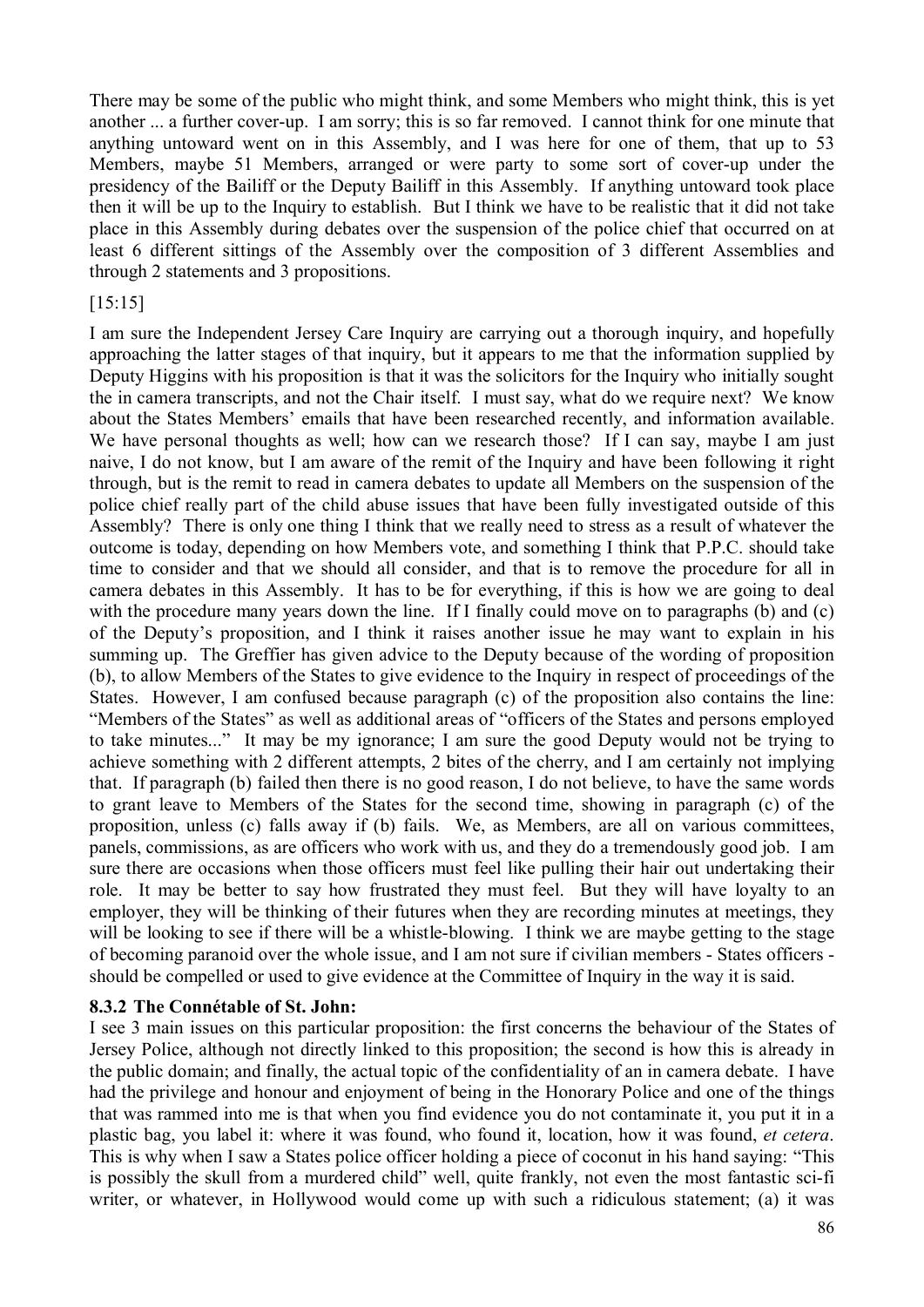There may be some of the public who might think, and some Members who might think, this is yet another ... a further cover-up. I am sorry; this is so far removed. I cannot think for one minute that anything untoward went on in this Assembly, and I was here for one of them, that up to 53 Members, maybe 51 Members, arranged or were party to some sort of cover-up under the presidency of the Bailiff or the Deputy Bailiff in this Assembly. If anything untoward took place then it will be up to the Inquiry to establish. But I think we have to be realistic that it did not take place in this Assembly during debates over the suspension of the police chief that occurred on at least 6 different sittings of the Assembly over the composition of 3 different Assemblies and through 2 statements and 3 propositions.

[15:15]

I am sure the Independent Jersey Care Inquiry are carrying out a thorough inquiry, and hopefully approaching the latter stages of that inquiry, but it appears to me that the information supplied by Deputy Higgins with his proposition is that it was the solicitors for the Inquiry who initially sought the in camera transcripts, and not the Chair itself. I must say, what do we require next? We know about the States Members' emails that have been researched recently, and information available. We have personal thoughts as well; how can we research those? If I can say, maybe I am just naive, I do not know, but I am aware of the remit of the Inquiry and have been following it right through, but is the remit to read in camera debates to update all Members on the suspension of the police chief really part of the child abuse issues that have been fully investigated outside of this Assembly? There is only one thing I think that we really need to stress as a result of whatever the outcome is today, depending on how Members vote, and something I think that P.P.C. should take time to consider and that we should all consider, and that is to remove the procedure for all in camera debates in this Assembly. It has to be for everything, if this is how we are going to deal with the procedure many years down the line. If I finally could move on to paragraphs (b) and (c) of the Deputy's proposition, and I think it raises another issue he may want to explain in his summing up. The Greffier has given advice to the Deputy because of the wording of proposition (b), to allow Members of the States to give evidence to the Inquiry in respect of proceedings of the States. However, I am confused because paragraph (c) of the proposition also contains the line: "Members of the States" as well as additional areas of "officers of the States and persons employed to take minutes..." It may be my ignorance; I am sure the good Deputy would not be trying to achieve something with 2 different attempts, 2 bites of the cherry, and I am certainly not implying that. If paragraph (b) failed then there is no good reason, I do not believe, to have the same words to grant leave to Members of the States for the second time, showing in paragraph (c) of the proposition, unless (c) falls away if (b) fails. We, as Members, are all on various committees, panels, commissions, as are officers who work with us, and they do a tremendously good job. I am sure there are occasions when those officers must feel like pulling their hair out undertaking their role. It may be better to say how frustrated they must feel. But they will have loyalty to an employer, they will be thinking of their futures when they are recording minutes at meetings, they will be looking to see if there will be a whistle-blowing. I think we are maybe getting to the stage of becoming paranoid over the whole issue, and I am not sure if civilian members - States officers - should be compelled or used to give evidence at the Committee of Inquiry in the way it is said.

### 8.3.2 The Connétable of St. John:

I see 3 main issues on this particular proposition: the first concerns the behaviour of the States of Jersey Police, although not directly linked to this proposition; the second is how this is already in the public domain; and finally, the actual topic of the confidentiality of an in camera debate. I have had the privilege and honour and enjoyment of being in the Honorary Police and one of the things that was rammed into me is that when you find evidence you do not contaminate it, you put it in a plastic bag, you label it: where it was found, who found it, location, how it was found, *et cetera*. This is why when I saw a States police officer holding a piece of coconut in his hand saying: "This is possibly the skull from a murdered child" well, quite frankly, not even the most fantastic sci-fi writer, or whatever, in Hollywood would come up with such a ridiculous statement; (a) it was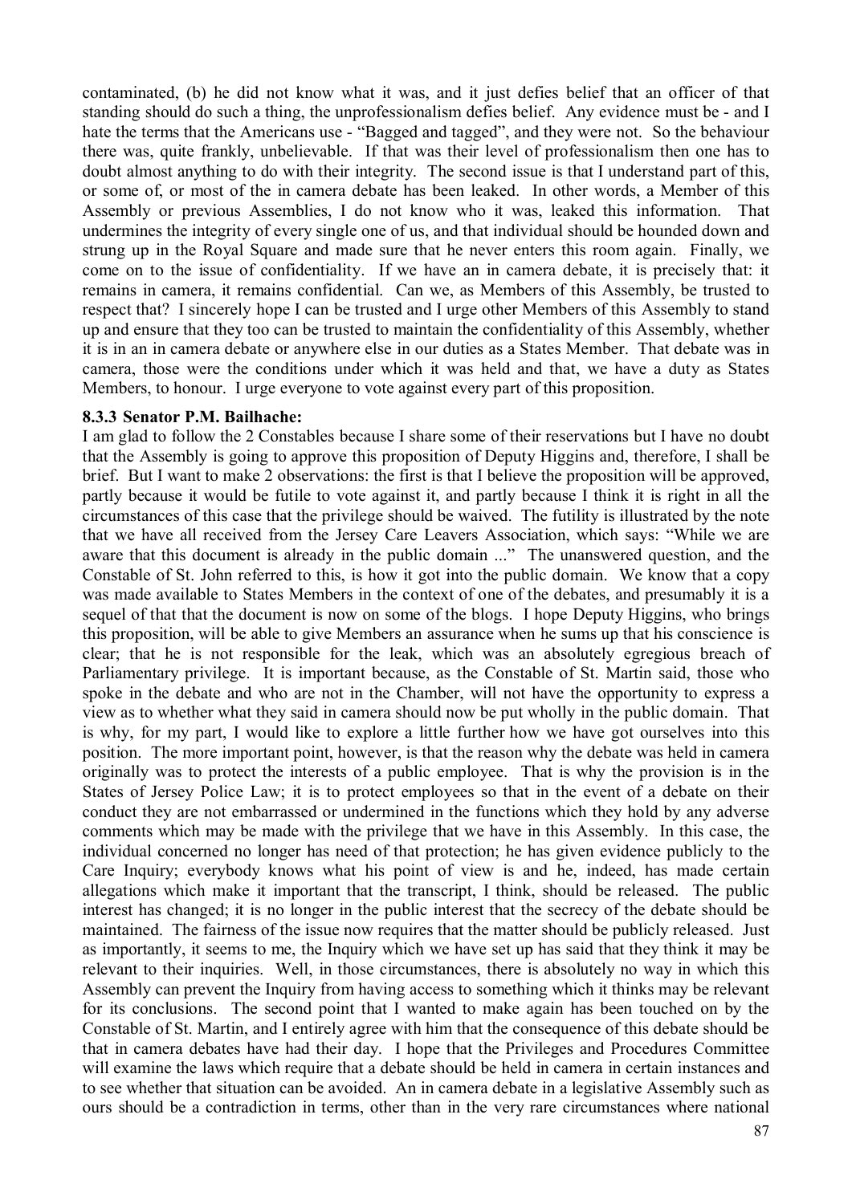contaminated, (b) he did not know what it was, and it just defies belief that an officer of that standing should do such a thing, the unprofessionalism defies belief. Any evidence must be - and I hate the terms that the Americans use - "Bagged and tagged", and they were not. So the behaviour there was, quite frankly, unbelievable. If that was their level of professionalism then one has to doubt almost anything to do with their integrity. The second issue is that I understand part of this, or some of, or most of the in camera debate has been leaked. In other words, a Member of this Assembly or previous Assemblies, I do not know who it was, leaked this information. That undermines the integrity of every single one of us, and that individual should be hounded down and strung up in the Royal Square and made sure that he never enters this room again. Finally, we come on to the issue of confidentiality. If we have an in camera debate, it is precisely that: it remains in camera, it remains confidential. Can we, as Members of this Assembly, be trusted to respect that? I sincerely hope I can be trusted and I urge other Members of this Assembly to stand up and ensure that they too can be trusted to maintain the confidentiality of this Assembly, whether it is in an in camera debate or anywhere else in our duties as a States Member. That debate was in camera, those were the conditions under which it was held and that, we have a duty as States Members, to honour. I urge everyone to vote against every part of this proposition.

### 8.3.3 Senator P.M. Bailhache:

I am glad to follow the 2 Constables because I share some of their reservations but I have no doubt that the Assembly is going to approve this proposition of Deputy Higgins and, therefore, I shall be brief. But I want to make 2 observations: the first is that I believe the proposition will be approved, partly because it would be futile to vote against it, and partly because I think it is right in all the circumstances of this case that the privilege should be waived. The futility is illustrated by the note that we have all received from the Jersey Care Leavers Association, which says: "While we are aware that this document is already in the public domain ..." The unanswered question, and the Constable of St. John referred to this, is how it got into the public domain. We know that a copy was made available to States Members in the context of one of the debates, and presumably it is a sequel of that that the document is now on some of the blogs. I hope Deputy Higgins, who brings this proposition, will be able to give Members an assurance when he sums up that his conscience is clear; that he is not responsible for the leak, which was an absolutely egregious breach of Parliamentary privilege. It is important because, as the Constable of St. Martin said, those who spoke in the debate and who are not in the Chamber, will not have the opportunity to express a view as to whether what they said in camera should now be put wholly in the public domain. That is why, for my part, I would like to explore a little further how we have got ourselves into this position. The more important point, however, is that the reason why the debate was held in camera originally was to protect the interests of a public employee. That is why the provision is in the States of Jersey Police Law; it is to protect employees so that in the event of a debate on their conduct they are not embarrassed or undermined in the functions which they hold by any adverse comments which may be made with the privilege that we have in this Assembly. In this case, the individual concerned no longer has need of that protection; he has given evidence publicly to the Care Inquiry; everybody knows what his point of view is and he, indeed, has made certain allegations which make it important that the transcript, I think, should be released. The public interest has changed; it is no longer in the public interest that the secrecy of the debate should be maintained. The fairness of the issue now requires that the matter should be publicly released. Just as importantly, it seems to me, the Inquiry which we have set up has said that they think it may be relevant to their inquiries. Well, in those circumstances, there is absolutely no way in which this Assembly can prevent the Inquiry from having access to something which it thinks may be relevant for its conclusions. The second point that I wanted to make again has been touched on by the Constable of St. Martin, and I entirely agree with him that the consequence of this debate should be that in camera debates have had their day. I hope that the Privileges and Procedures Committee will examine the laws which require that a debate should be held in camera in certain instances and to see whether that situation can be avoided. An in camera debate in a legislative Assembly such as ours should be a contradiction in terms, other than in the very rare circumstances where national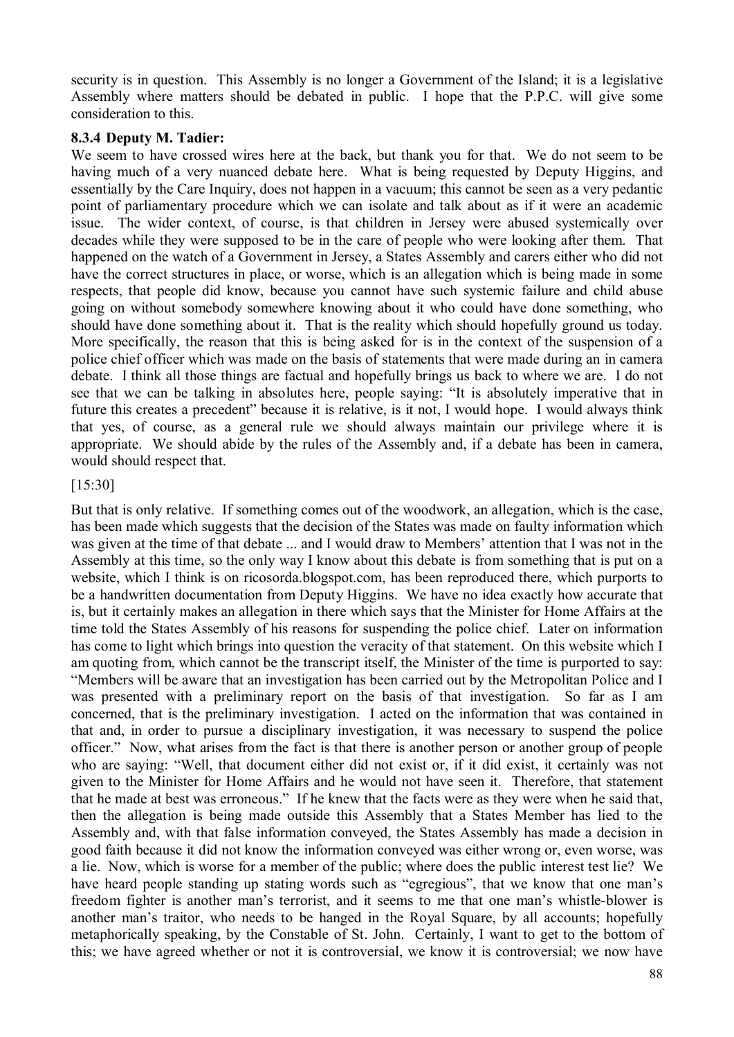security is in question. This Assembly is no longer a Government of the Island; it is a legislative Assembly where matters should be debated in public. I hope that the P.P.C. will give some consideration to this.

**8.3.4 Deputy M. Tadier:**

We seem to have crossed wires here at the back, but thank you for that. We do not seem to be having much of a very nuanced debate here. What is being requested by Deputy Higgins, and essentially by the Care Inquiry, does not happen in a vacuum; this cannot be seen as a very pedantic point of parliamentary procedure which we can isolate and talk about as if it were an academic issue. The wider context, of course, is that children in Jersey were abused systemically over decades while they were supposed to be in the care of people who were looking after them. That happened on the watch of a Government in Jersey, a States Assembly and carers either who did not have the correct structures in place, or worse, which is an allegation which is being made in some respects, that people did know, because you cannot have such systemic failure and child abuse going on without somebody somewhere knowing about it who could have done something, who should have done something about it. That is the reality which should hopefully ground us today. More specifically, the reason that this is being asked for is in the context of the suspension of a police chief officer which was made on the basis of statements that were made during an in camera debate. I think all those things are factual and hopefully brings us back to where we are. I do not see that we can be talking in absolutes here, people saying: "It is absolutely imperative that in future this creates a precedent" because it is relative, is it not, I would hope. I would always think that yes, of course, as a general rule we should always maintain our privilege where it is appropriate. We should abide by the rules of the Assembly and, if a debate has been in camera, would should respect that.

[15:30]

But that is only relative. If something comes out of the woodwork, an allegation, which is the case, has been made which suggests that the decision of the States was made on faulty information which was given at the time of that debate ... and I would draw to Members' attention that I was not in the Assembly at this time, so the only way I know about this debate is from something that is put on a website, which I think is on ricosorda.blogspot.com, has been reproduced there, which purports to be a handwritten documentation from Deputy Higgins. We have no idea exactly how accurate that is, but it certainly makes an allegation in there which says that the Minister for Home Affairs at the time told the States Assembly of his reasons for suspending the police chief. Later on information has come to light which brings into question the veracity of that statement. On this website which I am quoting from, which cannot be the transcript itself, the Minister of the time is purported to say: "Members will be aware that an investigation has been carried out by the Metropolitan Police and I was presented with a preliminary report on the basis of that investigation. So far as I am concerned, that is the preliminary investigation. I acted on the information that was contained in that and, in order to pursue a disciplinary investigation, it was necessary to suspend the police officer." Now, what arises from the fact is that there is another person or another group of people who are saying: "Well, that document either did not exist or, if it did exist, it certainly was not given to the Minister for Home Affairs and he would not have seen it. Therefore, that statement that he made at best was erroneous." If he knew that the facts were as they were when he said that, then the allegation is being made outside this Assembly that a States Member has lied to the Assembly and, with that false information conveyed, the States Assembly has made a decision in good faith because it did not know the information conveyed was either wrong or, even worse, was a lie. Now, which is worse for a member of the public; where does the public interest test lie? We have heard people standing up stating words such as "egregious", that we know that one man's freedom fighter is another man's terrorist, and it seems to me that one man's whistle-blower is another man's traitor, who needs to be hanged in the Royal Square, by all accounts; hopefully metaphorically speaking, by the Constable of St. John. Certainly, I want to get to the bottom of this; we have agreed whether or not it is controversial, we know it is controversial; we now have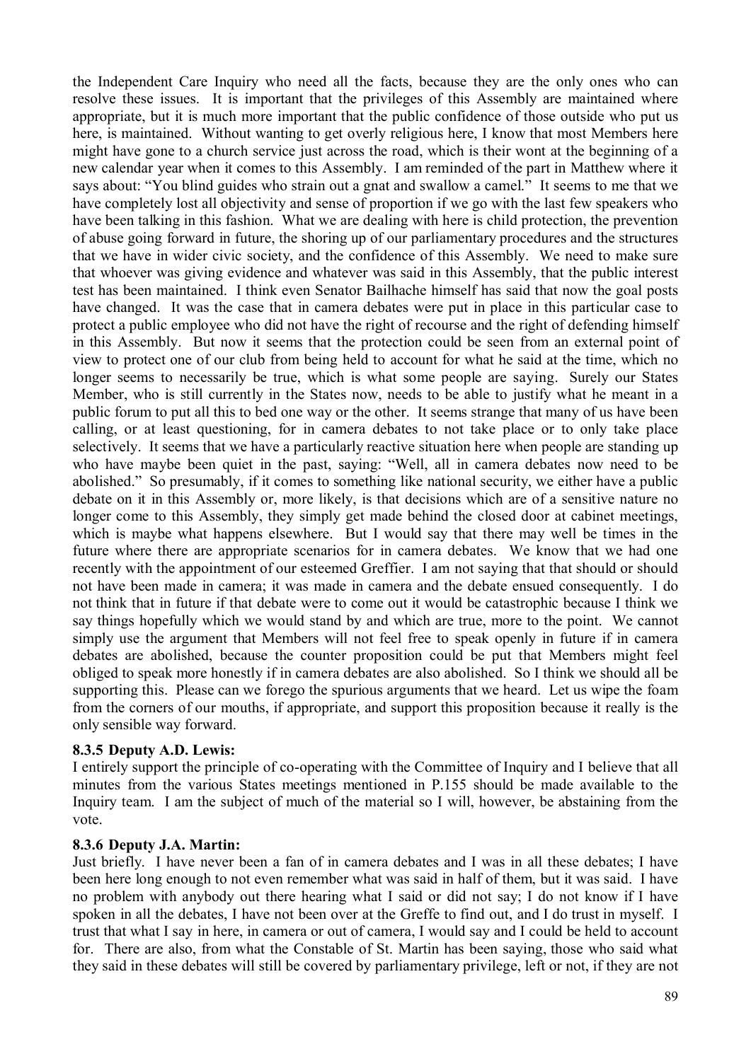the Independent Care Inquiry who need all the facts, because they are the only ones who can resolve these issues. It is important that the privileges of this Assembly are maintained where appropriate, but it is much more important that the public confidence of those outside who put us here, is maintained. Without wanting to get overly religious here, I know that most Members here might have gone to a church service just across the road, which is their wont at the beginning of a new calendar year when it comes to this Assembly. I am reminded of the part in Matthew where it says about: "You blind guides who strain out a gnat and swallow a camel." It seems to me that we have completely lost all objectivity and sense of proportion if we go with the last few speakers who have been talking in this fashion. What we are dealing with here is child protection, the prevention of abuse going forward in future, the shoring up of our parliamentary procedures and the structures that we have in wider civic society, and the confidence of this Assembly. We need to make sure that whoever was giving evidence and whatever was said in this Assembly, that the public interest test has been maintained. I think even Senator Bailhache himself has said that now the goal posts have changed. It was the case that in camera debates were put in place in this particular case to protect a public employee who did not have the right of recourse and the right of defending himself in this Assembly. But now it seems that the protection could be seen from an external point of view to protect one of our club from being held to account for what he said at the time, which no longer seems to necessarily be true, which is what some people are saying. Surely our States Member, who is still currently in the States now, needs to be able to justify what he meant in a public forum to put all this to bed one way or the other. It seems strange that many of us have been calling, or at least questioning, for in camera debates to not take place or to only take place selectively. It seems that we have a particularly reactive situation here when people are standing up who have maybe been quiet in the past, saying: "Well, all in camera debates now need to be abolished." So presumably, if it comes to something like national security, we either have a public debate on it in this Assembly or, more likely, is that decisions which are of a sensitive nature no longer come to this Assembly, they simply get made behind the closed door at cabinet meetings, which is maybe what happens elsewhere. But I would say that there may well be times in the future where there are appropriate scenarios for in camera debates. We know that we had one recently with the appointment of our esteemed Greffier. I am not saying that that should or should not have been made in camera; it was made in camera and the debate ensued consequently. I do not think that in future if that debate were to come out it would be catastrophic because I think we say things hopefully which we would stand by and which are true, more to the point. We cannot simply use the argument that Members will not feel free to speak openly in future if in camera debates are abolished, because the counter proposition could be put that Members might feel obliged to speak more honestly if in camera debates are also abolished. So I think we should all be supporting this. Please can we forego the spurious arguments that we heard. Let us wipe the foam from the corners of our mouths, if appropriate, and support this proposition because it really is the only sensible way forward.

### 8.3.5 Deputy A.D. Lewis:

I entirely support the principle of co-operating with the Committee of Inquiry and I believe that all minutes from the various States meetings mentioned in P.155 should be made available to the Inquiry team. I am the subject of much of the material so I will, however, be abstaining from the vote.

### 8.3.6 Deputy J.A. Martin:

Just briefly. I have never been a fan of in camera debates and I was in all these debates; I have been here long enough to not even remember what was said in half of them, but it was said. I have no problem with anybody out there hearing what I said or did not say; I do not know if I have spoken in all the debates, I have not been over at the Greffe to find out, and I do trust in myself. I trust that what I say in here, in camera or out of camera, I would say and I could be held to account for. There are also, from what the Constable of St. Martin has been saying, those who said what they said in these debates will still be covered by parliamentary privilege, left or not, if they are not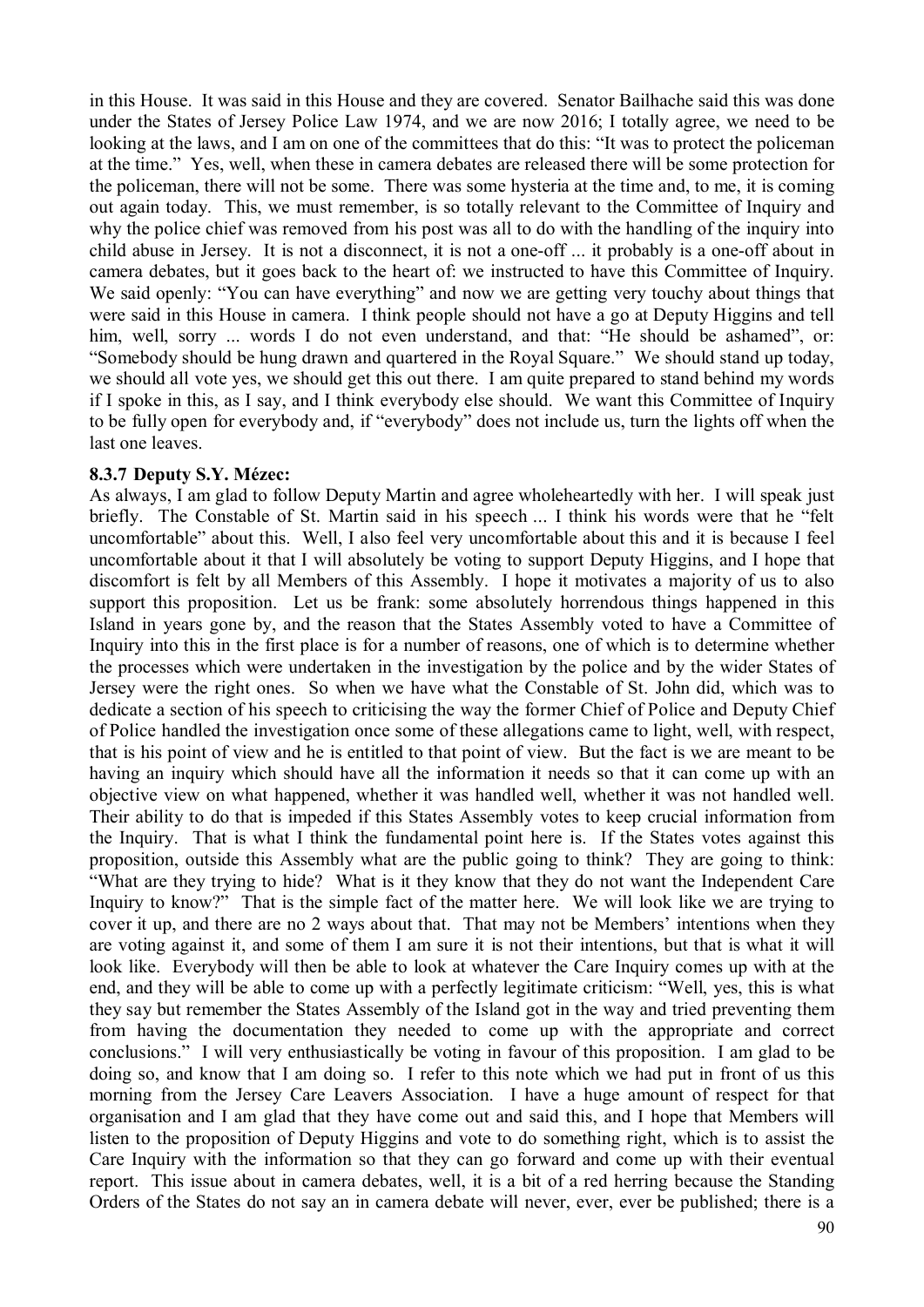in this House. It was said in this House and they are covered. Senator Bailhache said this was done under the States of Jersey Police Law 1974, and we are now 2016; I totally agree, we need to be looking at the laws, and I am on one of the committees that do this: "It was to protect the policeman at the time." Yes, well, when these in camera debates are released there will be some protection for the policeman, there will not be some. There was some hysteria at the time and, to me, it is coming out again today. This, we must remember, is so totally relevant to the Committee of Inquiry and why the police chief was removed from his post was all to do with the handling of the inquiry into child abuse in Jersey. It is not a disconnect, it is not a one-off ... it probably is a one-off about in camera debates, but it goes back to the heart of: we instructed to have this Committee of Inquiry. We said openly: "You can have everything" and now we are getting very touchy about things that were said in this House in camera. I think people should not have a go at Deputy Higgins and tell him, well, sorry ... words I do not even understand, and that: "He should be ashamed", or: "Somebody should be hung drawn and quartered in the Royal Square." We should stand up today, we should all vote yes, we should get this out there. I am quite prepared to stand behind my words if I spoke in this, as I say, and I think everybody else should. We want this Committee of Inquiry to be fully open for everybody and, if "everybody" does not include us, turn the lights off when the last one leaves.

**8.3.7 Deputy S.Y. Mézec:**

As always, I am glad to follow Deputy Martin and agree wholeheartedly with her. I will speak just briefly. The Constable of St. Martin said in his speech ... I think his words were that he "felt uncomfortable" about this. Well, I also feel very uncomfortable about this and it is because I feel uncomfortable about it that I will absolutely be voting to support Deputy Higgins, and I hope that discomfort is felt by all Members of this Assembly. I hope it motivates a majority of us to also support this proposition. Let us be frank: some absolutely horrendous things happened in this Island in years gone by, and the reason that the States Assembly voted to have a Committee of Inquiry into this in the first place is for a number of reasons, one of which is to determine whether the processes which were undertaken in the investigation by the police and by the wider States of Jersey were the right ones. So when we have what the Constable of St. John did, which was to dedicate a section of his speech to criticising the way the former Chief of Police and Deputy Chief of Police handled the investigation once some of these allegations came to light, well, with respect, that is his point of view and he is entitled to that point of view. But the fact is we are meant to be having an inquiry which should have all the information it needs so that it can come up with an objective view on what happened, whether it was handled well, whether it was not handled well. Their ability to do that is impeded if this States Assembly votes to keep crucial information from the Inquiry. That is what I think the fundamental point here is. If the States votes against this proposition, outside this Assembly what are the public going to think? They are going to think: "What are they trying to hide? What is it they know that they do not want the Independent Care Inquiry to know?" That is the simple fact of the matter here. We will look like we are trying to cover it up, and there are no 2 ways about that. That may not be Members' intentions when they are voting against it, and some of them I am sure it is not their intentions, but that is what it will look like. Everybody will then be able to look at whatever the Care Inquiry comes up with at the end, and they will be able to come up with a perfectly legitimate criticism: "Well, yes, this is what they say but remember the States Assembly of the Island got in the way and tried preventing them from having the documentation they needed to come up with the appropriate and correct conclusions." I will very enthusiastically be voting in favour of this proposition. I am glad to be doing so, and know that I am doing so. I refer to this note which we had put in front of us this morning from the Jersey Care Leavers Association. I have a huge amount of respect for that organisation and I am glad that they have come out and said this, and I hope that Members will listen to the proposition of Deputy Higgins and vote to do something right, which is to assist the Care Inquiry with the information so that they can go forward and come up with their eventual report. This issue about in camera debates, well, it is a bit of a red herring because the Standing Orders of the States do not say an in camera debate will never, ever, ever be published; there is a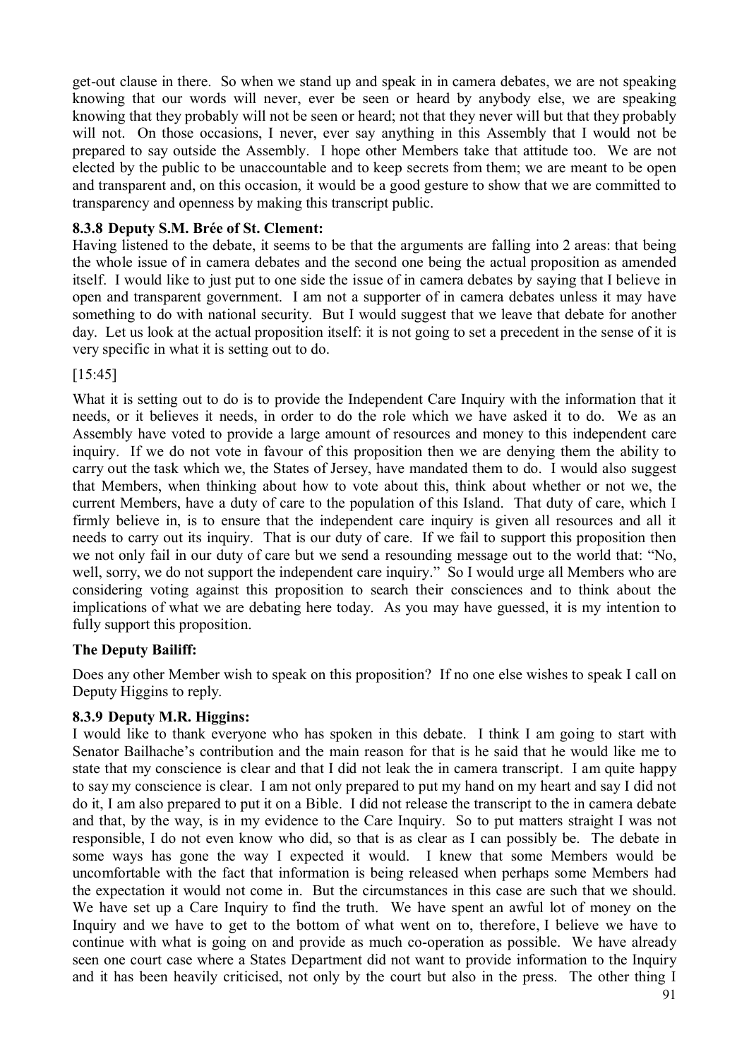get-out clause in there. So when we stand up and speak in in camera debates, we are not speaking knowing that our words will never, ever be seen or heard by anybody else, we are speaking knowing that they probably will not be seen or heard; not that they never will but that they probably will not. On those occasions, I never, ever say anything in this Assembly that I would not be prepared to say outside the Assembly. I hope other Members take that attitude too. We are not elected by the public to be unaccountable and to keep secrets from them; we are meant to be open and transparent and, on this occasion, it would be a good gesture to show that we are committed to transparency and openness by making this transcript public.

### 8.3.8 Deputy S.M. Brée of St. Clement:

Having listened to the debate, it seems to be that the arguments are falling into 2 areas: that being the whole issue of in camera debates and the second one being the actual proposition as amended itself. I would like to just put to one side the issue of in camera debates by saying that I believe in open and transparent government. I am not a supporter of in camera debates unless it may have something to do with national security. But I would suggest that we leave that debate for another day. Let us look at the actual proposition itself: it is not going to set a precedent in the sense of it is very specific in what it is setting out to do.

[15:45]

What it is setting out to do is to provide the Independent Care Inquiry with the information that it needs, or it believes it needs, in order to do the role which we have asked it to do. We as an Assembly have voted to provide a large amount of resources and money to this independent care inquiry. If we do not vote in favour of this proposition then we are denying them the ability to carry out the task which we, the States of Jersey, have mandated them to do. I would also suggest that Members, when thinking about how to vote about this, think about whether or not we, the current Members, have a duty of care to the population of this Island. That duty of care, which I firmly believe in, is to ensure that the independent care inquiry is given all resources and all it needs to carry out its inquiry. That is our duty of care. If we fail to support this proposition then we not only fail in our duty of care but we send a resounding message out to the world that: "No, well, sorry, we do not support the independent care inquiry." So I would urge all Members who are considering voting against this proposition to search their consciences and to think about the implications of what we are debating here today. As you may have guessed, it is my intention to fully support this proposition.

**The Deputy Bailiff:**

Does any other Member wish to speak on this proposition? If no one else wishes to speak I call on Deputy Higgins to reply.

### 8.3.9 Deputy M.R. Higgins:

I would like to thank everyone who has spoken in this debate. I think I am going to start with Senator Bailhache's contribution and the main reason for that is he said that he would like me to state that my conscience is clear and that I did not leak the in camera transcript. I am quite happy to say my conscience is clear. I am not only prepared to put my hand on my heart and say I did not do it, I am also prepared to put it on a Bible. I did not release the transcript to the in camera debate and that, by the way, is in my evidence to the Care Inquiry. So to put matters straight I was not responsible, I do not even know who did, so that is as clear as I can possibly be. The debate in some ways has gone the way I expected it would. I knew that some Members would be uncomfortable with the fact that information is being released when perhaps some Members had the expectation it would not come in. But the circumstances in this case are such that we should. We have set up a Care Inquiry to find the truth. We have spent an awful lot of money on the Inquiry and we have to get to the bottom of what went on to, therefore, I believe we have to continue with what is going on and provide as much co-operation as possible. We have already seen one court case where a States Department did not want to provide information to the Inquiry and it has been heavily criticised, not only by the court but also in the press. The other thing I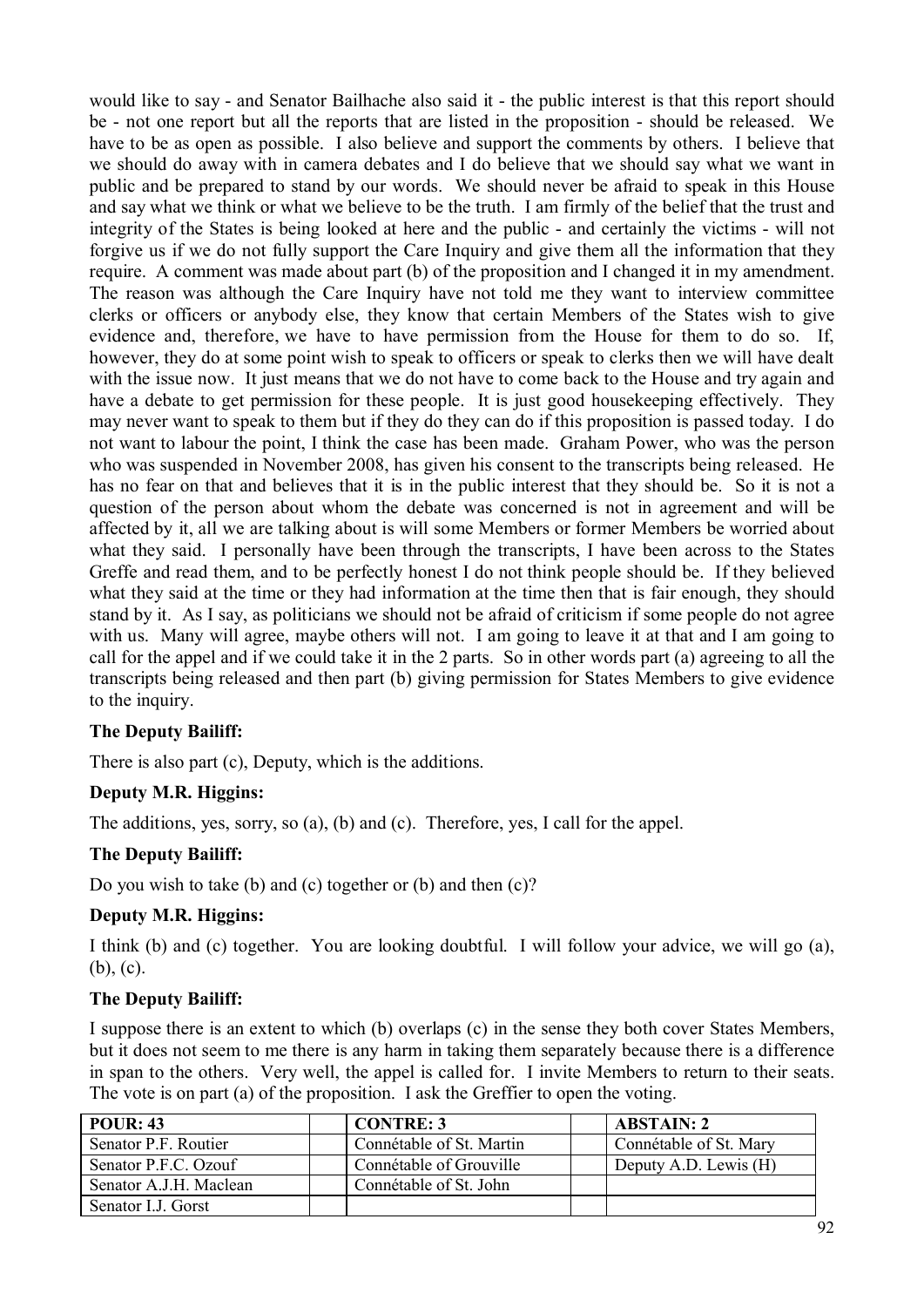would like to say - and Senator Bailhache also said it - the public interest is that this report should be - not one report but all the reports that are listed in the proposition - should be released. We have to be as open as possible. I also believe and support the comments by others. I believe that we should do away with in camera debates and I do believe that we should say what we want in public and be prepared to stand by our words. We should never be afraid to speak in this House and say what we think or what we believe to be the truth. I am firmly of the belief that the trust and integrity of the States is being looked at here and the public - and certainly the victims - will not forgive us if we do not fully support the Care Inquiry and give them all the information that they require. A comment was made about part (b) of the proposition and I changed it in my amendment. The reason was although the Care Inquiry have not told me they want to interview committee clerks or officers or anybody else, they know that certain Members of the States wish to give evidence and, therefore, we have to have permission from the House for them to do so. If, however, they do at some point wish to speak to officers or speak to clerks then we will have dealt with the issue now. It just means that we do not have to come back to the House and try again and have a debate to get permission for these people. It is just good housekeeping effectively. They may never want to speak to them but if they do they can do if this proposition is passed today. I do not want to labour the point, I think the case has been made. Graham Power, who was the person who was suspended in November 2008, has given his consent to the transcripts being released. He has no fear on that and believes that it is in the public interest that they should be. So it is not a question of the person about whom the debate was concerned is not in agreement and will be affected by it, all we are talking about is will some Members or former Members be worried about what they said. I personally have been through the transcripts, I have been across to the States Greffe and read them, and to be perfectly honest I do not think people should be. If they believed what they said at the time or they had information at the time then that is fair enough, they should stand by it. As I say, as politicians we should not be afraid of criticism if some people do not agree with us. Many will agree, maybe others will not. I am going to leave it at that and I am going to call for the appel and if we could take it in the 2 parts. So in other words part (a) agreeing to all the transcripts being released and then part (b) giving permission for States Members to give evidence to the inquiry.

**The Deputy Bailiff:**

There is also part (c), Deputy, which is the additions.

**Deputy M.R. Higgins:**

The additions, yes, sorry, so (a), (b) and (c). Therefore, yes, I call for the appel.

**The Deputy Bailiff:**

Do you wish to take (b) and (c) together or (b) and then (c)?

**Deputy M.R. Higgins:**

I think (b) and (c) together. You are looking doubtful. I will follow your advice, we will go (a), (b), (c).

**The Deputy Bailiff:**

I suppose there is an extent to which (b) overlaps (c) in the sense they both cover States Members, but it does not seem to me there is any harm in taking them separately because there is a difference in span to the others. Very well, the appel is called for. I invite Members to return to their seats. The vote is on part (a) of the proposition. I ask the Greffier to open the voting.

| POUR: 43 | | CONTRE: 3 | | ABSTAIN: 2 |
|---|---|---|---|---|
| Senator P.F. Routier | | Connétable of St. Martin | | Connétable of St. Mary |
| Senator P.F.C. Ozouf | | Connétable of Grouville | | Deputy A.D. Lewis (H) |
| Senator A.J.H. Maclean | | Connétable of St. John | | |
| Senator I.J. Gorst | | | | |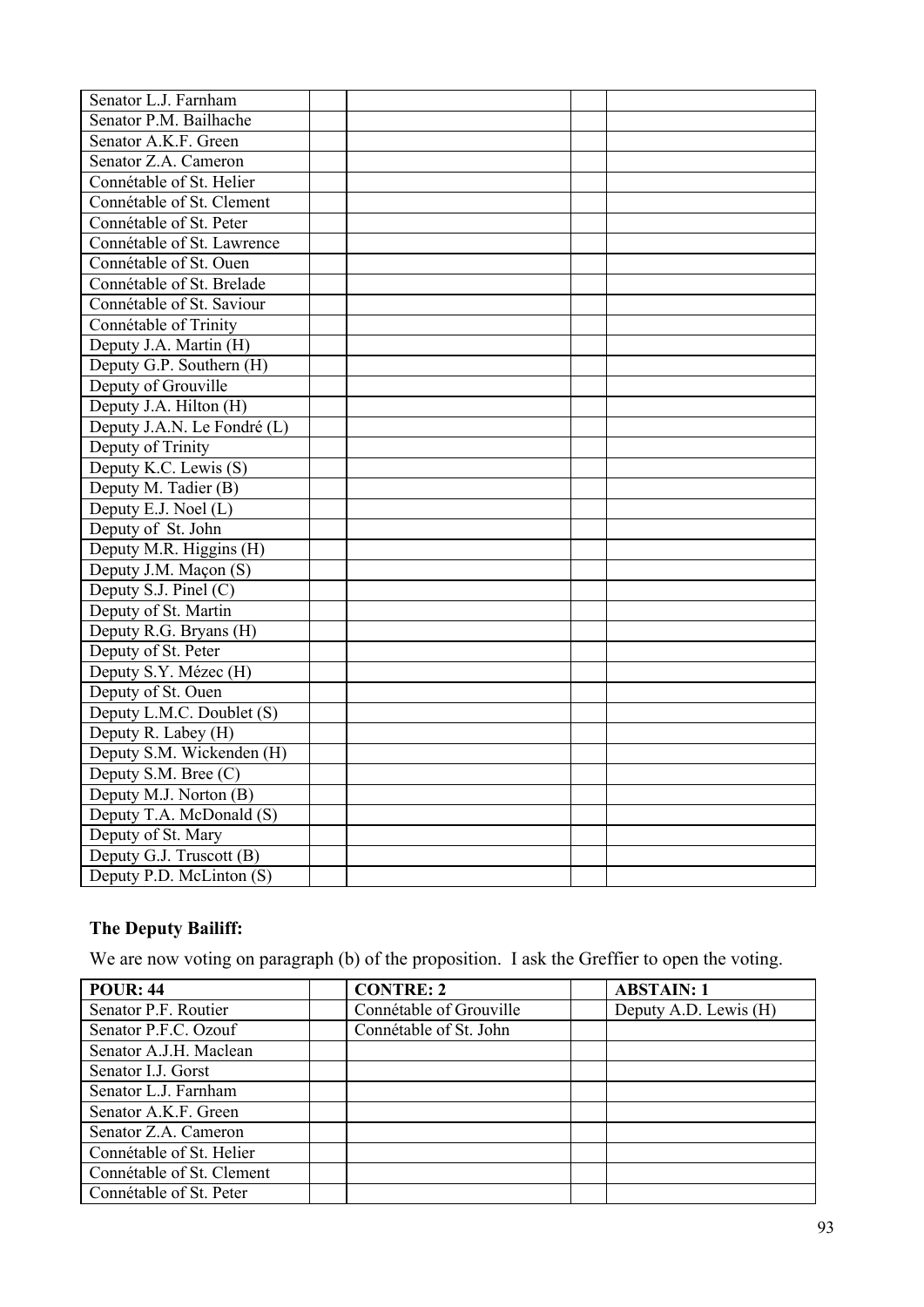| | | | | |
|---|---|---|---|---|
| Senator L.J. Farnham | | | | |
| Senator P.M. Bailhache | | | | |
| Senator A.K.F. Green | | | | |
| Senator Z.A. Cameron | | | | |
| Connétable of St. Helier | | | | |
| Connétable of St. Clement | | | | |
| Connétable of St. Peter | | | | |
| Connétable of St. Lawrence | | | | |
| Connétable of St. Ouen | | | | |
| Connétable of St. Brelade | | | | |
| Connétable of St. Saviour | | | | |
| Connétable of Trinity | | | | |
| Deputy J.A. Martin (H) | | | | |
| Deputy G.P. Southern (H) | | | | |
| Deputy of Grouville | | | | |
| Deputy J.A. Hilton (H) | | | | |
| Deputy J.A.N. Le Fondré (L) | | | | |
| Deputy of Trinity | | | | |
| Deputy K.C. Lewis (S) | | | | |
| Deputy M. Tadier (B) | | | | |
| Deputy E.J. Noel (L) | | | | |
| Deputy of St. John | | | | |
| Deputy M.R. Higgins (H) | | | | |
| Deputy J.M. Maçon (S) | | | | |
| Deputy S.J. Pinel (C) | | | | |
| Deputy of St. Martin | | | | |
| Deputy R.G. Bryans (H) | | | | |
| Deputy of St. Peter | | | | |
| Deputy S.Y. Mézec (H) | | | | |
| Deputy of St. Ouen | | | | |
| Deputy L.M.C. Doublet (S) | | | | |
| Deputy R. Labey (H) | | | | |
| Deputy S.M. Wickenden (H) | | | | |
| Deputy S.M. Bree (C) | | | | |
| Deputy M.J. Norton (B) | | | | |
| Deputy T.A. McDonald (S) | | | | |
| Deputy of St. Mary | | | | |
| Deputy G.J. Truscott (B) | | | | |
| Deputy P.D. McLinton (S) | | | | |

**The Deputy Bailiff:**

We are now voting on paragraph (b) of the proposition. I ask the Greffier to open the voting.

| **POUR: 44** | | **CONTRE: 2** | | **ABSTAIN: 1** |
|---|---|---|---|---|
| Senator P.F. Routier | | Connétable of Grouville | | Deputy A.D. Lewis (H) |
| Senator P.F.C. Ozouf | | Connétable of St. John | | |
| Senator A.J.H. Maclean | | | | |
| Senator I.J. Gorst | | | | |
| Senator L.J. Farnham | | | | |
| Senator A.K.F. Green | | | | |
| Senator Z.A. Cameron | | | | |
| Connétable of St. Helier | | | | |
| Connétable of St. Clement | | | | |
| Connétable of St. Peter | | | | |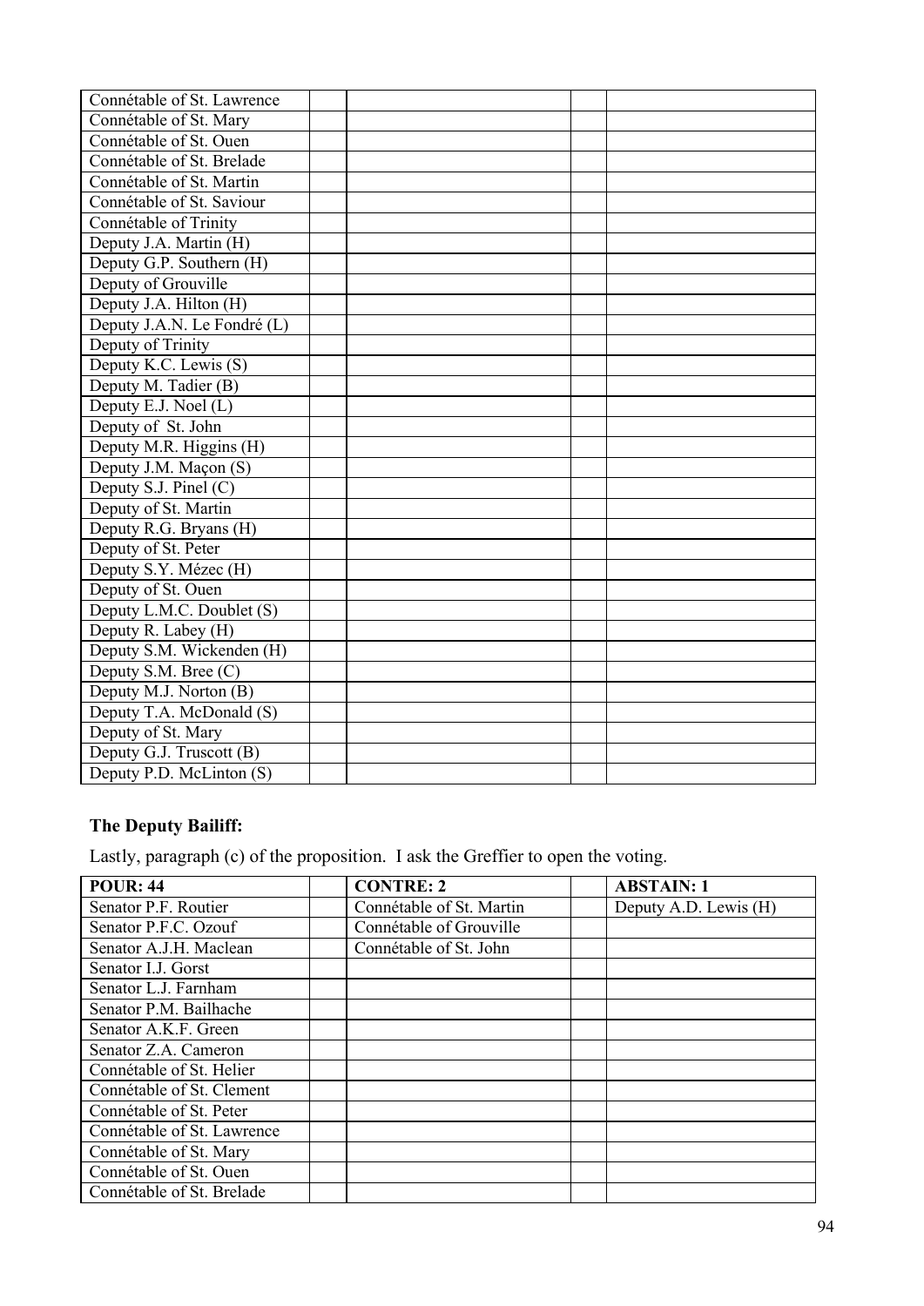| | | | | |
|---|---|---|---|---|
| Connétable of St. Lawrence | | | | |
| Connétable of St. Mary | | | | |
| Connétable of St. Ouen | | | | |
| Connétable of St. Brelade | | | | |
| Connétable of St. Martin | | | | |
| Connétable of St. Saviour | | | | |
| Connétable of Trinity | | | | |
| Deputy J.A. Martin (H) | | | | |
| Deputy G.P. Southern (H) | | | | |
| Deputy of Grouville | | | | |
| Deputy J.A. Hilton (H) | | | | |
| Deputy J.A.N. Le Fondré (L) | | | | |
| Deputy of Trinity | | | | |
| Deputy K.C. Lewis (S) | | | | |
| Deputy M. Tadier (B) | | | | |
| Deputy E.J. Noel (L) | | | | |
| Deputy of St. John | | | | |
| Deputy M.R. Higgins (H) | | | | |
| Deputy J.M. Maçon (S) | | | | |
| Deputy S.J. Pinel (C) | | | | |
| Deputy of St. Martin | | | | |
| Deputy R.G. Bryans (H) | | | | |
| Deputy of St. Peter | | | | |
| Deputy S.Y. Mézec (H) | | | | |
| Deputy of St. Ouen | | | | |
| Deputy L.M.C. Doublet (S) | | | | |
| Deputy R. Labey (H) | | | | |
| Deputy S.M. Wickenden (H) | | | | |
| Deputy S.M. Bree (C) | | | | |
| Deputy M.J. Norton (B) | | | | |
| Deputy T.A. McDonald (S) | | | | |
| Deputy of St. Mary | | | | |
| Deputy G.J. Truscott (B) | | | | |
| Deputy P.D. McLinton (S) | | | | |

**The Deputy Bailiff:**

Lastly, paragraph (c) of the proposition. I ask the Greffier to open the voting.

| **POUR: 44** | | **CONTRE: 2** | | **ABSTAIN: 1** |
|---|---|---|---|---|
| Senator P.F. Routier | | Connétable of St. Martin | | Deputy A.D. Lewis (H) |
| Senator P.F.C. Ozouf | | Connétable of Grouville | | |
| Senator A.J.H. Maclean | | Connétable of St. John | | |
| Senator I.J. Gorst | | | | |
| Senator L.J. Farnham | | | | |
| Senator P.M. Bailhache | | | | |
| Senator A.K.F. Green | | | | |
| Senator Z.A. Cameron | | | | |
| Connétable of St. Helier | | | | |
| Connétable of St. Clement | | | | |
| Connétable of St. Peter | | | | |
| Connétable of St. Lawrence | | | | |
| Connétable of St. Mary | | | | |
| Connétable of St. Ouen | | | | |
| Connétable of St. Brelade | | | | |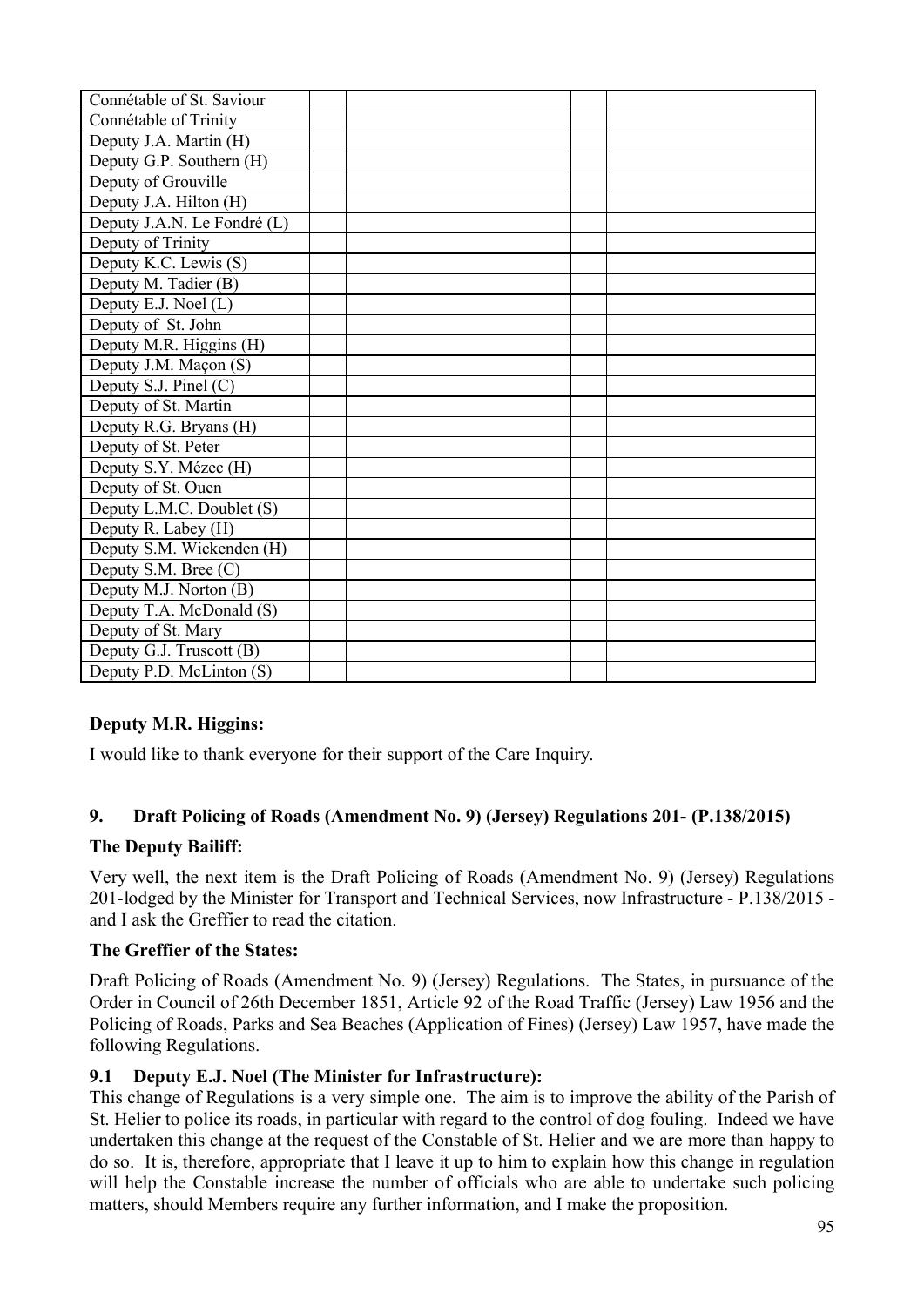| | | | | |
|---|---|---|---|---|
| Connétable of St. Saviour | | | | |
| Connétable of Trinity | | | | |
| Deputy J.A. Martin (H) | | | | |
| Deputy G.P. Southern (H) | | | | |
| Deputy of Grouville | | | | |
| Deputy J.A. Hilton (H) | | | | |
| Deputy J.A.N. Le Fondré (L) | | | | |
| Deputy of Trinity | | | | |
| Deputy K.C. Lewis (S) | | | | |
| Deputy M. Tadier (B) | | | | |
| Deputy E.J. Noel (L) | | | | |
| Deputy of St. John | | | | |
| Deputy M.R. Higgins (H) | | | | |
| Deputy J.M. Maçon (S) | | | | |
| Deputy S.J. Pinel (C) | | | | |
| Deputy of St. Martin | | | | |
| Deputy R.G. Bryans (H) | | | | |
| Deputy of St. Peter | | | | |
| Deputy S.Y. Mézec (H) | | | | |
| Deputy of St. Ouen | | | | |
| Deputy L.M.C. Doublet (S) | | | | |
| Deputy R. Labey (H) | | | | |
| Deputy S.M. Wickenden (H) | | | | |
| Deputy S.M. Bree (C) | | | | |
| Deputy M.J. Norton (B) | | | | |
| Deputy T.A. McDonald (S) | | | | |
| Deputy of St. Mary | | | | |
| Deputy G.J. Truscott (B) | | | | |
| Deputy P.D. McLinton (S) | | | | |

**Deputy M.R. Higgins:**

I would like to thank everyone for their support of the Care Inquiry.

## 9. Draft Policing of Roads (Amendment No. 9) (Jersey) Regulations 201- (P.138/2015)

**The Deputy Bailiff:**

Very well, the next item is the Draft Policing of Roads (Amendment No. 9) (Jersey) Regulations 201-lodged by the Minister for Transport and Technical Services, now Infrastructure - P.138/2015 - and I ask the Greffier to read the citation.

**The Greffier of the States:**

Draft Policing of Roads (Amendment No. 9) (Jersey) Regulations. The States, in pursuance of the Order in Council of 26th December 1851, Article 92 of the Road Traffic (Jersey) Law 1956 and the Policing of Roads, Parks and Sea Beaches (Application of Fines) (Jersey) Law 1957, have made the following Regulations.

### 9.1 Deputy E.J. Noel (The Minister for Infrastructure):

This change of Regulations is a very simple one. The aim is to improve the ability of the Parish of St. Helier to police its roads, in particular with regard to the control of dog fouling. Indeed we have undertaken this change at the request of the Constable of St. Helier and we are more than happy to do so. It is, therefore, appropriate that I leave it up to him to explain how this change in regulation will help the Constable increase the number of officials who are able to undertake such policing matters, should Members require any further information, and I make the proposition.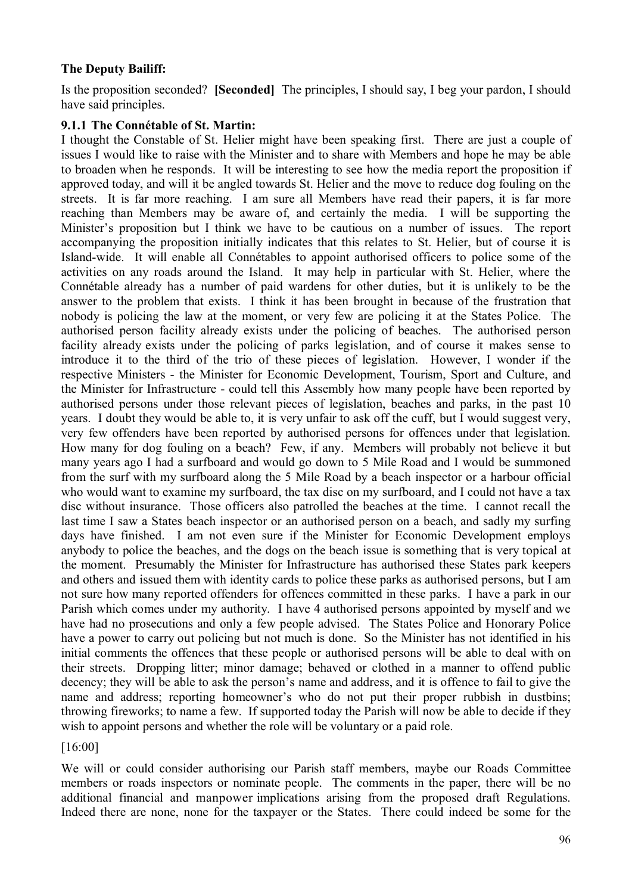**The Deputy Bailiff:**

Is the proposition seconded? **[Seconded]** The principles, I should say, I beg your pardon, I should have said principles.

**9.1.1 The Connétable of St. Martin:**

I thought the Constable of St. Helier might have been speaking first. There are just a couple of issues I would like to raise with the Minister and to share with Members and hope he may be able to broaden when he responds. It will be interesting to see how the media report the proposition if approved today, and will it be angled towards St. Helier and the move to reduce dog fouling on the streets. It is far more reaching. I am sure all Members have read their papers, it is far more reaching than Members may be aware of, and certainly the media. I will be supporting the Minister's proposition but I think we have to be cautious on a number of issues. The report accompanying the proposition initially indicates that this relates to St. Helier, but of course it is Island-wide. It will enable all Connétables to appoint authorised officers to police some of the activities on any roads around the Island. It may help in particular with St. Helier, where the Connétable already has a number of paid wardens for other duties, but it is unlikely to be the answer to the problem that exists. I think it has been brought in because of the frustration that nobody is policing the law at the moment, or very few are policing it at the States Police. The authorised person facility already exists under the policing of beaches. The authorised person facility already exists under the policing of parks legislation, and of course it makes sense to introduce it to the third of the trio of these pieces of legislation. However, I wonder if the respective Ministers - the Minister for Economic Development, Tourism, Sport and Culture, and the Minister for Infrastructure - could tell this Assembly how many people have been reported by authorised persons under those relevant pieces of legislation, beaches and parks, in the past 10 years. I doubt they would be able to, it is very unfair to ask off the cuff, but I would suggest very, very few offenders have been reported by authorised persons for offences under that legislation. How many for dog fouling on a beach? Few, if any. Members will probably not believe it but many years ago I had a surfboard and would go down to 5 Mile Road and I would be summoned from the surf with my surfboard along the 5 Mile Road by a beach inspector or a harbour official who would want to examine my surfboard, the tax disc on my surfboard, and I could not have a tax disc without insurance. Those officers also patrolled the beaches at the time. I cannot recall the last time I saw a States beach inspector or an authorised person on a beach, and sadly my surfing days have finished. I am not even sure if the Minister for Economic Development employs anybody to police the beaches, and the dogs on the beach issue is something that is very topical at the moment. Presumably the Minister for Infrastructure has authorised these States park keepers and others and issued them with identity cards to police these parks as authorised persons, but I am not sure how many reported offenders for offences committed in these parks. I have a park in our Parish which comes under my authority. I have 4 authorised persons appointed by myself and we have had no prosecutions and only a few people advised. The States Police and Honorary Police have a power to carry out policing but not much is done. So the Minister has not identified in his initial comments the offences that these people or authorised persons will be able to deal with on their streets. Dropping litter; minor damage; behaved or clothed in a manner to offend public decency; they will be able to ask the person's name and address, and it is offence to fail to give the name and address; reporting homeowner's who do not put their proper rubbish in dustbins; throwing fireworks; to name a few. If supported today the Parish will now be able to decide if they wish to appoint persons and whether the role will be voluntary or a paid role.

[16:00]

We will or could consider authorising our Parish staff members, maybe our Roads Committee members or roads inspectors or nominate people. The comments in the paper, there will be no additional financial and manpower implications arising from the proposed draft Regulations. Indeed there are none, none for the taxpayer or the States. There could indeed be some for the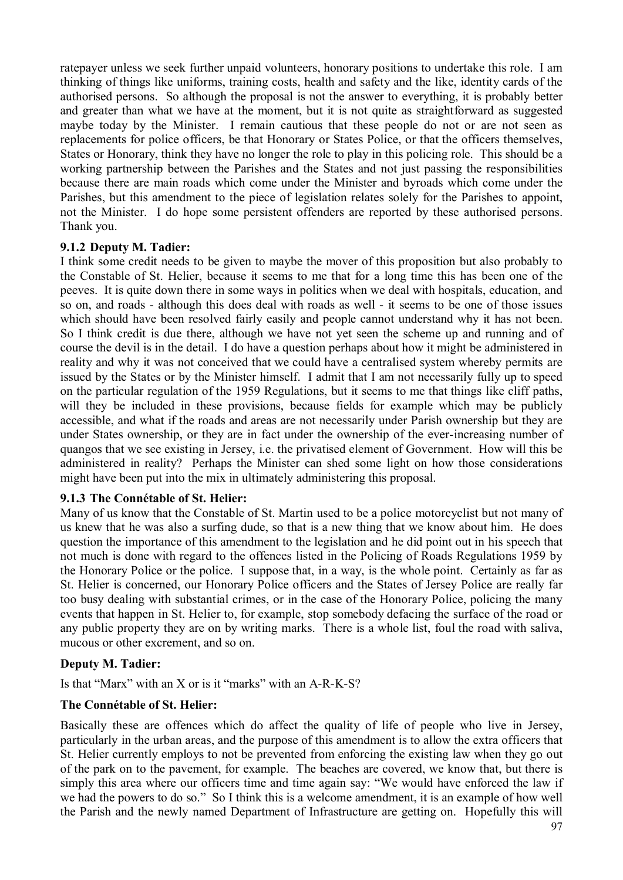ratepayer unless we seek further unpaid volunteers, honorary positions to undertake this role. I am thinking of things like uniforms, training costs, health and safety and the like, identity cards of the authorised persons. So although the proposal is not the answer to everything, it is probably better and greater than what we have at the moment, but it is not quite as straightforward as suggested maybe today by the Minister. I remain cautious that these people do not or are not seen as replacements for police officers, be that Honorary or States Police, or that the officers themselves, States or Honorary, think they have no longer the role to play in this policing role. This should be a working partnership between the Parishes and the States and not just passing the responsibilities because there are main roads which come under the Minister and byroads which come under the Parishes, but this amendment to the piece of legislation relates solely for the Parishes to appoint, not the Minister. I do hope some persistent offenders are reported by these authorised persons. Thank you.

### 9.1.2 Deputy M. Tadier:

I think some credit needs to be given to maybe the mover of this proposition but also probably to the Constable of St. Helier, because it seems to me that for a long time this has been one of the peeves. It is quite down there in some ways in politics when we deal with hospitals, education, and so on, and roads - although this does deal with roads as well - it seems to be one of those issues which should have been resolved fairly easily and people cannot understand why it has not been. So I think credit is due there, although we have not yet seen the scheme up and running and of course the devil is in the detail. I do have a question perhaps about how it might be administered in reality and why it was not conceived that we could have a centralised system whereby permits are issued by the States or by the Minister himself. I admit that I am not necessarily fully up to speed on the particular regulation of the 1959 Regulations, but it seems to me that things like cliff paths, will they be included in these provisions, because fields for example which may be publicly accessible, and what if the roads and areas are not necessarily under Parish ownership but they are under States ownership, or they are in fact under the ownership of the ever-increasing number of quangos that we see existing in Jersey, i.e. the privatised element of Government. How will this be administered in reality? Perhaps the Minister can shed some light on how those considerations might have been put into the mix in ultimately administering this proposal.

### 9.1.3 The Connétable of St. Helier:

Many of us know that the Constable of St. Martin used to be a police motorcyclist but not many of us knew that he was also a surfing dude, so that is a new thing that we know about him. He does question the importance of this amendment to the legislation and he did point out in his speech that not much is done with regard to the offences listed in the Policing of Roads Regulations 1959 by the Honorary Police or the police. I suppose that, in a way, is the whole point. Certainly as far as St. Helier is concerned, our Honorary Police officers and the States of Jersey Police are really far too busy dealing with substantial crimes, or in the case of the Honorary Police, policing the many events that happen in St. Helier to, for example, stop somebody defacing the surface of the road or any public property they are on by writing marks. There is a whole list, foul the road with saliva, mucous or other excrement, and so on.

**Deputy M. Tadier:**

Is that "Marx" with an X or is it "marks" with an A-R-K-S?

**The Connétable of St. Helier:**

Basically these are offences which do affect the quality of life of people who live in Jersey, particularly in the urban areas, and the purpose of this amendment is to allow the extra officers that St. Helier currently employs to not be prevented from enforcing the existing law when they go out of the park on to the pavement, for example. The beaches are covered, we know that, but there is simply this area where our officers time and time again say: "We would have enforced the law if we had the powers to do so." So I think this is a welcome amendment, it is an example of how well the Parish and the newly named Department of Infrastructure are getting on. Hopefully this will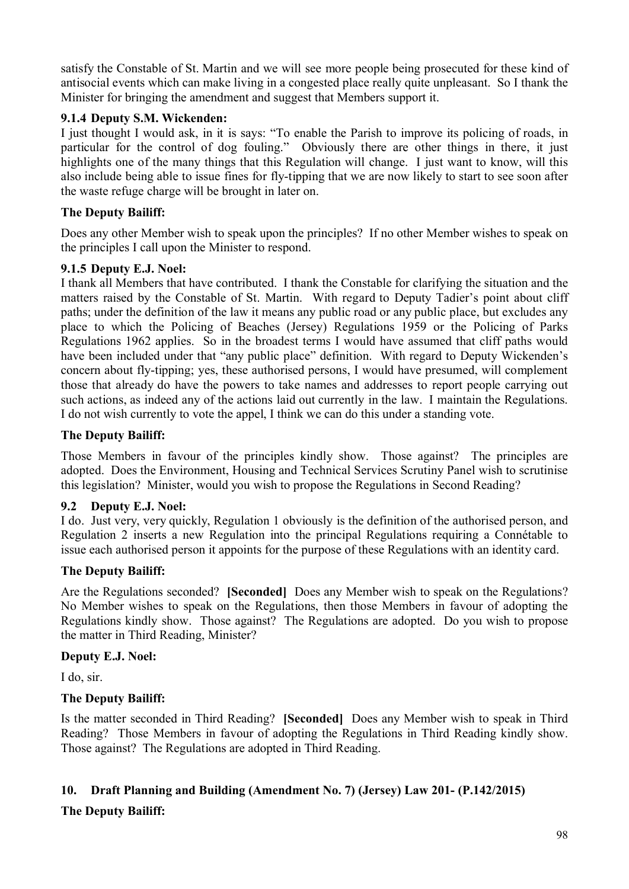satisfy the Constable of St. Martin and we will see more people being prosecuted for these kind of antisocial events which can make living in a congested place really quite unpleasant. So I thank the Minister for bringing the amendment and suggest that Members support it.

### 9.1.4 Deputy S.M. Wickenden:

I just thought I would ask, in it is says: "To enable the Parish to improve its policing of roads, in particular for the control of dog fouling." Obviously there are other things in there, it just highlights one of the many things that this Regulation will change. I just want to know, will this also include being able to issue fines for fly-tipping that we are now likely to start to see soon after the waste refuge charge will be brought in later on.

### The Deputy Bailiff:

Does any other Member wish to speak upon the principles? If no other Member wishes to speak on the principles I call upon the Minister to respond.

### 9.1.5 Deputy E.J. Noel:

I thank all Members that have contributed. I thank the Constable for clarifying the situation and the matters raised by the Constable of St. Martin. With regard to Deputy Tadier's point about cliff paths; under the definition of the law it means any public road or any public place, but excludes any place to which the Policing of Beaches (Jersey) Regulations 1959 or the Policing of Parks Regulations 1962 applies. So in the broadest terms I would have assumed that cliff paths would have been included under that "any public place" definition. With regard to Deputy Wickenden's concern about fly-tipping; yes, these authorised persons, I would have presumed, will complement those that already do have the powers to take names and addresses to report people carrying out such actions, as indeed any of the actions laid out currently in the law. I maintain the Regulations. I do not wish currently to vote the appel, I think we can do this under a standing vote.

### The Deputy Bailiff:

Those Members in favour of the principles kindly show. Those against? The principles are adopted. Does the Environment, Housing and Technical Services Scrutiny Panel wish to scrutinise this legislation? Minister, would you wish to propose the Regulations in Second Reading?

### 9.2 Deputy E.J. Noel:

I do. Just very, very quickly, Regulation 1 obviously is the definition of the authorised person, and Regulation 2 inserts a new Regulation into the principal Regulations requiring a Connétable to issue each authorised person it appoints for the purpose of these Regulations with an identity card.

### The Deputy Bailiff:

Are the Regulations seconded? **[Seconded]** Does any Member wish to speak on the Regulations? No Member wishes to speak on the Regulations, then those Members in favour of adopting the Regulations kindly show. Those against? The Regulations are adopted. Do you wish to propose the matter in Third Reading, Minister?

### Deputy E.J. Noel:

I do, sir.

### The Deputy Bailiff:

Is the matter seconded in Third Reading? **[Seconded]** Does any Member wish to speak in Third Reading? Those Members in favour of adopting the Regulations in Third Reading kindly show. Those against? The Regulations are adopted in Third Reading.

## 10. Draft Planning and Building (Amendment No. 7) (Jersey) Law 201- (P.142/2015)

### The Deputy Bailiff: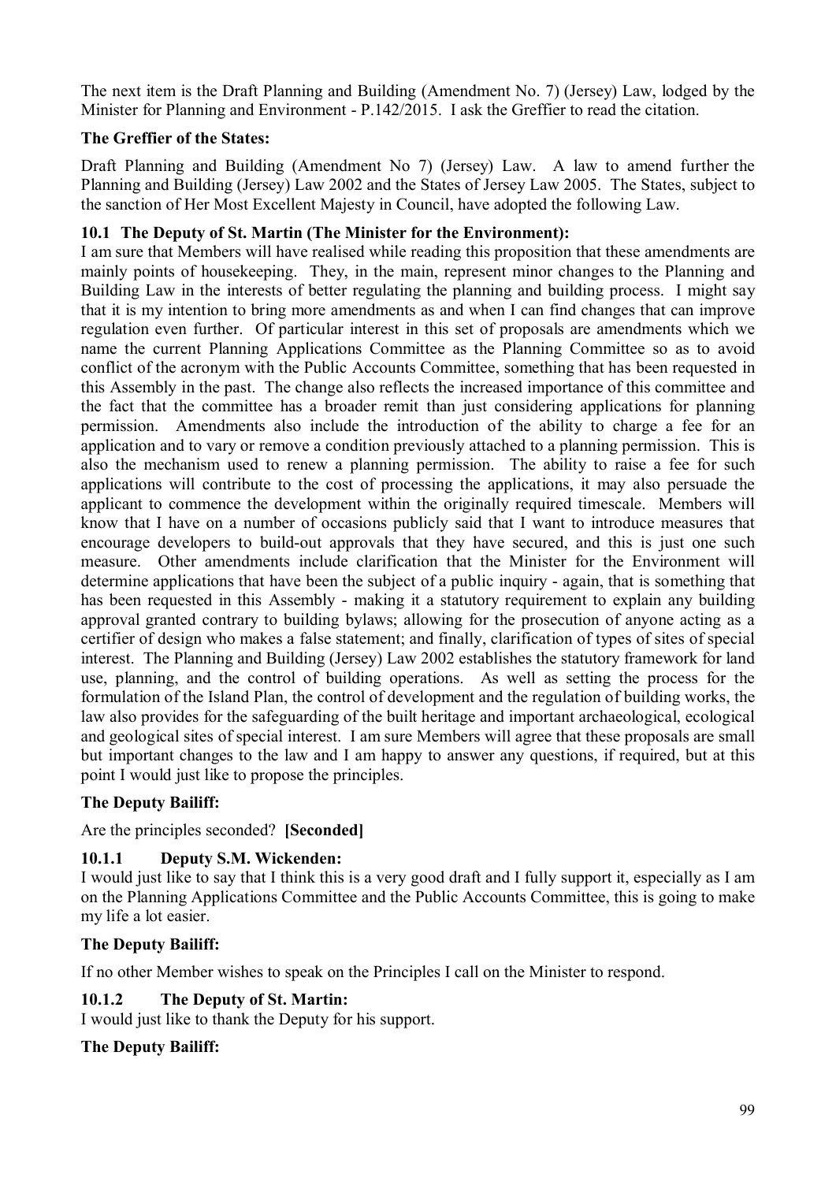The next item is the Draft Planning and Building (Amendment No. 7) (Jersey) Law, lodged by the Minister for Planning and Environment - P.142/2015. I ask the Greffier to read the citation.

**The Greffier of the States:**

Draft Planning and Building (Amendment No 7) (Jersey) Law. A law to amend further the Planning and Building (Jersey) Law 2002 and the States of Jersey Law 2005. The States, subject to the sanction of Her Most Excellent Majesty in Council, have adopted the following Law.

**10.1 The Deputy of St. Martin (The Minister for the Environment):**

I am sure that Members will have realised while reading this proposition that these amendments are mainly points of housekeeping. They, in the main, represent minor changes to the Planning and Building Law in the interests of better regulating the planning and building process. I might say that it is my intention to bring more amendments as and when I can find changes that can improve regulation even further. Of particular interest in this set of proposals are amendments which we name the current Planning Applications Committee as the Planning Committee so as to avoid conflict of the acronym with the Public Accounts Committee, something that has been requested in this Assembly in the past. The change also reflects the increased importance of this committee and the fact that the committee has a broader remit than just considering applications for planning permission. Amendments also include the introduction of the ability to charge a fee for an application and to vary or remove a condition previously attached to a planning permission. This is also the mechanism used to renew a planning permission. The ability to raise a fee for such applications will contribute to the cost of processing the applications, it may also persuade the applicant to commence the development within the originally required timescale. Members will know that I have on a number of occasions publicly said that I want to introduce measures that encourage developers to build-out approvals that they have secured, and this is just one such measure. Other amendments include clarification that the Minister for the Environment will determine applications that have been the subject of a public inquiry - again, that is something that has been requested in this Assembly - making it a statutory requirement to explain any building approval granted contrary to building bylaws; allowing for the prosecution of anyone acting as a certifier of design who makes a false statement; and finally, clarification of types of sites of special interest. The Planning and Building (Jersey) Law 2002 establishes the statutory framework for land use, planning, and the control of building operations. As well as setting the process for the formulation of the Island Plan, the control of development and the regulation of building works, the law also provides for the safeguarding of the built heritage and important archaeological, ecological and geological sites of special interest. I am sure Members will agree that these proposals are small but important changes to the law and I am happy to answer any questions, if required, but at this point I would just like to propose the principles.

**The Deputy Bailiff:**

Are the principles seconded? **[Seconded]**

**10.1.1 Deputy S.M. Wickenden:**

I would just like to say that I think this is a very good draft and I fully support it, especially as I am on the Planning Applications Committee and the Public Accounts Committee, this is going to make my life a lot easier.

**The Deputy Bailiff:**

If no other Member wishes to speak on the Principles I call on the Minister to respond.

**10.1.2 The Deputy of St. Martin:**

I would just like to thank the Deputy for his support.

**The Deputy Bailiff:**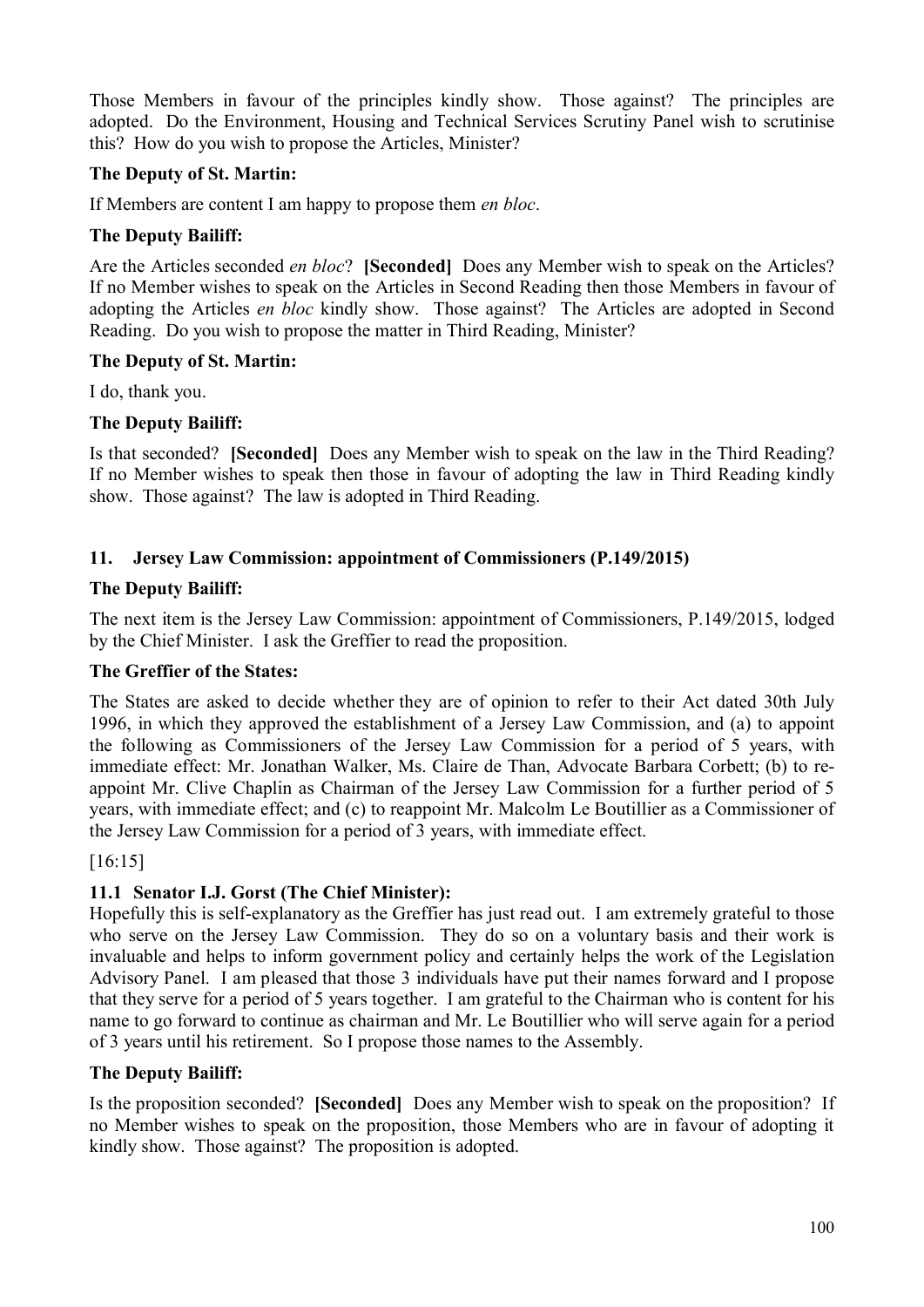Those Members in favour of the principles kindly show. Those against? The principles are adopted. Do the Environment, Housing and Technical Services Scrutiny Panel wish to scrutinise this? How do you wish to propose the Articles, Minister?

**The Deputy of St. Martin:**

If Members are content I am happy to propose them *en bloc*.

**The Deputy Bailiff:**

Are the Articles seconded *en bloc*? **[Seconded]** Does any Member wish to speak on the Articles? If no Member wishes to speak on the Articles in Second Reading then those Members in favour of adopting the Articles *en bloc* kindly show. Those against? The Articles are adopted in Second Reading. Do you wish to propose the matter in Third Reading, Minister?

**The Deputy of St. Martin:**

I do, thank you.

**The Deputy Bailiff:**

Is that seconded? **[Seconded]** Does any Member wish to speak on the law in the Third Reading? If no Member wishes to speak then those in favour of adopting the law in Third Reading kindly show. Those against? The law is adopted in Third Reading.

### 11. Jersey Law Commission: appointment of Commissioners (P.149/2015)

**The Deputy Bailiff:**

The next item is the Jersey Law Commission: appointment of Commissioners, P.149/2015, lodged by the Chief Minister. I ask the Greffier to read the proposition.

**The Greffier of the States:**

The States are asked to decide whether they are of opinion to refer to their Act dated 30th July 1996, in which they approved the establishment of a Jersey Law Commission, and (a) to appoint the following as Commissioners of the Jersey Law Commission for a period of 5 years, with immediate effect: Mr. Jonathan Walker, Ms. Claire de Than, Advocate Barbara Corbett; (b) to re-appoint Mr. Clive Chaplin as Chairman of the Jersey Law Commission for a further period of 5 years, with immediate effect; and (c) to reappoint Mr. Malcolm Le Boutillier as a Commissioner of the Jersey Law Commission for a period of 3 years, with immediate effect.

[16:15]

#### 11.1 Senator I.J. Gorst (The Chief Minister):

Hopefully this is self-explanatory as the Greffier has just read out. I am extremely grateful to those who serve on the Jersey Law Commission. They do so on a voluntary basis and their work is invaluable and helps to inform government policy and certainly helps the work of the Legislation Advisory Panel. I am pleased that those 3 individuals have put their names forward and I propose that they serve for a period of 5 years together. I am grateful to the Chairman who is content for his name to go forward to continue as chairman and Mr. Le Boutillier who will serve again for a period of 3 years until his retirement. So I propose those names to the Assembly.

**The Deputy Bailiff:**

Is the proposition seconded? **[Seconded]** Does any Member wish to speak on the proposition? If no Member wishes to speak on the proposition, those Members who are in favour of adopting it kindly show. Those against? The proposition is adopted.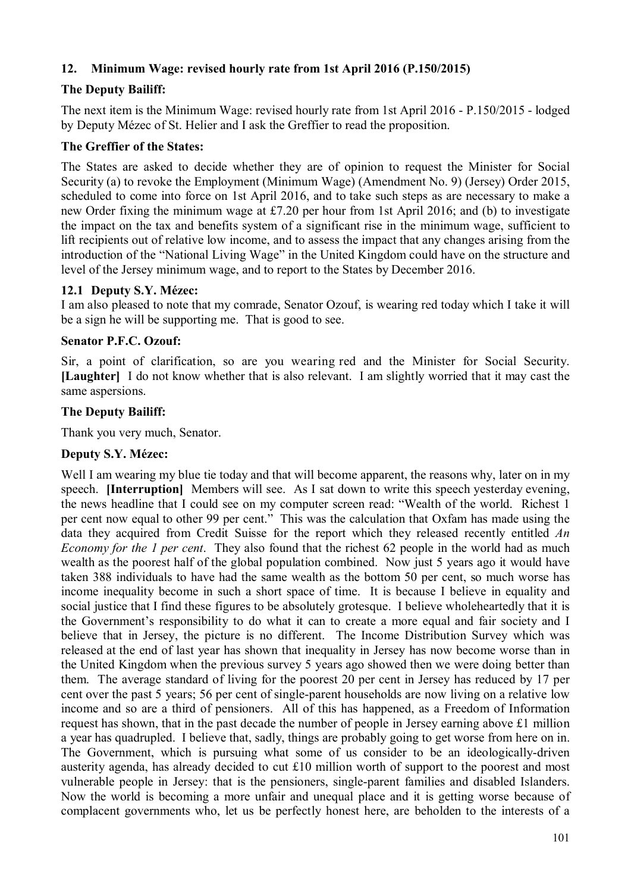## 12. Minimum Wage: revised hourly rate from 1st April 2016 (P.150/2015)

**The Deputy Bailiff:**

The next item is the Minimum Wage: revised hourly rate from 1st April 2016 - P.150/2015 - lodged by Deputy Mézec of St. Helier and I ask the Greffier to read the proposition.

**The Greffier of the States:**

The States are asked to decide whether they are of opinion to request the Minister for Social Security (a) to revoke the Employment (Minimum Wage) (Amendment No. 9) (Jersey) Order 2015, scheduled to come into force on 1st April 2016, and to take such steps as are necessary to make a new Order fixing the minimum wage at £7.20 per hour from 1st April 2016; and (b) to investigate the impact on the tax and benefits system of a significant rise in the minimum wage, sufficient to lift recipients out of relative low income, and to assess the impact that any changes arising from the introduction of the "National Living Wage" in the United Kingdom could have on the structure and level of the Jersey minimum wage, and to report to the States by December 2016.

### 12.1 Deputy S.Y. Mézec:

I am also pleased to note that my comrade, Senator Ozouf, is wearing red today which I take it will be a sign he will be supporting me. That is good to see.

**Senator P.F.C. Ozouf:**

Sir, a point of clarification, so are you wearing red and the Minister for Social Security. **[Laughter]** I do not know whether that is also relevant. I am slightly worried that it may cast the same aspersions.

**The Deputy Bailiff:**

Thank you very much, Senator.

**Deputy S.Y. Mézec:**

Well I am wearing my blue tie today and that will become apparent, the reasons why, later on in my speech. **[Interruption]** Members will see. As I sat down to write this speech yesterday evening, the news headline that I could see on my computer screen read: "Wealth of the world. Richest 1 per cent now equal to other 99 per cent." This was the calculation that Oxfam has made using the data they acquired from Credit Suisse for the report which they released recently entitled *An Economy for the 1 per cent*. They also found that the richest 62 people in the world had as much wealth as the poorest half of the global population combined. Now just 5 years ago it would have taken 388 individuals to have had the same wealth as the bottom 50 per cent, so much worse has income inequality become in such a short space of time. It is because I believe in equality and social justice that I find these figures to be absolutely grotesque. I believe wholeheartedly that it is the Government's responsibility to do what it can to create a more equal and fair society and I believe that in Jersey, the picture is no different. The Income Distribution Survey which was released at the end of last year has shown that inequality in Jersey has now become worse than in the United Kingdom when the previous survey 5 years ago showed then we were doing better than them. The average standard of living for the poorest 20 per cent in Jersey has reduced by 17 per cent over the past 5 years; 56 per cent of single-parent households are now living on a relative low income and so are a third of pensioners. All of this has happened, as a Freedom of Information request has shown, that in the past decade the number of people in Jersey earning above £1 million a year has quadrupled. I believe that, sadly, things are probably going to get worse from here on in. The Government, which is pursuing what some of us consider to be an ideologically-driven austerity agenda, has already decided to cut £10 million worth of support to the poorest and most vulnerable people in Jersey: that is the pensioners, single-parent families and disabled Islanders. Now the world is becoming a more unfair and unequal place and it is getting worse because of complacent governments who, let us be perfectly honest here, are beholden to the interests of a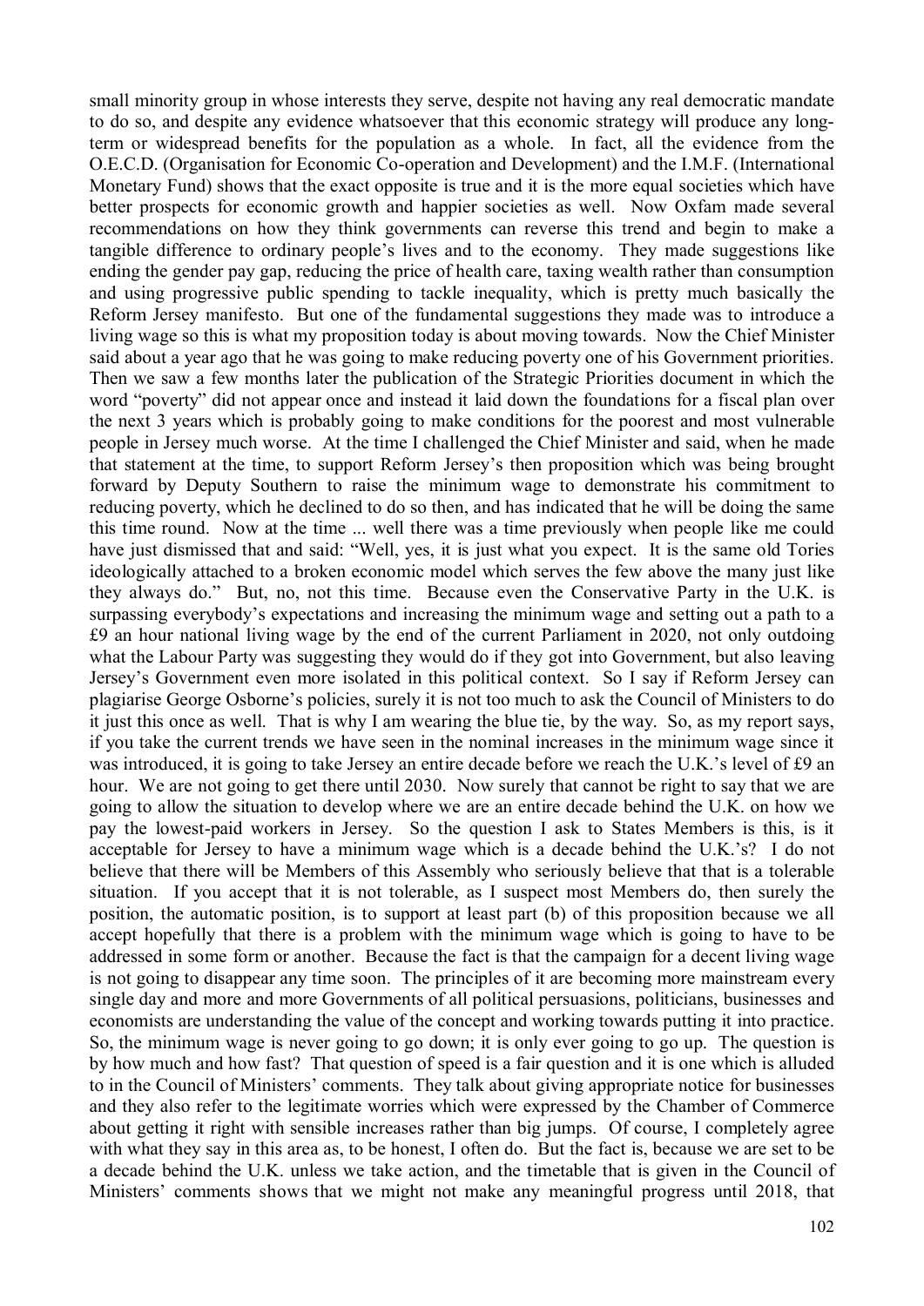small minority group in whose interests they serve, despite not having any real democratic mandate to do so, and despite any evidence whatsoever that this economic strategy will produce any long-term or widespread benefits for the population as a whole. In fact, all the evidence from the O.E.C.D. (Organisation for Economic Co-operation and Development) and the I.M.F. (International Monetary Fund) shows that the exact opposite is true and it is the more equal societies which have better prospects for economic growth and happier societies as well. Now Oxfam made several recommendations on how they think governments can reverse this trend and begin to make a tangible difference to ordinary people's lives and to the economy. They made suggestions like ending the gender pay gap, reducing the price of health care, taxing wealth rather than consumption and using progressive public spending to tackle inequality, which is pretty much basically the Reform Jersey manifesto. But one of the fundamental suggestions they made was to introduce a living wage so this is what my proposition today is about moving towards. Now the Chief Minister said about a year ago that he was going to make reducing poverty one of his Government priorities. Then we saw a few months later the publication of the Strategic Priorities document in which the word "poverty" did not appear once and instead it laid down the foundations for a fiscal plan over the next 3 years which is probably going to make conditions for the poorest and most vulnerable people in Jersey much worse. At the time I challenged the Chief Minister and said, when he made that statement at the time, to support Reform Jersey's then proposition which was being brought forward by Deputy Southern to raise the minimum wage to demonstrate his commitment to reducing poverty, which he declined to do so then, and has indicated that he will be doing the same this time round. Now at the time ... well there was a time previously when people like me could have just dismissed that and said: "Well, yes, it is just what you expect. It is the same old Tories ideologically attached to a broken economic model which serves the few above the many just like they always do." But, no, not this time. Because even the Conservative Party in the U.K. is surpassing everybody's expectations and increasing the minimum wage and setting out a path to a £9 an hour national living wage by the end of the current Parliament in 2020, not only outdoing what the Labour Party was suggesting they would do if they got into Government, but also leaving Jersey's Government even more isolated in this political context. So I say if Reform Jersey can plagiarise George Osborne's policies, surely it is not too much to ask the Council of Ministers to do it just this once as well. That is why I am wearing the blue tie, by the way. So, as my report says, if you take the current trends we have seen in the nominal increases in the minimum wage since it was introduced, it is going to take Jersey an entire decade before we reach the U.K.'s level of £9 an hour. We are not going to get there until 2030. Now surely that cannot be right to say that we are going to allow the situation to develop where we are an entire decade behind the U.K. on how we pay the lowest-paid workers in Jersey. So the question I ask to States Members is this, is it acceptable for Jersey to have a minimum wage which is a decade behind the U.K.'s? I do not believe that there will be Members of this Assembly who seriously believe that that is a tolerable situation. If you accept that it is not tolerable, as I suspect most Members do, then surely the position, the automatic position, is to support at least part (b) of this proposition because we all accept hopefully that there is a problem with the minimum wage which is going to have to be addressed in some form or another. Because the fact is that the campaign for a decent living wage is not going to disappear any time soon. The principles of it are becoming more mainstream every single day and more and more Governments of all political persuasions, politicians, businesses and economists are understanding the value of the concept and working towards putting it into practice. So, the minimum wage is never going to go down; it is only ever going to go up. The question is by how much and how fast? That question of speed is a fair question and it is one which is alluded to in the Council of Ministers' comments. They talk about giving appropriate notice for businesses and they also refer to the legitimate worries which were expressed by the Chamber of Commerce about getting it right with sensible increases rather than big jumps. Of course, I completely agree with what they say in this area as, to be honest, I often do. But the fact is, because we are set to be a decade behind the U.K. unless we take action, and the timetable that is given in the Council of Ministers' comments shows that we might not make any meaningful progress until 2018, that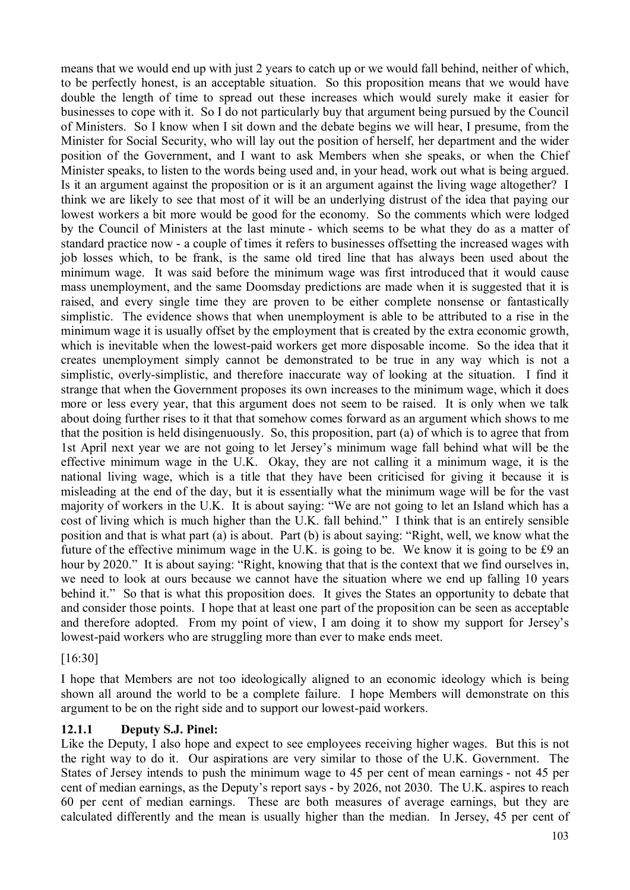means that we would end up with just 2 years to catch up or we would fall behind, neither of which, to be perfectly honest, is an acceptable situation. So this proposition means that we would have double the length of time to spread out these increases which would surely make it easier for businesses to cope with it. So I do not particularly buy that argument being pursued by the Council of Ministers. So I know when I sit down and the debate begins we will hear, I presume, from the Minister for Social Security, who will lay out the position of herself, her department and the wider position of the Government, and I want to ask Members when she speaks, or when the Chief Minister speaks, to listen to the words being used and, in your head, work out what is being argued. Is it an argument against the proposition or is it an argument against the living wage altogether? I think we are likely to see that most of it will be an underlying distrust of the idea that paying our lowest workers a bit more would be good for the economy. So the comments which were lodged by the Council of Ministers at the last minute - which seems to be what they do as a matter of standard practice now - a couple of times it refers to businesses offsetting the increased wages with job losses which, to be frank, is the same old tired line that has always been used about the minimum wage. It was said before the minimum wage was first introduced that it would cause mass unemployment, and the same Doomsday predictions are made when it is suggested that it is raised, and every single time they are proven to be either complete nonsense or fantastically simplistic. The evidence shows that when unemployment is able to be attributed to a rise in the minimum wage it is usually offset by the employment that is created by the extra economic growth, which is inevitable when the lowest-paid workers get more disposable income. So the idea that it creates unemployment simply cannot be demonstrated to be true in any way which is not a simplistic, overly-simplistic, and therefore inaccurate way of looking at the situation. I find it strange that when the Government proposes its own increases to the minimum wage, which it does more or less every year, that this argument does not seem to be raised. It is only when we talk about doing further rises to it that that somehow comes forward as an argument which shows to me that the position is held disingenuously. So, this proposition, part (a) of which is to agree that from 1st April next year we are not going to let Jersey's minimum wage fall behind what will be the effective minimum wage in the U.K. Okay, they are not calling it a minimum wage, it is the national living wage, which is a title that they have been criticised for giving it because it is misleading at the end of the day, but it is essentially what the minimum wage will be for the vast majority of workers in the U.K. It is about saying: "We are not going to let an Island which has a cost of living which is much higher than the U.K. fall behind." I think that is an entirely sensible position and that is what part (a) is about. Part (b) is about saying: "Right, well, we know what the future of the effective minimum wage in the U.K. is going to be. We know it is going to be £9 an hour by 2020." It is about saying: "Right, knowing that that is the context that we find ourselves in, we need to look at ours because we cannot have the situation where we end up falling 10 years behind it." So that is what this proposition does. It gives the States an opportunity to debate that and consider those points. I hope that at least one part of the proposition can be seen as acceptable and therefore adopted. From my point of view, I am doing it to show my support for Jersey's lowest-paid workers who are struggling more than ever to make ends meet.

[16:30]

I hope that Members are not too ideologically aligned to an economic ideology which is being shown all around the world to be a complete failure. I hope Members will demonstrate on this argument to be on the right side and to support our lowest-paid workers.

### 12.1.1 Deputy S.J. Pinel:

Like the Deputy, I also hope and expect to see employees receiving higher wages. But this is not the right way to do it. Our aspirations are very similar to those of the U.K. Government. The States of Jersey intends to push the minimum wage to 45 per cent of mean earnings - not 45 per cent of median earnings, as the Deputy's report says - by 2026, not 2030. The U.K. aspires to reach 60 per cent of median earnings. These are both measures of average earnings, but they are calculated differently and the mean is usually higher than the median. In Jersey, 45 per cent of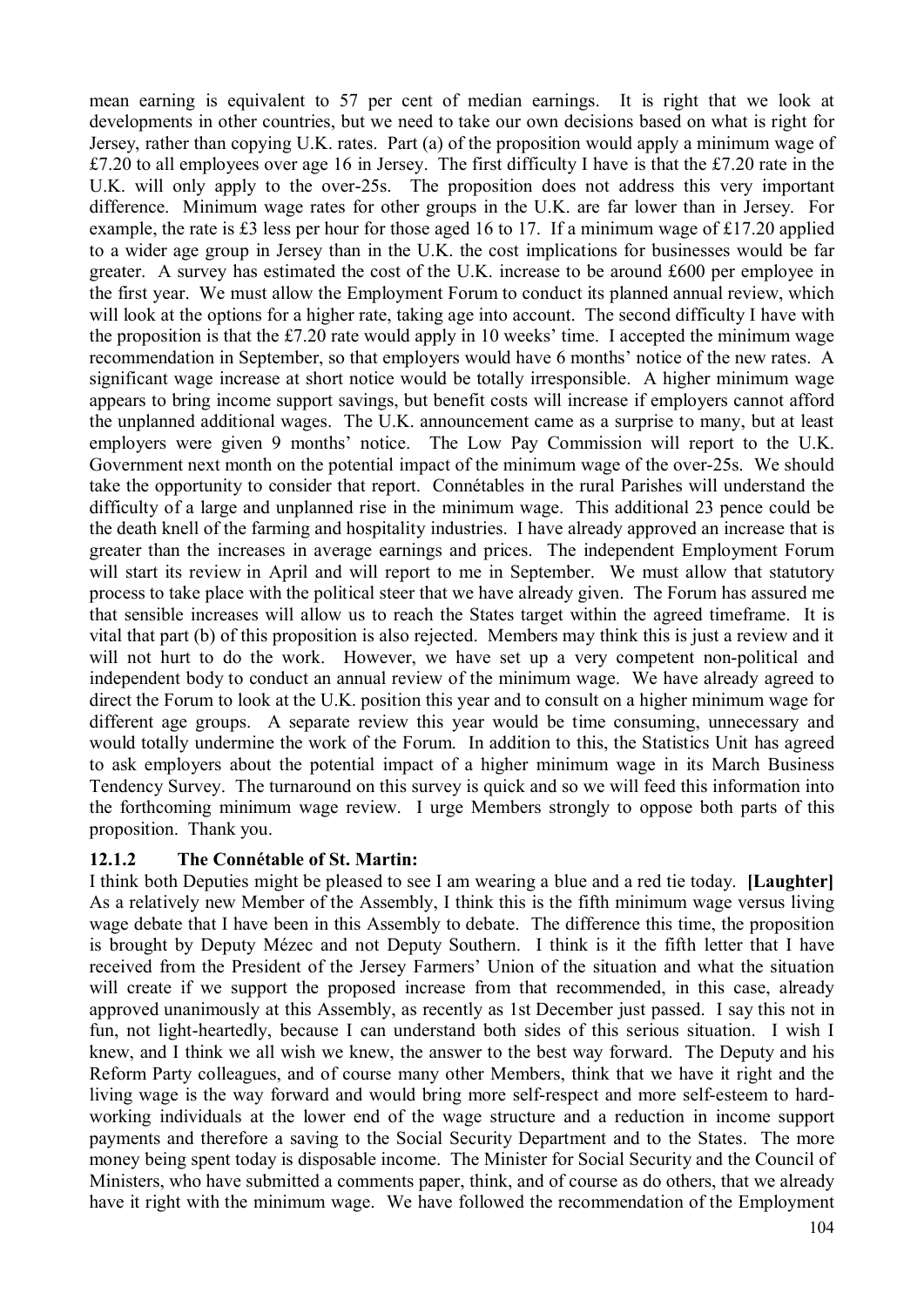mean earning is equivalent to 57 per cent of median earnings. It is right that we look at developments in other countries, but we need to take our own decisions based on what is right for Jersey, rather than copying U.K. rates. Part (a) of the proposition would apply a minimum wage of £7.20 to all employees over age 16 in Jersey. The first difficulty I have is that the £7.20 rate in the U.K. will only apply to the over-25s. The proposition does not address this very important difference. Minimum wage rates for other groups in the U.K. are far lower than in Jersey. For example, the rate is £3 less per hour for those aged 16 to 17. If a minimum wage of £17.20 applied to a wider age group in Jersey than in the U.K. the cost implications for businesses would be far greater. A survey has estimated the cost of the U.K. increase to be around £600 per employee in the first year. We must allow the Employment Forum to conduct its planned annual review, which will look at the options for a higher rate, taking age into account. The second difficulty I have with the proposition is that the £7.20 rate would apply in 10 weeks' time. I accepted the minimum wage recommendation in September, so that employers would have 6 months' notice of the new rates. A significant wage increase at short notice would be totally irresponsible. A higher minimum wage appears to bring income support savings, but benefit costs will increase if employers cannot afford the unplanned additional wages. The U.K. announcement came as a surprise to many, but at least employers were given 9 months' notice. The Low Pay Commission will report to the U.K. Government next month on the potential impact of the minimum wage of the over-25s. We should take the opportunity to consider that report. Connétables in the rural Parishes will understand the difficulty of a large and unplanned rise in the minimum wage. This additional 23 pence could be the death knell of the farming and hospitality industries. I have already approved an increase that is greater than the increases in average earnings and prices. The independent Employment Forum will start its review in April and will report to me in September. We must allow that statutory process to take place with the political steer that we have already given. The Forum has assured me that sensible increases will allow us to reach the States target within the agreed timeframe. It is vital that part (b) of this proposition is also rejected. Members may think this is just a review and it will not hurt to do the work. However, we have set up a very competent non-political and independent body to conduct an annual review of the minimum wage. We have already agreed to direct the Forum to look at the U.K. position this year and to consult on a higher minimum wage for different age groups. A separate review this year would be time consuming, unnecessary and would totally undermine the work of the Forum. In addition to this, the Statistics Unit has agreed to ask employers about the potential impact of a higher minimum wage in its March Business Tendency Survey. The turnaround on this survey is quick and so we will feed this information into the forthcoming minimum wage review. I urge Members strongly to oppose both parts of this proposition. Thank you.

### 12.1.2 The Connétable of St. Martin:

I think both Deputies might be pleased to see I am wearing a blue and a red tie today. **[Laughter]** As a relatively new Member of the Assembly, I think this is the fifth minimum wage versus living wage debate that I have been in this Assembly to debate. The difference this time, the proposition is brought by Deputy Mézec and not Deputy Southern. I think is it the fifth letter that I have received from the President of the Jersey Farmers' Union of the situation and what the situation will create if we support the proposed increase from that recommended, in this case, already approved unanimously at this Assembly, as recently as 1st December just passed. I say this not in fun, not light-heartedly, because I can understand both sides of this serious situation. I wish I knew, and I think we all wish we knew, the answer to the best way forward. The Deputy and his Reform Party colleagues, and of course many other Members, think that we have it right and the living wage is the way forward and would bring more self-respect and more self-esteem to hard-working individuals at the lower end of the wage structure and a reduction in income support payments and therefore a saving to the Social Security Department and to the States. The more money being spent today is disposable income. The Minister for Social Security and the Council of Ministers, who have submitted a comments paper, think, and of course as do others, that we already have it right with the minimum wage. We have followed the recommendation of the Employment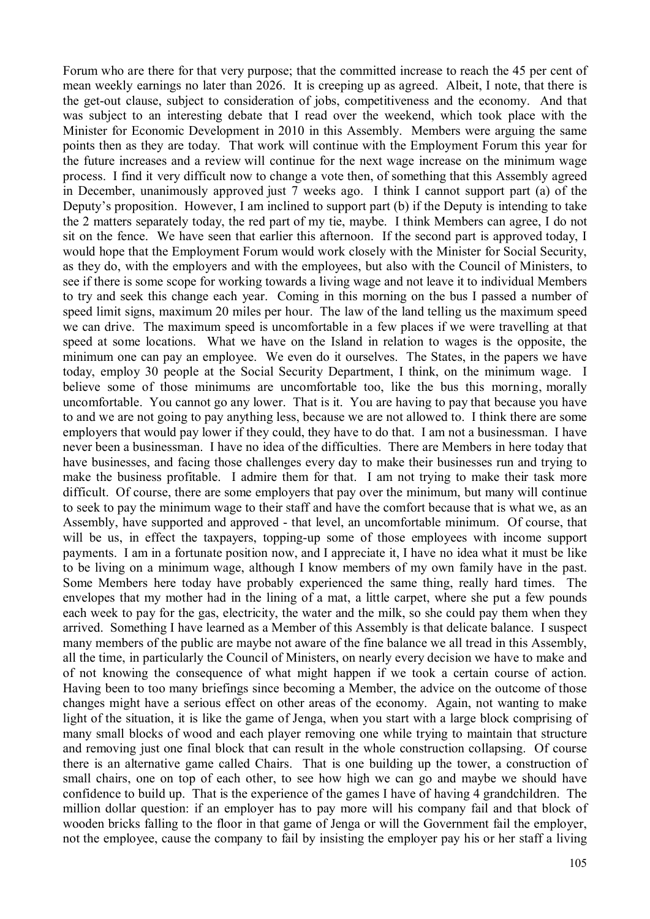Forum who are there for that very purpose; that the committed increase to reach the 45 per cent of mean weekly earnings no later than 2026. It is creeping up as agreed. Albeit, I note, that there is the get-out clause, subject to consideration of jobs, competitiveness and the economy. And that was subject to an interesting debate that I read over the weekend, which took place with the Minister for Economic Development in 2010 in this Assembly. Members were arguing the same points then as they are today. That work will continue with the Employment Forum this year for the future increases and a review will continue for the next wage increase on the minimum wage process. I find it very difficult now to change a vote then, of something that this Assembly agreed in December, unanimously approved just 7 weeks ago. I think I cannot support part (a) of the Deputy's proposition. However, I am inclined to support part (b) if the Deputy is intending to take the 2 matters separately today, the red part of my tie, maybe. I think Members can agree, I do not sit on the fence. We have seen that earlier this afternoon. If the second part is approved today, I would hope that the Employment Forum would work closely with the Minister for Social Security, as they do, with the employers and with the employees, but also with the Council of Ministers, to see if there is some scope for working towards a living wage and not leave it to individual Members to try and seek this change each year. Coming in this morning on the bus I passed a number of speed limit signs, maximum 20 miles per hour. The law of the land telling us the maximum speed we can drive. The maximum speed is uncomfortable in a few places if we were travelling at that speed at some locations. What we have on the Island in relation to wages is the opposite, the minimum one can pay an employee. We even do it ourselves. The States, in the papers we have today, employ 30 people at the Social Security Department, I think, on the minimum wage. I believe some of those minimums are uncomfortable too, like the bus this morning, morally uncomfortable. You cannot go any lower. That is it. You are having to pay that because you have to and we are not going to pay anything less, because we are not allowed to. I think there are some employers that would pay lower if they could, they have to do that. I am not a businessman. I have never been a businessman. I have no idea of the difficulties. There are Members in here today that have businesses, and facing those challenges every day to make their businesses run and trying to make the business profitable. I admire them for that. I am not trying to make their task more difficult. Of course, there are some employers that pay over the minimum, but many will continue to seek to pay the minimum wage to their staff and have the comfort because that is what we, as an Assembly, have supported and approved - that level, an uncomfortable minimum. Of course, that will be us, in effect the taxpayers, topping-up some of those employees with income support payments. I am in a fortunate position now, and I appreciate it, I have no idea what it must be like to be living on a minimum wage, although I know members of my own family have in the past. Some Members here today have probably experienced the same thing, really hard times. The envelopes that my mother had in the lining of a mat, a little carpet, where she put a few pounds each week to pay for the gas, electricity, the water and the milk, so she could pay them when they arrived. Something I have learned as a Member of this Assembly is that delicate balance. I suspect many members of the public are maybe not aware of the fine balance we all tread in this Assembly, all the time, in particular the Council of Ministers, on nearly every decision we have to make and of not knowing the consequence of what might happen if we took a certain course of action. Having been to too many briefings since becoming a Member, the advice on the outcome of those changes might have a serious effect on other areas of the economy. Again, not wanting to make light of the situation, it is like the game of Jenga, when you start with a large block comprising of many small blocks of wood and each player removing one while trying to maintain that structure and removing just one final block that can result in the whole construction collapsing. Of course there is an alternative game called Chairs. That is one building up the tower, a construction of small chairs, one on top of each other, to see how high we can go and maybe we should have confidence to build up. That is the experience of the games I have of having 4 grandchildren. The million dollar question: if an employer has to pay more will his company fail and that block of wooden bricks falling to the floor in that game of Jenga or will the Government fail the employer, not the employee, cause the company to fail by insisting the employer pay his or her staff a living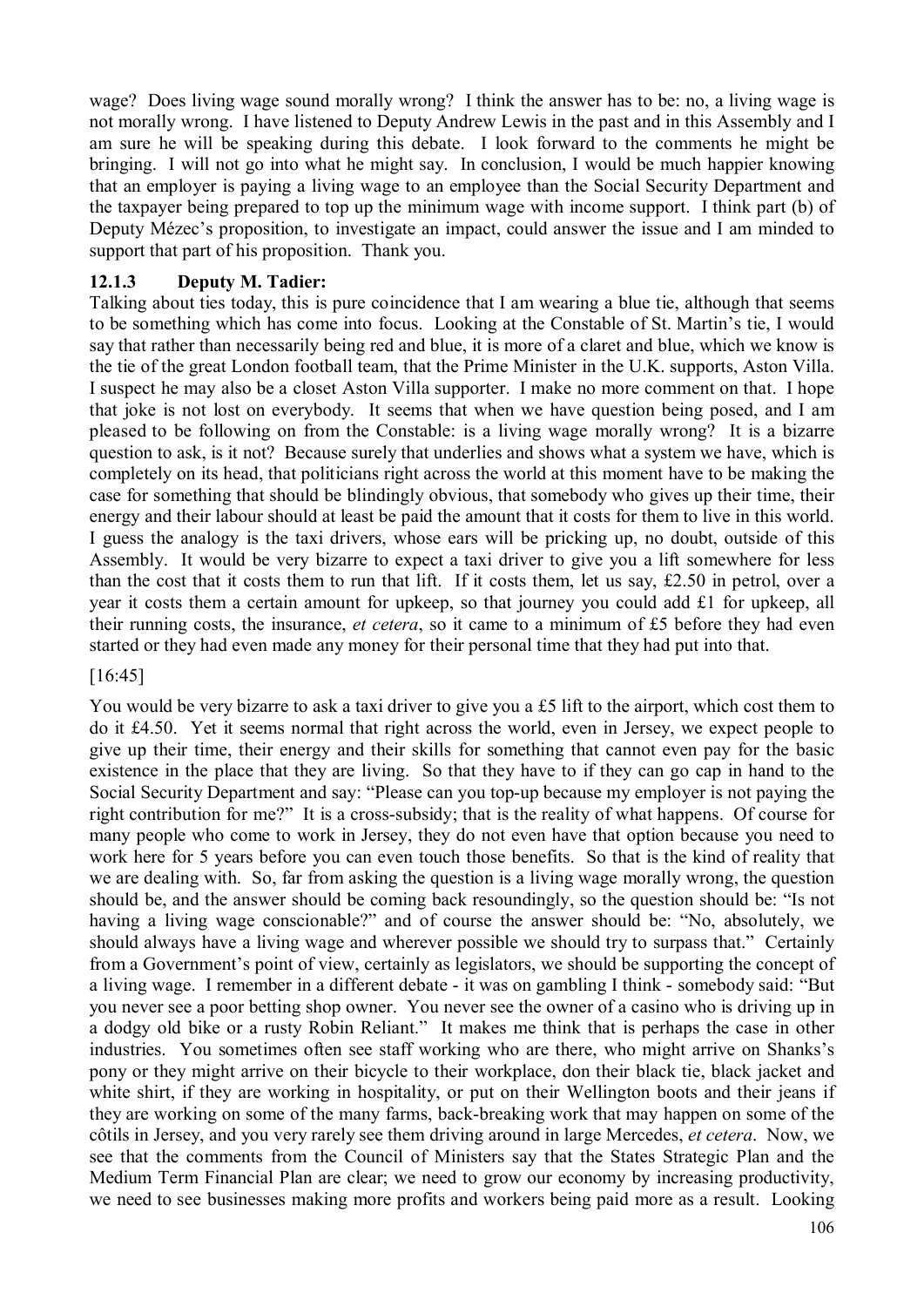wage? Does living wage sound morally wrong? I think the answer has to be: no, a living wage is not morally wrong. I have listened to Deputy Andrew Lewis in the past and in this Assembly and I am sure he will be speaking during this debate. I look forward to the comments he might be bringing. I will not go into what he might say. In conclusion, I would be much happier knowing that an employer is paying a living wage to an employee than the Social Security Department and the taxpayer being prepared to top up the minimum wage with income support. I think part (b) of Deputy Mézec's proposition, to investigate an impact, could answer the issue and I am minded to support that part of his proposition. Thank you.

### 12.1.3 Deputy M. Tadier:

Talking about ties today, this is pure coincidence that I am wearing a blue tie, although that seems to be something which has come into focus. Looking at the Constable of St. Martin's tie, I would say that rather than necessarily being red and blue, it is more of a claret and blue, which we know is the tie of the great London football team, that the Prime Minister in the U.K. supports, Aston Villa. I suspect he may also be a closet Aston Villa supporter. I make no more comment on that. I hope that joke is not lost on everybody. It seems that when we have question being posed, and I am pleased to be following on from the Constable: is a living wage morally wrong? It is a bizarre question to ask, is it not? Because surely that underlies and shows what a system we have, which is completely on its head, that politicians right across the world at this moment have to be making the case for something that should be blindingly obvious, that somebody who gives up their time, their energy and their labour should at least be paid the amount that it costs for them to live in this world. I guess the analogy is the taxi drivers, whose ears will be pricking up, no doubt, outside of this Assembly. It would be very bizarre to expect a taxi driver to give you a lift somewhere for less than the cost that it costs them to run that lift. If it costs them, let us say, £2.50 in petrol, over a year it costs them a certain amount for upkeep, so that journey you could add £1 for upkeep, all their running costs, the insurance, *et cetera*, so it came to a minimum of £5 before they had even started or they had even made any money for their personal time that they had put into that.

[16:45]

You would be very bizarre to ask a taxi driver to give you a £5 lift to the airport, which cost them to do it £4.50. Yet it seems normal that right across the world, even in Jersey, we expect people to give up their time, their energy and their skills for something that cannot even pay for the basic existence in the place that they are living. So that they have to if they can go cap in hand to the Social Security Department and say: "Please can you top-up because my employer is not paying the right contribution for me?" It is a cross-subsidy; that is the reality of what happens. Of course for many people who come to work in Jersey, they do not even have that option because you need to work here for 5 years before you can even touch those benefits. So that is the kind of reality that we are dealing with. So, far from asking the question is a living wage morally wrong, the question should be, and the answer should be coming back resoundingly, so the question should be: "Is not having a living wage conscionable?" and of course the answer should be: "No, absolutely, we should always have a living wage and wherever possible we should try to surpass that." Certainly from a Government's point of view, certainly as legislators, we should be supporting the concept of a living wage. I remember in a different debate - it was on gambling I think - somebody said: "But you never see a poor betting shop owner. You never see the owner of a casino who is driving up in a dodgy old bike or a rusty Robin Reliant." It makes me think that is perhaps the case in other industries. You sometimes often see staff working who are there, who might arrive on Shanks's pony or they might arrive on their bicycle to their workplace, don their black tie, black jacket and white shirt, if they are working in hospitality, or put on their Wellington boots and their jeans if they are working on some of the many farms, back-breaking work that may happen on some of the côtils in Jersey, and you very rarely see them driving around in large Mercedes, *et cetera*. Now, we see that the comments from the Council of Ministers say that the States Strategic Plan and the Medium Term Financial Plan are clear; we need to grow our economy by increasing productivity, we need to see businesses making more profits and workers being paid more as a result. Looking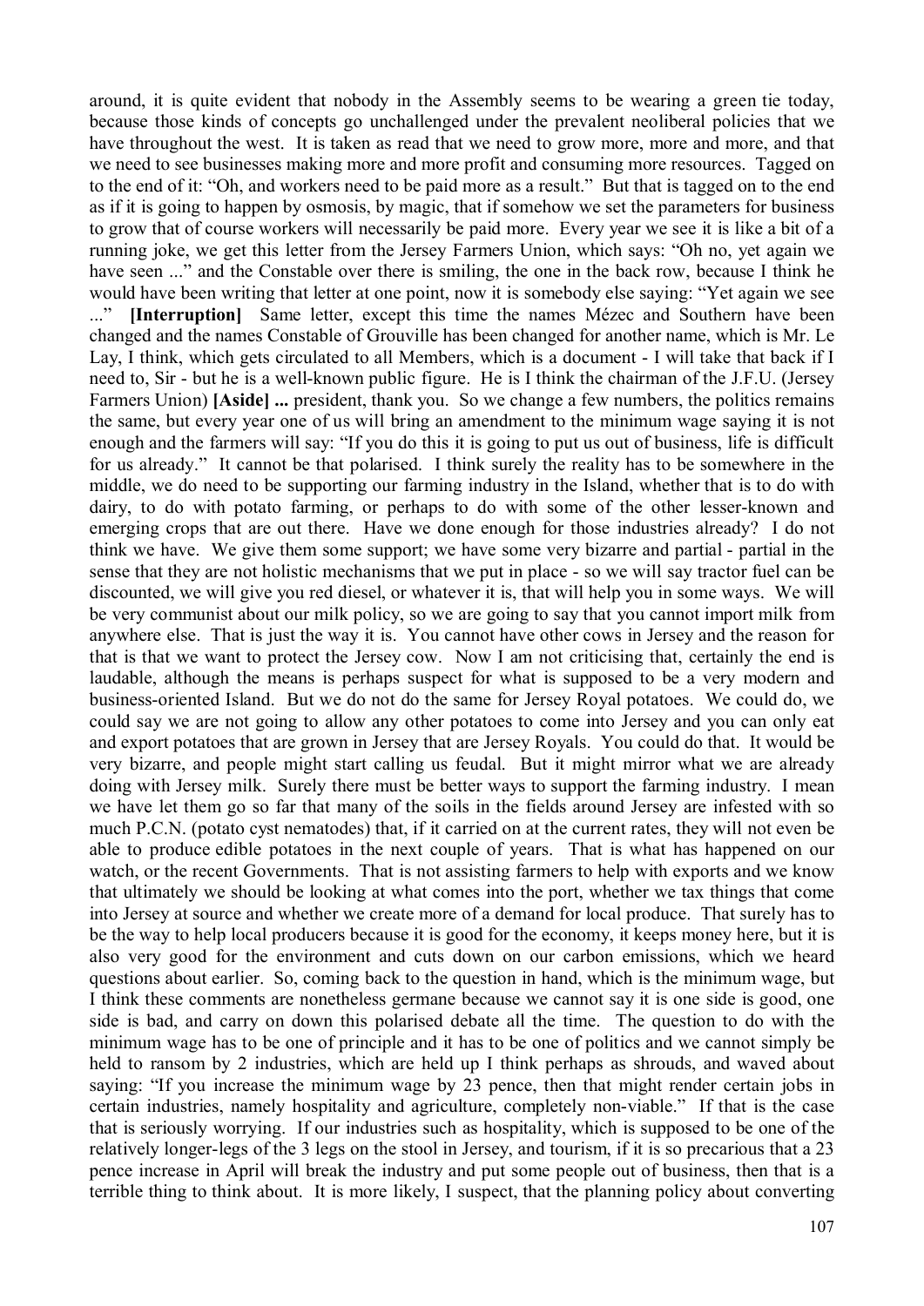around, it is quite evident that nobody in the Assembly seems to be wearing a green tie today, because those kinds of concepts go unchallenged under the prevalent neoliberal policies that we have throughout the west. It is taken as read that we need to grow more, more and more, and that we need to see businesses making more and more profit and consuming more resources. Tagged on to the end of it: "Oh, and workers need to be paid more as a result." But that is tagged on to the end as if it is going to happen by osmosis, by magic, that if somehow we set the parameters for business to grow that of course workers will necessarily be paid more. Every year we see it is like a bit of a running joke, we get this letter from the Jersey Farmers Union, which says: "Oh no, yet again we have seen ..." and the Constable over there is smiling, the one in the back row, because I think he would have been writing that letter at one point, now it is somebody else saying: "Yet again we see ..." **[Interruption]** Same letter, except this time the names Mézec and Southern have been changed and the names Constable of Grouville has been changed for another name, which is Mr. Le Lay, I think, which gets circulated to all Members, which is a document - I will take that back if I need to, Sir - but he is a well-known public figure. He is I think the chairman of the J.F.U. (Jersey Farmers Union) **[Aside] ...** president, thank you. So we change a few numbers, the politics remains the same, but every year one of us will bring an amendment to the minimum wage saying it is not enough and the farmers will say: "If you do this it is going to put us out of business, life is difficult for us already." It cannot be that polarised. I think surely the reality has to be somewhere in the middle, we do need to be supporting our farming industry in the Island, whether that is to do with dairy, to do with potato farming, or perhaps to do with some of the other lesser-known and emerging crops that are out there. Have we done enough for those industries already? I do not think we have. We give them some support; we have some very bizarre and partial - partial in the sense that they are not holistic mechanisms that we put in place - so we will say tractor fuel can be discounted, we will give you red diesel, or whatever it is, that will help you in some ways. We will be very communist about our milk policy, so we are going to say that you cannot import milk from anywhere else. That is just the way it is. You cannot have other cows in Jersey and the reason for that is that we want to protect the Jersey cow. Now I am not criticising that, certainly the end is laudable, although the means is perhaps suspect for what is supposed to be a very modern and business-oriented Island. But we do not do the same for Jersey Royal potatoes. We could do, we could say we are not going to allow any other potatoes to come into Jersey and you can only eat and export potatoes that are grown in Jersey that are Jersey Royals. You could do that. It would be very bizarre, and people might start calling us feudal. But it might mirror what we are already doing with Jersey milk. Surely there must be better ways to support the farming industry. I mean we have let them go so far that many of the soils in the fields around Jersey are infested with so much P.C.N. (potato cyst nematodes) that, if it carried on at the current rates, they will not even be able to produce edible potatoes in the next couple of years. That is what has happened on our watch, or the recent Governments. That is not assisting farmers to help with exports and we know that ultimately we should be looking at what comes into the port, whether we tax things that come into Jersey at source and whether we create more of a demand for local produce. That surely has to be the way to help local producers because it is good for the economy, it keeps money here, but it is also very good for the environment and cuts down on our carbon emissions, which we heard questions about earlier. So, coming back to the question in hand, which is the minimum wage, but I think these comments are nonetheless germane because we cannot say it is one side is good, one side is bad, and carry on down this polarised debate all the time. The question to do with the minimum wage has to be one of principle and it has to be one of politics and we cannot simply be held to ransom by 2 industries, which are held up I think perhaps as shrouds, and waved about saying: "If you increase the minimum wage by 23 pence, then that might render certain jobs in certain industries, namely hospitality and agriculture, completely non-viable." If that is the case that is seriously worrying. If our industries such as hospitality, which is supposed to be one of the relatively longer-legs of the 3 legs on the stool in Jersey, and tourism, if it is so precarious that a 23 pence increase in April will break the industry and put some people out of business, then that is a terrible thing to think about. It is more likely, I suspect, that the planning policy about converting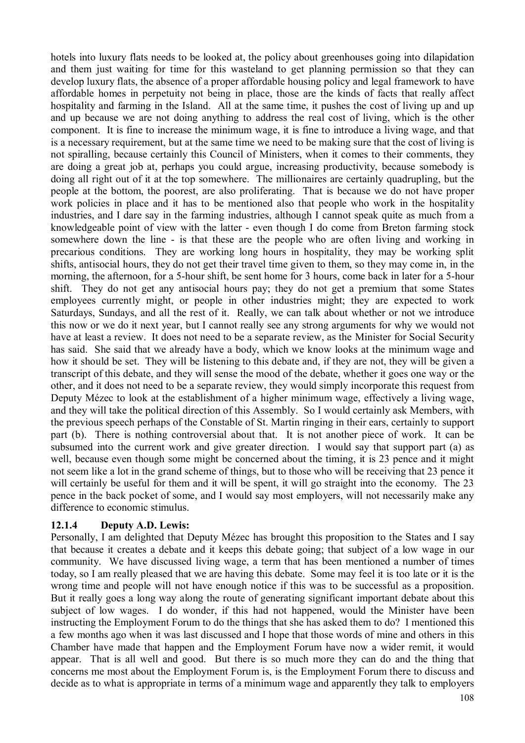hotels into luxury flats needs to be looked at, the policy about greenhouses going into dilapidation and them just waiting for time for this wasteland to get planning permission so that they can develop luxury flats, the absence of a proper affordable housing policy and legal framework to have affordable homes in perpetuity not being in place, those are the kinds of facts that really affect hospitality and farming in the Island. All at the same time, it pushes the cost of living up and up and up because we are not doing anything to address the real cost of living, which is the other component. It is fine to increase the minimum wage, it is fine to introduce a living wage, and that is a necessary requirement, but at the same time we need to be making sure that the cost of living is not spiralling, because certainly this Council of Ministers, when it comes to their comments, they are doing a great job at, perhaps you could argue, increasing productivity, because somebody is doing all right out of it at the top somewhere. The millionaires are certainly quadrupling, but the people at the bottom, the poorest, are also proliferating. That is because we do not have proper work policies in place and it has to be mentioned also that people who work in the hospitality industries, and I dare say in the farming industries, although I cannot speak quite as much from a knowledgeable point of view with the latter - even though I do come from Breton farming stock somewhere down the line - is that these are the people who are often living and working in precarious conditions. They are working long hours in hospitality, they may be working split shifts, antisocial hours, they do not get their travel time given to them, so they may come in, in the morning, the afternoon, for a 5-hour shift, be sent home for 3 hours, come back in later for a 5-hour shift. They do not get any antisocial hours pay; they do not get a premium that some States employees currently might, or people in other industries might; they are expected to work Saturdays, Sundays, and all the rest of it. Really, we can talk about whether or not we introduce this now or we do it next year, but I cannot really see any strong arguments for why we would not have at least a review. It does not need to be a separate review, as the Minister for Social Security has said. She said that we already have a body, which we know looks at the minimum wage and how it should be set. They will be listening to this debate and, if they are not, they will be given a transcript of this debate, and they will sense the mood of the debate, whether it goes one way or the other, and it does not need to be a separate review, they would simply incorporate this request from Deputy Mézec to look at the establishment of a higher minimum wage, effectively a living wage, and they will take the political direction of this Assembly. So I would certainly ask Members, with the previous speech perhaps of the Constable of St. Martin ringing in their ears, certainly to support part (b). There is nothing controversial about that. It is not another piece of work. It can be subsumed into the current work and give greater direction. I would say that support part (a) as well, because even though some might be concerned about the timing, it is 23 pence and it might not seem like a lot in the grand scheme of things, but to those who will be receiving that 23 pence it will certainly be useful for them and it will be spent, it will go straight into the economy. The 23 pence in the back pocket of some, and I would say most employers, will not necessarily make any difference to economic stimulus.

### 12.1.4 Deputy A.D. Lewis:

Personally, I am delighted that Deputy Mézec has brought this proposition to the States and I say that because it creates a debate and it keeps this debate going; that subject of a low wage in our community. We have discussed living wage, a term that has been mentioned a number of times today, so I am really pleased that we are having this debate. Some may feel it is too late or it is the wrong time and people will not have enough notice if this was to be successful as a proposition. But it really goes a long way along the route of generating significant important debate about this subject of low wages. I do wonder, if this had not happened, would the Minister have been instructing the Employment Forum to do the things that she has asked them to do? I mentioned this a few months ago when it was last discussed and I hope that those words of mine and others in this Chamber have made that happen and the Employment Forum have now a wider remit, it would appear. That is all well and good. But there is so much more they can do and the thing that concerns me most about the Employment Forum is, is the Employment Forum there to discuss and decide as to what is appropriate in terms of a minimum wage and apparently they talk to employers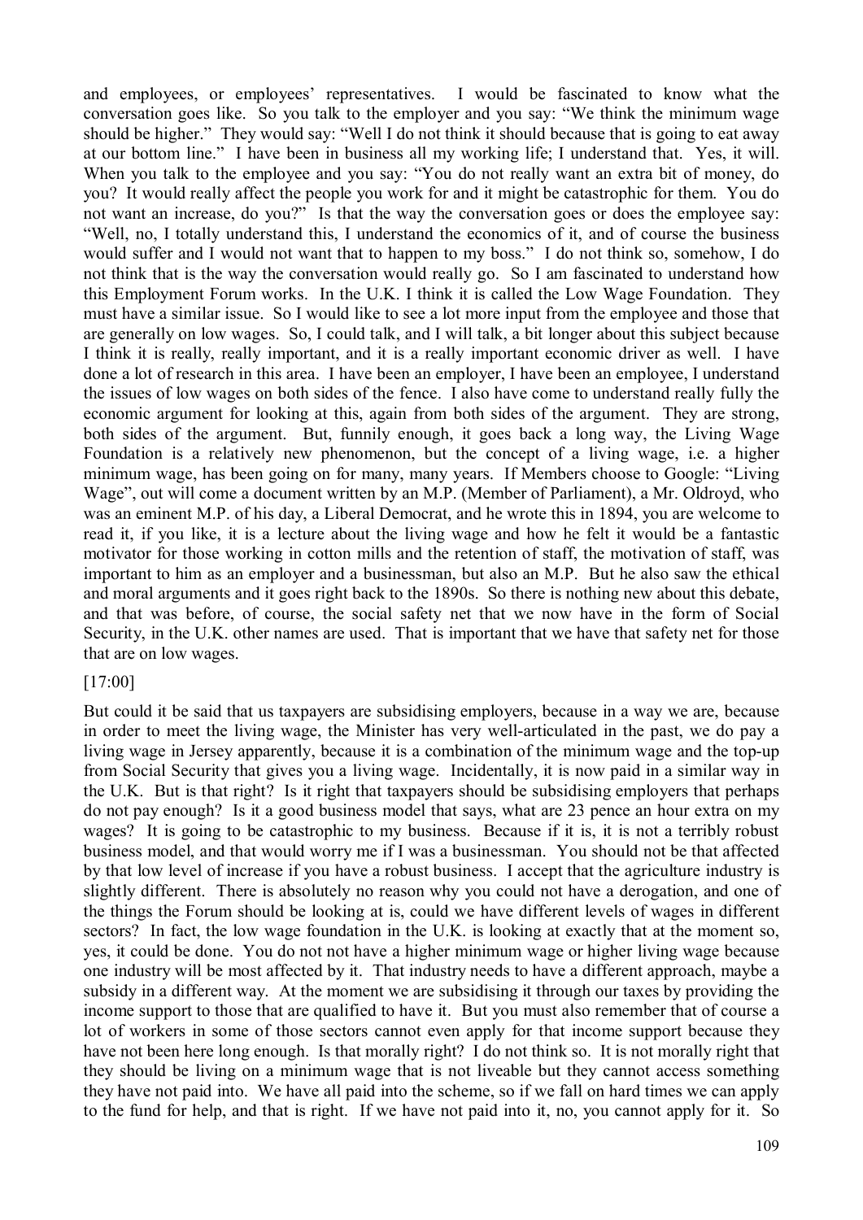and employees, or employees' representatives. I would be fascinated to know what the conversation goes like. So you talk to the employer and you say: "We think the minimum wage should be higher." They would say: "Well I do not think it should because that is going to eat away at our bottom line." I have been in business all my working life; I understand that. Yes, it will. When you talk to the employee and you say: "You do not really want an extra bit of money, do you? It would really affect the people you work for and it might be catastrophic for them. You do not want an increase, do you?" Is that the way the conversation goes or does the employee say: "Well, no, I totally understand this, I understand the economics of it, and of course the business would suffer and I would not want that to happen to my boss." I do not think so, somehow, I do not think that is the way the conversation would really go. So I am fascinated to understand how this Employment Forum works. In the U.K. I think it is called the Low Wage Foundation. They must have a similar issue. So I would like to see a lot more input from the employee and those that are generally on low wages. So, I could talk, and I will talk, a bit longer about this subject because I think it is really, really important, and it is a really important economic driver as well. I have done a lot of research in this area. I have been an employer, I have been an employee, I understand the issues of low wages on both sides of the fence. I also have come to understand really fully the economic argument for looking at this, again from both sides of the argument. They are strong, both sides of the argument. But, funnily enough, it goes back a long way, the Living Wage Foundation is a relatively new phenomenon, but the concept of a living wage, i.e. a higher minimum wage, has been going on for many, many years. If Members choose to Google: "Living Wage", out will come a document written by an M.P. (Member of Parliament), a Mr. Oldroyd, who was an eminent M.P. of his day, a Liberal Democrat, and he wrote this in 1894, you are welcome to read it, if you like, it is a lecture about the living wage and how he felt it would be a fantastic motivator for those working in cotton mills and the retention of staff, the motivation of staff, was important to him as an employer and a businessman, but also an M.P. But he also saw the ethical and moral arguments and it goes right back to the 1890s. So there is nothing new about this debate, and that was before, of course, the social safety net that we now have in the form of Social Security, in the U.K. other names are used. That is important that we have that safety net for those that are on low wages.

[17:00]

But could it be said that us taxpayers are subsidising employers, because in a way we are, because in order to meet the living wage, the Minister has very well-articulated in the past, we do pay a living wage in Jersey apparently, because it is a combination of the minimum wage and the top-up from Social Security that gives you a living wage. Incidentally, it is now paid in a similar way in the U.K. But is that right? Is it right that taxpayers should be subsidising employers that perhaps do not pay enough? Is it a good business model that says, what are 23 pence an hour extra on my wages? It is going to be catastrophic to my business. Because if it is, it is not a terribly robust business model, and that would worry me if I was a businessman. You should not be that affected by that low level of increase if you have a robust business. I accept that the agriculture industry is slightly different. There is absolutely no reason why you could not have a derogation, and one of the things the Forum should be looking at is, could we have different levels of wages in different sectors? In fact, the low wage foundation in the U.K. is looking at exactly that at the moment so, yes, it could be done. You do not not have a higher minimum wage or higher living wage because one industry will be most affected by it. That industry needs to have a different approach, maybe a subsidy in a different way. At the moment we are subsidising it through our taxes by providing the income support to those that are qualified to have it. But you must also remember that of course a lot of workers in some of those sectors cannot even apply for that income support because they have not been here long enough. Is that morally right? I do not think so. It is not morally right that they should be living on a minimum wage that is not liveable but they cannot access something they have not paid into. We have all paid into the scheme, so if we fall on hard times we can apply to the fund for help, and that is right. If we have not paid into it, no, you cannot apply for it. So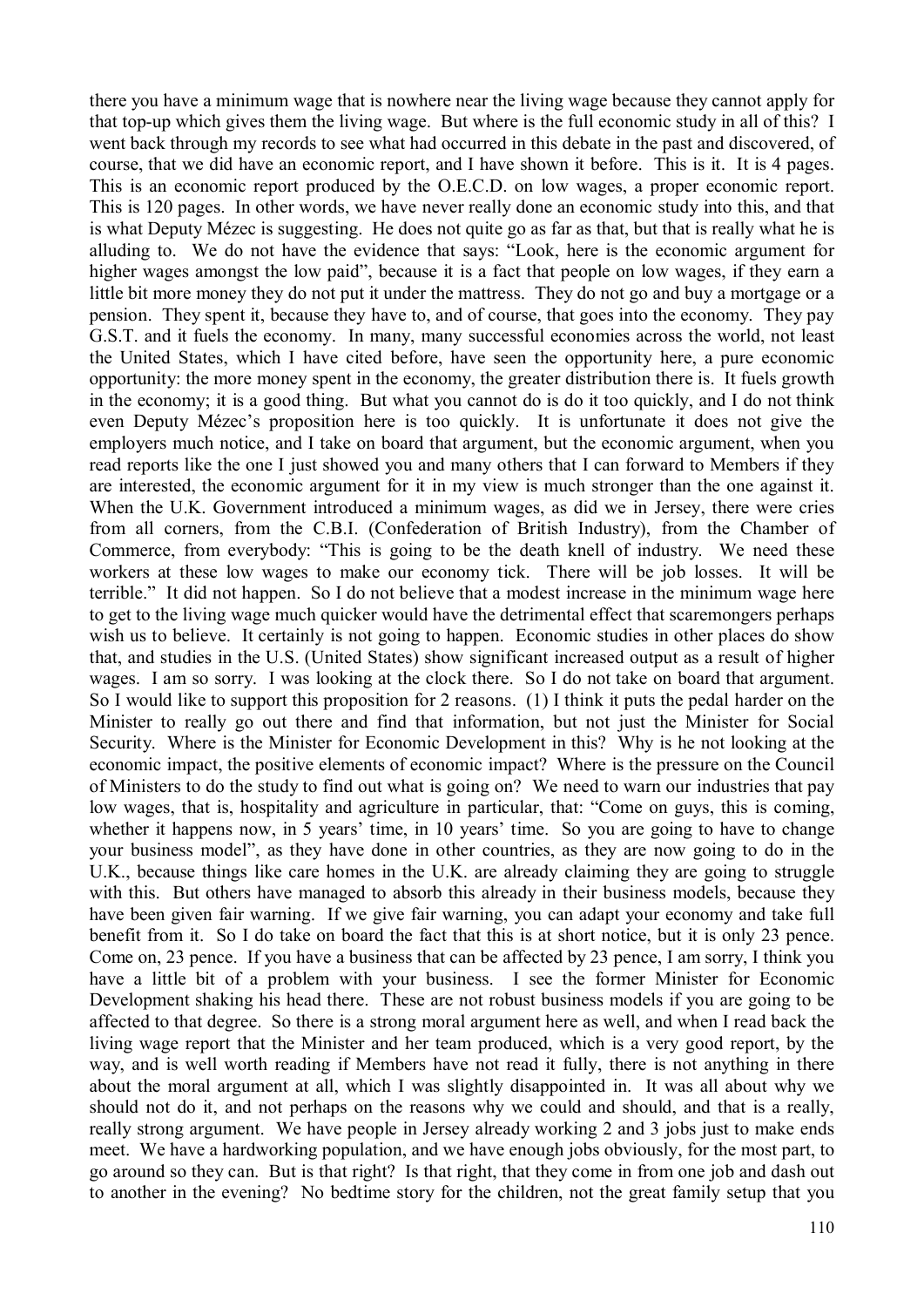there you have a minimum wage that is nowhere near the living wage because they cannot apply for that top-up which gives them the living wage. But where is the full economic study in all of this? I went back through my records to see what had occurred in this debate in the past and discovered, of course, that we did have an economic report, and I have shown it before. This is it. It is 4 pages. This is an economic report produced by the O.E.C.D. on low wages, a proper economic report. This is 120 pages. In other words, we have never really done an economic study into this, and that is what Deputy Mézec is suggesting. He does not quite go as far as that, but that is really what he is alluding to. We do not have the evidence that says: "Look, here is the economic argument for higher wages amongst the low paid", because it is a fact that people on low wages, if they earn a little bit more money they do not put it under the mattress. They do not go and buy a mortgage or a pension. They spent it, because they have to, and of course, that goes into the economy. They pay G.S.T. and it fuels the economy. In many, many successful economies across the world, not least the United States, which I have cited before, have seen the opportunity here, a pure economic opportunity: the more money spent in the economy, the greater distribution there is. It fuels growth in the economy; it is a good thing. But what you cannot do is do it too quickly, and I do not think even Deputy Mézec's proposition here is too quickly. It is unfortunate it does not give the employers much notice, and I take on board that argument, but the economic argument, when you read reports like the one I just showed you and many others that I can forward to Members if they are interested, the economic argument for it in my view is much stronger than the one against it. When the U.K. Government introduced a minimum wages, as did we in Jersey, there were cries from all corners, from the C.B.I. (Confederation of British Industry), from the Chamber of Commerce, from everybody: "This is going to be the death knell of industry. We need these workers at these low wages to make our economy tick. There will be job losses. It will be terrible." It did not happen. So I do not believe that a modest increase in the minimum wage here to get to the living wage much quicker would have the detrimental effect that scaremongers perhaps wish us to believe. It certainly is not going to happen. Economic studies in other places do show that, and studies in the U.S. (United States) show significant increased output as a result of higher wages. I am so sorry. I was looking at the clock there. So I do not take on board that argument. So I would like to support this proposition for 2 reasons. (1) I think it puts the pedal harder on the Minister to really go out there and find that information, but not just the Minister for Social Security. Where is the Minister for Economic Development in this? Why is he not looking at the economic impact, the positive elements of economic impact? Where is the pressure on the Council of Ministers to do the study to find out what is going on? We need to warn our industries that pay low wages, that is, hospitality and agriculture in particular, that: "Come on guys, this is coming, whether it happens now, in 5 years' time, in 10 years' time. So you are going to have to change your business model", as they have done in other countries, as they are now going to do in the U.K., because things like care homes in the U.K. are already claiming they are going to struggle with this. But others have managed to absorb this already in their business models, because they have been given fair warning. If we give fair warning, you can adapt your economy and take full benefit from it. So I do take on board the fact that this is at short notice, but it is only 23 pence. Come on, 23 pence. If you have a business that can be affected by 23 pence, I am sorry, I think you have a little bit of a problem with your business. I see the former Minister for Economic Development shaking his head there. These are not robust business models if you are going to be affected to that degree. So there is a strong moral argument here as well, and when I read back the living wage report that the Minister and her team produced, which is a very good report, by the way, and is well worth reading if Members have not read it fully, there is not anything in there about the moral argument at all, which I was slightly disappointed in. It was all about why we should not do it, and not perhaps on the reasons why we could and should, and that is a really, really strong argument. We have people in Jersey already working 2 and 3 jobs just to make ends meet. We have a hardworking population, and we have enough jobs obviously, for the most part, to go around so they can. But is that right? Is that right, that they come in from one job and dash out to another in the evening? No bedtime story for the children, not the great family setup that you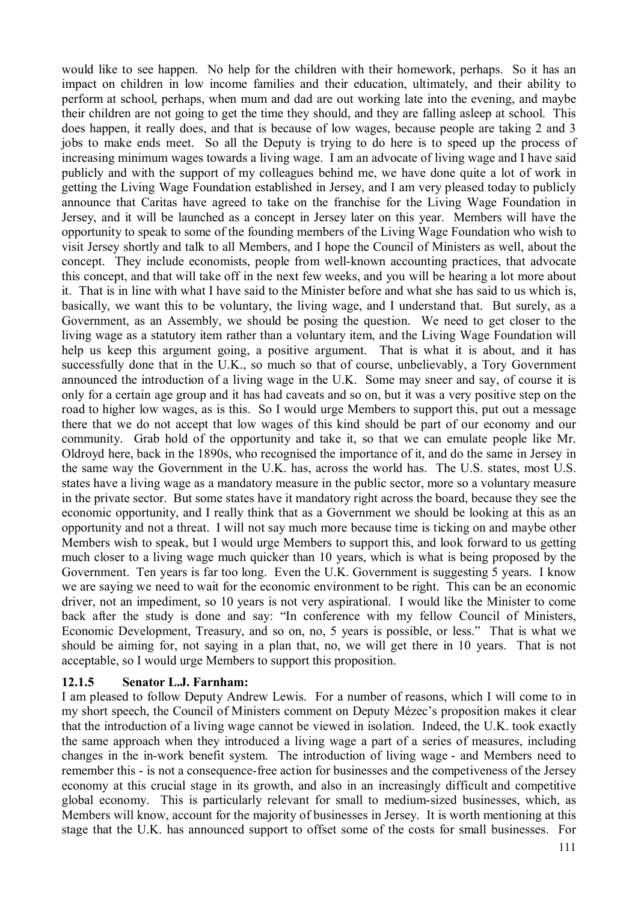would like to see happen. No help for the children with their homework, perhaps. So it has an impact on children in low income families and their education, ultimately, and their ability to perform at school, perhaps, when mum and dad are out working late into the evening, and maybe their children are not going to get the time they should, and they are falling asleep at school. This does happen, it really does, and that is because of low wages, because people are taking 2 and 3 jobs to make ends meet. So all the Deputy is trying to do here is to speed up the process of increasing minimum wages towards a living wage. I am an advocate of living wage and I have said publicly and with the support of my colleagues behind me, we have done quite a lot of work in getting the Living Wage Foundation established in Jersey, and I am very pleased today to publicly announce that Caritas have agreed to take on the franchise for the Living Wage Foundation in Jersey, and it will be launched as a concept in Jersey later on this year. Members will have the opportunity to speak to some of the founding members of the Living Wage Foundation who wish to visit Jersey shortly and talk to all Members, and I hope the Council of Ministers as well, about the concept. They include economists, people from well-known accounting practices, that advocate this concept, and that will take off in the next few weeks, and you will be hearing a lot more about it. That is in line with what I have said to the Minister before and what she has said to us which is, basically, we want this to be voluntary, the living wage, and I understand that. But surely, as a Government, as an Assembly, we should be posing the question. We need to get closer to the living wage as a statutory item rather than a voluntary item, and the Living Wage Foundation will help us keep this argument going, a positive argument. That is what it is about, and it has successfully done that in the U.K., so much so that of course, unbelievably, a Tory Government announced the introduction of a living wage in the U.K. Some may sneer and say, of course it is only for a certain age group and it has had caveats and so on, but it was a very positive step on the road to higher low wages, as is this. So I would urge Members to support this, put out a message there that we do not accept that low wages of this kind should be part of our economy and our community. Grab hold of the opportunity and take it, so that we can emulate people like Mr. Oldroyd here, back in the 1890s, who recognised the importance of it, and do the same in Jersey in the same way the Government in the U.K. has, across the world has. The U.S. states, most U.S. states have a living wage as a mandatory measure in the public sector, more so a voluntary measure in the private sector. But some states have it mandatory right across the board, because they see the economic opportunity, and I really think that as a Government we should be looking at this as an opportunity and not a threat. I will not say much more because time is ticking on and maybe other Members wish to speak, but I would urge Members to support this, and look forward to us getting much closer to a living wage much quicker than 10 years, which is what is being proposed by the Government. Ten years is far too long. Even the U.K. Government is suggesting 5 years. I know we are saying we need to wait for the economic environment to be right. This can be an economic driver, not an impediment, so 10 years is not very aspirational. I would like the Minister to come back after the study is done and say: "In conference with my fellow Council of Ministers, Economic Development, Treasury, and so on, no, 5 years is possible, or less." That is what we should be aiming for, not saying in a plan that, no, we will get there in 10 years. That is not acceptable, so I would urge Members to support this proposition.

### 12.1.5 Senator L.J. Farnham:

I am pleased to follow Deputy Andrew Lewis. For a number of reasons, which I will come to in my short speech, the Council of Ministers comment on Deputy Mézec's proposition makes it clear that the introduction of a living wage cannot be viewed in isolation. Indeed, the U.K. took exactly the same approach when they introduced a living wage a part of a series of measures, including changes in the in-work benefit system. The introduction of living wage - and Members need to remember this - is not a consequence-free action for businesses and the competiveness of the Jersey economy at this crucial stage in its growth, and also in an increasingly difficult and competitive global economy. This is particularly relevant for small to medium-sized businesses, which, as Members will know, account for the majority of businesses in Jersey. It is worth mentioning at this stage that the U.K. has announced support to offset some of the costs for small businesses. For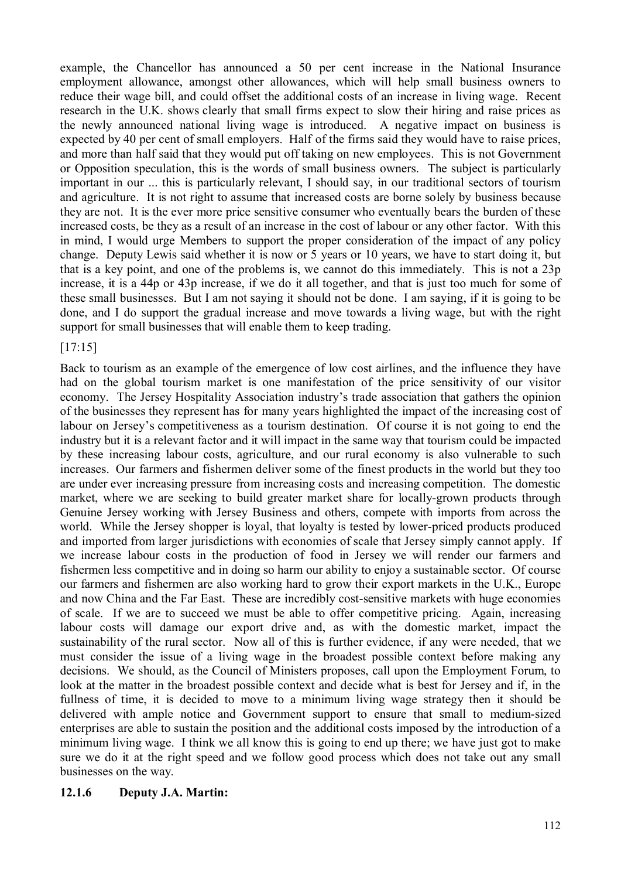example, the Chancellor has announced a 50 per cent increase in the National Insurance employment allowance, amongst other allowances, which will help small business owners to reduce their wage bill, and could offset the additional costs of an increase in living wage. Recent research in the U.K. shows clearly that small firms expect to slow their hiring and raise prices as the newly announced national living wage is introduced. A negative impact on business is expected by 40 per cent of small employers. Half of the firms said they would have to raise prices, and more than half said that they would put off taking on new employees. This is not Government or Opposition speculation, this is the words of small business owners. The subject is particularly important in our ... this is particularly relevant, I should say, in our traditional sectors of tourism and agriculture. It is not right to assume that increased costs are borne solely by business because they are not. It is the ever more price sensitive consumer who eventually bears the burden of these increased costs, be they as a result of an increase in the cost of labour or any other factor. With this in mind, I would urge Members to support the proper consideration of the impact of any policy change. Deputy Lewis said whether it is now or 5 years or 10 years, we have to start doing it, but that is a key point, and one of the problems is, we cannot do this immediately. This is not a 23p increase, it is a 44p or 43p increase, if we do it all together, and that is just too much for some of these small businesses. But I am not saying it should not be done. I am saying, if it is going to be done, and I do support the gradual increase and move towards a living wage, but with the right support for small businesses that will enable them to keep trading.

[17:15]

Back to tourism as an example of the emergence of low cost airlines, and the influence they have had on the global tourism market is one manifestation of the price sensitivity of our visitor economy. The Jersey Hospitality Association industry's trade association that gathers the opinion of the businesses they represent has for many years highlighted the impact of the increasing cost of labour on Jersey's competitiveness as a tourism destination. Of course it is not going to end the industry but it is a relevant factor and it will impact in the same way that tourism could be impacted by these increasing labour costs, agriculture, and our rural economy is also vulnerable to such increases. Our farmers and fishermen deliver some of the finest products in the world but they too are under ever increasing pressure from increasing costs and increasing competition. The domestic market, where we are seeking to build greater market share for locally-grown products through Genuine Jersey working with Jersey Business and others, compete with imports from across the world. While the Jersey shopper is loyal, that loyalty is tested by lower-priced products produced and imported from larger jurisdictions with economies of scale that Jersey simply cannot apply. If we increase labour costs in the production of food in Jersey we will render our farmers and fishermen less competitive and in doing so harm our ability to enjoy a sustainable sector. Of course our farmers and fishermen are also working hard to grow their export markets in the U.K., Europe and now China and the Far East. These are incredibly cost-sensitive markets with huge economies of scale. If we are to succeed we must be able to offer competitive pricing. Again, increasing labour costs will damage our export drive and, as with the domestic market, impact the sustainability of the rural sector. Now all of this is further evidence, if any were needed, that we must consider the issue of a living wage in the broadest possible context before making any decisions. We should, as the Council of Ministers proposes, call upon the Employment Forum, to look at the matter in the broadest possible context and decide what is best for Jersey and if, in the fullness of time, it is decided to move to a minimum living wage strategy then it should be delivered with ample notice and Government support to ensure that small to medium-sized enterprises are able to sustain the position and the additional costs imposed by the introduction of a minimum living wage. I think we all know this is going to end up there; we have just got to make sure we do it at the right speed and we follow good process which does not take out any small businesses on the way.

**12.1.6 Deputy J.A. Martin:**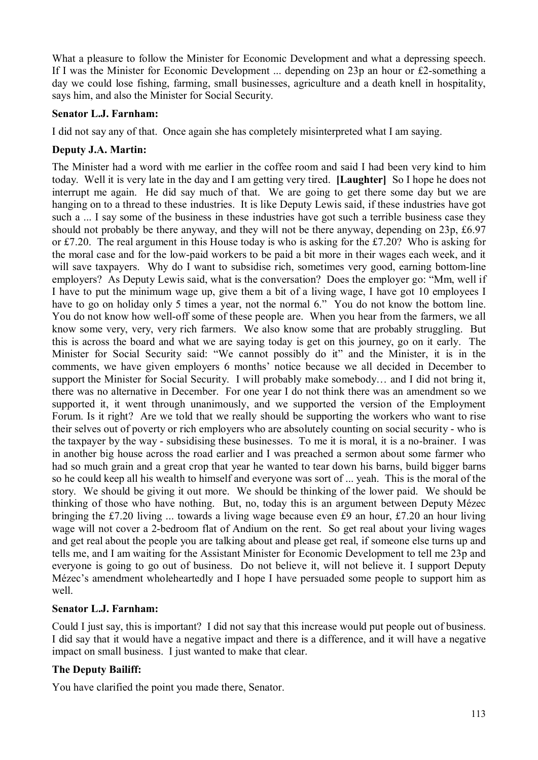What a pleasure to follow the Minister for Economic Development and what a depressing speech. If I was the Minister for Economic Development ... depending on 23p an hour or £2-something a day we could lose fishing, farming, small businesses, agriculture and a death knell in hospitality, says him, and also the Minister for Social Security.

### Senator L.J. Farnham:

I did not say any of that. Once again she has completely misinterpreted what I am saying.

### Deputy J.A. Martin:

The Minister had a word with me earlier in the coffee room and said I had been very kind to him today. Well it is very late in the day and I am getting very tired. **[Laughter]** So I hope he does not interrupt me again. He did say much of that. We are going to get there some day but we are hanging on to a thread to these industries. It is like Deputy Lewis said, if these industries have got such a ... I say some of the business in these industries have got such a terrible business case they should not probably be there anyway, and they will not be there anyway, depending on 23p, £6.97 or £7.20. The real argument in this House today is who is asking for the £7.20? Who is asking for the moral case and for the low-paid workers to be paid a bit more in their wages each week, and it will save taxpayers. Why do I want to subsidise rich, sometimes very good, earning bottom-line employers? As Deputy Lewis said, what is the conversation? Does the employer go: "Mm, well if I have to put the minimum wage up, give them a bit of a living wage, I have got 10 employees I have to go on holiday only 5 times a year, not the normal 6." You do not know the bottom line. You do not know how well-off some of these people are. When you hear from the farmers, we all know some very, very, very rich farmers. We also know some that are probably struggling. But this is across the board and what we are saying today is get on this journey, go on it early. The Minister for Social Security said: "We cannot possibly do it" and the Minister, it is in the comments, we have given employers 6 months' notice because we all decided in December to support the Minister for Social Security. I will probably make somebody… and I did not bring it, there was no alternative in December. For one year I do not think there was an amendment so we supported it, it went through unanimously, and we supported the version of the Employment Forum. Is it right? Are we told that we really should be supporting the workers who want to rise their selves out of poverty or rich employers who are absolutely counting on social security - who is the taxpayer by the way - subsidising these businesses. To me it is moral, it is a no-brainer. I was in another big house across the road earlier and I was preached a sermon about some farmer who had so much grain and a great crop that year he wanted to tear down his barns, build bigger barns so he could keep all his wealth to himself and everyone was sort of ... yeah. This is the moral of the story. We should be giving it out more. We should be thinking of the lower paid. We should be thinking of those who have nothing. But, no, today this is an argument between Deputy Mézec bringing the £7.20 living ... towards a living wage because even £9 an hour, £7.20 an hour living wage will not cover a 2-bedroom flat of Andium on the rent. So get real about your living wages and get real about the people you are talking about and please get real, if someone else turns up and tells me, and I am waiting for the Assistant Minister for Economic Development to tell me 23p and everyone is going to go out of business. Do not believe it, will not believe it. I support Deputy Mézec's amendment wholeheartedly and I hope I have persuaded some people to support him as well.

### Senator L.J. Farnham:

Could I just say, this is important? I did not say that this increase would put people out of business. I did say that it would have a negative impact and there is a difference, and it will have a negative impact on small business. I just wanted to make that clear.

### The Deputy Bailiff:

You have clarified the point you made there, Senator.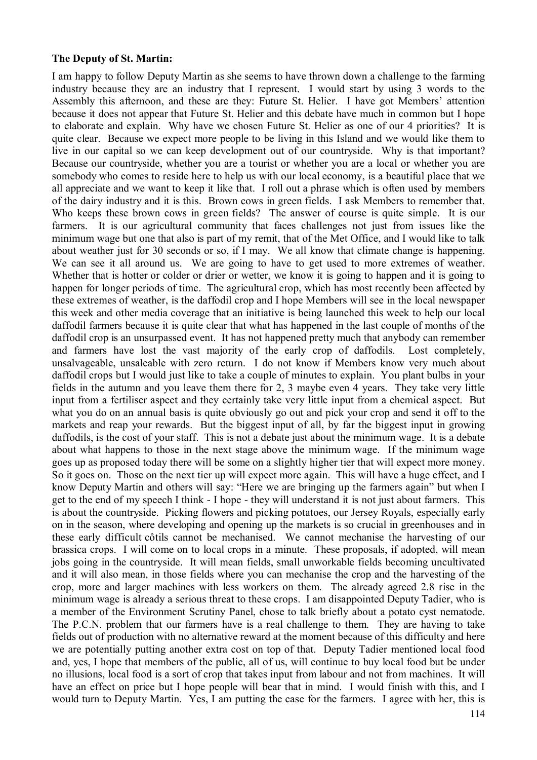**The Deputy of St. Martin:**

I am happy to follow Deputy Martin as she seems to have thrown down a challenge to the farming industry because they are an industry that I represent. I would start by using 3 words to the Assembly this afternoon, and these are they: Future St. Helier. I have got Members' attention because it does not appear that Future St. Helier and this debate have much in common but I hope to elaborate and explain. Why have we chosen Future St. Helier as one of our 4 priorities? It is quite clear. Because we expect more people to be living in this Island and we would like them to live in our capital so we can keep development out of our countryside. Why is that important? Because our countryside, whether you are a tourist or whether you are a local or whether you are somebody who comes to reside here to help us with our local economy, is a beautiful place that we all appreciate and we want to keep it like that. I roll out a phrase which is often used by members of the dairy industry and it is this. Brown cows in green fields. I ask Members to remember that. Who keeps these brown cows in green fields? The answer of course is quite simple. It is our farmers. It is our agricultural community that faces challenges not just from issues like the minimum wage but one that also is part of my remit, that of the Met Office, and I would like to talk about weather just for 30 seconds or so, if I may. We all know that climate change is happening. We can see it all around us. We are going to have to get used to more extremes of weather. Whether that is hotter or colder or drier or wetter, we know it is going to happen and it is going to happen for longer periods of time. The agricultural crop, which has most recently been affected by these extremes of weather, is the daffodil crop and I hope Members will see in the local newspaper this week and other media coverage that an initiative is being launched this week to help our local daffodil farmers because it is quite clear that what has happened in the last couple of months of the daffodil crop is an unsurpassed event. It has not happened pretty much that anybody can remember and farmers have lost the vast majority of the early crop of daffodils. Lost completely, unsalvageable, unsaleable with zero return. I do not know if Members know very much about daffodil crops but I would just like to take a couple of minutes to explain. You plant bulbs in your fields in the autumn and you leave them there for 2, 3 maybe even 4 years. They take very little input from a fertiliser aspect and they certainly take very little input from a chemical aspect. But what you do on an annual basis is quite obviously go out and pick your crop and send it off to the markets and reap your rewards. But the biggest input of all, by far the biggest input in growing daffodils, is the cost of your staff. This is not a debate just about the minimum wage. It is a debate about what happens to those in the next stage above the minimum wage. If the minimum wage goes up as proposed today there will be some on a slightly higher tier that will expect more money. So it goes on. Those on the next tier up will expect more again. This will have a huge effect, and I know Deputy Martin and others will say: "Here we are bringing up the farmers again" but when I get to the end of my speech I think - I hope - they will understand it is not just about farmers. This is about the countryside. Picking flowers and picking potatoes, our Jersey Royals, especially early on in the season, where developing and opening up the markets is so crucial in greenhouses and in these early difficult côtils cannot be mechanised. We cannot mechanise the harvesting of our brassica crops. I will come on to local crops in a minute. These proposals, if adopted, will mean jobs going in the countryside. It will mean fields, small unworkable fields becoming uncultivated and it will also mean, in those fields where you can mechanise the crop and the harvesting of the crop, more and larger machines with less workers on them. The already agreed 2.8 rise in the minimum wage is already a serious threat to these crops. I am disappointed Deputy Tadier, who is a member of the Environment Scrutiny Panel, chose to talk briefly about a potato cyst nematode. The P.C.N. problem that our farmers have is a real challenge to them. They are having to take fields out of production with no alternative reward at the moment because of this difficulty and here we are potentially putting another extra cost on top of that. Deputy Tadier mentioned local food and, yes, I hope that members of the public, all of us, will continue to buy local food but be under no illusions, local food is a sort of crop that takes input from labour and not from machines. It will have an effect on price but I hope people will bear that in mind. I would finish with this, and I would turn to Deputy Martin. Yes, I am putting the case for the farmers. I agree with her, this is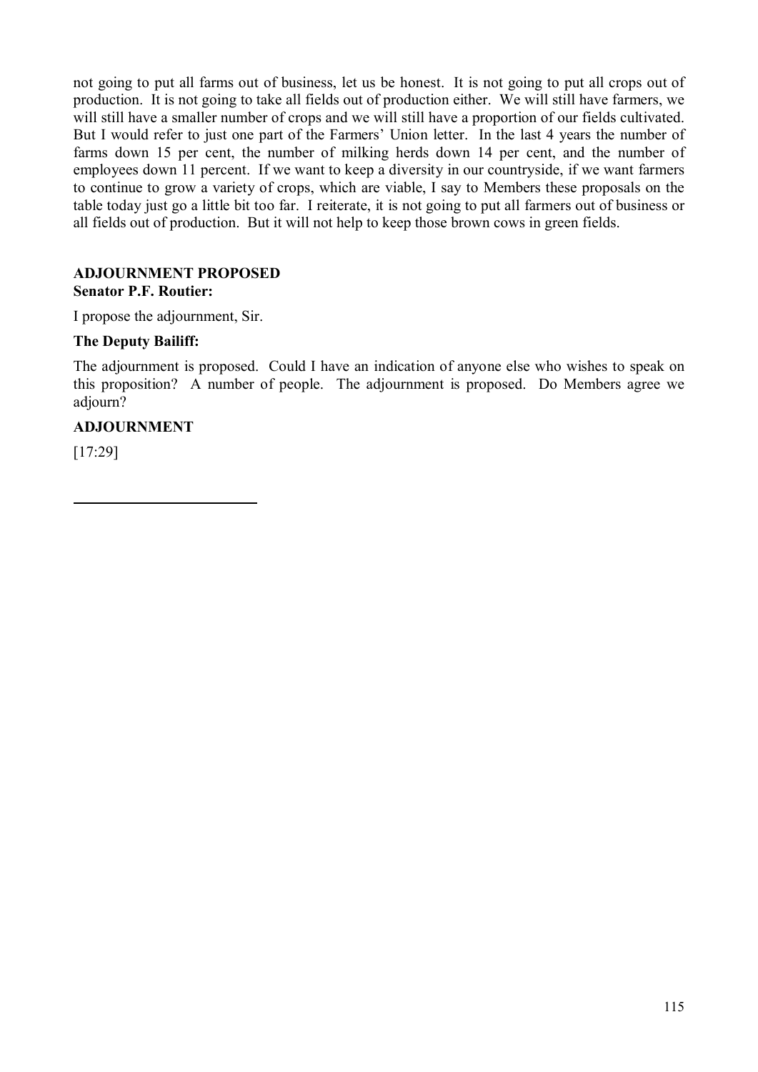not going to put all farms out of business, let us be honest. It is not going to put all crops out of production. It is not going to take all fields out of production either. We will still have farmers, we will still have a smaller number of crops and we will still have a proportion of our fields cultivated. But I would refer to just one part of the Farmers' Union letter. In the last 4 years the number of farms down 15 per cent, the number of milking herds down 14 per cent, and the number of employees down 11 percent. If we want to keep a diversity in our countryside, if we want farmers to continue to grow a variety of crops, which are viable, I say to Members these proposals on the table today just go a little bit too far. I reiterate, it is not going to put all farmers out of business or all fields out of production. But it will not help to keep those brown cows in green fields.

**ADJOURNMENT PROPOSED**

**Senator P.F. Routier:**

I propose the adjournment, Sir.

**The Deputy Bailiff:**

The adjournment is proposed. Could I have an indication of anyone else who wishes to speak on this proposition? A number of people. The adjournment is proposed. Do Members agree we adjourn?

**ADJOURNMENT**

[17:29]